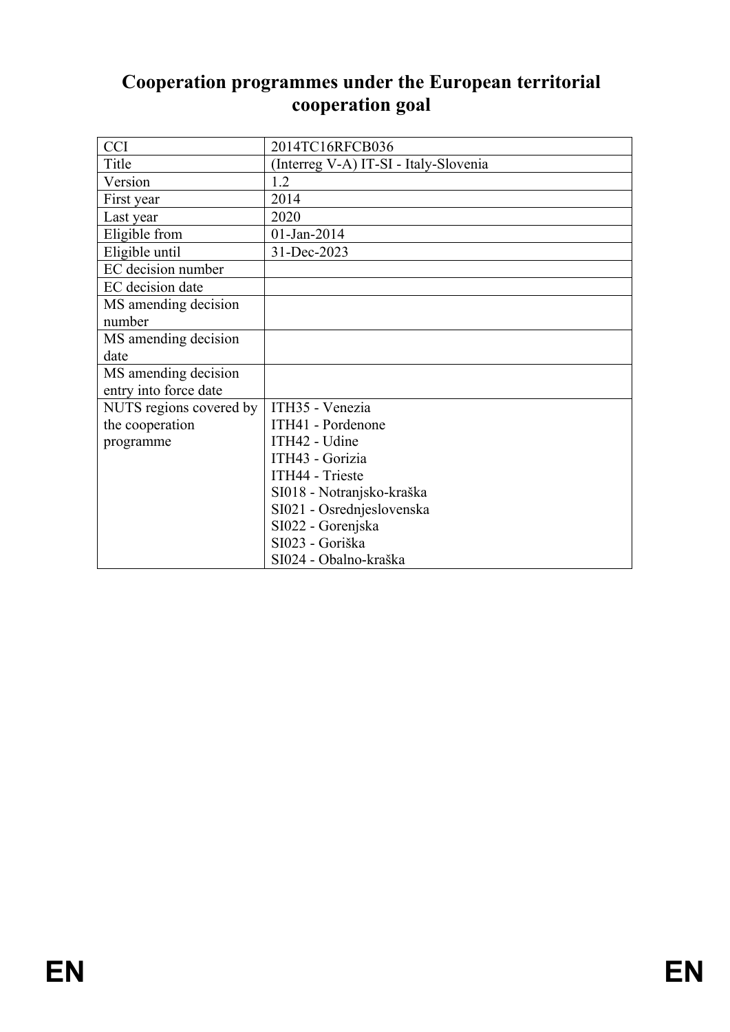# Cooperation programmes under the European territorial cooperation goal

| | |
|---|---|
| CCI | 2014TC16RFCB036 |
| Title | (Interreg V-A) IT-SI - Italy-Slovenia |
| Version | 1.2 |
| First year | 2014 |
| Last year | 2020 |
| Eligible from | 01-Jan-2014 |
| Eligible until | 31-Dec-2023 |
| EC decision number | |
| EC decision date | |
| MS amending decision number | |
| MS amending decision date | |
| MS amending decision entry into force date | |
| NUTS regions covered by the cooperation programme | ITH35 - Venezia<br>ITH41 - Pordenone<br>ITH42 - Udine<br>ITH43 - Gorizia<br>ITH44 - Trieste<br>SI018 - Notranjsko-kraška<br>SI021 - Osrednjeslovenska<br>SI022 - Gorenjska<br>SI023 - Goriška<br>SI024 - Obalno-kraška |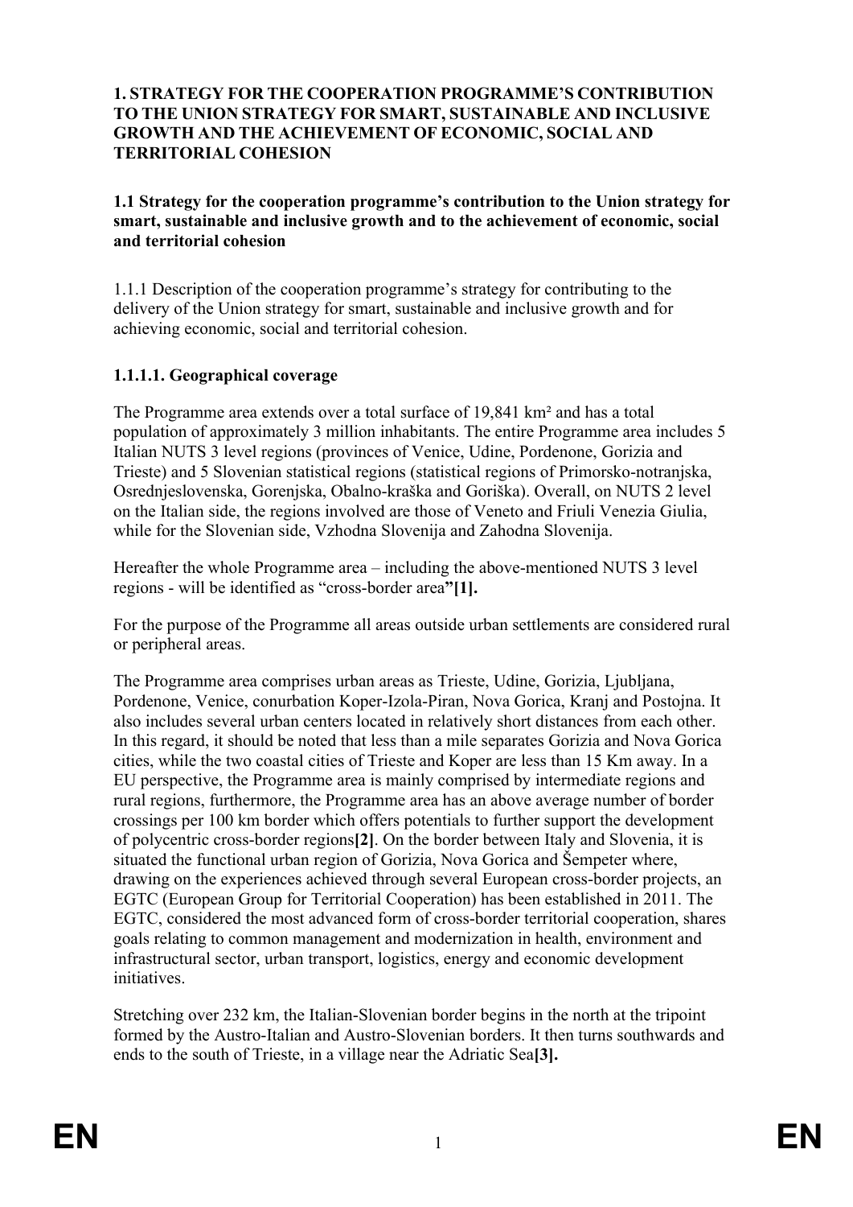# 1. STRATEGY FOR THE COOPERATION PROGRAMME'S CONTRIBUTION TO THE UNION STRATEGY FOR SMART, SUSTAINABLE AND INCLUSIVE GROWTH AND THE ACHIEVEMENT OF ECONOMIC, SOCIAL AND TERRITORIAL COHESION

## 1.1 Strategy for the cooperation programme's contribution to the Union strategy for smart, sustainable and inclusive growth and to the achievement of economic, social and territorial cohesion

1.1.1 Description of the cooperation programme's strategy for contributing to the delivery of the Union strategy for smart, sustainable and inclusive growth and for achieving economic, social and territorial cohesion.

### 1.1.1.1. Geographical coverage

The Programme area extends over a total surface of 19,841 km² and has a total population of approximately 3 million inhabitants. The entire Programme area includes 5 Italian NUTS 3 level regions (provinces of Venice, Udine, Pordenone, Gorizia and Trieste) and 5 Slovenian statistical regions (statistical regions of Primorsko-notranjska, Osrednjeslovenska, Gorenjska, Obalno-kraška and Goriška). Overall, on NUTS 2 level on the Italian side, the regions involved are those of Veneto and Friuli Venezia Giulia, while for the Slovenian side, Vzhodna Slovenija and Zahodna Slovenija.

Hereafter the whole Programme area – including the above-mentioned NUTS 3 level regions - will be identified as "cross-border area"**[1].**

For the purpose of the Programme all areas outside urban settlements are considered rural or peripheral areas.

The Programme area comprises urban areas as Trieste, Udine, Gorizia, Ljubljana, Pordenone, Venice, conurbation Koper-Izola-Piran, Nova Gorica, Kranj and Postojna. It also includes several urban centers located in relatively short distances from each other. In this regard, it should be noted that less than a mile separates Gorizia and Nova Gorica cities, while the two coastal cities of Trieste and Koper are less than 15 Km away. In a EU perspective, the Programme area is mainly comprised by intermediate regions and rural regions, furthermore, the Programme area has an above average number of border crossings per 100 km border which offers potentials to further support the development of polycentric cross-border regions**[2]**. On the border between Italy and Slovenia, it is situated the functional urban region of Gorizia, Nova Gorica and Šempeter where, drawing on the experiences achieved through several European cross-border projects, an EGTC (European Group for Territorial Cooperation) has been established in 2011. The EGTC, considered the most advanced form of cross-border territorial cooperation, shares goals relating to common management and modernization in health, environment and infrastructural sector, urban transport, logistics, energy and economic development initiatives.

Stretching over 232 km, the Italian-Slovenian border begins in the north at the tripoint formed by the Austro-Italian and Austro-Slovenian borders. It then turns southwards and ends to the south of Trieste, in a village near the Adriatic Sea**[3].**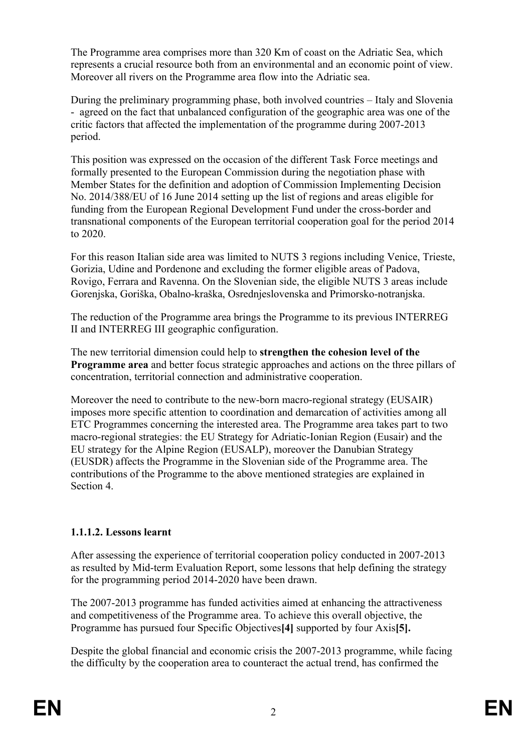The Programme area comprises more than 320 Km of coast on the Adriatic Sea, which represents a crucial resource both from an environmental and an economic point of view. Moreover all rivers on the Programme area flow into the Adriatic sea.

During the preliminary programming phase, both involved countries – Italy and Slovenia - agreed on the fact that unbalanced configuration of the geographic area was one of the critic factors that affected the implementation of the programme during 2007-2013 period.

This position was expressed on the occasion of the different Task Force meetings and formally presented to the European Commission during the negotiation phase with Member States for the definition and adoption of Commission Implementing Decision No. 2014/388/EU of 16 June 2014 setting up the list of regions and areas eligible for funding from the European Regional Development Fund under the cross-border and transnational components of the European territorial cooperation goal for the period 2014 to 2020.

For this reason Italian side area was limited to NUTS 3 regions including Venice, Trieste, Gorizia, Udine and Pordenone and excluding the former eligible areas of Padova, Rovigo, Ferrara and Ravenna. On the Slovenian side, the eligible NUTS 3 areas include Gorenjska, Goriška, Obalno-kraška, Osrednjeslovenska and Primorsko-notranjska.

The reduction of the Programme area brings the Programme to its previous INTERREG II and INTERREG III geographic configuration.

The new territorial dimension could help to **strengthen the cohesion level of the Programme area** and better focus strategic approaches and actions on the three pillars of concentration, territorial connection and administrative cooperation.

Moreover the need to contribute to the new-born macro-regional strategy (EUSAIR) imposes more specific attention to coordination and demarcation of activities among all ETC Programmes concerning the interested area. The Programme area takes part to two macro-regional strategies: the EU Strategy for Adriatic-Ionian Region (Eusair) and the EU strategy for the Alpine Region (EUSALP), moreover the Danubian Strategy (EUSDR) affects the Programme in the Slovenian side of the Programme area. The contributions of the Programme to the above mentioned strategies are explained in Section 4.

#### 1.1.1.2. Lessons learnt

After assessing the experience of territorial cooperation policy conducted in 2007-2013 as resulted by Mid-term Evaluation Report, some lessons that help defining the strategy for the programming period 2014-2020 have been drawn.

The 2007-2013 programme has funded activities aimed at enhancing the attractiveness and competitiveness of the Programme area. To achieve this overall objective, the Programme has pursued four Specific Objectives**[4]** supported by four Axis**[5].**

Despite the global financial and economic crisis the 2007-2013 programme, while facing the difficulty by the cooperation area to counteract the actual trend, has confirmed the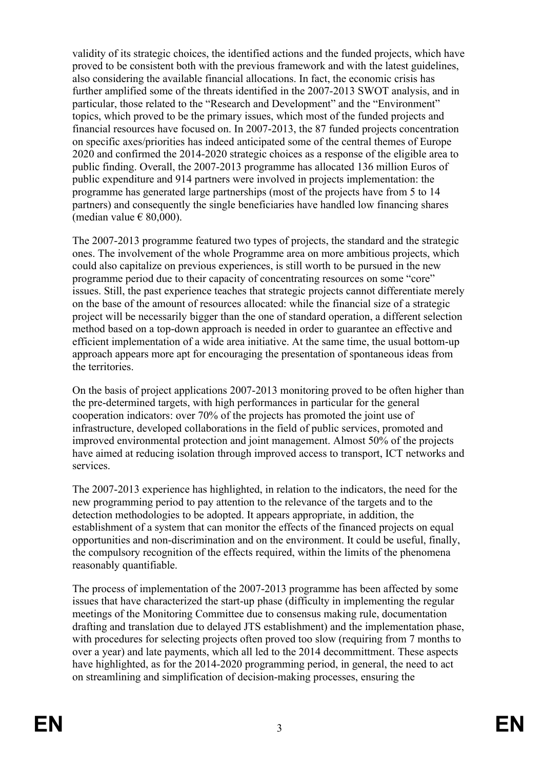validity of its strategic choices, the identified actions and the funded projects, which have proved to be consistent both with the previous framework and with the latest guidelines, also considering the available financial allocations. In fact, the economic crisis has further amplified some of the threats identified in the 2007-2013 SWOT analysis, and in particular, those related to the "Research and Development" and the "Environment" topics, which proved to be the primary issues, which most of the funded projects and financial resources have focused on. In 2007-2013, the 87 funded projects concentration on specific axes/priorities has indeed anticipated some of the central themes of Europe 2020 and confirmed the 2014-2020 strategic choices as a response of the eligible area to public finding. Overall, the 2007-2013 programme has allocated 136 million Euros of public expenditure and 914 partners were involved in projects implementation: the programme has generated large partnerships (most of the projects have from 5 to 14 partners) and consequently the single beneficiaries have handled low financing shares (median value € 80,000).

The 2007-2013 programme featured two types of projects, the standard and the strategic ones. The involvement of the whole Programme area on more ambitious projects, which could also capitalize on previous experiences, is still worth to be pursued in the new programme period due to their capacity of concentrating resources on some "core" issues. Still, the past experience teaches that strategic projects cannot differentiate merely on the base of the amount of resources allocated: while the financial size of a strategic project will be necessarily bigger than the one of standard operation, a different selection method based on a top-down approach is needed in order to guarantee an effective and efficient implementation of a wide area initiative. At the same time, the usual bottom-up approach appears more apt for encouraging the presentation of spontaneous ideas from the territories.

On the basis of project applications 2007-2013 monitoring proved to be often higher than the pre-determined targets, with high performances in particular for the general cooperation indicators: over 70% of the projects has promoted the joint use of infrastructure, developed collaborations in the field of public services, promoted and improved environmental protection and joint management. Almost 50% of the projects have aimed at reducing isolation through improved access to transport, ICT networks and services.

The 2007-2013 experience has highlighted, in relation to the indicators, the need for the new programming period to pay attention to the relevance of the targets and to the detection methodologies to be adopted. It appears appropriate, in addition, the establishment of a system that can monitor the effects of the financed projects on equal opportunities and non-discrimination and on the environment. It could be useful, finally, the compulsory recognition of the effects required, within the limits of the phenomena reasonably quantifiable.

The process of implementation of the 2007-2013 programme has been affected by some issues that have characterized the start-up phase (difficulty in implementing the regular meetings of the Monitoring Committee due to consensus making rule, documentation drafting and translation due to delayed JTS establishment) and the implementation phase, with procedures for selecting projects often proved too slow (requiring from 7 months to over a year) and late payments, which all led to the 2014 decommittment. These aspects have highlighted, as for the 2014-2020 programming period, in general, the need to act on streamlining and simplification of decision-making processes, ensuring the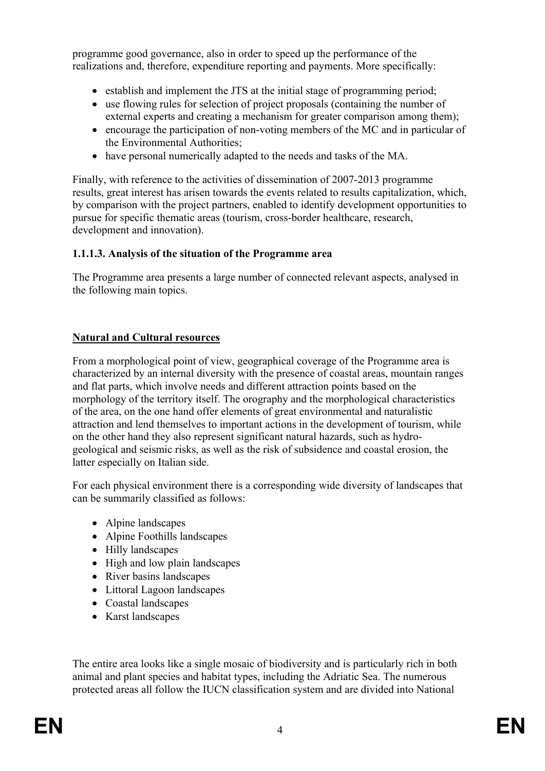programme good governance, also in order to speed up the performance of the realizations and, therefore, expenditure reporting and payments. More specifically:

- establish and implement the JTS at the initial stage of programming period;
- use flowing rules for selection of project proposals (containing the number of external experts and creating a mechanism for greater comparison among them);
- encourage the participation of non-voting members of the MC and in particular of the Environmental Authorities;
- have personal numerically adapted to the needs and tasks of the MA.

Finally, with reference to the activities of dissemination of 2007-2013 programme results, great interest has arisen towards the events related to results capitalization, which, by comparison with the project partners, enabled to identify development opportunities to pursue for specific thematic areas (tourism, cross-border healthcare, research, development and innovation).

#### 1.1.1.3. Analysis of the situation of the Programme area

The Programme area presents a large number of connected relevant aspects, analysed in the following main topics.

**Natural and Cultural resources**

From a morphological point of view, geographical coverage of the Programme area is characterized by an internal diversity with the presence of coastal areas, mountain ranges and flat parts, which involve needs and different attraction points based on the morphology of the territory itself. The orography and the morphological characteristics of the area, on the one hand offer elements of great environmental and naturalistic attraction and lend themselves to important actions in the development of tourism, while on the other hand they also represent significant natural hazards, such as hydro-geological and seismic risks, as well as the risk of subsidence and coastal erosion, the latter especially on Italian side.

For each physical environment there is a corresponding wide diversity of landscapes that can be summarily classified as follows:

- Alpine landscapes
- Alpine Foothills landscapes
- Hilly landscapes
- High and low plain landscapes
- River basins landscapes
- Littoral Lagoon landscapes
- Coastal landscapes
- Karst landscapes

The entire area looks like a single mosaic of biodiversity and is particularly rich in both animal and plant species and habitat types, including the Adriatic Sea. The numerous protected areas all follow the IUCN classification system and are divided into National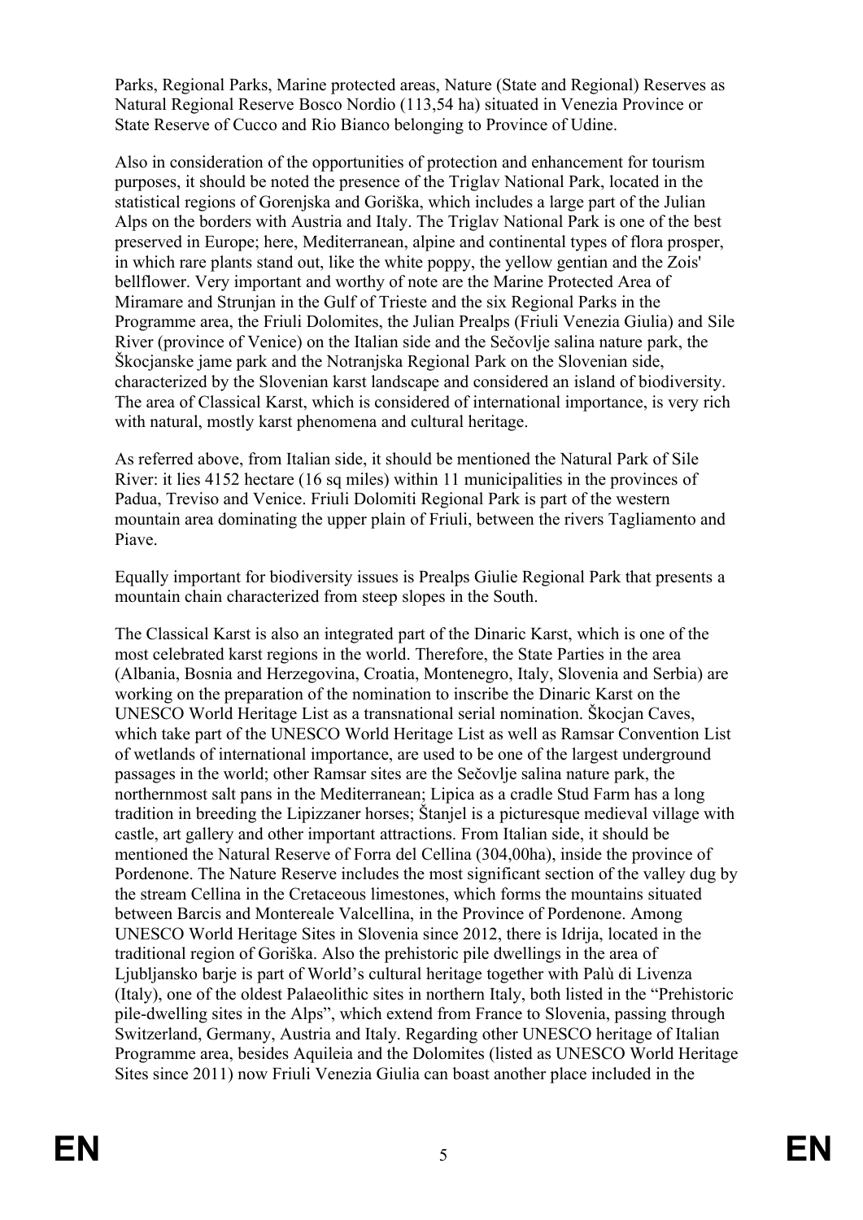Parks, Regional Parks, Marine protected areas, Nature (State and Regional) Reserves as Natural Regional Reserve Bosco Nordio (113,54 ha) situated in Venezia Province or State Reserve of Cucco and Rio Bianco belonging to Province of Udine.

Also in consideration of the opportunities of protection and enhancement for tourism purposes, it should be noted the presence of the Triglav National Park, located in the statistical regions of Gorenjska and Goriška, which includes a large part of the Julian Alps on the borders with Austria and Italy. The Triglav National Park is one of the best preserved in Europe; here, Mediterranean, alpine and continental types of flora prosper, in which rare plants stand out, like the white poppy, the yellow gentian and the Zois' bellflower. Very important and worthy of note are the Marine Protected Area of Miramare and Strunjan in the Gulf of Trieste and the six Regional Parks in the Programme area, the Friuli Dolomites, the Julian Prealps (Friuli Venezia Giulia) and Sile River (province of Venice) on the Italian side and the Sečovlje salina nature park, the Škocjanske jame park and the Notranjska Regional Park on the Slovenian side, characterized by the Slovenian karst landscape and considered an island of biodiversity. The area of Classical Karst, which is considered of international importance, is very rich with natural, mostly karst phenomena and cultural heritage.

As referred above, from Italian side, it should be mentioned the Natural Park of Sile River: it lies 4152 hectare (16 sq miles) within 11 municipalities in the provinces of Padua, Treviso and Venice. Friuli Dolomiti Regional Park is part of the western mountain area dominating the upper plain of Friuli, between the rivers Tagliamento and Piave.

Equally important for biodiversity issues is Prealps Giulie Regional Park that presents a mountain chain characterized from steep slopes in the South.

The Classical Karst is also an integrated part of the Dinaric Karst, which is one of the most celebrated karst regions in the world. Therefore, the State Parties in the area (Albania, Bosnia and Herzegovina, Croatia, Montenegro, Italy, Slovenia and Serbia) are working on the preparation of the nomination to inscribe the Dinaric Karst on the UNESCO World Heritage List as a transnational serial nomination. Škocjan Caves, which take part of the UNESCO World Heritage List as well as Ramsar Convention List of wetlands of international importance, are used to be one of the largest underground passages in the world; other Ramsar sites are the Sečovlje salina nature park, the northernmost salt pans in the Mediterranean; Lipica as a cradle Stud Farm has a long tradition in breeding the Lipizzaner horses; Štanjel is a picturesque medieval village with castle, art gallery and other important attractions. From Italian side, it should be mentioned the Natural Reserve of Forra del Cellina (304,00ha), inside the province of Pordenone. The Nature Reserve includes the most significant section of the valley dug by the stream Cellina in the Cretaceous limestones, which forms the mountains situated between Barcis and Montereale Valcellina, in the Province of Pordenone. Among UNESCO World Heritage Sites in Slovenia since 2012, there is Idrija, located in the traditional region of Goriška. Also the prehistoric pile dwellings in the area of Ljubljansko barje is part of World's cultural heritage together with Palù di Livenza (Italy), one of the oldest Palaeolithic sites in northern Italy, both listed in the "Prehistoric pile-dwelling sites in the Alps", which extend from France to Slovenia, passing through Switzerland, Germany, Austria and Italy. Regarding other UNESCO heritage of Italian Programme area, besides Aquileia and the Dolomites (listed as UNESCO World Heritage Sites since 2011) now Friuli Venezia Giulia can boast another place included in the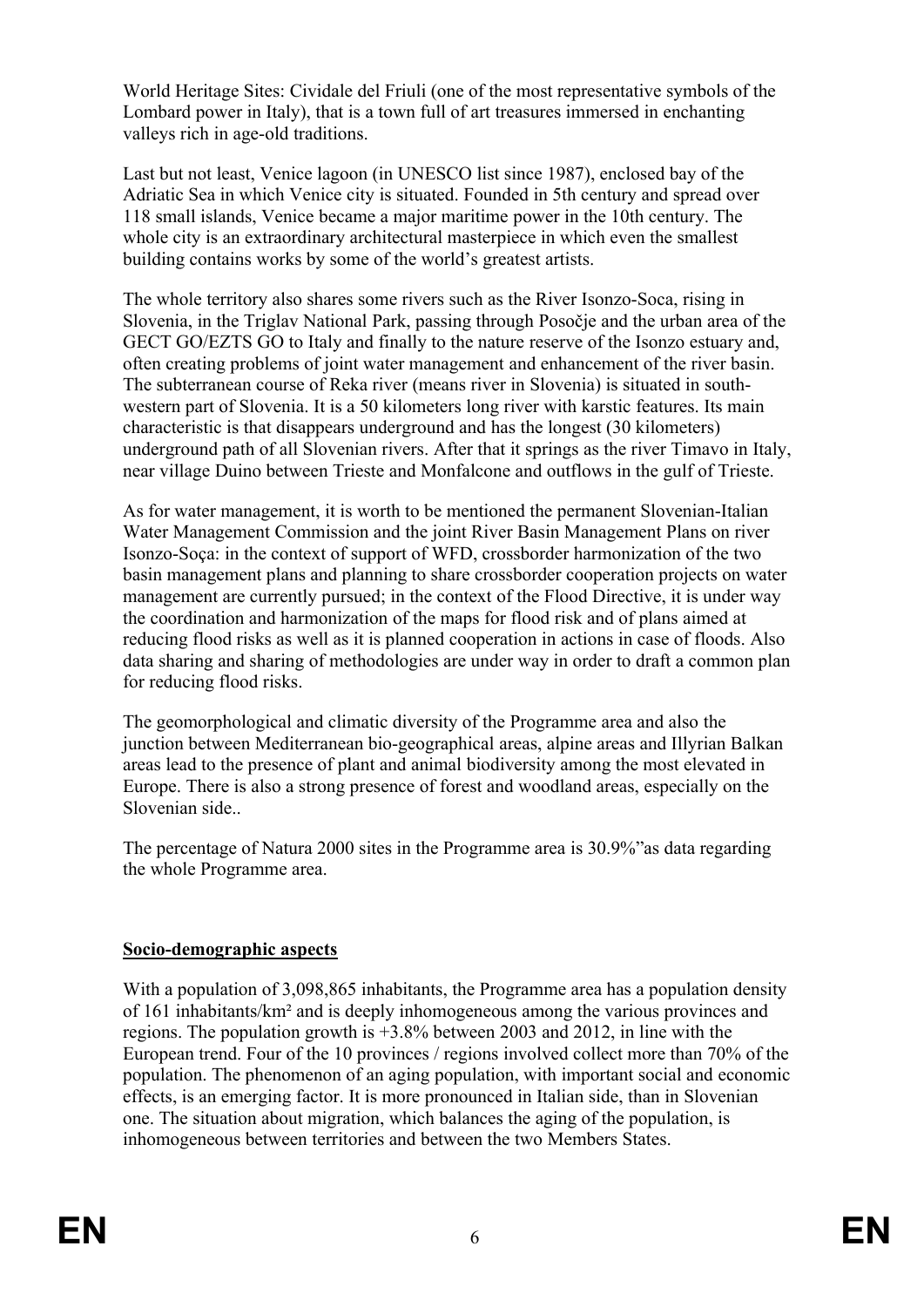World Heritage Sites: Cividale del Friuli (one of the most representative symbols of the Lombard power in Italy), that is a town full of art treasures immersed in enchanting valleys rich in age-old traditions.

Last but not least, Venice lagoon (in UNESCO list since 1987), enclosed bay of the Adriatic Sea in which Venice city is situated. Founded in 5th century and spread over 118 small islands, Venice became a major maritime power in the 10th century. The whole city is an extraordinary architectural masterpiece in which even the smallest building contains works by some of the world's greatest artists.

The whole territory also shares some rivers such as the River Isonzo-Soca, rising in Slovenia, in the Triglav National Park, passing through Posočje and the urban area of the GECT GO/EZTS GO to Italy and finally to the nature reserve of the Isonzo estuary and, often creating problems of joint water management and enhancement of the river basin. The subterranean course of Reka river (means river in Slovenia) is situated in south-western part of Slovenia. It is a 50 kilometers long river with karstic features. Its main characteristic is that disappears underground and has the longest (30 kilometers) underground path of all Slovenian rivers. After that it springs as the river Timavo in Italy, near village Duino between Trieste and Monfalcone and outflows in the gulf of Trieste.

As for water management, it is worth to be mentioned the permanent Slovenian-Italian Water Management Commission and the joint River Basin Management Plans on river Isonzo-Soça: in the context of support of WFD, crossborder harmonization of the two basin management plans and planning to share crossborder cooperation projects on water management are currently pursued; in the context of the Flood Directive, it is under way the coordination and harmonization of the maps for flood risk and of plans aimed at reducing flood risks as well as it is planned cooperation in actions in case of floods. Also data sharing and sharing of methodologies are under way in order to draft a common plan for reducing flood risks.

The geomorphological and climatic diversity of the Programme area and also the junction between Mediterranean bio-geographical areas, alpine areas and Illyrian Balkan areas lead to the presence of plant and animal biodiversity among the most elevated in Europe. There is also a strong presence of forest and woodland areas, especially on the Slovenian side..

The percentage of Natura 2000 sites in the Programme area is 30.9%"as data regarding the whole Programme area.

**Socio-demographic aspects**

With a population of 3,098,865 inhabitants, the Programme area has a population density of 161 inhabitants/km² and is deeply inhomogeneous among the various provinces and regions. The population growth is +3.8% between 2003 and 2012, in line with the European trend. Four of the 10 provinces / regions involved collect more than 70% of the population. The phenomenon of an aging population, with important social and economic effects, is an emerging factor. It is more pronounced in Italian side, than in Slovenian one. The situation about migration, which balances the aging of the population, is inhomogeneous between territories and between the two Members States.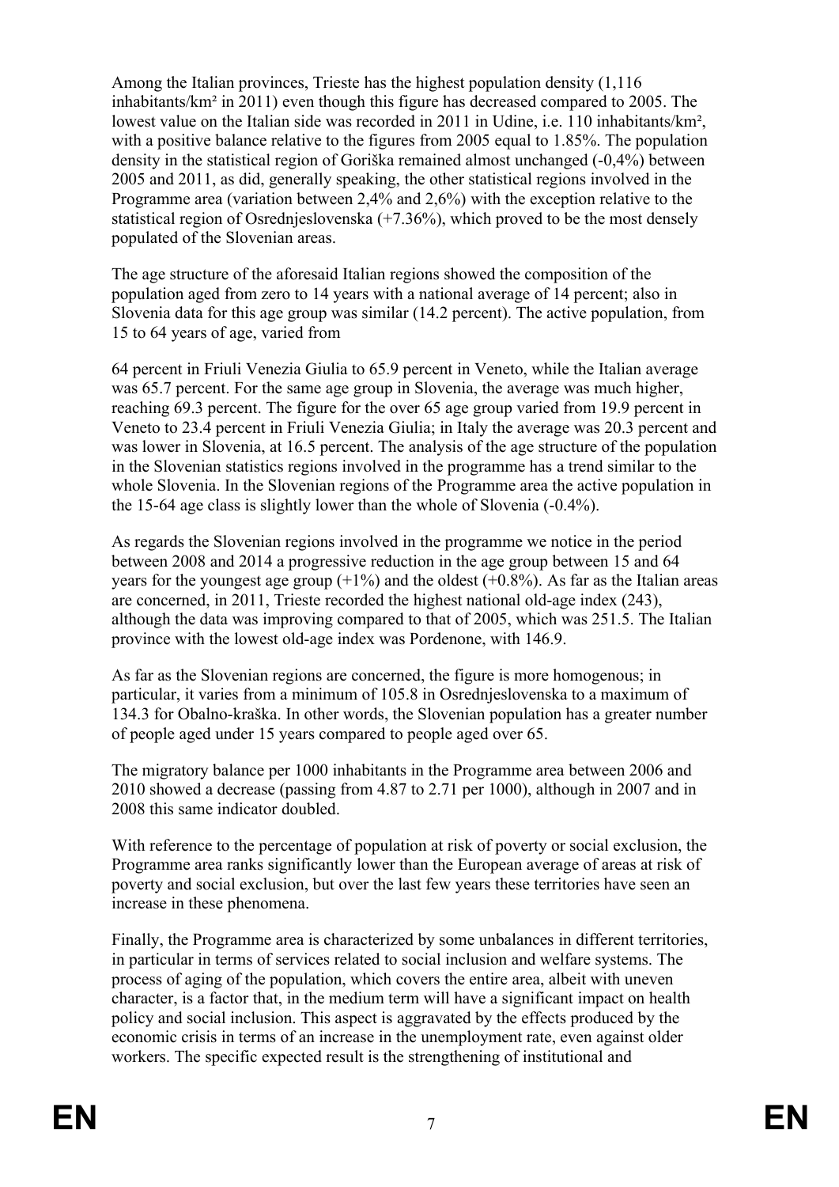Among the Italian provinces, Trieste has the highest population density (1,116 inhabitants/km² in 2011) even though this figure has decreased compared to 2005. The lowest value on the Italian side was recorded in 2011 in Udine, i.e. 110 inhabitants/km², with a positive balance relative to the figures from 2005 equal to 1.85%. The population density in the statistical region of Goriška remained almost unchanged (-0,4%) between 2005 and 2011, as did, generally speaking, the other statistical regions involved in the Programme area (variation between 2,4% and 2,6%) with the exception relative to the statistical region of Osrednjeslovenska (+7.36%), which proved to be the most densely populated of the Slovenian areas.

The age structure of the aforesaid Italian regions showed the composition of the population aged from zero to 14 years with a national average of 14 percent; also in Slovenia data for this age group was similar (14.2 percent). The active population, from 15 to 64 years of age, varied from

64 percent in Friuli Venezia Giulia to 65.9 percent in Veneto, while the Italian average was 65.7 percent. For the same age group in Slovenia, the average was much higher, reaching 69.3 percent. The figure for the over 65 age group varied from 19.9 percent in Veneto to 23.4 percent in Friuli Venezia Giulia; in Italy the average was 20.3 percent and was lower in Slovenia, at 16.5 percent. The analysis of the age structure of the population in the Slovenian statistics regions involved in the programme has a trend similar to the whole Slovenia. In the Slovenian regions of the Programme area the active population in the 15-64 age class is slightly lower than the whole of Slovenia (-0.4%).

As regards the Slovenian regions involved in the programme we notice in the period between 2008 and 2014 a progressive reduction in the age group between 15 and 64 years for the youngest age group (+1%) and the oldest (+0.8%). As far as the Italian areas are concerned, in 2011, Trieste recorded the highest national old-age index (243), although the data was improving compared to that of 2005, which was 251.5. The Italian province with the lowest old-age index was Pordenone, with 146.9.

As far as the Slovenian regions are concerned, the figure is more homogenous; in particular, it varies from a minimum of 105.8 in Osrednjeslovenska to a maximum of 134.3 for Obalno-kraška. In other words, the Slovenian population has a greater number of people aged under 15 years compared to people aged over 65.

The migratory balance per 1000 inhabitants in the Programme area between 2006 and 2010 showed a decrease (passing from 4.87 to 2.71 per 1000), although in 2007 and in 2008 this same indicator doubled.

With reference to the percentage of population at risk of poverty or social exclusion, the Programme area ranks significantly lower than the European average of areas at risk of poverty and social exclusion, but over the last few years these territories have seen an increase in these phenomena.

Finally, the Programme area is characterized by some unbalances in different territories, in particular in terms of services related to social inclusion and welfare systems. The process of aging of the population, which covers the entire area, albeit with uneven character, is a factor that, in the medium term will have a significant impact on health policy and social inclusion. This aspect is aggravated by the effects produced by the economic crisis in terms of an increase in the unemployment rate, even against older workers. The specific expected result is the strengthening of institutional and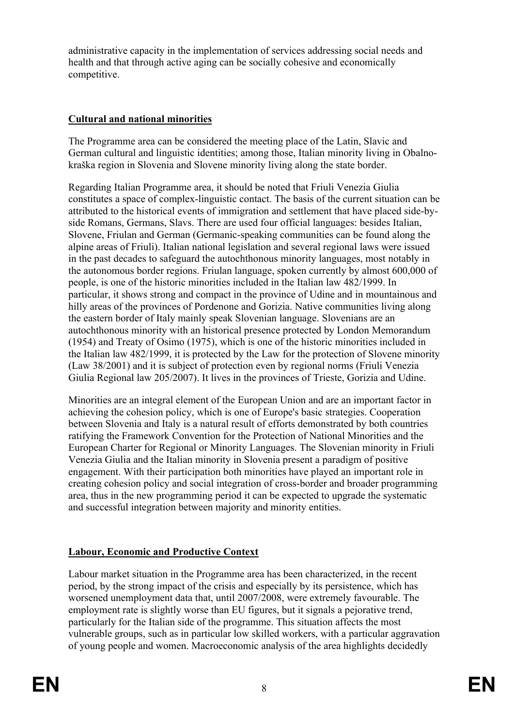administrative capacity in the implementation of services addressing social needs and health and that through active aging can be socially cohesive and economically competitive.

## Cultural and national minorities

The Programme area can be considered the meeting place of the Latin, Slavic and German cultural and linguistic identities; among those, Italian minority living in Obalno-kraška region in Slovenia and Slovene minority living along the state border.

Regarding Italian Programme area, it should be noted that Friuli Venezia Giulia constitutes a space of complex-linguistic contact. The basis of the current situation can be attributed to the historical events of immigration and settlement that have placed side-by-side Romans, Germans, Slavs. There are used four official languages: besides Italian, Slovene, Friulan and German (Germanic-speaking communities can be found along the alpine areas of Friuli). Italian national legislation and several regional laws were issued in the past decades to safeguard the autochthonous minority languages, most notably in the autonomous border regions. Friulan language, spoken currently by almost 600,000 of people, is one of the historic minorities included in the Italian law 482/1999. In particular, it shows strong and compact in the province of Udine and in mountainous and hilly areas of the provinces of Pordenone and Gorizia. Native communities living along the eastern border of Italy mainly speak Slovenian language. Slovenians are an autochthonous minority with an historical presence protected by London Memorandum (1954) and Treaty of Osimo (1975), which is one of the historic minorities included in the Italian law 482/1999, it is protected by the Law for the protection of Slovene minority (Law 38/2001) and it is subject of protection even by regional norms (Friuli Venezia Giulia Regional law 205/2007). It lives in the provinces of Trieste, Gorizia and Udine.

Minorities are an integral element of the European Union and are an important factor in achieving the cohesion policy, which is one of Europe's basic strategies. Cooperation between Slovenia and Italy is a natural result of efforts demonstrated by both countries ratifying the Framework Convention for the Protection of National Minorities and the European Charter for Regional or Minority Languages. The Slovenian minority in Friuli Venezia Giulia and the Italian minority in Slovenia present a paradigm of positive engagement. With their participation both minorities have played an important role in creating cohesion policy and social integration of cross-border and broader programming area, thus in the new programming period it can be expected to upgrade the systematic and successful integration between majority and minority entities.

## Labour, Economic and Productive Context

Labour market situation in the Programme area has been characterized, in the recent period, by the strong impact of the crisis and especially by its persistence, which has worsened unemployment data that, until 2007/2008, were extremely favourable. The employment rate is slightly worse than EU figures, but it signals a pejorative trend, particularly for the Italian side of the programme. This situation affects the most vulnerable groups, such as in particular low skilled workers, with a particular aggravation of young people and women. Macroeconomic analysis of the area highlights decidedly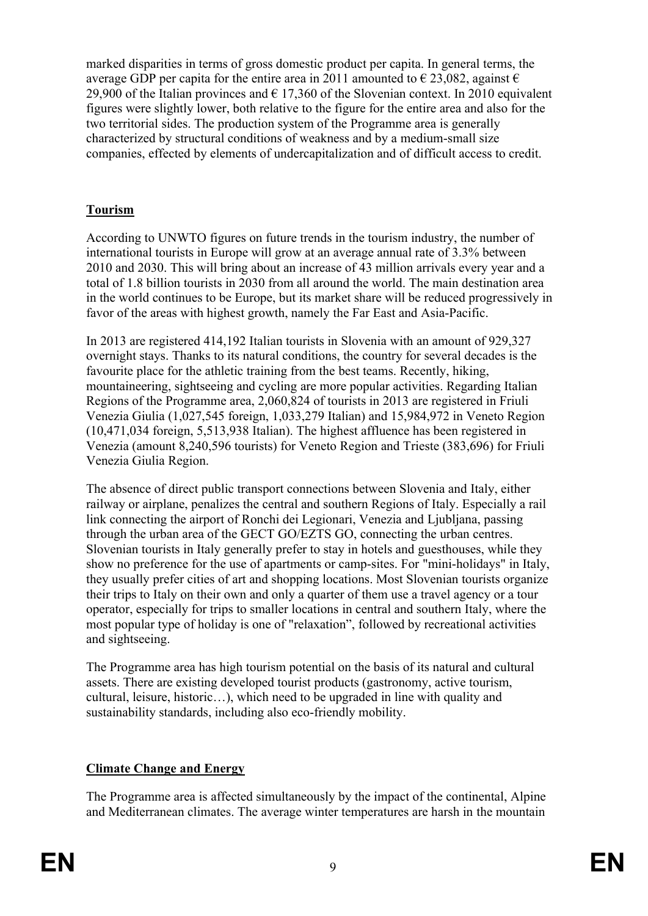marked disparities in terms of gross domestic product per capita. In general terms, the average GDP per capita for the entire area in 2011 amounted to € 23,082, against € 29,900 of the Italian provinces and € 17,360 of the Slovenian context. In 2010 equivalent figures were slightly lower, both relative to the figure for the entire area and also for the two territorial sides. The production system of the Programme area is generally characterized by structural conditions of weakness and by a medium-small size companies, effected by elements of undercapitalization and of difficult access to credit.

**Tourism**

According to UNWTO figures on future trends in the tourism industry, the number of international tourists in Europe will grow at an average annual rate of 3.3% between 2010 and 2030. This will bring about an increase of 43 million arrivals every year and a total of 1.8 billion tourists in 2030 from all around the world. The main destination area in the world continues to be Europe, but its market share will be reduced progressively in favor of the areas with highest growth, namely the Far East and Asia-Pacific.

In 2013 are registered 414,192 Italian tourists in Slovenia with an amount of 929,327 overnight stays. Thanks to its natural conditions, the country for several decades is the favourite place for the athletic training from the best teams. Recently, hiking, mountaineering, sightseeing and cycling are more popular activities. Regarding Italian Regions of the Programme area, 2,060,824 of tourists in 2013 are registered in Friuli Venezia Giulia (1,027,545 foreign, 1,033,279 Italian) and 15,984,972 in Veneto Region (10,471,034 foreign, 5,513,938 Italian). The highest affluence has been registered in Venezia (amount 8,240,596 tourists) for Veneto Region and Trieste (383,696) for Friuli Venezia Giulia Region.

The absence of direct public transport connections between Slovenia and Italy, either railway or airplane, penalizes the central and southern Regions of Italy. Especially a rail link connecting the airport of Ronchi dei Legionari, Venezia and Ljubljana, passing through the urban area of the GECT GO/EZTS GO, connecting the urban centres. Slovenian tourists in Italy generally prefer to stay in hotels and guesthouses, while they show no preference for the use of apartments or camp-sites. For "mini-holidays" in Italy, they usually prefer cities of art and shopping locations. Most Slovenian tourists organize their trips to Italy on their own and only a quarter of them use a travel agency or a tour operator, especially for trips to smaller locations in central and southern Italy, where the most popular type of holiday is one of "relaxation", followed by recreational activities and sightseeing.

The Programme area has high tourism potential on the basis of its natural and cultural assets. There are existing developed tourist products (gastronomy, active tourism, cultural, leisure, historic…), which need to be upgraded in line with quality and sustainability standards, including also eco-friendly mobility.

**Climate Change and Energy**

The Programme area is affected simultaneously by the impact of the continental, Alpine and Mediterranean climates. The average winter temperatures are harsh in the mountain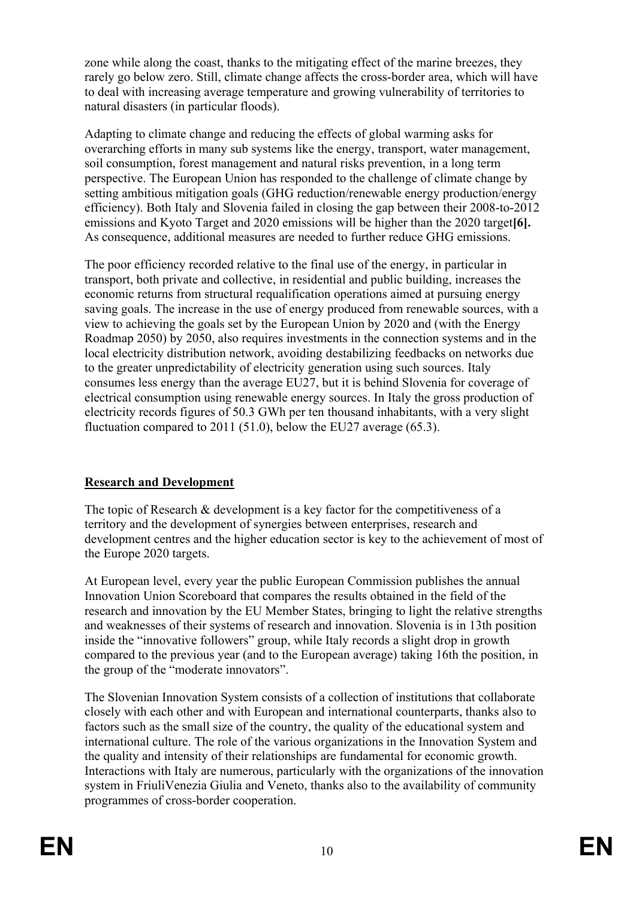zone while along the coast, thanks to the mitigating effect of the marine breezes, they rarely go below zero. Still, climate change affects the cross-border area, which will have to deal with increasing average temperature and growing vulnerability of territories to natural disasters (in particular floods).

Adapting to climate change and reducing the effects of global warming asks for overarching efforts in many sub systems like the energy, transport, water management, soil consumption, forest management and natural risks prevention, in a long term perspective. The European Union has responded to the challenge of climate change by setting ambitious mitigation goals (GHG reduction/renewable energy production/energy efficiency). Both Italy and Slovenia failed in closing the gap between their 2008-to-2012 emissions and Kyoto Target and 2020 emissions will be higher than the 2020 target**[6].** As consequence, additional measures are needed to further reduce GHG emissions.

The poor efficiency recorded relative to the final use of the energy, in particular in transport, both private and collective, in residential and public building, increases the economic returns from structural requalification operations aimed at pursuing energy saving goals. The increase in the use of energy produced from renewable sources, with a view to achieving the goals set by the European Union by 2020 and (with the Energy Roadmap 2050) by 2050, also requires investments in the connection systems and in the local electricity distribution network, avoiding destabilizing feedbacks on networks due to the greater unpredictability of electricity generation using such sources. Italy consumes less energy than the average EU27, but it is behind Slovenia for coverage of electrical consumption using renewable energy sources. In Italy the gross production of electricity records figures of 50.3 GWh per ten thousand inhabitants, with a very slight fluctuation compared to 2011 (51.0), below the EU27 average (65.3).

**Research and Development**

The topic of Research & development is a key factor for the competitiveness of a territory and the development of synergies between enterprises, research and development centres and the higher education sector is key to the achievement of most of the Europe 2020 targets.

At European level, every year the public European Commission publishes the annual Innovation Union Scoreboard that compares the results obtained in the field of the research and innovation by the EU Member States, bringing to light the relative strengths and weaknesses of their systems of research and innovation. Slovenia is in 13th position inside the “innovative followers” group, while Italy records a slight drop in growth compared to the previous year (and to the European average) taking 16th the position, in the group of the “moderate innovators”.

The Slovenian Innovation System consists of a collection of institutions that collaborate closely with each other and with European and international counterparts, thanks also to factors such as the small size of the country, the quality of the educational system and international culture. The role of the various organizations in the Innovation System and the quality and intensity of their relationships are fundamental for economic growth. Interactions with Italy are numerous, particularly with the organizations of the innovation system in FriuliVenezia Giulia and Veneto, thanks also to the availability of community programmes of cross-border cooperation.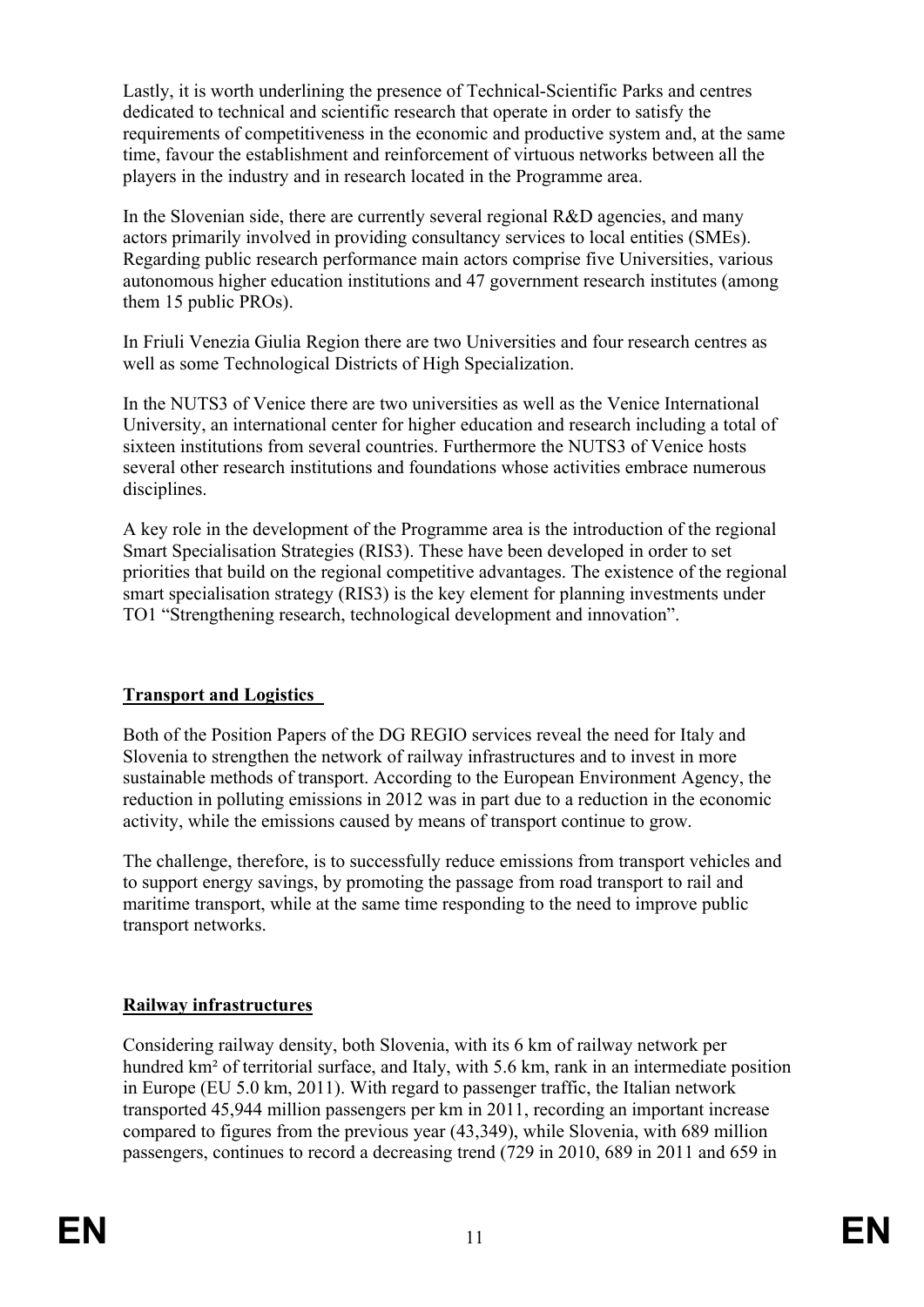Lastly, it is worth underlining the presence of Technical-Scientific Parks and centres dedicated to technical and scientific research that operate in order to satisfy the requirements of competitiveness in the economic and productive system and, at the same time, favour the establishment and reinforcement of virtuous networks between all the players in the industry and in research located in the Programme area.

In the Slovenian side, there are currently several regional R&D agencies, and many actors primarily involved in providing consultancy services to local entities (SMEs). Regarding public research performance main actors comprise five Universities, various autonomous higher education institutions and 47 government research institutes (among them 15 public PROs).

In Friuli Venezia Giulia Region there are two Universities and four research centres as well as some Technological Districts of High Specialization.

In the NUTS3 of Venice there are two universities as well as the Venice International University, an international center for higher education and research including a total of sixteen institutions from several countries. Furthermore the NUTS3 of Venice hosts several other research institutions and foundations whose activities embrace numerous disciplines.

A key role in the development of the Programme area is the introduction of the regional Smart Specialisation Strategies (RIS3). These have been developed in order to set priorities that build on the regional competitive advantages. The existence of the regional smart specialisation strategy (RIS3) is the key element for planning investments under TO1 "Strengthening research, technological development and innovation".

**Transport and Logistics**

Both of the Position Papers of the DG REGIO services reveal the need for Italy and Slovenia to strengthen the network of railway infrastructures and to invest in more sustainable methods of transport. According to the European Environment Agency, the reduction in polluting emissions in 2012 was in part due to a reduction in the economic activity, while the emissions caused by means of transport continue to grow.

The challenge, therefore, is to successfully reduce emissions from transport vehicles and to support energy savings, by promoting the passage from road transport to rail and maritime transport, while at the same time responding to the need to improve public transport networks.

**Railway infrastructures**

Considering railway density, both Slovenia, with its 6 km of railway network per hundred km² of territorial surface, and Italy, with 5.6 km, rank in an intermediate position in Europe (EU 5.0 km, 2011). With regard to passenger traffic, the Italian network transported 45,944 million passengers per km in 2011, recording an important increase compared to figures from the previous year (43,349), while Slovenia, with 689 million passengers, continues to record a decreasing trend (729 in 2010, 689 in 2011 and 659 in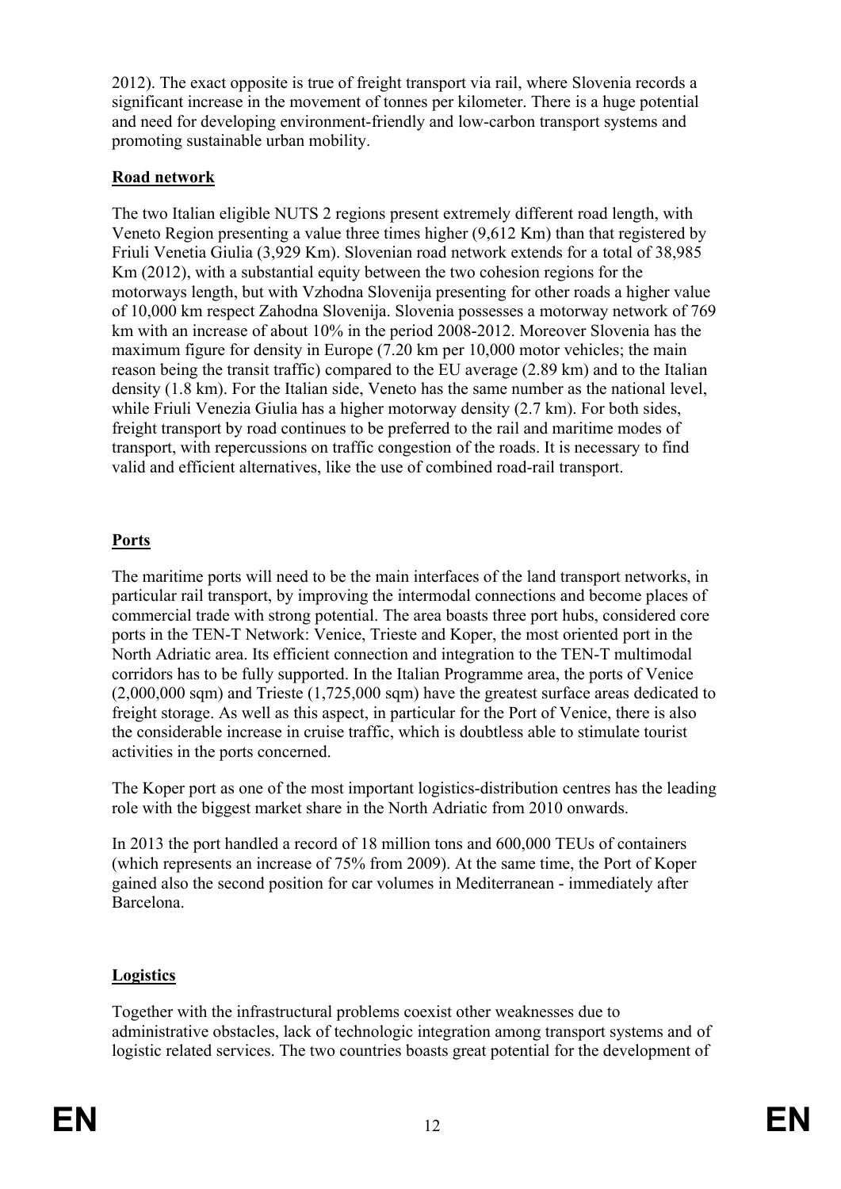2012). The exact opposite is true of freight transport via rail, where Slovenia records a significant increase in the movement of tonnes per kilometer. There is a huge potential and need for developing environment-friendly and low-carbon transport systems and promoting sustainable urban mobility.

**Road network**

The two Italian eligible NUTS 2 regions present extremely different road length, with Veneto Region presenting a value three times higher (9,612 Km) than that registered by Friuli Venetia Giulia (3,929 Km). Slovenian road network extends for a total of 38,985 Km (2012), with a substantial equity between the two cohesion regions for the motorways length, but with Vzhodna Slovenija presenting for other roads a higher value of 10,000 km respect Zahodna Slovenija. Slovenia possesses a motorway network of 769 km with an increase of about 10% in the period 2008-2012. Moreover Slovenia has the maximum figure for density in Europe (7.20 km per 10,000 motor vehicles; the main reason being the transit traffic) compared to the EU average (2.89 km) and to the Italian density (1.8 km). For the Italian side, Veneto has the same number as the national level, while Friuli Venezia Giulia has a higher motorway density (2.7 km). For both sides, freight transport by road continues to be preferred to the rail and maritime modes of transport, with repercussions on traffic congestion of the roads. It is necessary to find valid and efficient alternatives, like the use of combined road-rail transport.

**Ports**

The maritime ports will need to be the main interfaces of the land transport networks, in particular rail transport, by improving the intermodal connections and become places of commercial trade with strong potential. The area boasts three port hubs, considered core ports in the TEN-T Network: Venice, Trieste and Koper, the most oriented port in the North Adriatic area. Its efficient connection and integration to the TEN-T multimodal corridors has to be fully supported. In the Italian Programme area, the ports of Venice (2,000,000 sqm) and Trieste (1,725,000 sqm) have the greatest surface areas dedicated to freight storage. As well as this aspect, in particular for the Port of Venice, there is also the considerable increase in cruise traffic, which is doubtless able to stimulate tourist activities in the ports concerned.

The Koper port as one of the most important logistics-distribution centres has the leading role with the biggest market share in the North Adriatic from 2010 onwards.

In 2013 the port handled a record of 18 million tons and 600,000 TEUs of containers (which represents an increase of 75% from 2009). At the same time, the Port of Koper gained also the second position for car volumes in Mediterranean - immediately after Barcelona.

**Logistics**

Together with the infrastructural problems coexist other weaknesses due to administrative obstacles, lack of technologic integration among transport systems and of logistic related services. The two countries boasts great potential for the development of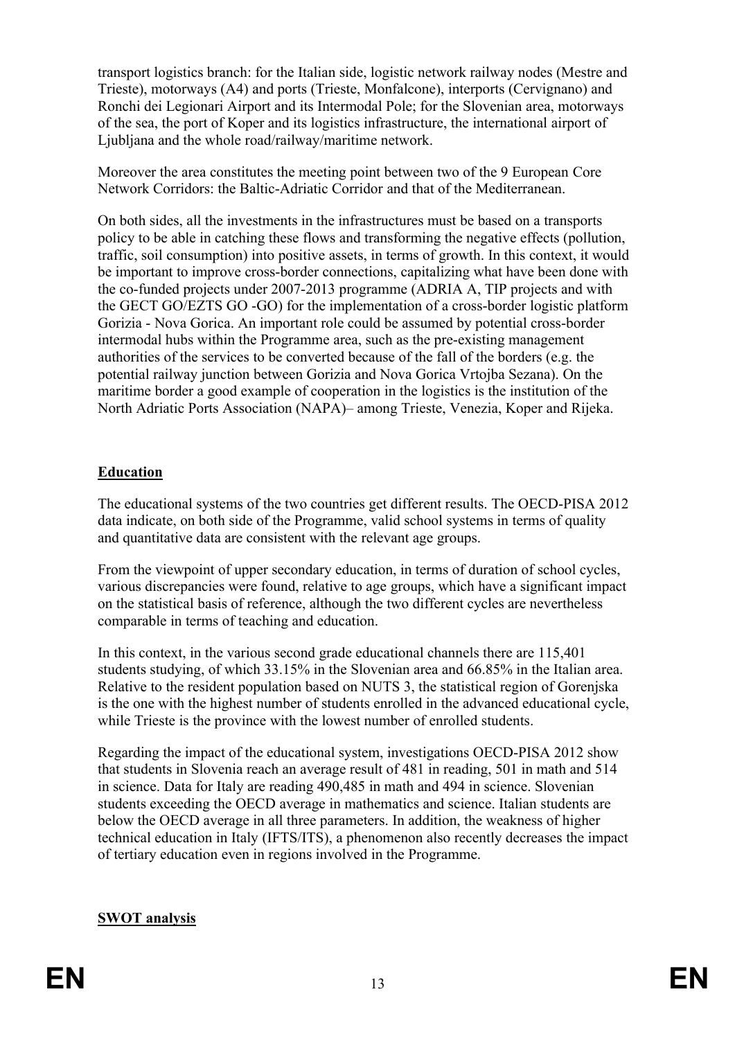transport logistics branch: for the Italian side, logistic network railway nodes (Mestre and Trieste), motorways (A4) and ports (Trieste, Monfalcone), interports (Cervignano) and Ronchi dei Legionari Airport and its Intermodal Pole; for the Slovenian area, motorways of the sea, the port of Koper and its logistics infrastructure, the international airport of Ljubljana and the whole road/railway/maritime network.

Moreover the area constitutes the meeting point between two of the 9 European Core Network Corridors: the Baltic-Adriatic Corridor and that of the Mediterranean.

On both sides, all the investments in the infrastructures must be based on a transports policy to be able in catching these flows and transforming the negative effects (pollution, traffic, soil consumption) into positive assets, in terms of growth. In this context, it would be important to improve cross-border connections, capitalizing what have been done with the co-funded projects under 2007-2013 programme (ADRIA A, TIP projects and with the GECT GO/EZTS GO -GO) for the implementation of a cross-border logistic platform Gorizia - Nova Gorica. An important role could be assumed by potential cross-border intermodal hubs within the Programme area, such as the pre-existing management authorities of the services to be converted because of the fall of the borders (e.g. the potential railway junction between Gorizia and Nova Gorica Vrtojba Sezana). On the maritime border a good example of cooperation in the logistics is the institution of the North Adriatic Ports Association (NAPA)– among Trieste, Venezia, Koper and Rijeka.

**Education**

The educational systems of the two countries get different results. The OECD-PISA 2012 data indicate, on both side of the Programme, valid school systems in terms of quality and quantitative data are consistent with the relevant age groups.

From the viewpoint of upper secondary education, in terms of duration of school cycles, various discrepancies were found, relative to age groups, which have a significant impact on the statistical basis of reference, although the two different cycles are nevertheless comparable in terms of teaching and education.

In this context, in the various second grade educational channels there are 115,401 students studying, of which 33.15% in the Slovenian area and 66.85% in the Italian area. Relative to the resident population based on NUTS 3, the statistical region of Gorenjska is the one with the highest number of students enrolled in the advanced educational cycle, while Trieste is the province with the lowest number of enrolled students.

Regarding the impact of the educational system, investigations OECD-PISA 2012 show that students in Slovenia reach an average result of 481 in reading, 501 in math and 514 in science. Data for Italy are reading 490,485 in math and 494 in science. Slovenian students exceeding the OECD average in mathematics and science. Italian students are below the OECD average in all three parameters. In addition, the weakness of higher technical education in Italy (IFTS/ITS), a phenomenon also recently decreases the impact of tertiary education even in regions involved in the Programme.

**SWOT analysis**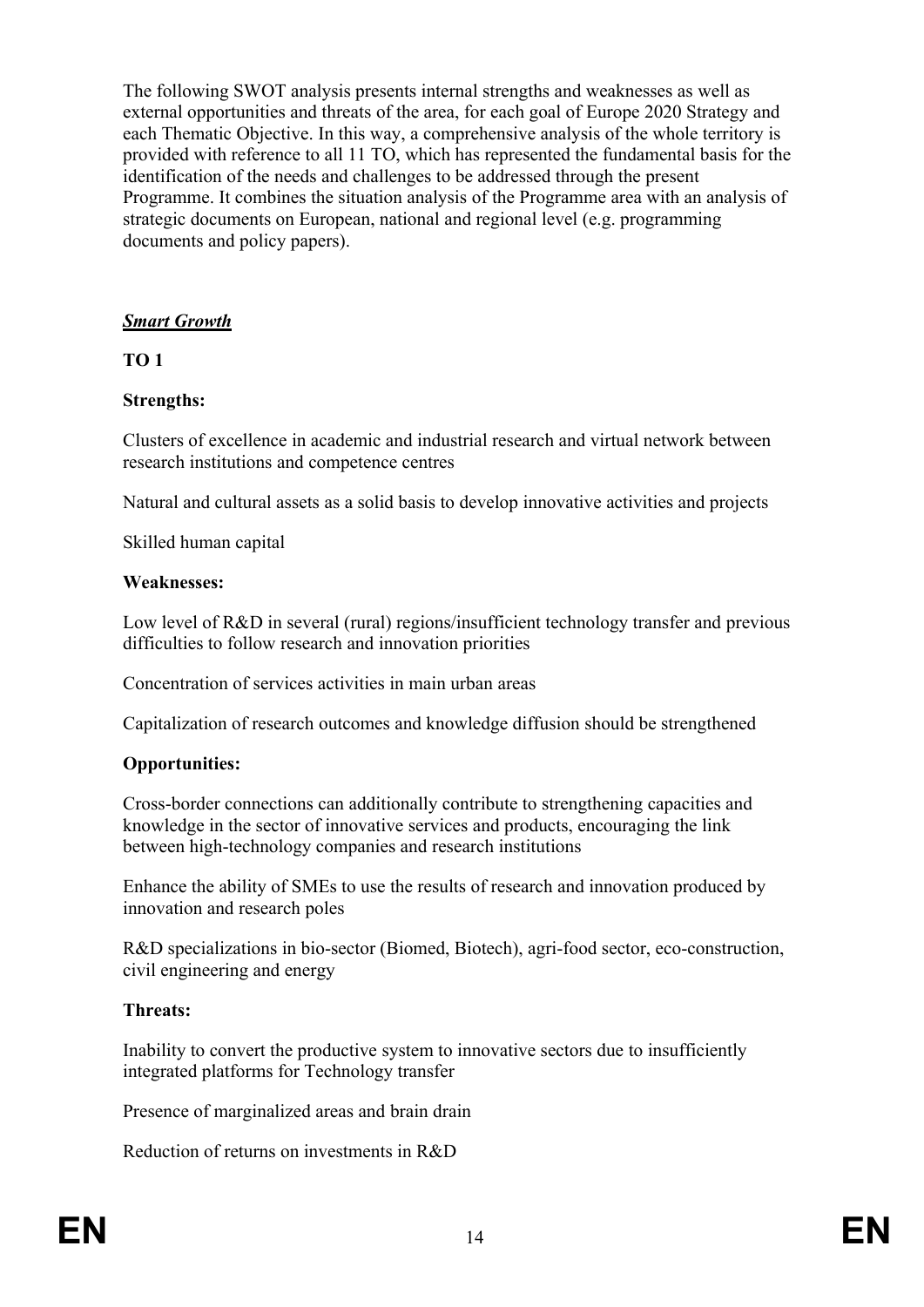The following SWOT analysis presents internal strengths and weaknesses as well as external opportunities and threats of the area, for each goal of Europe 2020 Strategy and each Thematic Objective. In this way, a comprehensive analysis of the whole territory is provided with reference to all 11 TO, which has represented the fundamental basis for the identification of the needs and challenges to be addressed through the present Programme. It combines the situation analysis of the Programme area with an analysis of strategic documents on European, national and regional level (e.g. programming documents and policy papers).

***Smart Growth***

**TO 1**

**Strengths:**

Clusters of excellence in academic and industrial research and virtual network between research institutions and competence centres

Natural and cultural assets as a solid basis to develop innovative activities and projects

Skilled human capital

**Weaknesses:**

Low level of R&D in several (rural) regions/insufficient technology transfer and previous difficulties to follow research and innovation priorities

Concentration of services activities in main urban areas

Capitalization of research outcomes and knowledge diffusion should be strengthened

**Opportunities:**

Cross-border connections can additionally contribute to strengthening capacities and knowledge in the sector of innovative services and products, encouraging the link between high-technology companies and research institutions

Enhance the ability of SMEs to use the results of research and innovation produced by innovation and research poles

R&D specializations in bio-sector (Biomed, Biotech), agri-food sector, eco-construction, civil engineering and energy

**Threats:**

Inability to convert the productive system to innovative sectors due to insufficiently integrated platforms for Technology transfer

Presence of marginalized areas and brain drain

Reduction of returns on investments in R&D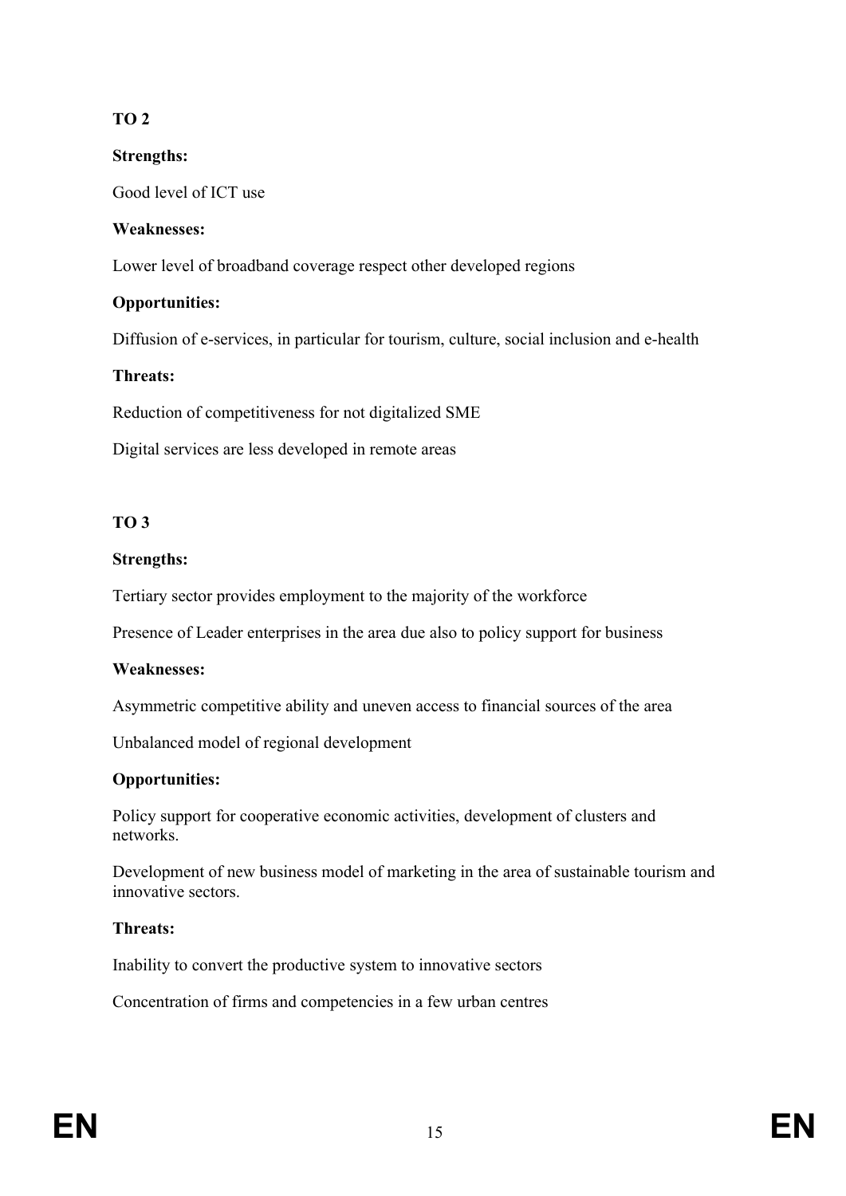**TO 2**

**Strengths:**

Good level of ICT use

**Weaknesses:**

Lower level of broadband coverage respect other developed regions

**Opportunities:**

Diffusion of e-services, in particular for tourism, culture, social inclusion and e-health

**Threats:**

Reduction of competitiveness for not digitalized SME

Digital services are less developed in remote areas

**TO 3**

**Strengths:**

Tertiary sector provides employment to the majority of the workforce

Presence of Leader enterprises in the area due also to policy support for business

**Weaknesses:**

Asymmetric competitive ability and uneven access to financial sources of the area

Unbalanced model of regional development

**Opportunities:**

Policy support for cooperative economic activities, development of clusters and networks.

Development of new business model of marketing in the area of sustainable tourism and innovative sectors.

**Threats:**

Inability to convert the productive system to innovative sectors

Concentration of firms and competencies in a few urban centres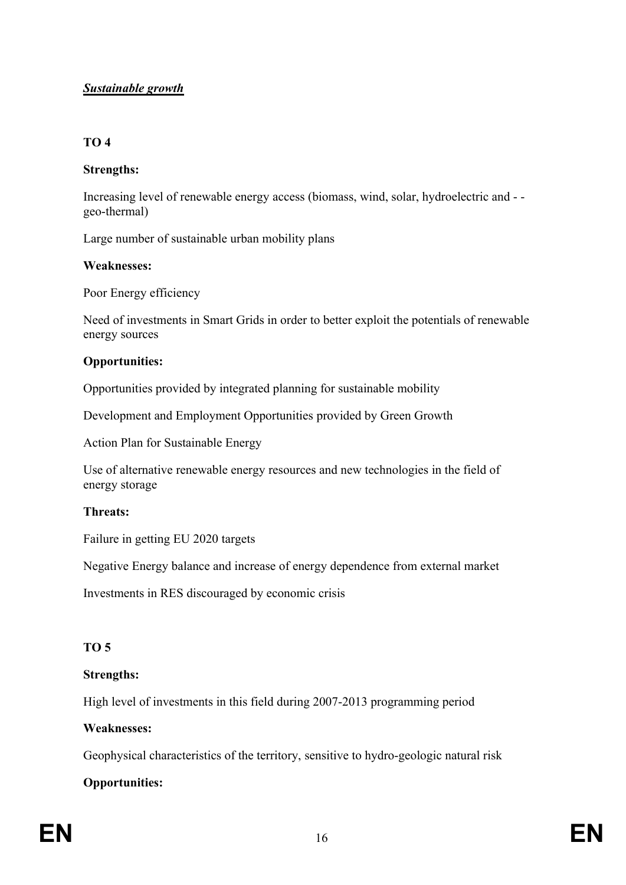***Sustainable growth***

**TO 4**

**Strengths:**

Increasing level of renewable energy access (biomass, wind, solar, hydroelectric and - - geo-thermal)

Large number of sustainable urban mobility plans

**Weaknesses:**

Poor Energy efficiency

Need of investments in Smart Grids in order to better exploit the potentials of renewable energy sources

**Opportunities:**

Opportunities provided by integrated planning for sustainable mobility

Development and Employment Opportunities provided by Green Growth

Action Plan for Sustainable Energy

Use of alternative renewable energy resources and new technologies in the field of energy storage

**Threats:**

Failure in getting EU 2020 targets

Negative Energy balance and increase of energy dependence from external market

Investments in RES discouraged by economic crisis

**TO 5**

**Strengths:**

High level of investments in this field during 2007-2013 programming period

**Weaknesses:**

Geophysical characteristics of the territory, sensitive to hydro-geologic natural risk

**Opportunities:**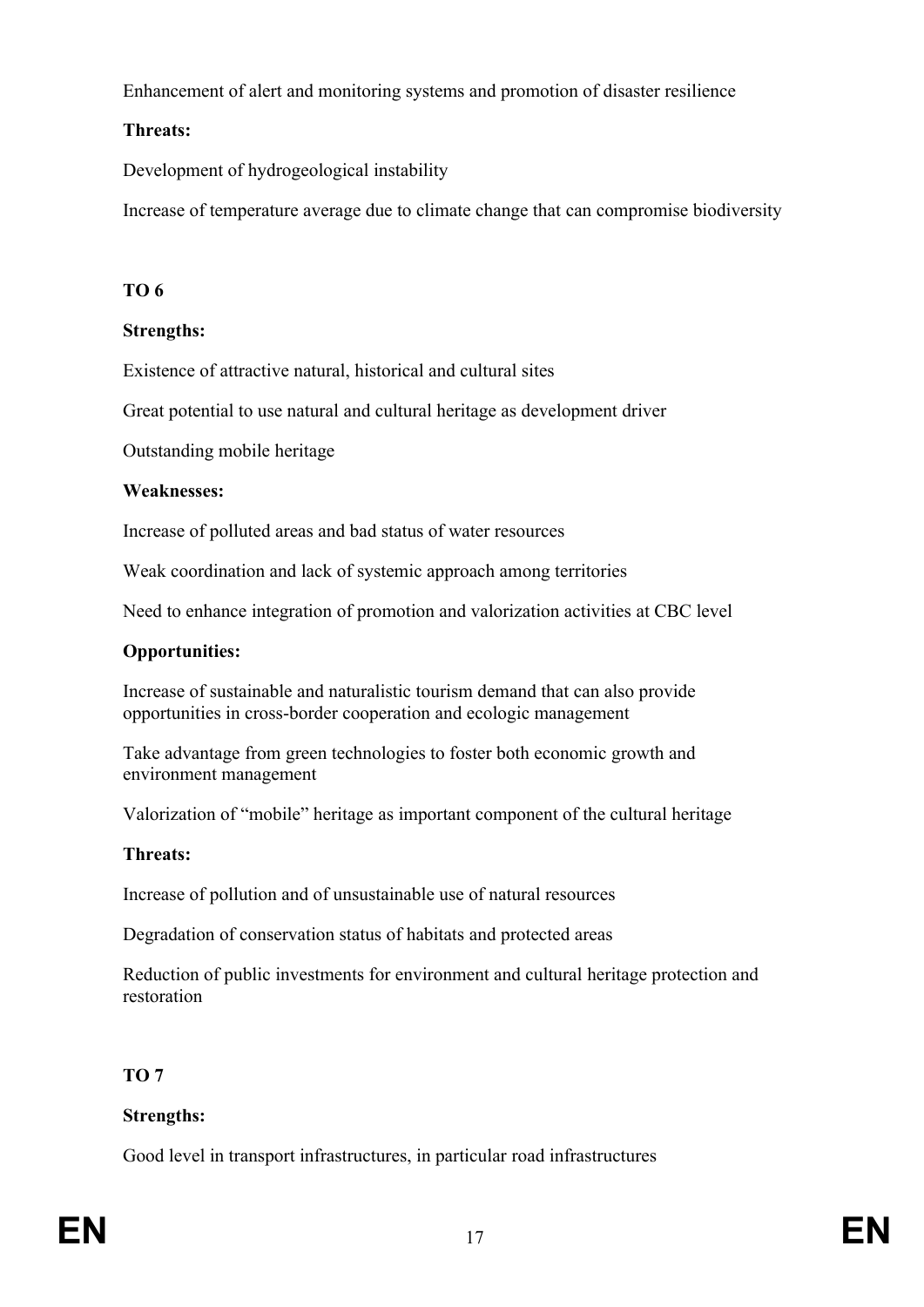Enhancement of alert and monitoring systems and promotion of disaster resilience

**Threats:**

Development of hydrogeological instability

Increase of temperature average due to climate change that can compromise biodiversity

**TO 6**

**Strengths:**

Existence of attractive natural, historical and cultural sites

Great potential to use natural and cultural heritage as development driver

Outstanding mobile heritage

**Weaknesses:**

Increase of polluted areas and bad status of water resources

Weak coordination and lack of systemic approach among territories

Need to enhance integration of promotion and valorization activities at CBC level

**Opportunities:**

Increase of sustainable and naturalistic tourism demand that can also provide opportunities in cross-border cooperation and ecologic management

Take advantage from green technologies to foster both economic growth and environment management

Valorization of "mobile" heritage as important component of the cultural heritage

**Threats:**

Increase of pollution and of unsustainable use of natural resources

Degradation of conservation status of habitats and protected areas

Reduction of public investments for environment and cultural heritage protection and restoration

**TO 7**

**Strengths:**

Good level in transport infrastructures, in particular road infrastructures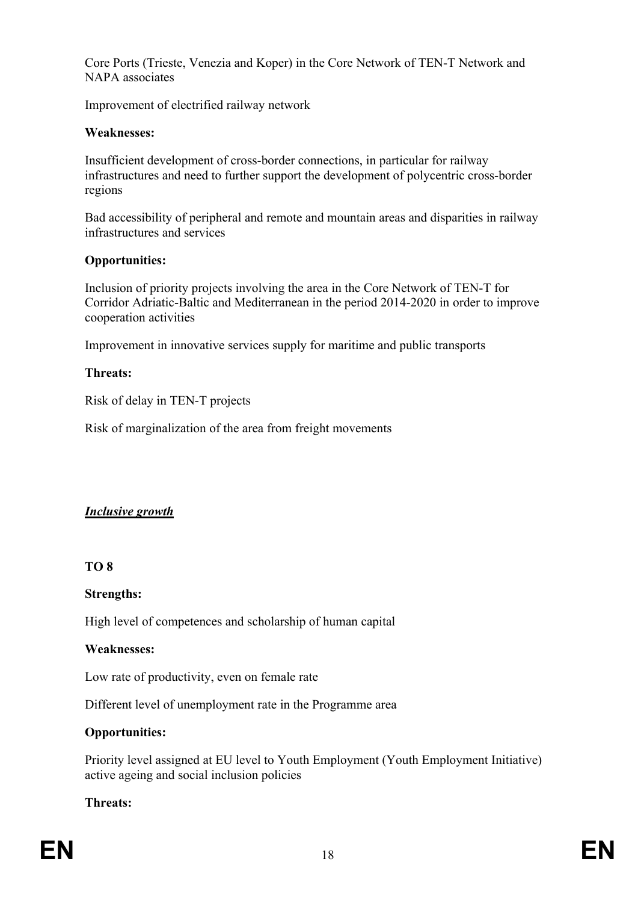Core Ports (Trieste, Venezia and Koper) in the Core Network of TEN-T Network and NAPA associates

Improvement of electrified railway network

**Weaknesses:**

Insufficient development of cross-border connections, in particular for railway infrastructures and need to further support the development of polycentric cross-border regions

Bad accessibility of peripheral and remote and mountain areas and disparities in railway infrastructures and services

**Opportunities:**

Inclusion of priority projects involving the area in the Core Network of TEN-T for Corridor Adriatic-Baltic and Mediterranean in the period 2014-2020 in order to improve cooperation activities

Improvement in innovative services supply for maritime and public transports

**Threats:**

Risk of delay in TEN-T projects

Risk of marginalization of the area from freight movements

***Inclusive growth***

**TO 8**

**Strengths:**

High level of competences and scholarship of human capital

**Weaknesses:**

Low rate of productivity, even on female rate

Different level of unemployment rate in the Programme area

**Opportunities:**

Priority level assigned at EU level to Youth Employment (Youth Employment Initiative) active ageing and social inclusion policies

**Threats:**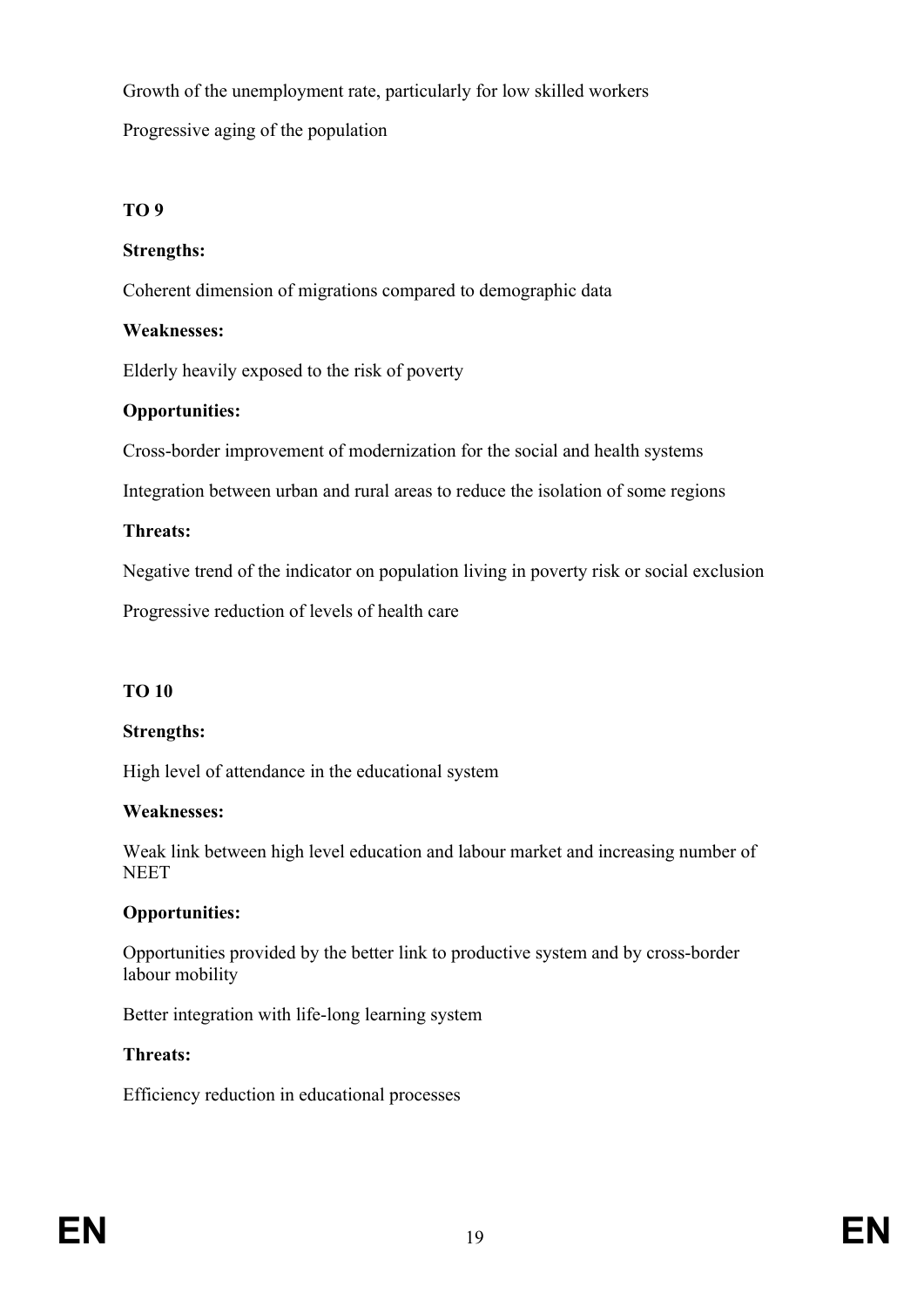Growth of the unemployment rate, particularly for low skilled workers

Progressive aging of the population

**TO 9**

**Strengths:**

Coherent dimension of migrations compared to demographic data

**Weaknesses:**

Elderly heavily exposed to the risk of poverty

**Opportunities:**

Cross-border improvement of modernization for the social and health systems

Integration between urban and rural areas to reduce the isolation of some regions

**Threats:**

Negative trend of the indicator on population living in poverty risk or social exclusion

Progressive reduction of levels of health care

**TO 10**

**Strengths:**

High level of attendance in the educational system

**Weaknesses:**

Weak link between high level education and labour market and increasing number of NEET

**Opportunities:**

Opportunities provided by the better link to productive system and by cross-border labour mobility

Better integration with life-long learning system

**Threats:**

Efficiency reduction in educational processes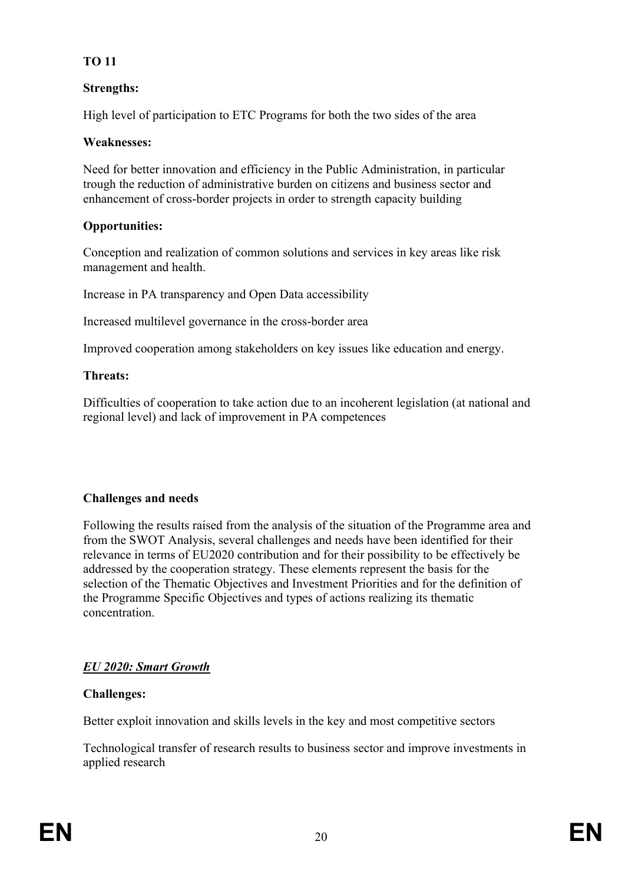**TO 11**

**Strengths:**

High level of participation to ETC Programs for both the two sides of the area

**Weaknesses:**

Need for better innovation and efficiency in the Public Administration, in particular trough the reduction of administrative burden on citizens and business sector and enhancement of cross-border projects in order to strength capacity building

**Opportunities:**

Conception and realization of common solutions and services in key areas like risk management and health.

Increase in PA transparency and Open Data accessibility

Increased multilevel governance in the cross-border area

Improved cooperation among stakeholders on key issues like education and energy.

**Threats:**

Difficulties of cooperation to take action due to an incoherent legislation (at national and regional level) and lack of improvement in PA competences

**Challenges and needs**

Following the results raised from the analysis of the situation of the Programme area and from the SWOT Analysis, several challenges and needs have been identified for their relevance in terms of EU2020 contribution and for their possibility to be effectively be addressed by the cooperation strategy. These elements represent the basis for the selection of the Thematic Objectives and Investment Priorities and for the definition of the Programme Specific Objectives and types of actions realizing its thematic concentration.

***EU 2020: Smart Growth***

**Challenges:**

Better exploit innovation and skills levels in the key and most competitive sectors

Technological transfer of research results to business sector and improve investments in applied research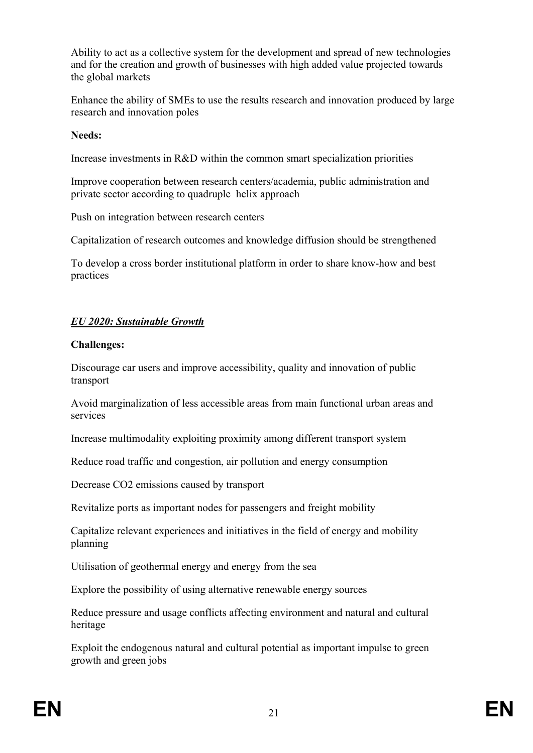Ability to act as a collective system for the development and spread of new technologies and for the creation and growth of businesses with high added value projected towards the global markets

Enhance the ability of SMEs to use the results research and innovation produced by large research and innovation poles

**Needs:**

Increase investments in R&D within the common smart specialization priorities

Improve cooperation between research centers/academia, public administration and private sector according to quadruple helix approach

Push on integration between research centers

Capitalization of research outcomes and knowledge diffusion should be strengthened

To develop a cross border institutional platform in order to share know-how and best practices

***<u>EU 2020: Sustainable Growth</u>***

**Challenges:**

Discourage car users and improve accessibility, quality and innovation of public transport

Avoid marginalization of less accessible areas from main functional urban areas and services

Increase multimodality exploiting proximity among different transport system

Reduce road traffic and congestion, air pollution and energy consumption

Decrease $CO_2$ emissions caused by transport

Revitalize ports as important nodes for passengers and freight mobility

Capitalize relevant experiences and initiatives in the field of energy and mobility planning

Utilisation of geothermal energy and energy from the sea

Explore the possibility of using alternative renewable energy sources

Reduce pressure and usage conflicts affecting environment and natural and cultural heritage

Exploit the endogenous natural and cultural potential as important impulse to green growth and green jobs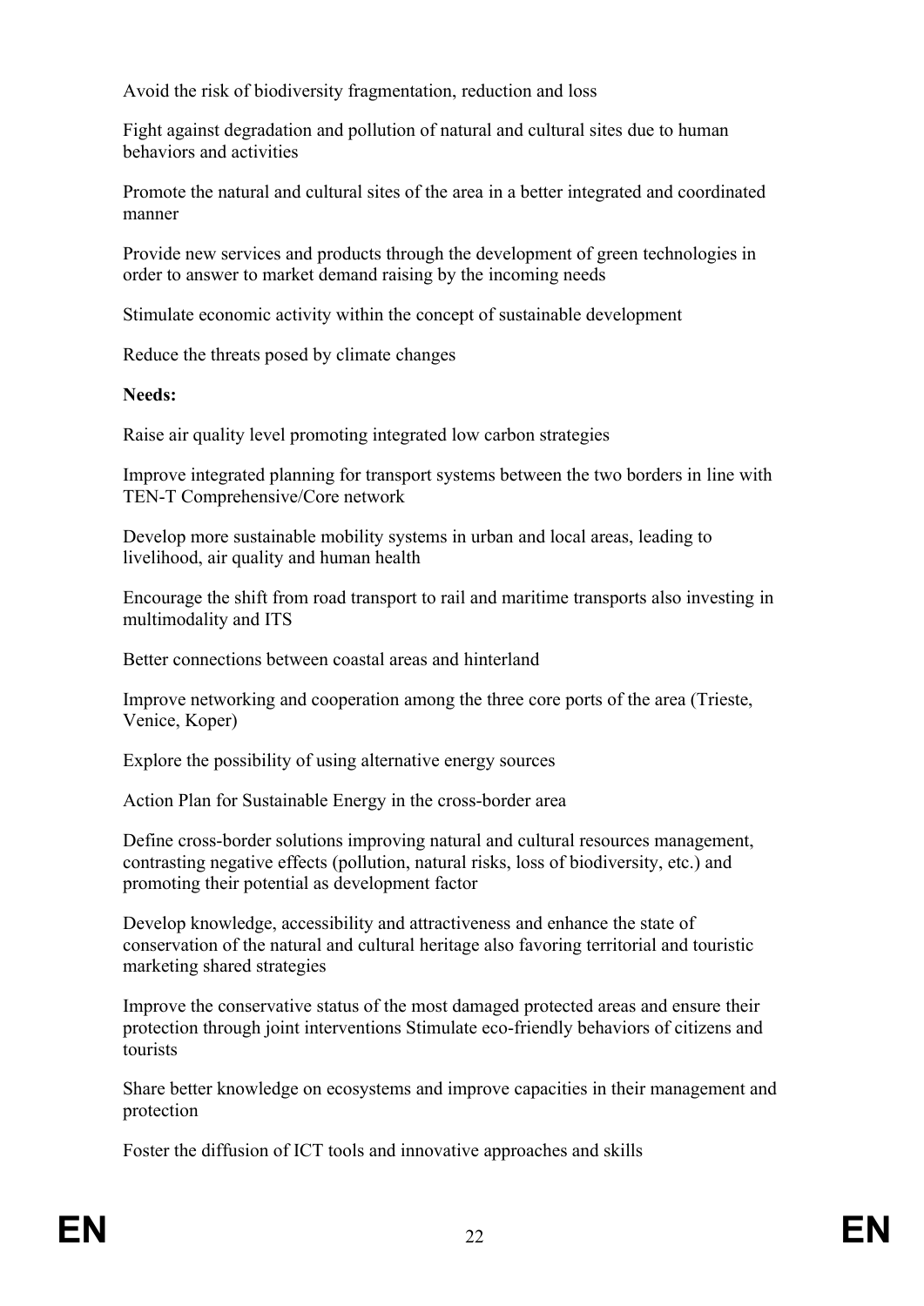Avoid the risk of biodiversity fragmentation, reduction and loss

Fight against degradation and pollution of natural and cultural sites due to human behaviors and activities

Promote the natural and cultural sites of the area in a better integrated and coordinated manner

Provide new services and products through the development of green technologies in order to answer to market demand raising by the incoming needs

Stimulate economic activity within the concept of sustainable development

Reduce the threats posed by climate changes

**Needs:**

Raise air quality level promoting integrated low carbon strategies

Improve integrated planning for transport systems between the two borders in line with TEN-T Comprehensive/Core network

Develop more sustainable mobility systems in urban and local areas, leading to livelihood, air quality and human health

Encourage the shift from road transport to rail and maritime transports also investing in multimodality and ITS

Better connections between coastal areas and hinterland

Improve networking and cooperation among the three core ports of the area (Trieste, Venice, Koper)

Explore the possibility of using alternative energy sources

Action Plan for Sustainable Energy in the cross-border area

Define cross-border solutions improving natural and cultural resources management, contrasting negative effects (pollution, natural risks, loss of biodiversity, etc.) and promoting their potential as development factor

Develop knowledge, accessibility and attractiveness and enhance the state of conservation of the natural and cultural heritage also favoring territorial and touristic marketing shared strategies

Improve the conservative status of the most damaged protected areas and ensure their protection through joint interventions Stimulate eco-friendly behaviors of citizens and tourists

Share better knowledge on ecosystems and improve capacities in their management and protection

Foster the diffusion of ICT tools and innovative approaches and skills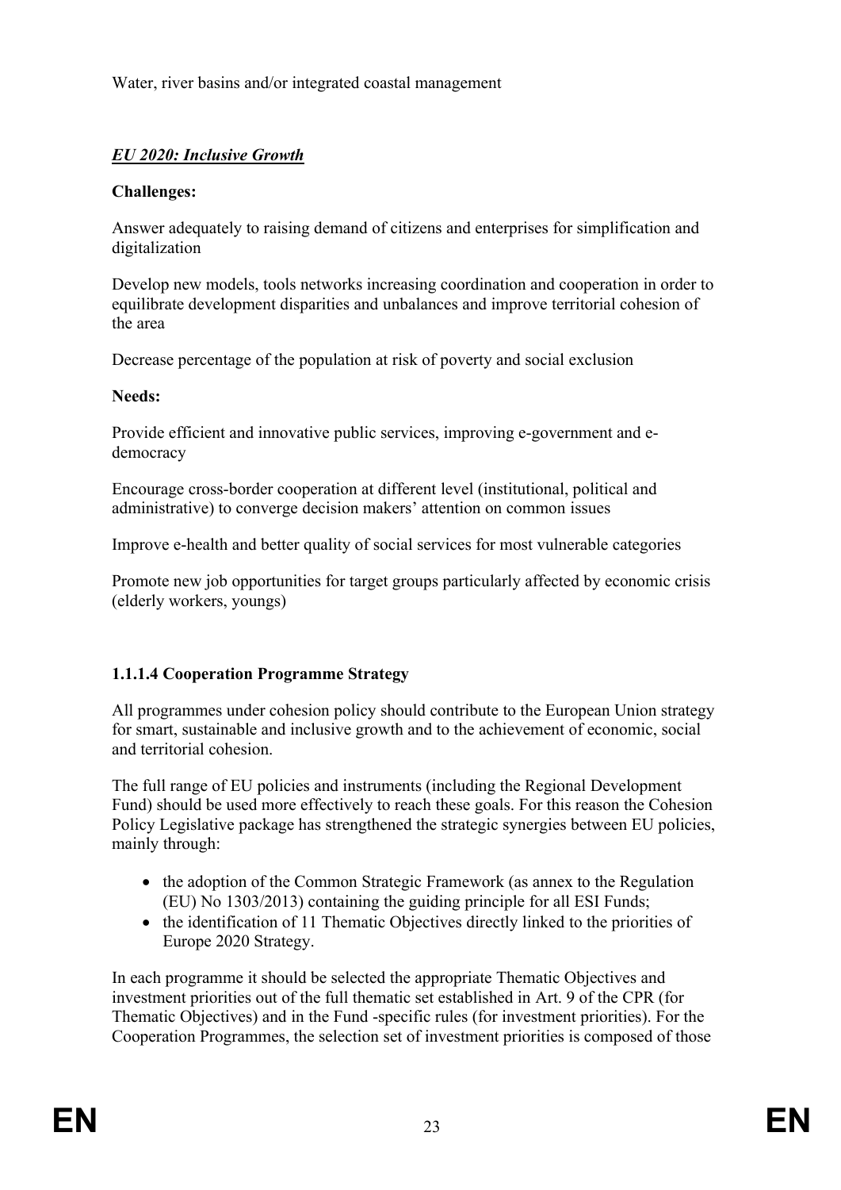Water, river basins and/or integrated coastal management

***EU 2020: Inclusive Growth***

**Challenges:**

Answer adequately to raising demand of citizens and enterprises for simplification and digitalization

Develop new models, tools networks increasing coordination and cooperation in order to equilibrate development disparities and unbalances and improve territorial cohesion of the area

Decrease percentage of the population at risk of poverty and social exclusion

**Needs:**

Provide efficient and innovative public services, improving e-government and e-democracy

Encourage cross-border cooperation at different level (institutional, political and administrative) to converge decision makers' attention on common issues

Improve e-health and better quality of social services for most vulnerable categories

Promote new job opportunities for target groups particularly affected by economic crisis (elderly workers, youngs)

#### 1.1.1.4 Cooperation Programme Strategy

All programmes under cohesion policy should contribute to the European Union strategy for smart, sustainable and inclusive growth and to the achievement of economic, social and territorial cohesion.

The full range of EU policies and instruments (including the Regional Development Fund) should be used more effectively to reach these goals. For this reason the Cohesion Policy Legislative package has strengthened the strategic synergies between EU policies, mainly through:

- the adoption of the Common Strategic Framework (as annex to the Regulation (EU) No 1303/2013) containing the guiding principle for all ESI Funds;
- the identification of 11 Thematic Objectives directly linked to the priorities of Europe 2020 Strategy.

In each programme it should be selected the appropriate Thematic Objectives and investment priorities out of the full thematic set established in Art. 9 of the CPR (for Thematic Objectives) and in the Fund -specific rules (for investment priorities). For the Cooperation Programmes, the selection set of investment priorities is composed of those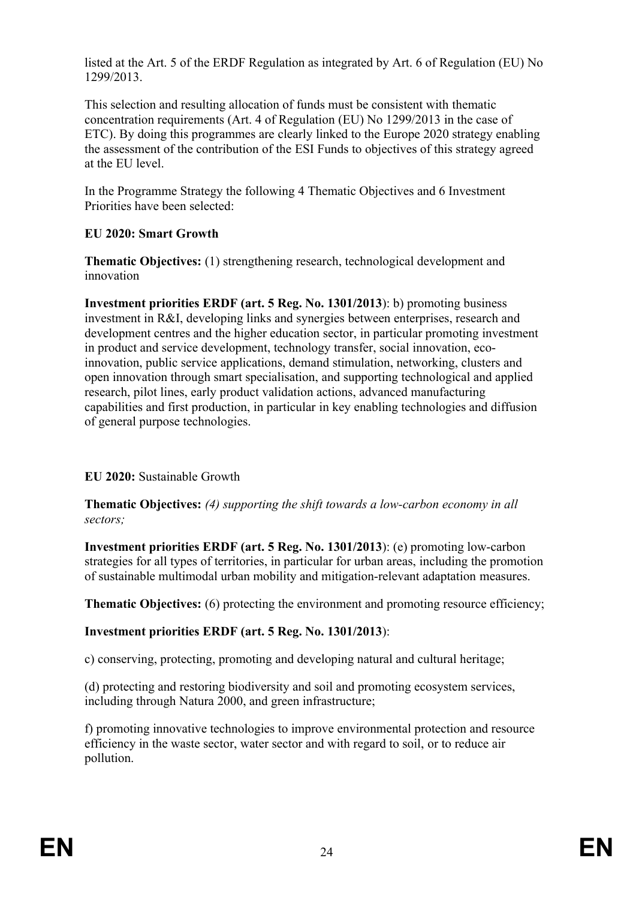listed at the Art. 5 of the ERDF Regulation as integrated by Art. 6 of Regulation (EU) No 1299/2013.

This selection and resulting allocation of funds must be consistent with thematic concentration requirements (Art. 4 of Regulation (EU) No 1299/2013 in the case of ETC). By doing this programmes are clearly linked to the Europe 2020 strategy enabling the assessment of the contribution of the ESI Funds to objectives of this strategy agreed at the EU level.

In the Programme Strategy the following 4 Thematic Objectives and 6 Investment Priorities have been selected:

**EU 2020: Smart Growth**

**Thematic Objectives:** (1) strengthening research, technological development and innovation

**Investment priorities ERDF (art. 5 Reg. No. 1301/2013**): b) promoting business investment in R&I, developing links and synergies between enterprises, research and development centres and the higher education sector, in particular promoting investment in product and service development, technology transfer, social innovation, eco-innovation, public service applications, demand stimulation, networking, clusters and open innovation through smart specialisation, and supporting technological and applied research, pilot lines, early product validation actions, advanced manufacturing capabilities and first production, in particular in key enabling technologies and diffusion of general purpose technologies.

**EU 2020:** Sustainable Growth

**Thematic Objectives:** *(4) supporting the shift towards a low-carbon economy in all sectors;*

**Investment priorities ERDF (art. 5 Reg. No. 1301/2013**): (e) promoting low-carbon strategies for all types of territories, in particular for urban areas, including the promotion of sustainable multimodal urban mobility and mitigation-relevant adaptation measures.

**Thematic Objectives:** (6) protecting the environment and promoting resource efficiency;

**Investment priorities ERDF (art. 5 Reg. No. 1301/2013**):

c) conserving, protecting, promoting and developing natural and cultural heritage;

(d) protecting and restoring biodiversity and soil and promoting ecosystem services, including through Natura 2000, and green infrastructure;

f) promoting innovative technologies to improve environmental protection and resource efficiency in the waste sector, water sector and with regard to soil, or to reduce air pollution.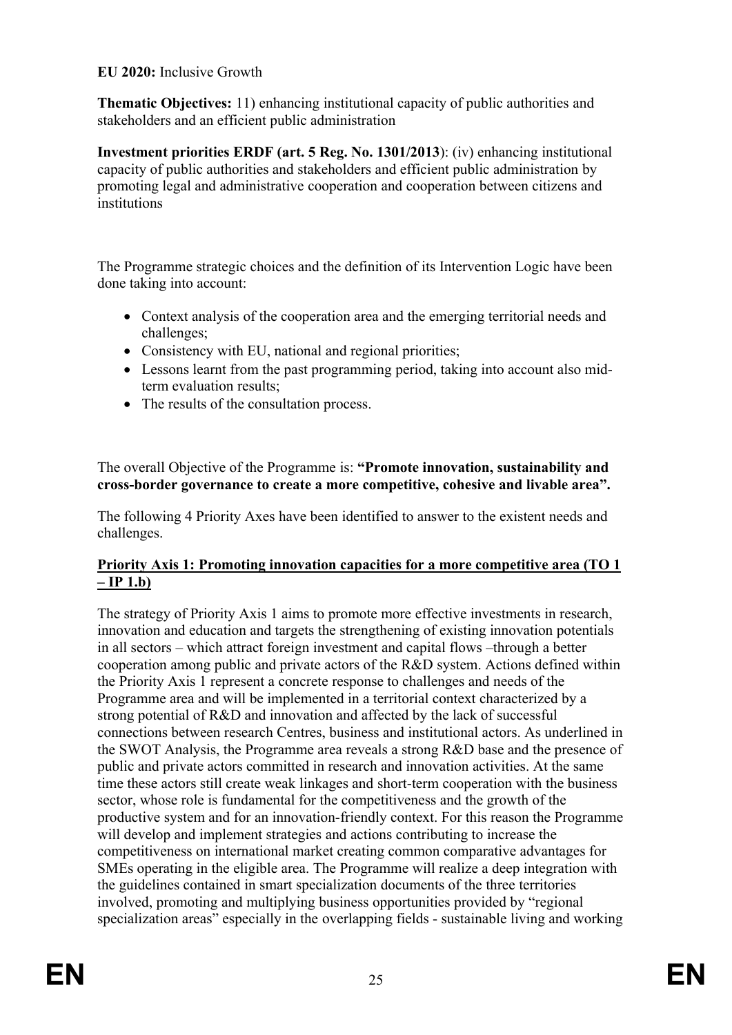**EU 2020:** Inclusive Growth

**Thematic Objectives:** 11) enhancing institutional capacity of public authorities and stakeholders and an efficient public administration

**Investment priorities ERDF (art. 5 Reg. No. 1301/2013**): (iv) enhancing institutional capacity of public authorities and stakeholders and efficient public administration by promoting legal and administrative cooperation and cooperation between citizens and institutions

The Programme strategic choices and the definition of its Intervention Logic have been done taking into account:

- Context analysis of the cooperation area and the emerging territorial needs and challenges;
- Consistency with EU, national and regional priorities;
- Lessons learnt from the past programming period, taking into account also mid-term evaluation results;
- The results of the consultation process.

The overall Objective of the Programme is: **"Promote innovation, sustainability and cross-border governance to create a more competitive, cohesive and livable area".**

The following 4 Priority Axes have been identified to answer to the existent needs and challenges.

**Priority Axis 1: Promoting innovation capacities for a more competitive area (TO 1 – IP 1.b)**

The strategy of Priority Axis 1 aims to promote more effective investments in research, innovation and education and targets the strengthening of existing innovation potentials in all sectors – which attract foreign investment and capital flows –through a better cooperation among public and private actors of the R&D system. Actions defined within the Priority Axis 1 represent a concrete response to challenges and needs of the Programme area and will be implemented in a territorial context characterized by a strong potential of R&D and innovation and affected by the lack of successful connections between research Centres, business and institutional actors. As underlined in the SWOT Analysis, the Programme area reveals a strong R&D base and the presence of public and private actors committed in research and innovation activities. At the same time these actors still create weak linkages and short-term cooperation with the business sector, whose role is fundamental for the competitiveness and the growth of the productive system and for an innovation-friendly context. For this reason the Programme will develop and implement strategies and actions contributing to increase the competitiveness on international market creating common comparative advantages for SMEs operating in the eligible area. The Programme will realize a deep integration with the guidelines contained in smart specialization documents of the three territories involved, promoting and multiplying business opportunities provided by "regional specialization areas" especially in the overlapping fields - sustainable living and working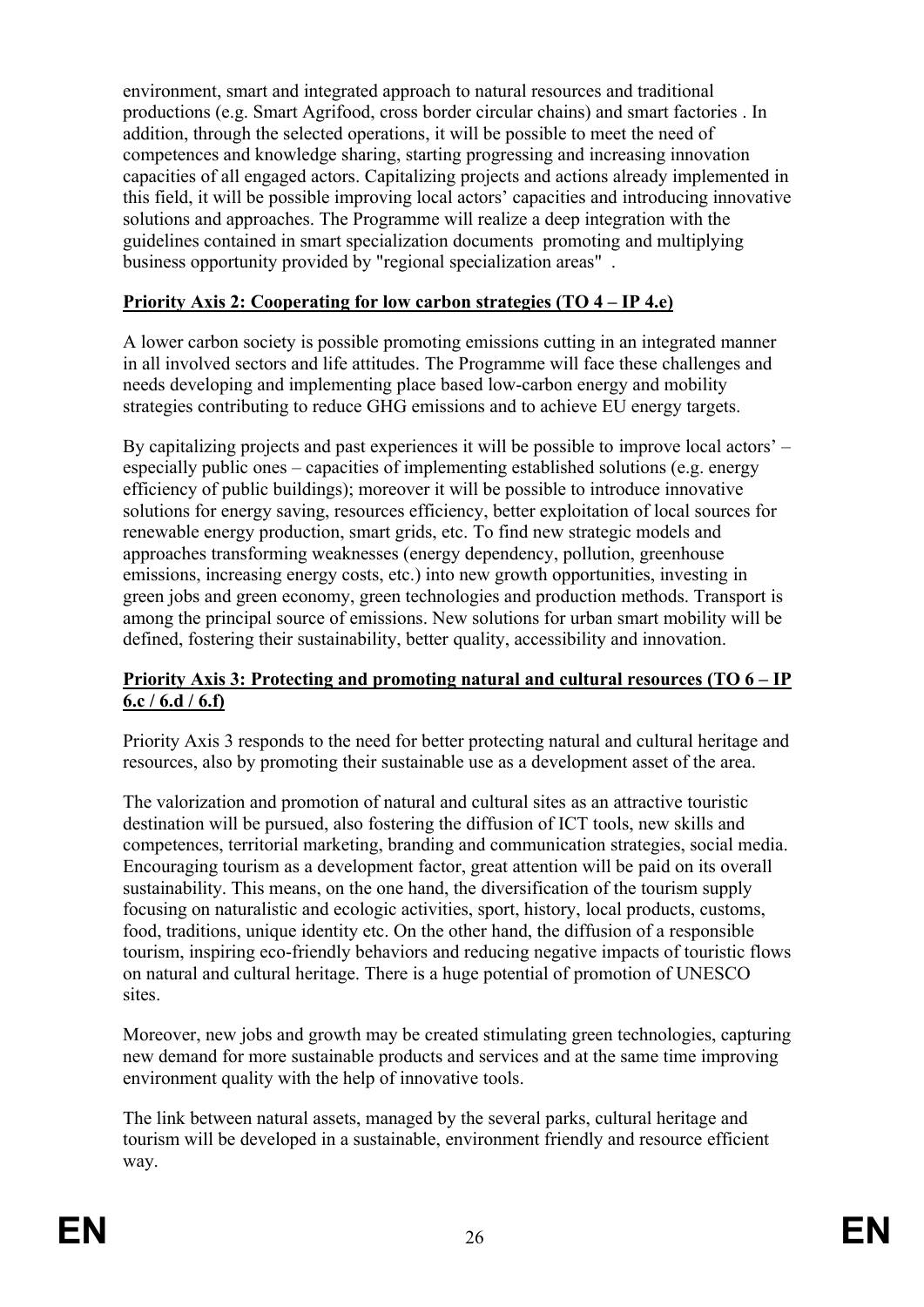environment, smart and integrated approach to natural resources and traditional productions (e.g. Smart Agrifood, cross border circular chains) and smart factories . In addition, through the selected operations, it will be possible to meet the need of competences and knowledge sharing, starting progressing and increasing innovation capacities of all engaged actors. Capitalizing projects and actions already implemented in this field, it will be possible improving local actors' capacities and introducing innovative solutions and approaches. The Programme will realize a deep integration with the guidelines contained in smart specialization documents promoting and multiplying business opportunity provided by "regional specialization areas" .

**Priority Axis 2: Cooperating for low carbon strategies (TO 4 – IP 4.e)**

A lower carbon society is possible promoting emissions cutting in an integrated manner in all involved sectors and life attitudes. The Programme will face these challenges and needs developing and implementing place based low-carbon energy and mobility strategies contributing to reduce GHG emissions and to achieve EU energy targets.

By capitalizing projects and past experiences it will be possible to improve local actors' – especially public ones – capacities of implementing established solutions (e.g. energy efficiency of public buildings); moreover it will be possible to introduce innovative solutions for energy saving, resources efficiency, better exploitation of local sources for renewable energy production, smart grids, etc. To find new strategic models and approaches transforming weaknesses (energy dependency, pollution, greenhouse emissions, increasing energy costs, etc.) into new growth opportunities, investing in green jobs and green economy, green technologies and production methods. Transport is among the principal source of emissions. New solutions for urban smart mobility will be defined, fostering their sustainability, better quality, accessibility and innovation.

**Priority Axis 3: Protecting and promoting natural and cultural resources (TO 6 – IP 6.c / 6.d / 6.f)**

Priority Axis 3 responds to the need for better protecting natural and cultural heritage and resources, also by promoting their sustainable use as a development asset of the area.

The valorization and promotion of natural and cultural sites as an attractive touristic destination will be pursued, also fostering the diffusion of ICT tools, new skills and competences, territorial marketing, branding and communication strategies, social media. Encouraging tourism as a development factor, great attention will be paid on its overall sustainability. This means, on the one hand, the diversification of the tourism supply focusing on naturalistic and ecologic activities, sport, history, local products, customs, food, traditions, unique identity etc. On the other hand, the diffusion of a responsible tourism, inspiring eco-friendly behaviors and reducing negative impacts of touristic flows on natural and cultural heritage. There is a huge potential of promotion of UNESCO sites.

Moreover, new jobs and growth may be created stimulating green technologies, capturing new demand for more sustainable products and services and at the same time improving environment quality with the help of innovative tools.

The link between natural assets, managed by the several parks, cultural heritage and tourism will be developed in a sustainable, environment friendly and resource efficient way.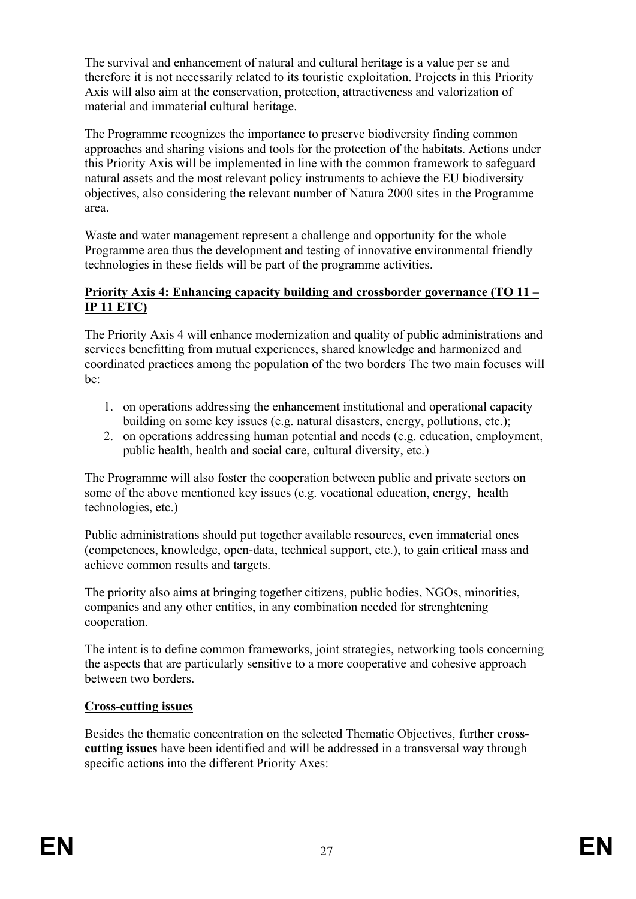The survival and enhancement of natural and cultural heritage is a value per se and therefore it is not necessarily related to its touristic exploitation. Projects in this Priority Axis will also aim at the conservation, protection, attractiveness and valorization of material and immaterial cultural heritage.

The Programme recognizes the importance to preserve biodiversity finding common approaches and sharing visions and tools for the protection of the habitats. Actions under this Priority Axis will be implemented in line with the common framework to safeguard natural assets and the most relevant policy instruments to achieve the EU biodiversity objectives, also considering the relevant number of Natura 2000 sites in the Programme area.

Waste and water management represent a challenge and opportunity for the whole Programme area thus the development and testing of innovative environmental friendly technologies in these fields will be part of the programme activities.

**Priority Axis 4: Enhancing capacity building and crossborder governance (TO 11 – IP 11 ETC)**

The Priority Axis 4 will enhance modernization and quality of public administrations and services benefitting from mutual experiences, shared knowledge and harmonized and coordinated practices among the population of the two borders The two main focuses will be:

1. on operations addressing the enhancement institutional and operational capacity building on some key issues (e.g. natural disasters, energy, pollutions, etc.);
2. on operations addressing human potential and needs (e.g. education, employment, public health, health and social care, cultural diversity, etc.)

The Programme will also foster the cooperation between public and private sectors on some of the above mentioned key issues (e.g. vocational education, energy, health technologies, etc.)

Public administrations should put together available resources, even immaterial ones (competences, knowledge, open-data, technical support, etc.), to gain critical mass and achieve common results and targets.

The priority also aims at bringing together citizens, public bodies, NGOs, minorities, companies and any other entities, in any combination needed for strenghtening cooperation.

The intent is to define common frameworks, joint strategies, networking tools concerning the aspects that are particularly sensitive to a more cooperative and cohesive approach between two borders.

**Cross-cutting issues**

Besides the thematic concentration on the selected Thematic Objectives, further **cross-cutting issues** have been identified and will be addressed in a transversal way through specific actions into the different Priority Axes: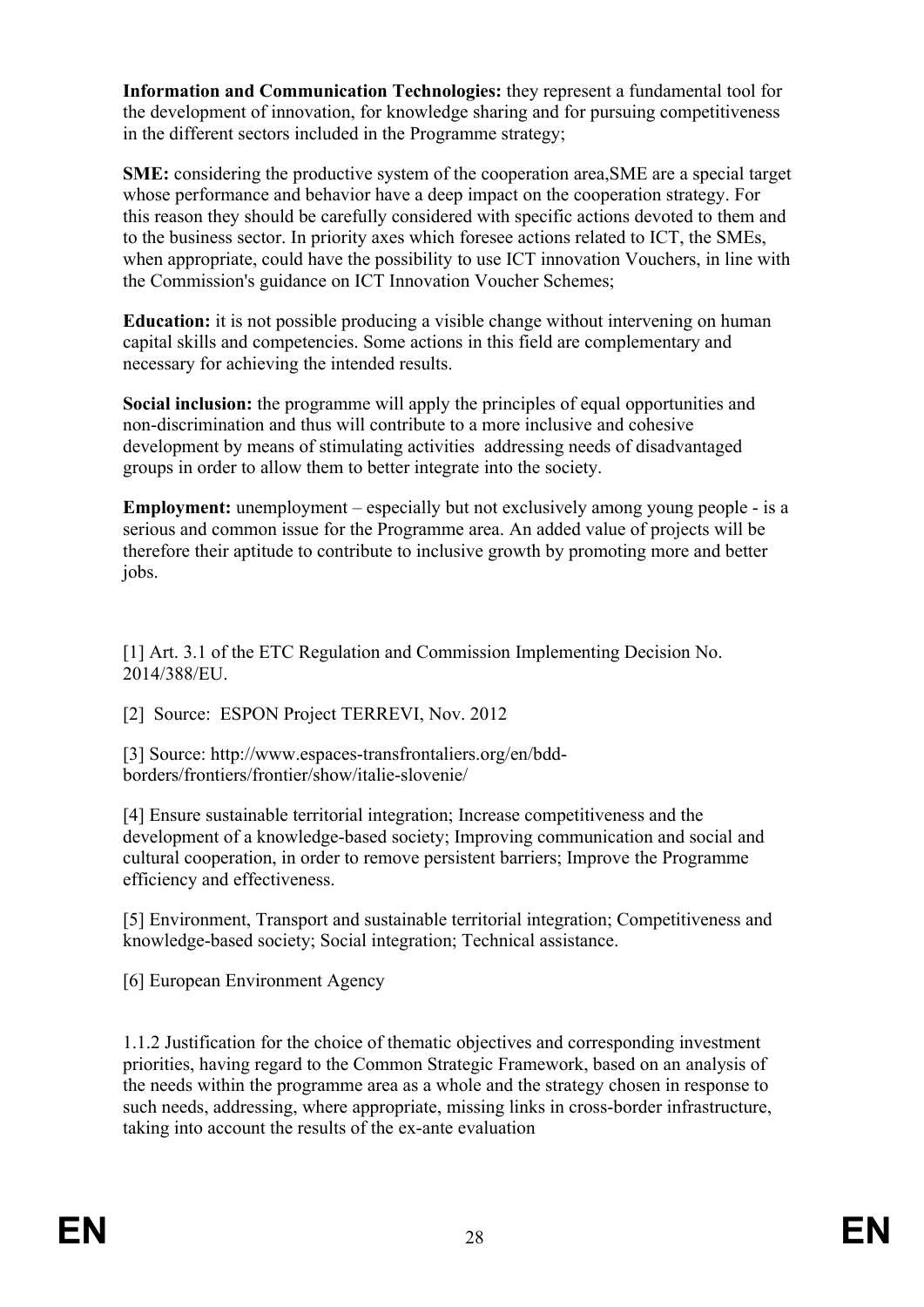**Information and Communication Technologies:** they represent a fundamental tool for the development of innovation, for knowledge sharing and for pursuing competitiveness in the different sectors included in the Programme strategy;

**SME:** considering the productive system of the cooperation area,SME are a special target whose performance and behavior have a deep impact on the cooperation strategy. For this reason they should be carefully considered with specific actions devoted to them and to the business sector. In priority axes which foresee actions related to ICT, the SMEs, when appropriate, could have the possibility to use ICT innovation Vouchers, in line with the Commission's guidance on ICT Innovation Voucher Schemes;

**Education:** it is not possible producing a visible change without intervening on human capital skills and competencies. Some actions in this field are complementary and necessary for achieving the intended results.

**Social inclusion:** the programme will apply the principles of equal opportunities and non-discrimination and thus will contribute to a more inclusive and cohesive development by means of stimulating activities addressing needs of disadvantaged groups in order to allow them to better integrate into the society.

**Employment:** unemployment – especially but not exclusively among young people - is a serious and common issue for the Programme area. An added value of projects will be therefore their aptitude to contribute to inclusive growth by promoting more and better jobs.

[1] Art. 3.1 of the ETC Regulation and Commission Implementing Decision No. 2014/388/EU.

[2] Source: ESPON Project TERREVI, Nov. 2012

[3] Source: http://www.espaces-transfrontaliers.org/en/bdd-borders/frontiers/frontier/show/italie-slovenie/

[4] Ensure sustainable territorial integration; Increase competitiveness and the development of a knowledge-based society; Improving communication and social and cultural cooperation, in order to remove persistent barriers; Improve the Programme efficiency and effectiveness.

[5] Environment, Transport and sustainable territorial integration; Competitiveness and knowledge-based society; Social integration; Technical assistance.

[6] European Environment Agency

1.1.2 Justification for the choice of thematic objectives and corresponding investment priorities, having regard to the Common Strategic Framework, based on an analysis of the needs within the programme area as a whole and the strategy chosen in response to such needs, addressing, where appropriate, missing links in cross-border infrastructure, taking into account the results of the ex-ante evaluation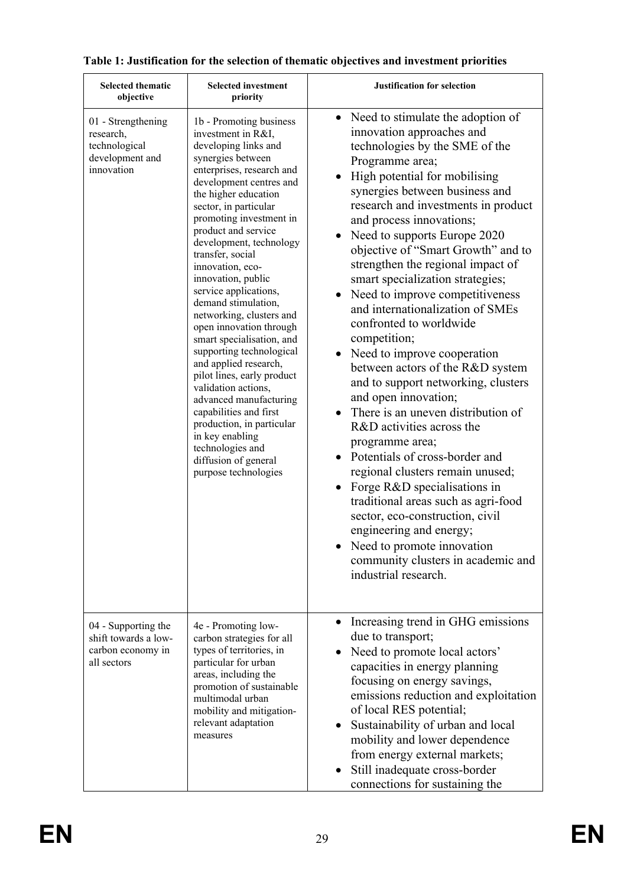**Table 1: Justification for the selection of thematic objectives and investment priorities**

| Selected thematic objective | Selected investment priority | Justification for selection |
|---|---|---|
| 01 - Strengthening research, technological development and innovation | 1b - Promoting business investment in R&I, developing links and synergies between enterprises, research and development centres and the higher education sector, in particular promoting investment in product and service development, technology transfer, social innovation, eco-innovation, public service applications, demand stimulation, networking, clusters and open innovation through smart specialisation, and supporting technological and applied research, pilot lines, early product validation actions, advanced manufacturing capabilities and first production, in particular in key enabling technologies and diffusion of general purpose technologies | • Need to stimulate the adoption of innovation approaches and technologies by the SME of the Programme area;<br>• High potential for mobilising synergies between business and research and investments in product and process innovations;<br>• Need to supports Europe 2020 objective of "Smart Growth" and to strengthen the regional impact of smart specialization strategies;<br>• Need to improve competitiveness and internationalization of SMEs confronted to worldwide competition;<br>• Need to improve cooperation between actors of the R&D system and to support networking, clusters and open innovation;<br>• There is an uneven distribution of R&D activities across the programme area;<br>• Potentials of cross-border and regional clusters remain unused;<br>• Forge R&D specialisations in traditional areas such as agri-food sector, eco-construction, civil engineering and energy;<br>• Need to promote innovation community clusters in academic and industrial research. |
| 04 - Supporting the shift towards a low-carbon economy in all sectors | 4e - Promoting low-carbon strategies for all types of territories, in particular for urban areas, including the promotion of sustainable multimodal urban mobility and mitigation-relevant adaptation measures | • Increasing trend in GHG emissions due to transport;<br>• Need to promote local actors' capacities in energy planning focusing on energy savings, emissions reduction and exploitation of local RES potential;<br>• Sustainability of urban and local mobility and lower dependence from energy external markets;<br>• Still inadequate cross-border connections for sustaining the |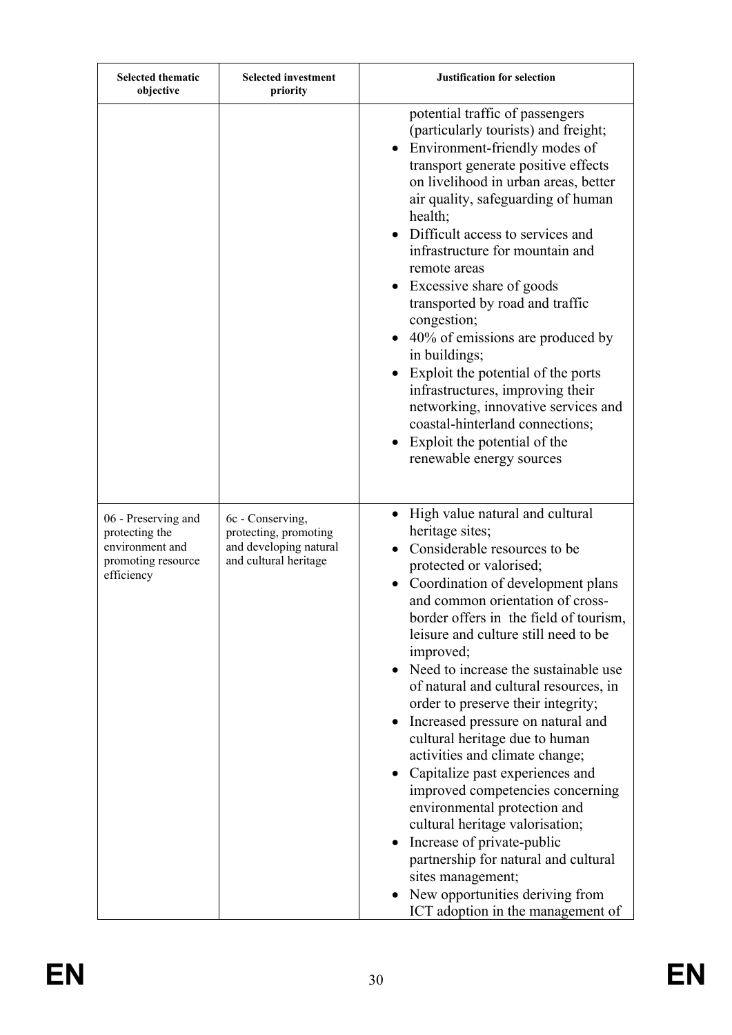| Selected thematic objective | Selected investment priority | Justification for selection |
|---|---|---|
| | | potential traffic of passengers (particularly tourists) and freight;<br>• Environment-friendly modes of transport generate positive effects on livelihood in urban areas, better air quality, safeguarding of human health;<br>• Difficult access to services and infrastructure for mountain and remote areas<br>• Excessive share of goods transported by road and traffic congestion;<br>• 40% of emissions are produced by in buildings;<br>• Exploit the potential of the ports infrastructures, improving their networking, innovative services and coastal-hinterland connections;<br>• Exploit the potential of the renewable energy sources |
| 06 - Preserving and protecting the environment and promoting resource efficiency | 6c - Conserving, protecting, promoting and developing natural and cultural heritage | • High value natural and cultural heritage sites;<br>• Considerable resources to be protected or valorised;<br>• Coordination of development plans and common orientation of cross-border offers in the field of tourism, leisure and culture still need to be improved;<br>• Need to increase the sustainable use of natural and cultural resources, in order to preserve their integrity;<br>• Increased pressure on natural and cultural heritage due to human activities and climate change;<br>• Capitalize past experiences and improved competencies concerning environmental protection and cultural heritage valorisation;<br>• Increase of private-public partnership for natural and cultural sites management;<br>• New opportunities deriving from ICT adoption in the management of |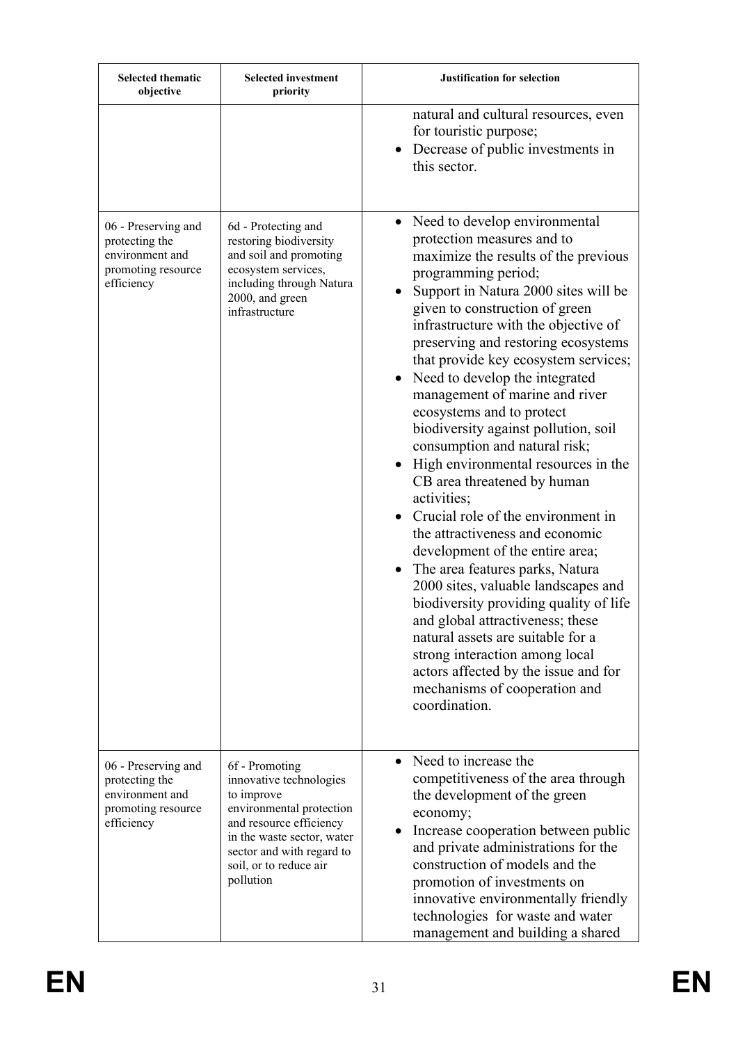| Selected thematic objective | Selected investment priority | Justification for selection |
|---|---|---|
| | | natural and cultural resources, even for touristic purpose;<br>• Decrease of public investments in this sector. |
| 06 - Preserving and protecting the environment and promoting resource efficiency | 6d - Protecting and restoring biodiversity and soil and promoting ecosystem services, including through Natura 2000, and green infrastructure | • Need to develop environmental protection measures and to maximize the results of the previous programming period;<br>• Support in Natura 2000 sites will be given to construction of green infrastructure with the objective of preserving and restoring ecosystems that provide key ecosystem services;<br>• Need to develop the integrated management of marine and river ecosystems and to protect biodiversity against pollution, soil consumption and natural risk;<br>• High environmental resources in the CB area threatened by human activities;<br>• Crucial role of the environment in the attractiveness and economic development of the entire area;<br>• The area features parks, Natura 2000 sites, valuable landscapes and biodiversity providing quality of life and global attractiveness; these natural assets are suitable for a strong interaction among local actors affected by the issue and for mechanisms of cooperation and coordination. |
| 06 - Preserving and protecting the environment and promoting resource efficiency | 6f - Promoting innovative technologies to improve environmental protection and resource efficiency in the waste sector, water sector and with regard to soil, or to reduce air pollution | • Need to increase the competitiveness of the area through the development of the green economy;<br>• Increase cooperation between public and private administrations for the construction of models and the promotion of investments on innovative environmentally friendly technologies for waste and water management and building a shared |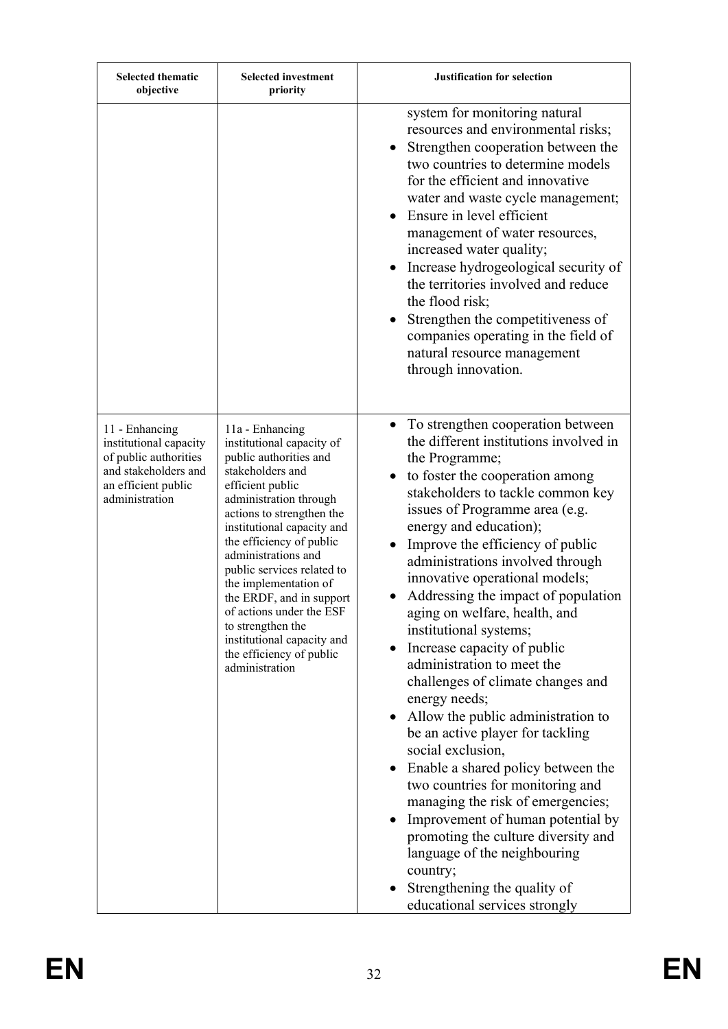| Selected thematic objective | Selected investment priority | Justification for selection |
|---|---|---|
| | | system for monitoring natural resources and environmental risks;<br>• Strengthen cooperation between the two countries to determine models for the efficient and innovative water and waste cycle management;<br>• Ensure in level efficient management of water resources, increased water quality;<br>• Increase hydrogeological security of the territories involved and reduce the flood risk;<br>• Strengthen the competitiveness of companies operating in the field of natural resource management through innovation. |
| 11 - Enhancing institutional capacity of public authorities and stakeholders and an efficient public administration | 11a - Enhancing institutional capacity of public authorities and stakeholders and efficient public administration through actions to strengthen the institutional capacity and the efficiency of public administrations and public services related to the implementation of the ERDF, and in support of actions under the ESF to strengthen the institutional capacity and the efficiency of public administration | • To strengthen cooperation between the different institutions involved in the Programme;<br>• to foster the cooperation among stakeholders to tackle common key issues of Programme area (e.g. energy and education);<br>• Improve the efficiency of public administrations involved through innovative operational models;<br>• Addressing the impact of population aging on welfare, health, and institutional systems;<br>• Increase capacity of public administration to meet the challenges of climate changes and energy needs;<br>• Allow the public administration to be an active player for tackling social exclusion,<br>• Enable a shared policy between the two countries for monitoring and managing the risk of emergencies;<br>• Improvement of human potential by promoting the culture diversity and language of the neighbouring country;<br>• Strengthening the quality of educational services strongly |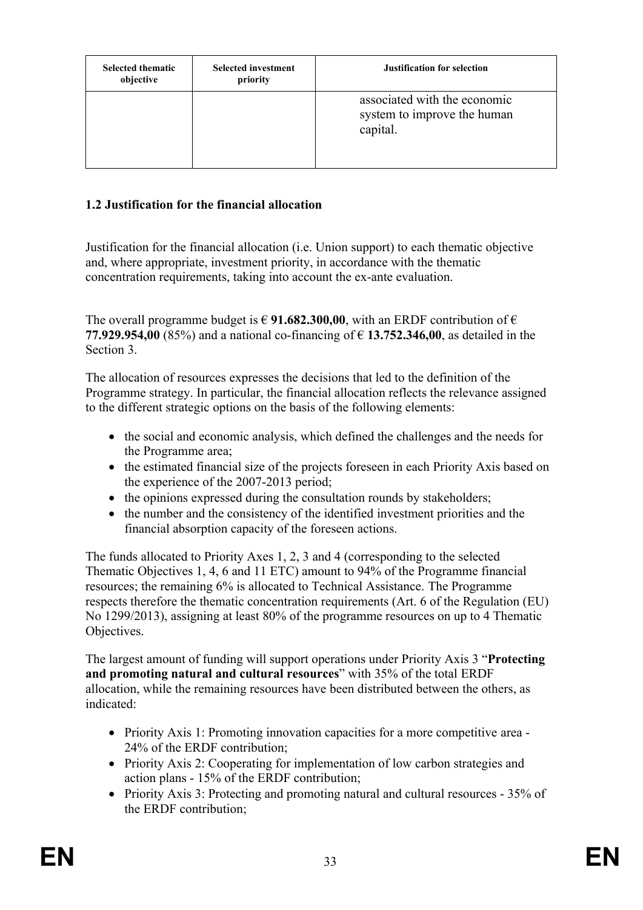| Selected thematic objective | Selected investment priority | Justification for selection |
|---|---|---|
| | | associated with the economic system to improve the human capital. |

### 1.2 Justification for the financial allocation

Justification for the financial allocation (i.e. Union support) to each thematic objective and, where appropriate, investment priority, in accordance with the thematic concentration requirements, taking into account the ex-ante evaluation.

The overall programme budget is € **91.682.300,00**, with an ERDF contribution of € **77.929.954,00** (85%) and a national co-financing of € **13.752.346,00**, as detailed in the Section 3.

The allocation of resources expresses the decisions that led to the definition of the Programme strategy. In particular, the financial allocation reflects the relevance assigned to the different strategic options on the basis of the following elements:

- the social and economic analysis, which defined the challenges and the needs for the Programme area;
- the estimated financial size of the projects foreseen in each Priority Axis based on the experience of the 2007-2013 period;
- the opinions expressed during the consultation rounds by stakeholders;
- the number and the consistency of the identified investment priorities and the financial absorption capacity of the foreseen actions.

The funds allocated to Priority Axes 1, 2, 3 and 4 (corresponding to the selected Thematic Objectives 1, 4, 6 and 11 ETC) amount to 94% of the Programme financial resources; the remaining 6% is allocated to Technical Assistance. The Programme respects therefore the thematic concentration requirements (Art. 6 of the Regulation (EU) No 1299/2013), assigning at least 80% of the programme resources on up to 4 Thematic Objectives.

The largest amount of funding will support operations under Priority Axis 3 "**Protecting and promoting natural and cultural resources**" with 35% of the total ERDF allocation, while the remaining resources have been distributed between the others, as indicated:

- Priority Axis 1: Promoting innovation capacities for a more competitive area - 24% of the ERDF contribution;
- Priority Axis 2: Cooperating for implementation of low carbon strategies and action plans - 15% of the ERDF contribution;
- Priority Axis 3: Protecting and promoting natural and cultural resources - 35% of the ERDF contribution;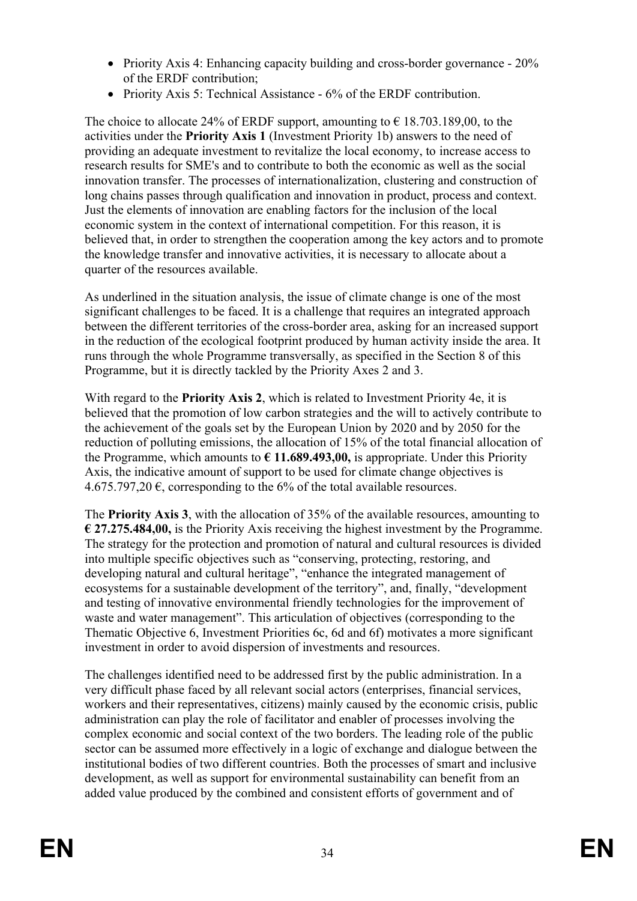- Priority Axis 4: Enhancing capacity building and cross-border governance - 20% of the ERDF contribution;
- Priority Axis 5: Technical Assistance - 6% of the ERDF contribution.

The choice to allocate 24% of ERDF support, amounting to € 18.703.189,00, to the activities under the **Priority Axis 1** (Investment Priority 1b) answers to the need of providing an adequate investment to revitalize the local economy, to increase access to research results for SME's and to contribute to both the economic as well as the social innovation transfer. The processes of internationalization, clustering and construction of long chains passes through qualification and innovation in product, process and context. Just the elements of innovation are enabling factors for the inclusion of the local economic system in the context of international competition. For this reason, it is believed that, in order to strengthen the cooperation among the key actors and to promote the knowledge transfer and innovative activities, it is necessary to allocate about a quarter of the resources available.

As underlined in the situation analysis, the issue of climate change is one of the most significant challenges to be faced. It is a challenge that requires an integrated approach between the different territories of the cross-border area, asking for an increased support in the reduction of the ecological footprint produced by human activity inside the area. It runs through the whole Programme transversally, as specified in the Section 8 of this Programme, but it is directly tackled by the Priority Axes 2 and 3.

With regard to the **Priority Axis 2**, which is related to Investment Priority 4e, it is believed that the promotion of low carbon strategies and the will to actively contribute to the achievement of the goals set by the European Union by 2020 and by 2050 for the reduction of polluting emissions, the allocation of 15% of the total financial allocation of the Programme, which amounts to **€ 11.689.493,00,** is appropriate. Under this Priority Axis, the indicative amount of support to be used for climate change objectives is 4.675.797,20 €, corresponding to the 6% of the total available resources.

The **Priority Axis 3**, with the allocation of 35% of the available resources, amounting to **€ 27.275.484,00,** is the Priority Axis receiving the highest investment by the Programme. The strategy for the protection and promotion of natural and cultural resources is divided into multiple specific objectives such as "conserving, protecting, restoring, and developing natural and cultural heritage", "enhance the integrated management of ecosystems for a sustainable development of the territory", and, finally, "development and testing of innovative environmental friendly technologies for the improvement of waste and water management". This articulation of objectives (corresponding to the Thematic Objective 6, Investment Priorities 6c, 6d and 6f) motivates a more significant investment in order to avoid dispersion of investments and resources.

The challenges identified need to be addressed first by the public administration. In a very difficult phase faced by all relevant social actors (enterprises, financial services, workers and their representatives, citizens) mainly caused by the economic crisis, public administration can play the role of facilitator and enabler of processes involving the complex economic and social context of the two borders. The leading role of the public sector can be assumed more effectively in a logic of exchange and dialogue between the institutional bodies of two different countries. Both the processes of smart and inclusive development, as well as support for environmental sustainability can benefit from an added value produced by the combined and consistent efforts of government and of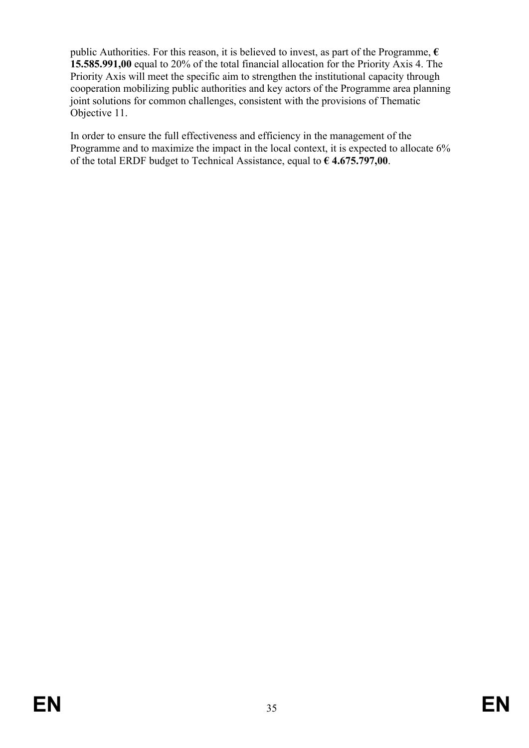public Authorities. For this reason, it is believed to invest, as part of the Programme, **€ 15.585.991,00** equal to 20% of the total financial allocation for the Priority Axis 4. The Priority Axis will meet the specific aim to strengthen the institutional capacity through cooperation mobilizing public authorities and key actors of the Programme area planning joint solutions for common challenges, consistent with the provisions of Thematic Objective 11.

In order to ensure the full effectiveness and efficiency in the management of the Programme and to maximize the impact in the local context, it is expected to allocate 6% of the total ERDF budget to Technical Assistance, equal to **€ 4.675.797,00**.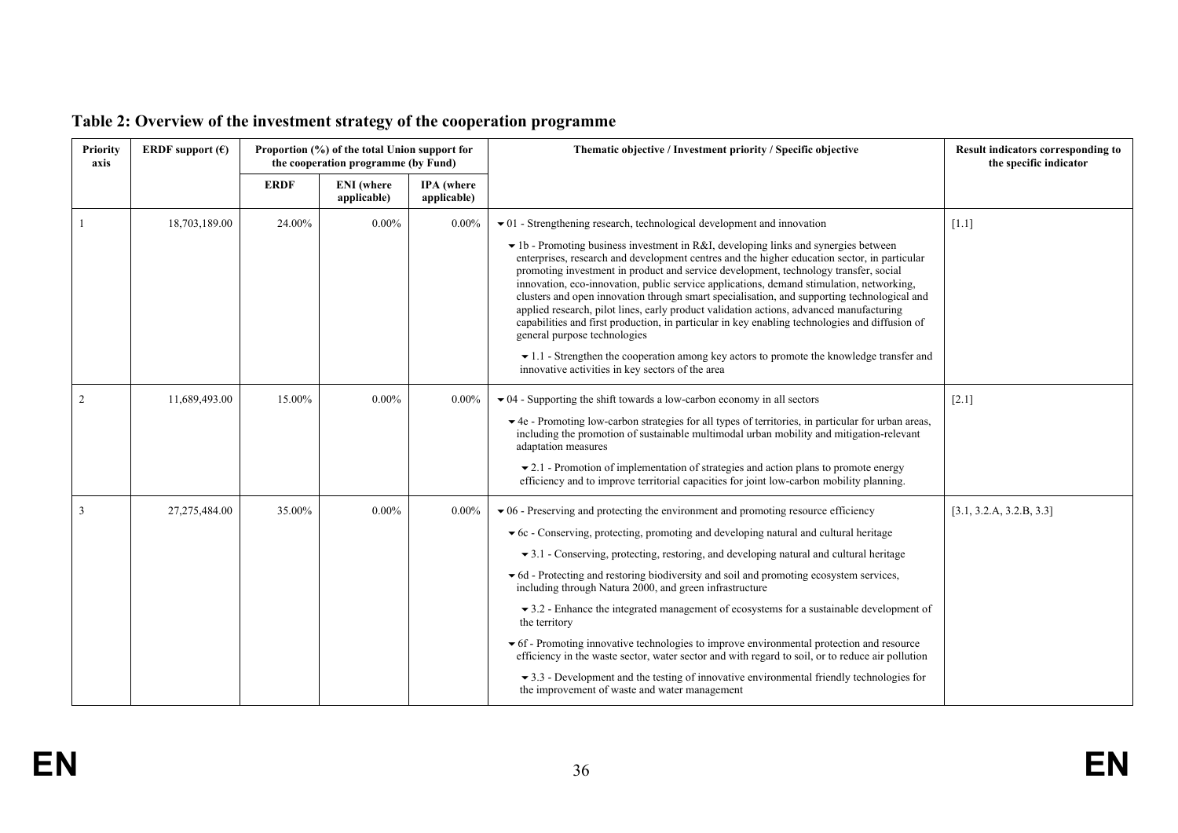## Table 2: Overview of the investment strategy of the cooperation programme

| Priority axis | ERDF support (€) | Proportion (%) of the total Union support for the cooperation programme (by Fund) | | | Thematic objective / Investment priority / Specific objective | Result indicators corresponding to the specific indicator |
|---|---|---|---|---|---|---|
| | | ERDF | ENI (where applicable) | IPA (where applicable) | | |
| 1 | 18,703,189.00 | 24.00% | 0.00% | 0.00% | ▾ 01 - Strengthening research, technological development and innovation<br>▾ 1b - Promoting business investment in R&I, developing links and synergies between enterprises, research and development centres and the higher education sector, in particular promoting investment in product and service development, technology transfer, social innovation, eco-innovation, public service applications, demand stimulation, networking, clusters and open innovation through smart specialisation, and supporting technological and applied research, pilot lines, early product validation actions, advanced manufacturing capabilities and first production, in particular in key enabling technologies and diffusion of general purpose technologies<br>▾ 1.1 - Strengthen the cooperation among key actors to promote the knowledge transfer and innovative activities in key sectors of the area | [1.1] |
| 2 | 11,689,493.00 | 15.00% | 0.00% | 0.00% | ▾ 04 - Supporting the shift towards a low-carbon economy in all sectors<br>▾ 4e - Promoting low-carbon strategies for all types of territories, in particular for urban areas, including the promotion of sustainable multimodal urban mobility and mitigation-relevant adaptation measures<br>▾ 2.1 - Promotion of implementation of strategies and action plans to promote energy efficiency and to improve territorial capacities for joint low-carbon mobility planning. | [2.1] |
| 3 | 27,275,484.00 | 35.00% | 0.00% | 0.00% | ▾ 06 - Preserving and protecting the environment and promoting resource efficiency<br>▾ 6c - Conserving, protecting, promoting and developing natural and cultural heritage<br>▾ 3.1 - Conserving, protecting, restoring, and developing natural and cultural heritage<br>▾ 6d - Protecting and restoring biodiversity and soil and promoting ecosystem services, including through Natura 2000, and green infrastructure<br>▾ 3.2 - Enhance the integrated management of ecosystems for a sustainable development of the territory<br>▾ 6f - Promoting innovative technologies to improve environmental protection and resource efficiency in the waste sector, water sector and with regard to soil, or to reduce air pollution<br>▾ 3.3 - Development and the testing of innovative environmental friendly technologies for the improvement of waste and water management | [3.1, 3.2.A, 3.2.B, 3.3] |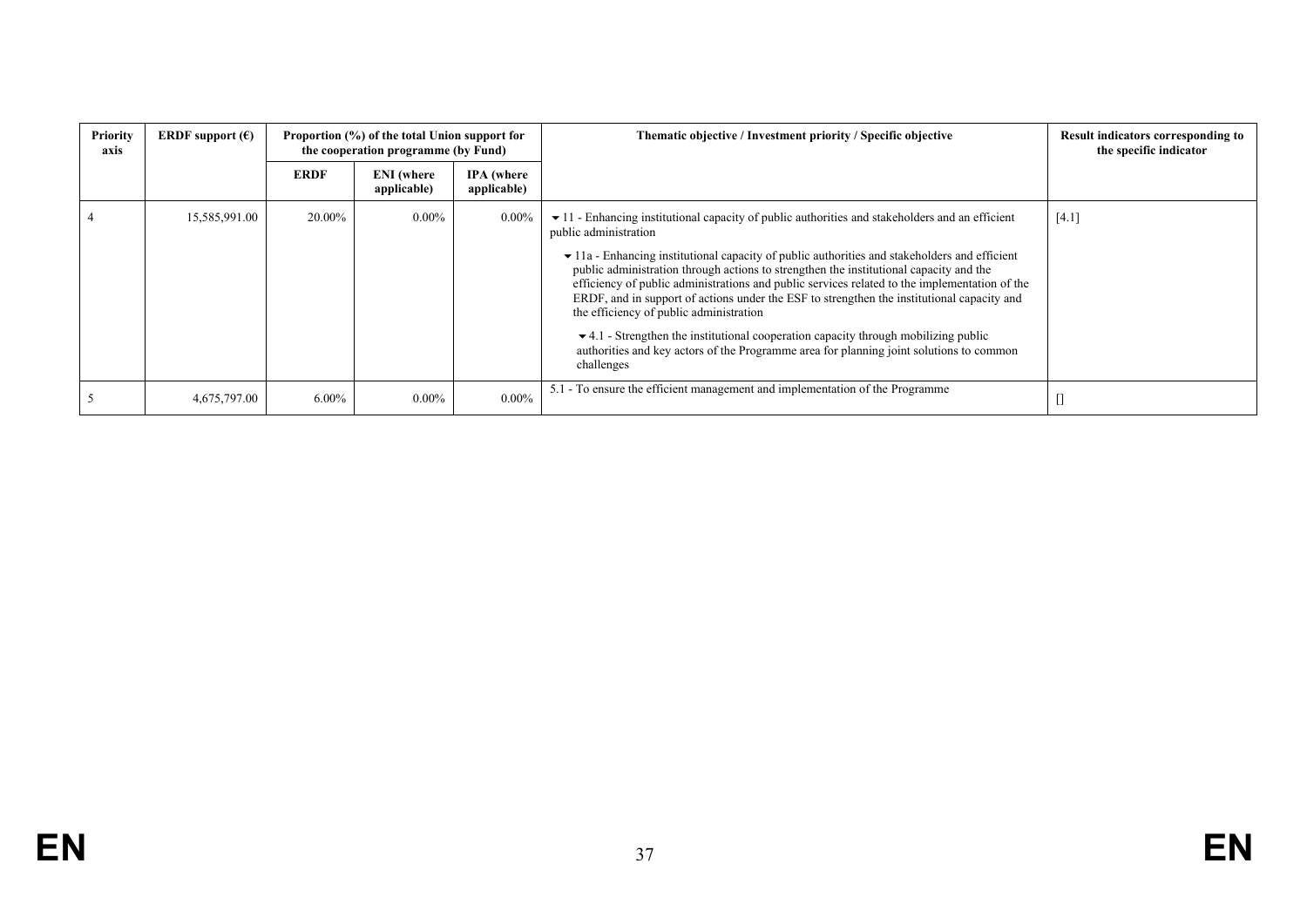| Priority axis | ERDF support (€) | Proportion (%) of the total Union support for the cooperation programme (by Fund) | | | Thematic objective / Investment priority / Specific objective | Result indicators corresponding to the specific indicator |
|---|---|---|---|---|---|---|
| | | ERDF | ENI (where applicable) | IPA (where applicable) | | |
| 4 | 15,585,991.00 | 20.00% | 0.00% | 0.00% | ▾ 11 - Enhancing institutional capacity of public authorities and stakeholders and an efficient public administration<br><br>▾ 11a - Enhancing institutional capacity of public authorities and stakeholders and efficient public administration through actions to strengthen the institutional capacity and the efficiency of public administrations and public services related to the implementation of the ERDF, and in support of actions under the ESF to strengthen the institutional capacity and the efficiency of public administration<br><br>▾ 4.1 - Strengthen the institutional cooperation capacity through mobilizing public authorities and key actors of the Programme area for planning joint solutions to common challenges | [4.1] |
| 5 | 4,675,797.00 | 6.00% | 0.00% | 0.00% | 5.1 - To ensure the efficient management and implementation of the Programme | [] |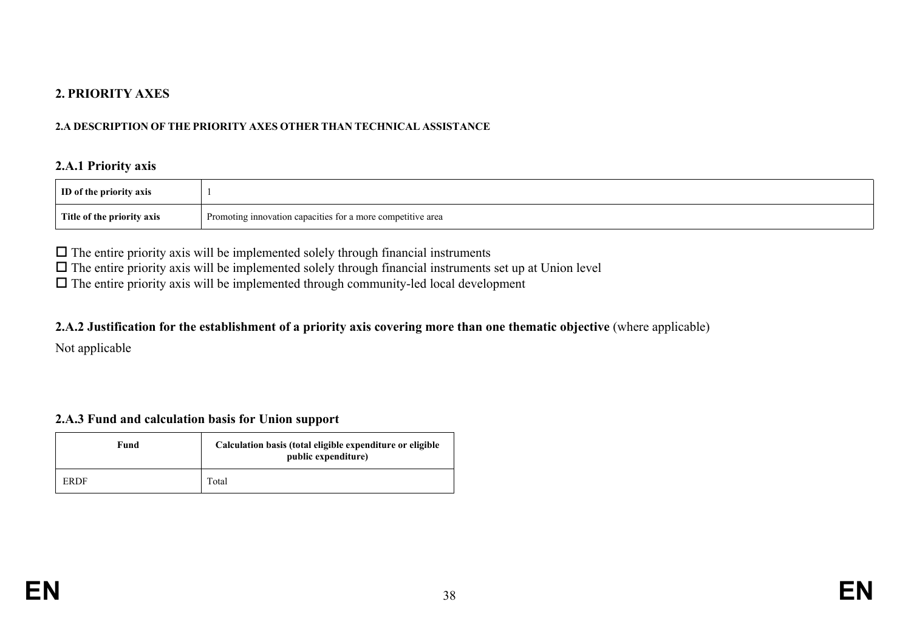## 2. PRIORITY AXES

### 2.A DESCRIPTION OF THE PRIORITY AXES OTHER THAN TECHNICAL ASSISTANCE

### 2.A.1 Priority axis

| **ID of the priority axis** | 1 |
|---|---|
| **Title of the priority axis** | Promoting innovation capacities for a more competitive area |

☐ The entire priority axis will be implemented solely through financial instruments
☐ The entire priority axis will be implemented solely through financial instruments set up at Union level
☐ The entire priority axis will be implemented through community-led local development

### 2.A.2 Justification for the establishment of a priority axis covering more than one thematic objective (where applicable)

Not applicable

### 2.A.3 Fund and calculation basis for Union support

| **Fund** | **Calculation basis (total eligible expenditure or eligible public expenditure)** |
|---|---|
| ERDF | Total |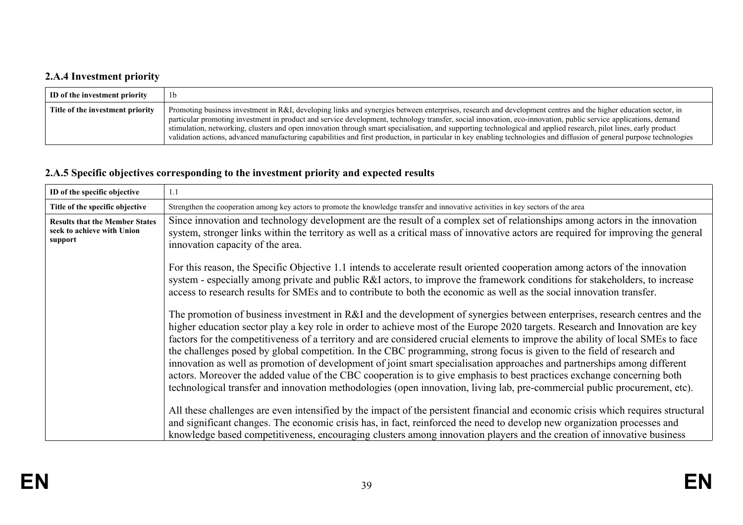### 2.A.4 Investment priority

| ID of the investment priority | 1b |
|---|---|
| Title of the investment priority | Promoting business investment in R&I, developing links and synergies between enterprises, research and development centres and the higher education sector, in particular promoting investment in product and service development, technology transfer, social innovation, eco-innovation, public service applications, demand stimulation, networking, clusters and open innovation through smart specialisation, and supporting technological and applied research, pilot lines, early product validation actions, advanced manufacturing capabilities and first production, in particular in key enabling technologies and diffusion of general purpose technologies |

### 2.A.5 Specific objectives corresponding to the investment priority and expected results

| ID of the specific objective | 1.1 |
|---|---|
| Title of the specific objective | Strengthen the cooperation among key actors to promote the knowledge transfer and innovative activities in key sectors of the area |
| Results that the Member States seek to achieve with Union support | Since innovation and technology development are the result of a complex set of relationships among actors in the innovation system, stronger links within the territory as well as a critical mass of innovative actors are required for improving the general innovation capacity of the area.<br><br>For this reason, the Specific Objective 1.1 intends to accelerate result oriented cooperation among actors of the innovation system - especially among private and public R&I actors, to improve the framework conditions for stakeholders, to increase access to research results for SMEs and to contribute to both the economic as well as the social innovation transfer.<br><br>The promotion of business investment in R&I and the development of synergies between enterprises, research centres and the higher education sector play a key role in order to achieve most of the Europe 2020 targets. Research and Innovation are key factors for the competitiveness of a territory and are considered crucial elements to improve the ability of local SMEs to face the challenges posed by global competition. In the CBC programming, strong focus is given to the field of research and innovation as well as promotion of development of joint smart specialisation approaches and partnerships among different actors. Moreover the added value of the CBC cooperation is to give emphasis to best practices exchange concerning both technological transfer and innovation methodologies (open innovation, living lab, pre-commercial public procurement, etc).<br><br>All these challenges are even intensified by the impact of the persistent financial and economic crisis which requires structural and significant changes. The economic crisis has, in fact, reinforced the need to develop new organization processes and knowledge based competitiveness, encouraging clusters among innovation players and the creation of innovative business |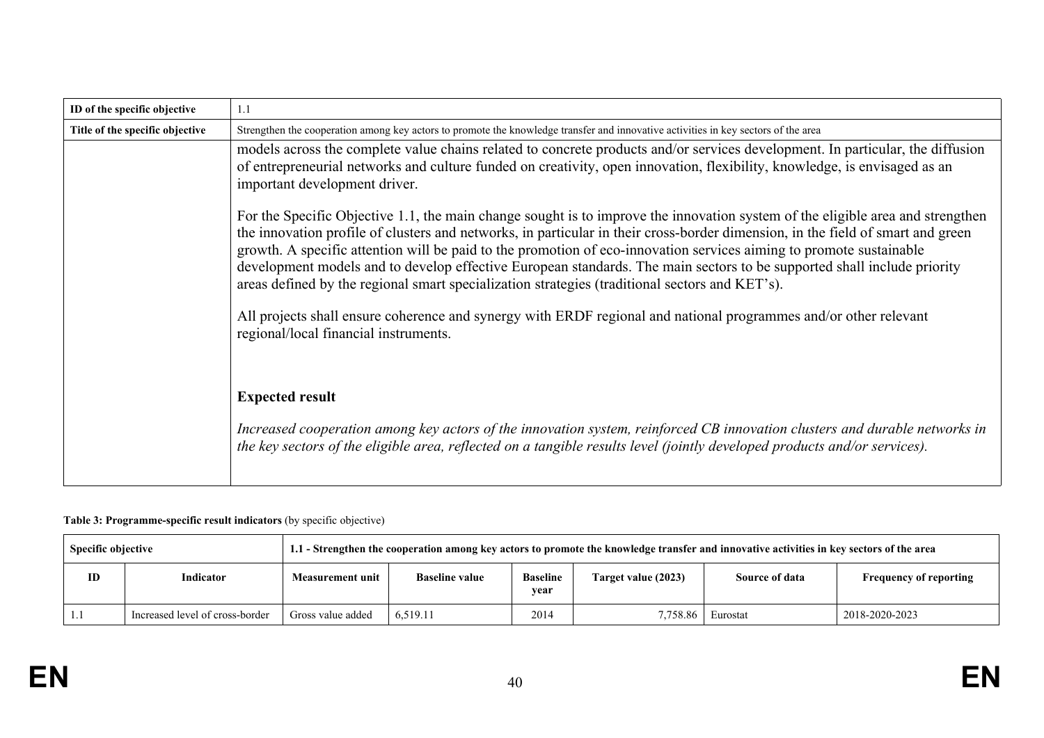| ID of the specific objective | 1.1 |
|---|---|
| Title of the specific objective | Strengthen the cooperation among key actors to promote the knowledge transfer and innovative activities in key sectors of the area |
| | models across the complete value chains related to concrete products and/or services development. In particular, the diffusion of entrepreneurial networks and culture funded on creativity, open innovation, flexibility, knowledge, is envisaged as an important development driver.<br><br>For the Specific Objective 1.1, the main change sought is to improve the innovation system of the eligible area and strengthen the innovation profile of clusters and networks, in particular in their cross-border dimension, in the field of smart and green growth. A specific attention will be paid to the promotion of eco-innovation services aiming to promote sustainable development models and to develop effective European standards. The main sectors to be supported shall include priority areas defined by the regional smart specialization strategies (traditional sectors and KET's).<br><br>All projects shall ensure coherence and synergy with ERDF regional and national programmes and/or other relevant regional/local financial instruments.<br><br>**Expected result**<br><br>*Increased cooperation among key actors of the innovation system, reinforced CB innovation clusters and durable networks in the key sectors of the eligible area, reflected on a tangible results level (jointly developed products and/or services).* |

**Table 3: Programme-specific result indicators** (by specific objective)

| Specific objective | | 1.1 - Strengthen the cooperation among key actors to promote the knowledge transfer and innovative activities in key sectors of the area | | | | | |
|---|---|---|---|---|---|---|---|
| ID | Indicator | Measurement unit | Baseline value | Baseline year | Target value (2023) | Source of data | Frequency of reporting |
| 1.1 | Increased level of cross-border | Gross value added | 6,519.11 | 2014 | 7,758.86 | Eurostat | 2018-2020-2023 |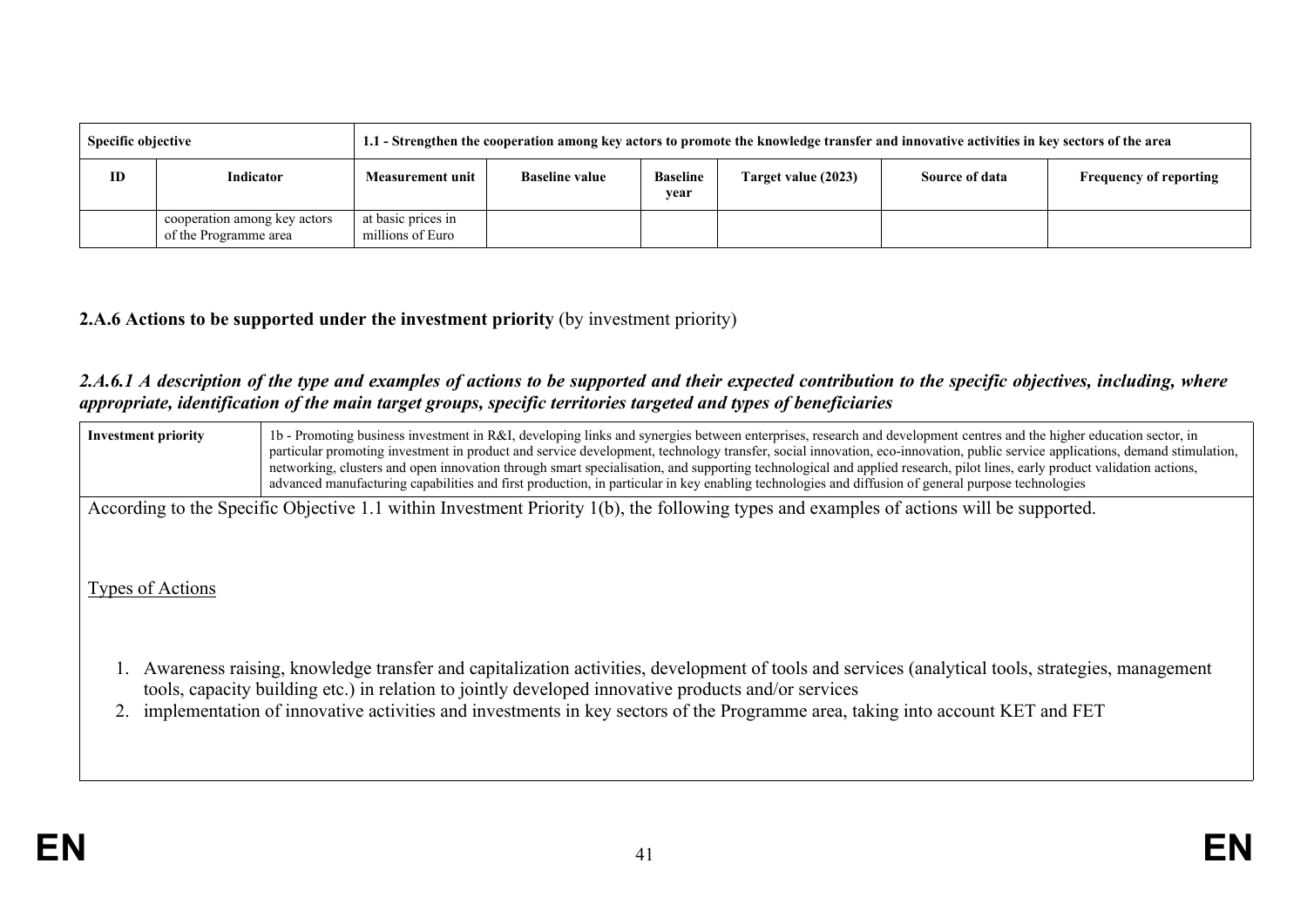| Specific objective | | 1.1 - Strengthen the cooperation among key actors to promote the knowledge transfer and innovative activities in key sectors of the area | | | | | |
|---|---|---|---|---|---|---|---|
| **ID** | **Indicator** | **Measurement unit** | **Baseline value** | **Baseline year** | **Target value (2023)** | **Source of data** | **Frequency of reporting** |
| | cooperation among key actors of the Programme area | at basic prices in millions of Euro | | | | | |

### 2.A.6 Actions to be supported under the investment priority (by investment priority)

#### *2.A.6.1 A description of the type and examples of actions to be supported and their expected contribution to the specific objectives, including, where appropriate, identification of the main target groups, specific territories targeted and types of beneficiaries*

| **Investment priority** | 1b - Promoting business investment in R&I, developing links and synergies between enterprises, research and development centres and the higher education sector, in particular promoting investment in product and service development, technology transfer, social innovation, eco-innovation, public service applications, demand stimulation, networking, clusters and open innovation through smart specialisation, and supporting technological and applied research, pilot lines, early product validation actions, advanced manufacturing capabilities and first production, in particular in key enabling technologies and diffusion of general purpose technologies |
|---|---|

According to the Specific Objective 1.1 within Investment Priority 1(b), the following types and examples of actions will be supported.

Types of Actions

1. Awareness raising, knowledge transfer and capitalization activities, development of tools and services (analytical tools, strategies, management tools, capacity building etc.) in relation to jointly developed innovative products and/or services
2. implementation of innovative activities and investments in key sectors of the Programme area, taking into account KET and FET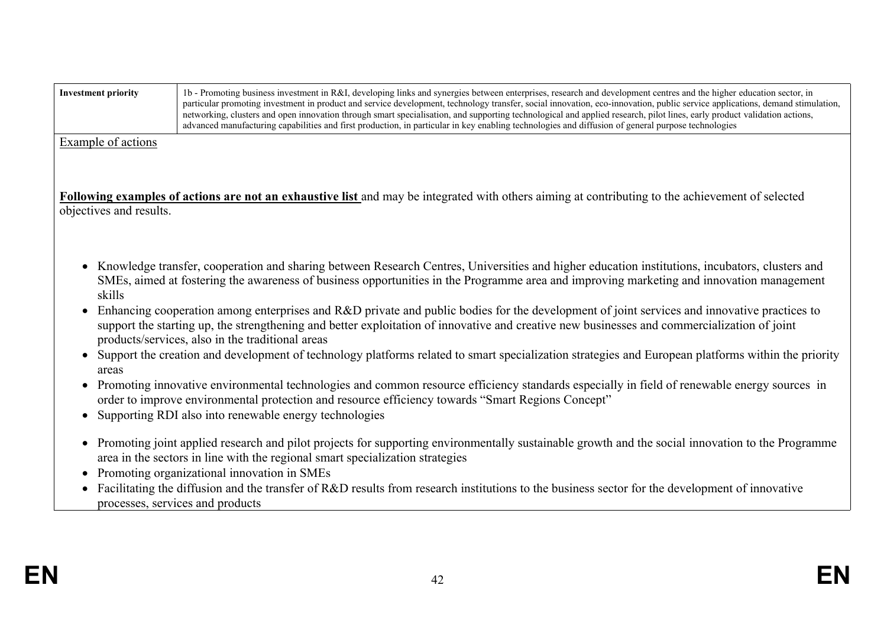| Investment priority | 1b - Promoting business investment in R&I, developing links and synergies between enterprises, research and development centres and the higher education sector, in particular promoting investment in product and service development, technology transfer, social innovation, eco-innovation, public service applications, demand stimulation, networking, clusters and open innovation through smart specialisation, and supporting technological and applied research, pilot lines, early product validation actions, advanced manufacturing capabilities and first production, in particular in key enabling technologies and diffusion of general purpose technologies |
|---|---|

Example of actions

**Following examples of actions are not an exhaustive list** and may be integrated with others aiming at contributing to the achievement of selected objectives and results.

- Knowledge transfer, cooperation and sharing between Research Centres, Universities and higher education institutions, incubators, clusters and SMEs, aimed at fostering the awareness of business opportunities in the Programme area and improving marketing and innovation management skills
- Enhancing cooperation among enterprises and R&D private and public bodies for the development of joint services and innovative practices to support the starting up, the strengthening and better exploitation of innovative and creative new businesses and commercialization of joint products/services, also in the traditional areas
- Support the creation and development of technology platforms related to smart specialization strategies and European platforms within the priority areas
- Promoting innovative environmental technologies and common resource efficiency standards especially in field of renewable energy sources in order to improve environmental protection and resource efficiency towards "Smart Regions Concept"
- Supporting RDI also into renewable energy technologies
- Promoting joint applied research and pilot projects for supporting environmentally sustainable growth and the social innovation to the Programme area in the sectors in line with the regional smart specialization strategies
- Promoting organizational innovation in SMEs
- Facilitating the diffusion and the transfer of R&D results from research institutions to the business sector for the development of innovative processes, services and products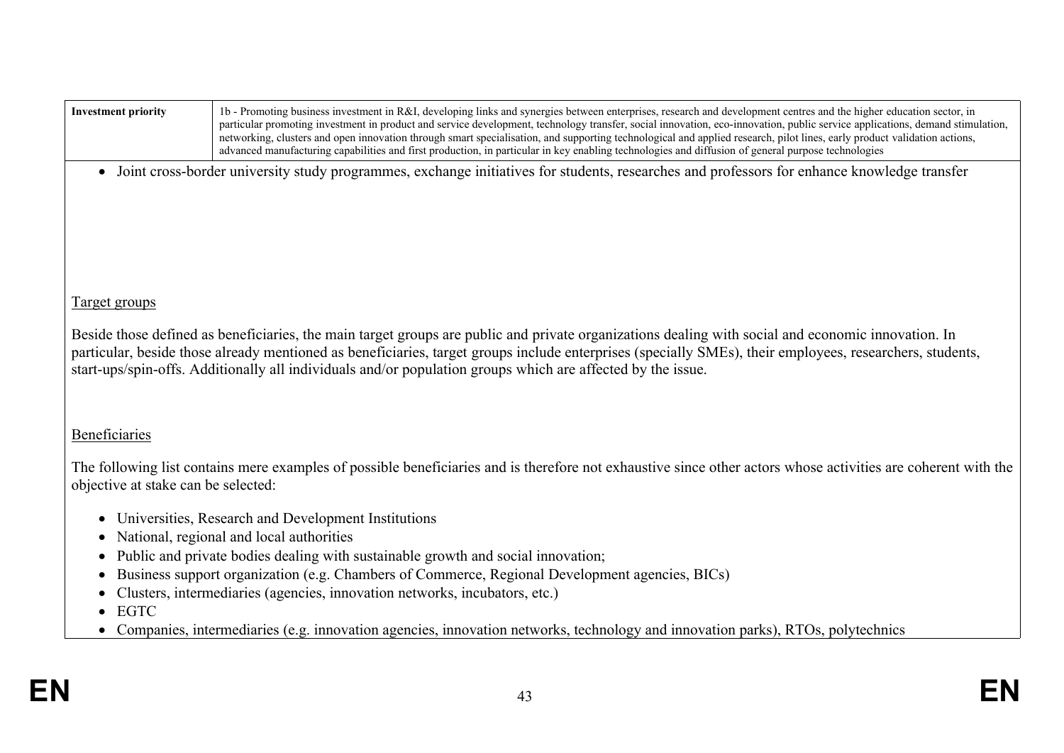| Investment priority | 1b - Promoting business investment in R&I, developing links and synergies between enterprises, research and development centres and the higher education sector, in particular promoting investment in product and service development, technology transfer, social innovation, eco-innovation, public service applications, demand stimulation, networking, clusters and open innovation through smart specialisation, and supporting technological and applied research, pilot lines, early product validation actions, advanced manufacturing capabilities and first production, in particular in key enabling technologies and diffusion of general purpose technologies |
|---|---|

- Joint cross-border university study programmes, exchange initiatives for students, researches and professors for enhance knowledge transfer

Target groups

Beside those defined as beneficiaries, the main target groups are public and private organizations dealing with social and economic innovation. In particular, beside those already mentioned as beneficiaries, target groups include enterprises (specially SMEs), their employees, researchers, students, start-ups/spin-offs. Additionally all individuals and/or population groups which are affected by the issue.

Beneficiaries

The following list contains mere examples of possible beneficiaries and is therefore not exhaustive since other actors whose activities are coherent with the objective at stake can be selected:

- Universities, Research and Development Institutions
- National, regional and local authorities
- Public and private bodies dealing with sustainable growth and social innovation;
- Business support organization (e.g. Chambers of Commerce, Regional Development agencies, BICs)
- Clusters, intermediaries (agencies, innovation networks, incubators, etc.)
- EGTC
- Companies, intermediaries (e.g. innovation agencies, innovation networks, technology and innovation parks), RTOs, polytechnics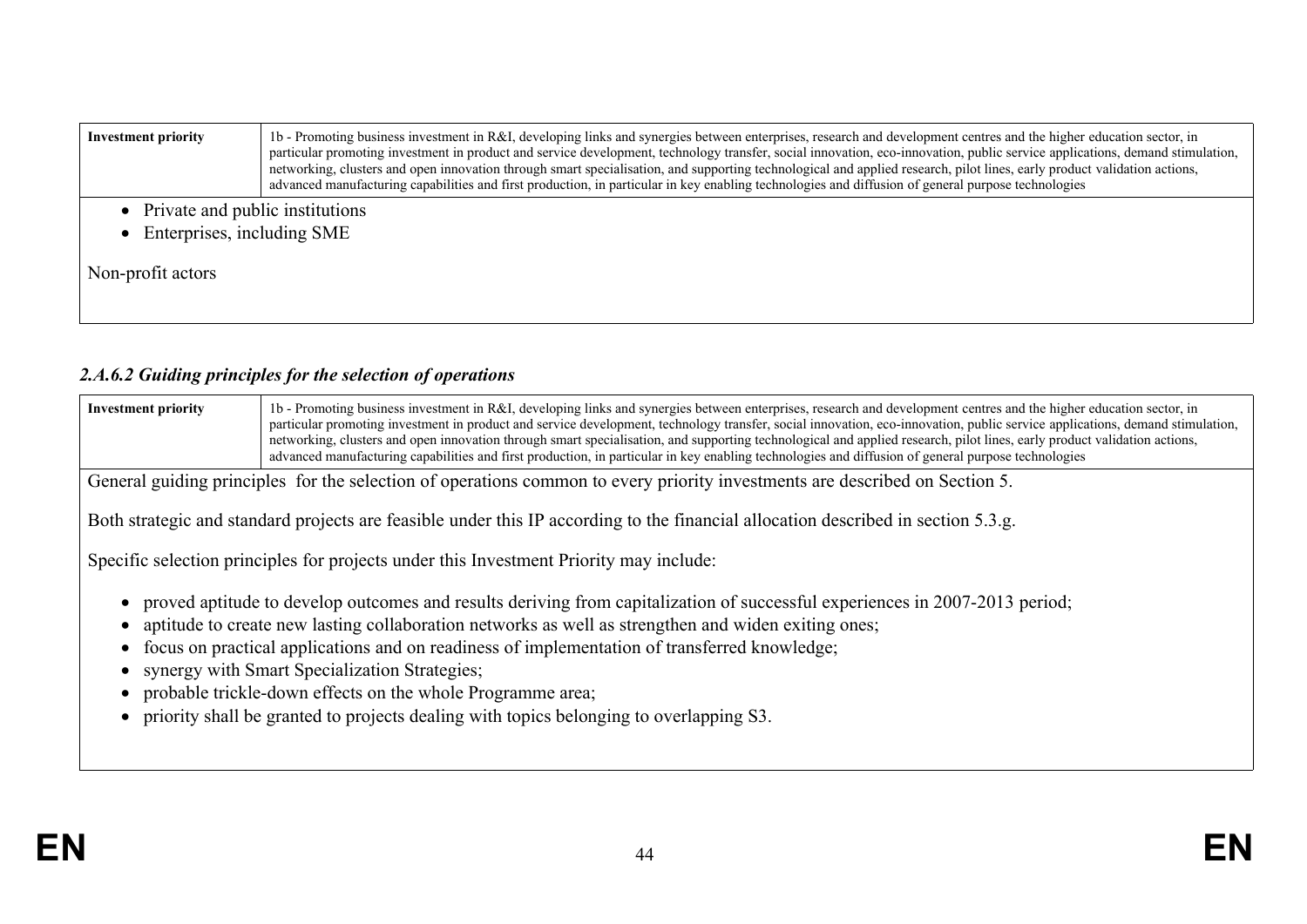| Investment priority | 1b - Promoting business investment in R&I, developing links and synergies between enterprises, research and development centres and the higher education sector, in particular promoting investment in product and service development, technology transfer, social innovation, eco-innovation, public service applications, demand stimulation, networking, clusters and open innovation through smart specialisation, and supporting technological and applied research, pilot lines, early product validation actions, advanced manufacturing capabilities and first production, in particular in key enabling technologies and diffusion of general purpose technologies |
|---|---|

- Private and public institutions
- Enterprises, including SME

Non-profit actors

### *2.A.6.2 Guiding principles for the selection of operations*

| Investment priority | 1b - Promoting business investment in R&I, developing links and synergies between enterprises, research and development centres and the higher education sector, in particular promoting investment in product and service development, technology transfer, social innovation, eco-innovation, public service applications, demand stimulation, networking, clusters and open innovation through smart specialisation, and supporting technological and applied research, pilot lines, early product validation actions, advanced manufacturing capabilities and first production, in particular in key enabling technologies and diffusion of general purpose technologies |
|---|---|

General guiding principles for the selection of operations common to every priority investments are described on Section 5.

Both strategic and standard projects are feasible under this IP according to the financial allocation described in section 5.3.g.

Specific selection principles for projects under this Investment Priority may include:

- proved aptitude to develop outcomes and results deriving from capitalization of successful experiences in 2007-2013 period;
- aptitude to create new lasting collaboration networks as well as strengthen and widen exiting ones;
- focus on practical applications and on readiness of implementation of transferred knowledge;
- synergy with Smart Specialization Strategies;
- probable trickle-down effects on the whole Programme area;
- priority shall be granted to projects dealing with topics belonging to overlapping S3.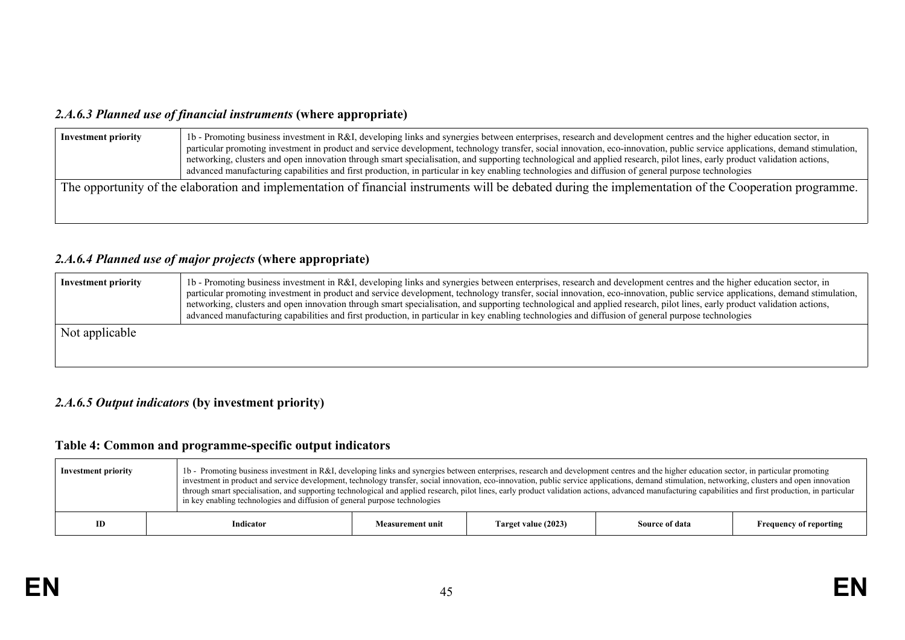### *2.A.6.3 Planned use of financial instruments* (where appropriate)

| Investment priority | 1b - Promoting business investment in R&I, developing links and synergies between enterprises, research and development centres and the higher education sector, in particular promoting investment in product and service development, technology transfer, social innovation, eco-innovation, public service applications, demand stimulation, networking, clusters and open innovation through smart specialisation, and supporting technological and applied research, pilot lines, early product validation actions, advanced manufacturing capabilities and first production, in particular in key enabling technologies and diffusion of general purpose technologies |
|---|---|
| The opportunity of the elaboration and implementation of financial instruments will be debated during the implementation of the Cooperation programme. | |

### *2.A.6.4 Planned use of major projects* (where appropriate)

| Investment priority | 1b - Promoting business investment in R&I, developing links and synergies between enterprises, research and development centres and the higher education sector, in particular promoting investment in product and service development, technology transfer, social innovation, eco-innovation, public service applications, demand stimulation, networking, clusters and open innovation through smart specialisation, and supporting technological and applied research, pilot lines, early product validation actions, advanced manufacturing capabilities and first production, in particular in key enabling technologies and diffusion of general purpose technologies |
|---|---|
| Not applicable | |

### *2.A.6.5 Output indicators* (by investment priority)

**Table 4: Common and programme-specific output indicators**

| Investment priority | 1b - Promoting business investment in R&I, developing links and synergies between enterprises, research and development centres and the higher education sector, in particular promoting investment in product and service development, technology transfer, social innovation, eco-innovation, public service applications, demand stimulation, networking, clusters and open innovation through smart specialisation, and supporting technological and applied research, pilot lines, early product validation actions, advanced manufacturing capabilities and first production, in particular in key enabling technologies and diffusion of general purpose technologies | | | | |
|---|---|---|---|---|---|
| **ID** | **Indicator** | **Measurement unit** | **Target value (2023)** | **Source of data** | **Frequency of reporting** |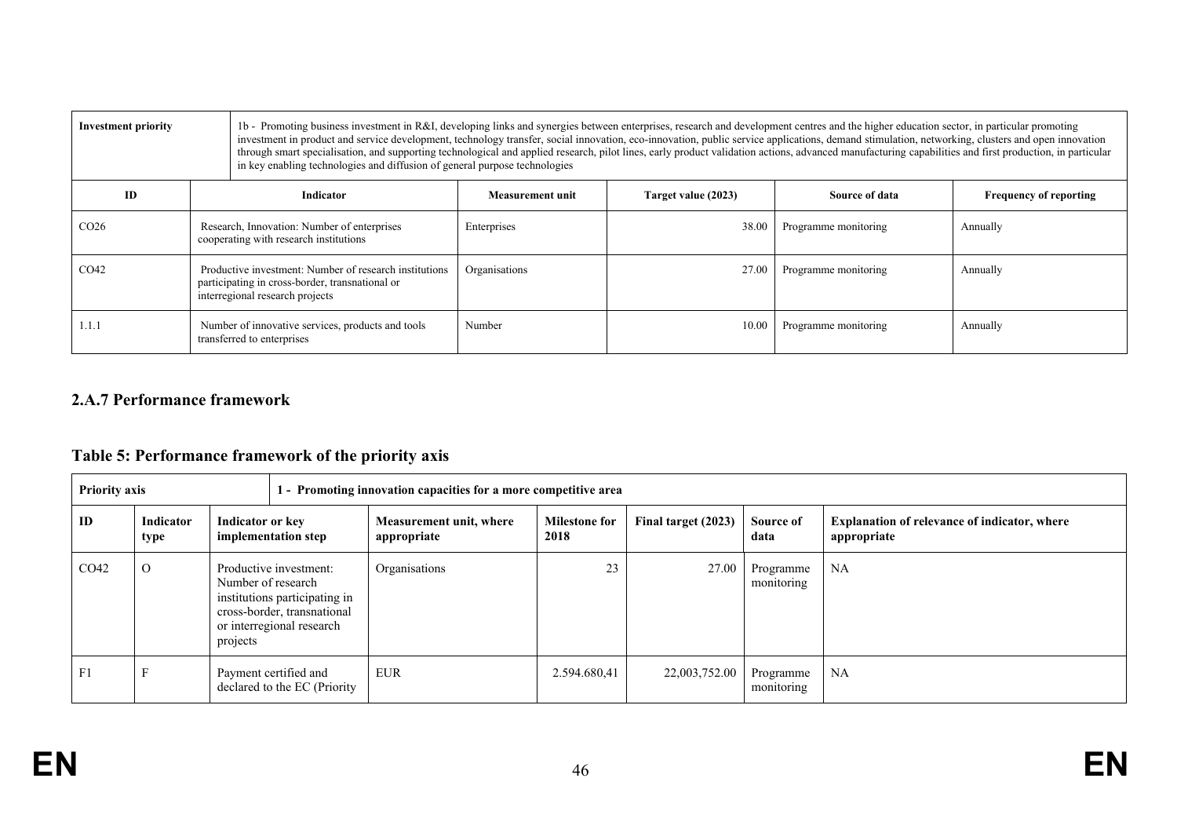| Investment priority | 1b - Promoting business investment in R&I, developing links and synergies between enterprises, research and development centres and the higher education sector, in particular promoting investment in product and service development, technology transfer, social innovation, eco-innovation, public service applications, demand stimulation, networking, clusters and open innovation through smart specialisation, and supporting technological and applied research, pilot lines, early product validation actions, advanced manufacturing capabilities and first production, in particular in key enabling technologies and diffusion of general purpose technologies | | | | |
|---|---|---|---|---|---|
| **ID** | **Indicator** | **Measurement unit** | **Target value (2023)** | **Source of data** | **Frequency of reporting** |
| CO26 | Research, Innovation: Number of enterprises cooperating with research institutions | Enterprises | 38.00 | Programme monitoring | Annually |
| CO42 | Productive investment: Number of research institutions participating in cross-border, transnational or interregional research projects | Organisations | 27.00 | Programme monitoring | Annually |
| 1.1.1 | Number of innovative services, products and tools transferred to enterprises | Number | 10.00 | Programme monitoring | Annually |

## 2.A.7 Performance framework

## Table 5: Performance framework of the priority axis

| **Priority axis** | | **1 - Promoting innovation capacities for a more competitive area** | | | | | |
|---|---|---|---|---|---|---|---|
| **ID** | **Indicator type** | **Indicator or key implementation step** | **Measurement unit, where appropriate** | **Milestone for 2018** | **Final target (2023)** | **Source of data** | **Explanation of relevance of indicator, where appropriate** |
| CO42 | O | Productive investment: Number of research institutions participating in cross-border, transnational or interregional research projects | Organisations | 23 | 27.00 | Programme monitoring | NA |
| F1 | F | Payment certified and declared to the EC (Priority | EUR | 2.594.680,41 | 22,003,752.00 | Programme monitoring | NA |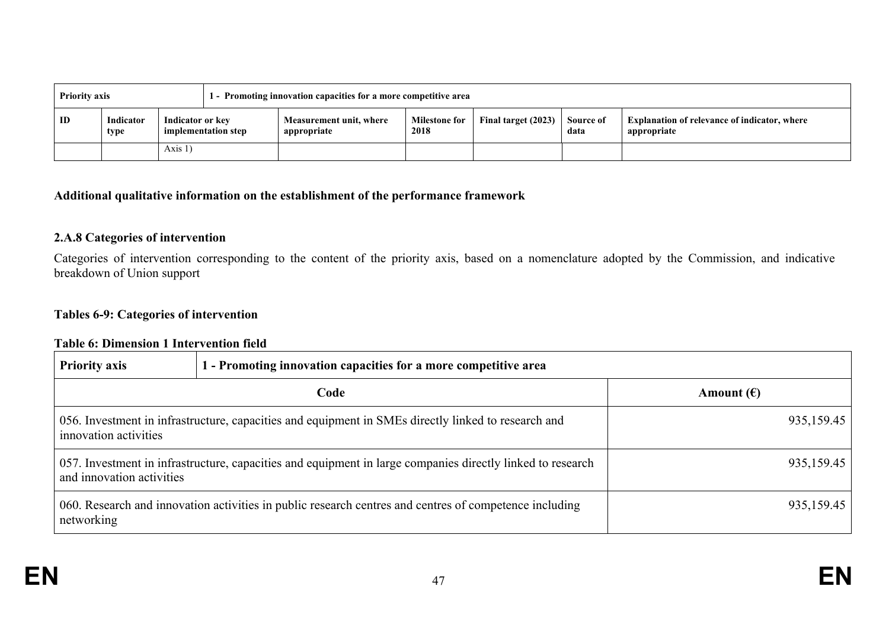| Priority axis | | 1 - Promoting innovation capacities for a more competitive area | | | | | |
|---|---|---|---|---|---|---|---|
| ID | Indicator type | Indicator or key implementation step | Measurement unit, where appropriate | Milestone for 2018 | Final target (2023) | Source of data | Explanation of relevance of indicator, where appropriate |
| | | Axis 1) | | | | | |

**Additional qualitative information on the establishment of the performance framework**

### 2.A.8 Categories of intervention

Categories of intervention corresponding to the content of the priority axis, based on a nomenclature adopted by the Commission, and indicative breakdown of Union support

**Tables 6-9: Categories of intervention**

**Table 6: Dimension 1 Intervention field**

| Priority axis | 1 - Promoting innovation capacities for a more competitive area |
|---|---|
| **Code** | **Amount (€)** |
| 056. Investment in infrastructure, capacities and equipment in SMEs directly linked to research and innovation activities | 935,159.45 |
| 057. Investment in infrastructure, capacities and equipment in large companies directly linked to research and innovation activities | 935,159.45 |
| 060. Research and innovation activities in public research centres and centres of competence including networking | 935,159.45 |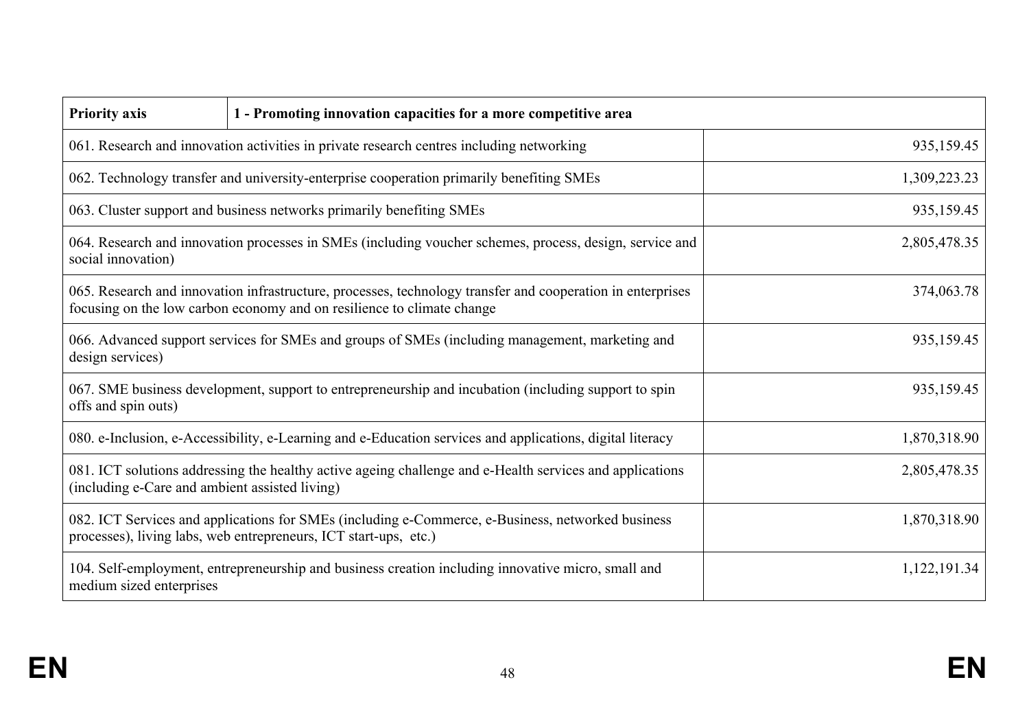| Priority axis | 1 - Promoting innovation capacities for a more competitive area |
|---|---|
| 061. Research and innovation activities in private research centres including networking | 935,159.45 |
| 062. Technology transfer and university-enterprise cooperation primarily benefiting SMEs | 1,309,223.23 |
| 063. Cluster support and business networks primarily benefiting SMEs | 935,159.45 |
| 064. Research and innovation processes in SMEs (including voucher schemes, process, design, service and social innovation) | 2,805,478.35 |
| 065. Research and innovation infrastructure, processes, technology transfer and cooperation in enterprises focusing on the low carbon economy and on resilience to climate change | 374,063.78 |
| 066. Advanced support services for SMEs and groups of SMEs (including management, marketing and design services) | 935,159.45 |
| 067. SME business development, support to entrepreneurship and incubation (including support to spin offs and spin outs) | 935,159.45 |
| 080. e-Inclusion, e-Accessibility, e-Learning and e-Education services and applications, digital literacy | 1,870,318.90 |
| 081. ICT solutions addressing the healthy active ageing challenge and e-Health services and applications (including e-Care and ambient assisted living) | 2,805,478.35 |
| 082. ICT Services and applications for SMEs (including e-Commerce, e-Business, networked business processes), living labs, web entrepreneurs, ICT start-ups, etc.) | 1,870,318.90 |
| 104. Self-employment, entrepreneurship and business creation including innovative micro, small and medium sized enterprises | 1,122,191.34 |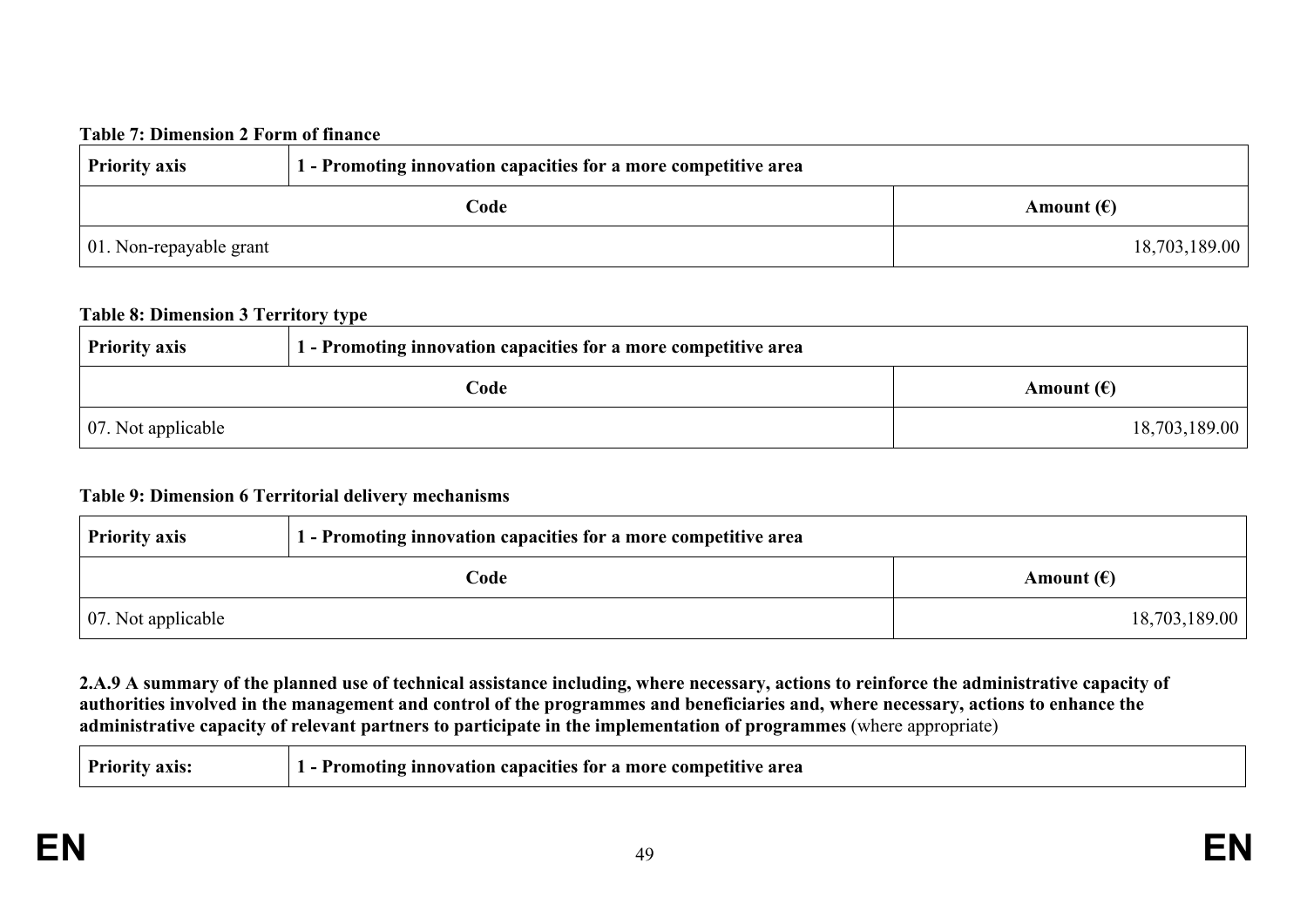**Table 7: Dimension 2 Form of finance**

| Priority axis | 1 - Promoting innovation capacities for a more competitive area |
|---|---|
| **Code** | **Amount (€)** |
| 01. Non-repayable grant | 18,703,189.00 |

**Table 8: Dimension 3 Territory type**

| Priority axis | 1 - Promoting innovation capacities for a more competitive area |
|---|---|
| **Code** | **Amount (€)** |
| 07. Not applicable | 18,703,189.00 |

**Table 9: Dimension 6 Territorial delivery mechanisms**

| Priority axis | 1 - Promoting innovation capacities for a more competitive area |
|---|---|
| **Code** | **Amount (€)** |
| 07. Not applicable | 18,703,189.00 |

**2.A.9 A summary of the planned use of technical assistance including, where necessary, actions to reinforce the administrative capacity of authorities involved in the management and control of the programmes and beneficiaries and, where necessary, actions to enhance the administrative capacity of relevant partners to participate in the implementation of programmes** (where appropriate)

| Priority axis: | 1 - Promoting innovation capacities for a more competitive area |
|---|---|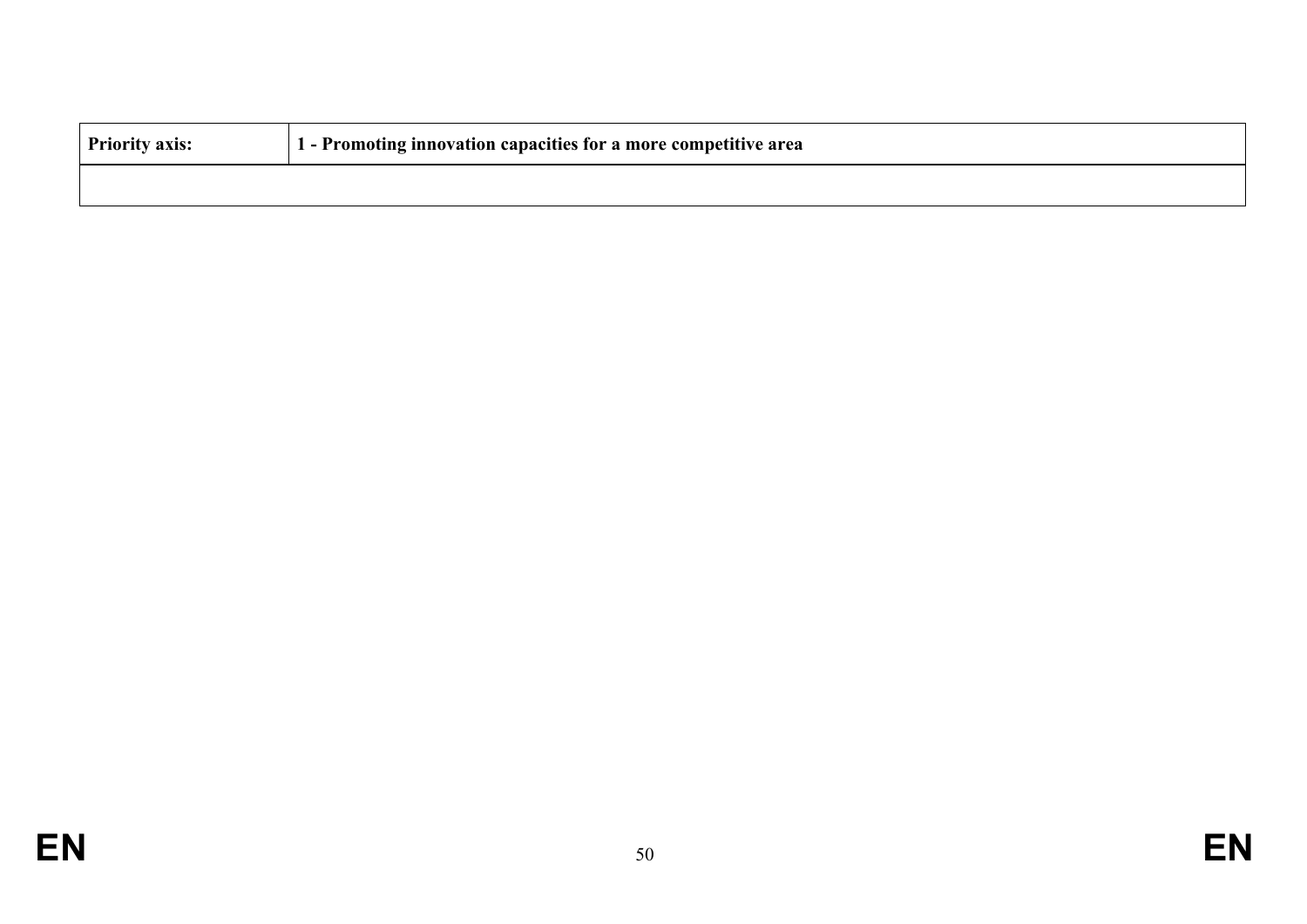| **Priority axis:** | **1 - Promoting innovation capacities for a more competitive area** |
| --- | --- |
| | |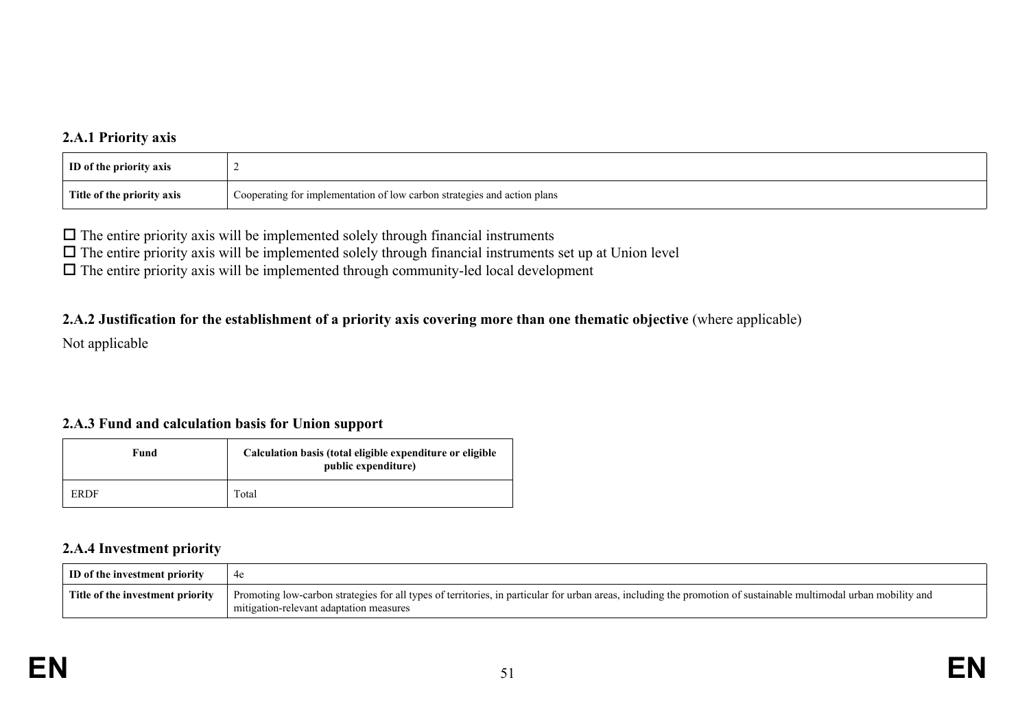### 2.A.1 Priority axis

| ID of the priority axis | 2 |
|---|---|
| Title of the priority axis | Cooperating for implementation of low carbon strategies and action plans |

☐ The entire priority axis will be implemented solely through financial instruments
☐ The entire priority axis will be implemented solely through financial instruments set up at Union level
☐ The entire priority axis will be implemented through community-led local development

### 2.A.2 Justification for the establishment of a priority axis covering more than one thematic objective (where applicable)

Not applicable

### 2.A.3 Fund and calculation basis for Union support

| Fund | Calculation basis (total eligible expenditure or eligible public expenditure) |
|---|---|
| ERDF | Total |

### 2.A.4 Investment priority

| ID of the investment priority | 4e |
|---|---|
| Title of the investment priority | Promoting low-carbon strategies for all types of territories, in particular for urban areas, including the promotion of sustainable multimodal urban mobility and mitigation-relevant adaptation measures |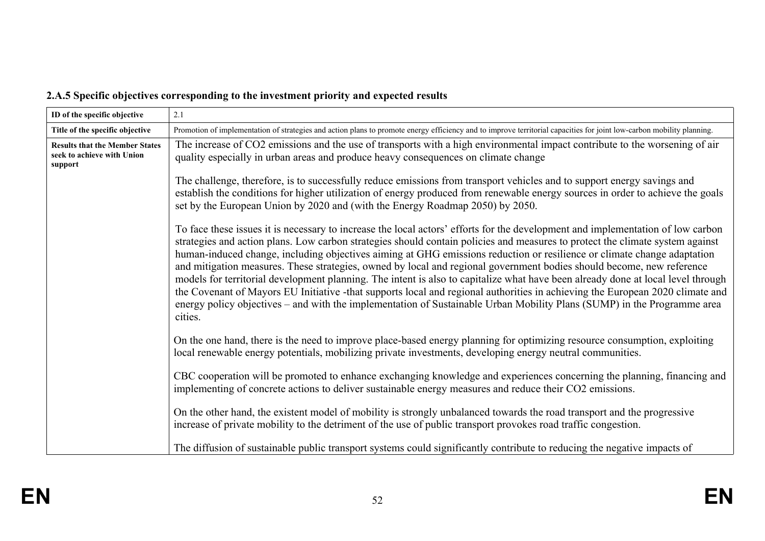### 2.A.5 Specific objectives corresponding to the investment priority and expected results

| **ID of the specific objective** | 2.1 |
|---|---|
| **Title of the specific objective** | Promotion of implementation of strategies and action plans to promote energy efficiency and to improve territorial capacities for joint low-carbon mobility planning. |
| **Results that the Member States seek to achieve with Union support** | The increase of $CO_2$ emissions and the use of transports with a high environmental impact contribute to the worsening of air quality especially in urban areas and produce heavy consequences on climate change<br><br>The challenge, therefore, is to successfully reduce emissions from transport vehicles and to support energy savings and establish the conditions for higher utilization of energy produced from renewable energy sources in order to achieve the goals set by the European Union by 2020 and (with the Energy Roadmap 2050) by 2050.<br><br>To face these issues it is necessary to increase the local actors' efforts for the development and implementation of low carbon strategies and action plans. Low carbon strategies should contain policies and measures to protect the climate system against human-induced change, including objectives aiming at GHG emissions reduction or resilience or climate change adaptation and mitigation measures. These strategies, owned by local and regional government bodies should become, new reference models for territorial development planning. The intent is also to capitalize what have been already done at local level through the Covenant of Mayors EU Initiative -that supports local and regional authorities in achieving the European 2020 climate and energy policy objectives – and with the implementation of Sustainable Urban Mobility Plans (SUMP) in the Programme area cities.<br><br>On the one hand, there is the need to improve place-based energy planning for optimizing resource consumption, exploiting local renewable energy potentials, mobilizing private investments, developing energy neutral communities.<br><br>CBC cooperation will be promoted to enhance exchanging knowledge and experiences concerning the planning, financing and implementing of concrete actions to deliver sustainable energy measures and reduce their $CO_2$ emissions.<br><br>On the other hand, the existent model of mobility is strongly unbalanced towards the road transport and the progressive increase of private mobility to the detriment of the use of public transport provokes road traffic congestion.<br><br>The diffusion of sustainable public transport systems could significantly contribute to reducing the negative impacts of |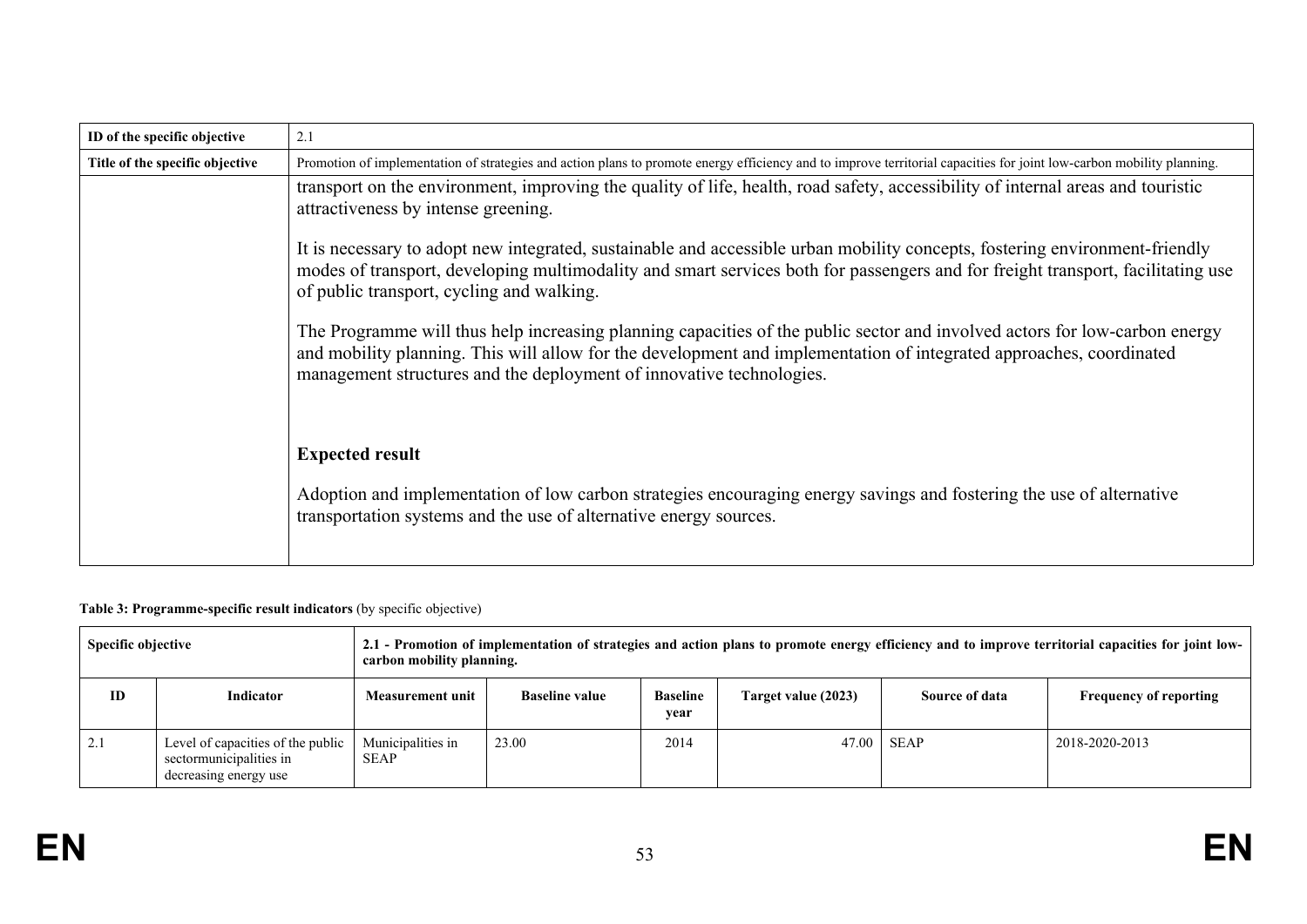| ID of the specific objective | 2.1 |
|---|---|
| Title of the specific objective | Promotion of implementation of strategies and action plans to promote energy efficiency and to improve territorial capacities for joint low-carbon mobility planning. |
| | transport on the environment, improving the quality of life, health, road safety, accessibility of internal areas and touristic attractiveness by intense greening.<br><br>It is necessary to adopt new integrated, sustainable and accessible urban mobility concepts, fostering environment-friendly modes of transport, developing multimodality and smart services both for passengers and for freight transport, facilitating use of public transport, cycling and walking.<br><br>The Programme will thus help increasing planning capacities of the public sector and involved actors for low-carbon energy and mobility planning. This will allow for the development and implementation of integrated approaches, coordinated management structures and the deployment of innovative technologies.<br><br>**Expected result**<br><br>Adoption and implementation of low carbon strategies encouraging energy savings and fostering the use of alternative transportation systems and the use of alternative energy sources. |

**Table 3: Programme-specific result indicators** (by specific objective)

| Specific objective | | 2.1 - Promotion of implementation of strategies and action plans to promote energy efficiency and to improve territorial capacities for joint low-carbon mobility planning. | | | | | |
|---|---|---|---|---|---|---|---|
| **ID** | **Indicator** | **Measurement unit** | **Baseline value** | **Baseline year** | **Target value (2023)** | **Source of data** | **Frequency of reporting** |
| 2.1 | Level of capacities of the public sectormunicipalities in decreasing energy use | Municipalities in SEAP | 23.00 | 2014 | 47.00 | SEAP | 2018-2020-2013 |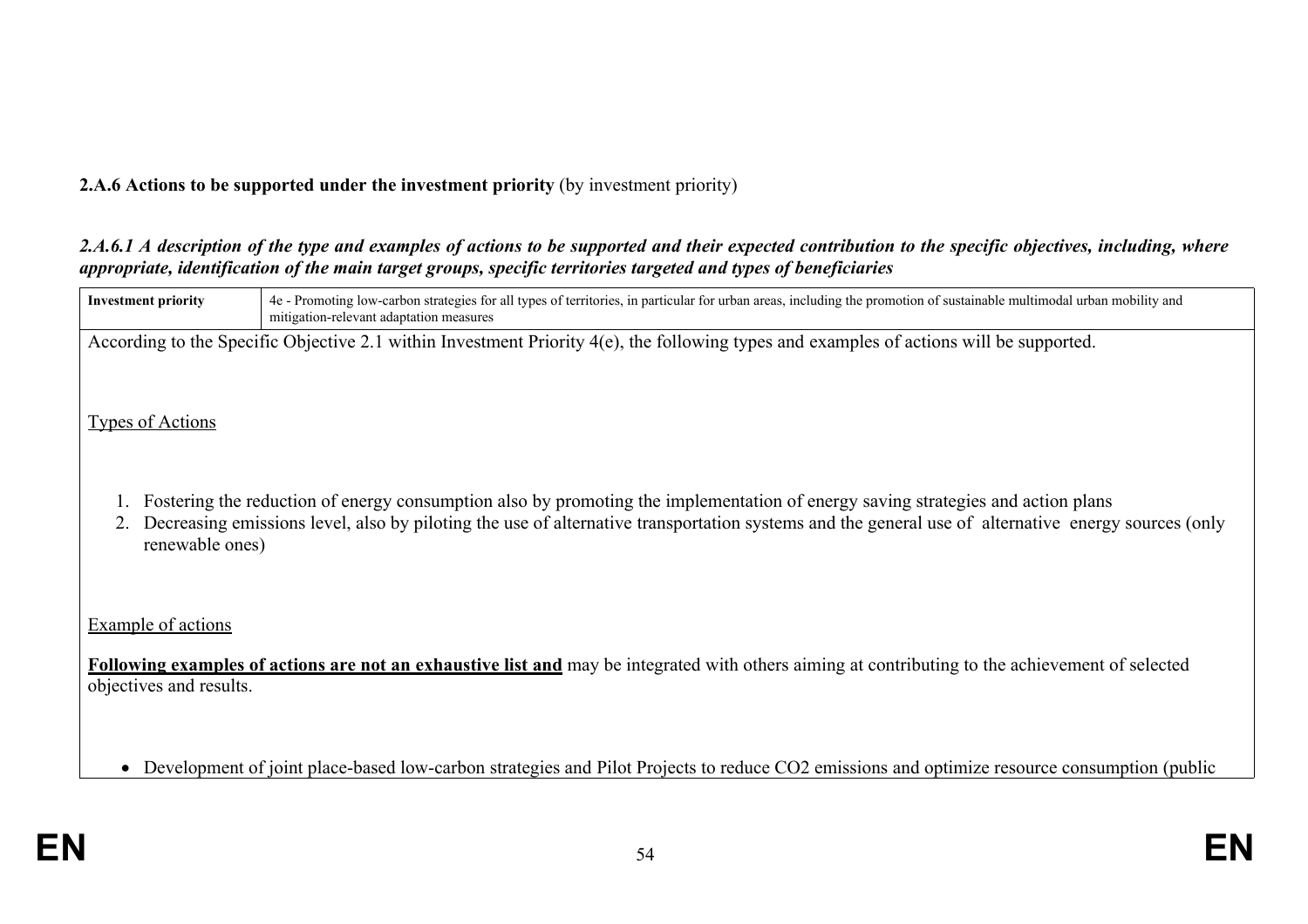**2.A.6 Actions to be supported under the investment priority** (by investment priority)

***2.A.6.1 A description of the type and examples of actions to be supported and their expected contribution to the specific objectives, including, where appropriate, identification of the main target groups, specific territories targeted and types of beneficiaries***

| **Investment priority** | 4e - Promoting low-carbon strategies for all types of territories, in particular for urban areas, including the promotion of sustainable multimodal urban mobility and mitigation-relevant adaptation measures |
|---|---|

According to the Specific Objective 2.1 within Investment Priority 4(e), the following types and examples of actions will be supported.

Types of Actions

1. Fostering the reduction of energy consumption also by promoting the implementation of energy saving strategies and action plans
2. Decreasing emissions level, also by piloting the use of alternative transportation systems and the general use of alternative energy sources (only renewable ones)

Example of actions

**Following examples of actions are not an exhaustive list and** may be integrated with others aiming at contributing to the achievement of selected objectives and results.

- Development of joint place-based low-carbon strategies and Pilot Projects to reduce $CO_2$ emissions and optimize resource consumption (public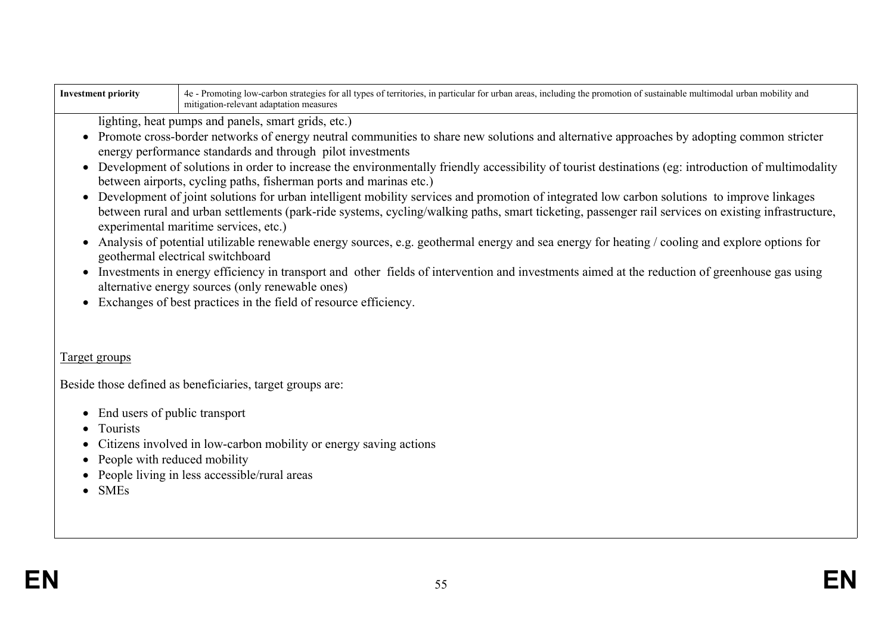| **Investment priority** | 4e - Promoting low-carbon strategies for all types of territories, in particular for urban areas, including the promotion of sustainable multimodal urban mobility and mitigation-relevant adaptation measures |
|---|---|

lighting, heat pumps and panels, smart grids, etc.)

- Promote cross-border networks of energy neutral communities to share new solutions and alternative approaches by adopting common stricter energy performance standards and through pilot investments
- Development of solutions in order to increase the environmentally friendly accessibility of tourist destinations (eg: introduction of multimodality between airports, cycling paths, fisherman ports and marinas etc.)
- Development of joint solutions for urban intelligent mobility services and promotion of integrated low carbon solutions to improve linkages between rural and urban settlements (park-ride systems, cycling/walking paths, smart ticketing, passenger rail services on existing infrastructure, experimental maritime services, etc.)
- Analysis of potential utilizable renewable energy sources, e.g. geothermal energy and sea energy for heating / cooling and explore options for geothermal electrical switchboard
- Investments in energy efficiency in transport and other fields of intervention and investments aimed at the reduction of greenhouse gas using alternative energy sources (only renewable ones)
- Exchanges of best practices in the field of resource efficiency.

Target groups

Beside those defined as beneficiaries, target groups are:

- End users of public transport
- Tourists
- Citizens involved in low-carbon mobility or energy saving actions
- People with reduced mobility
- People living in less accessible/rural areas
- SMEs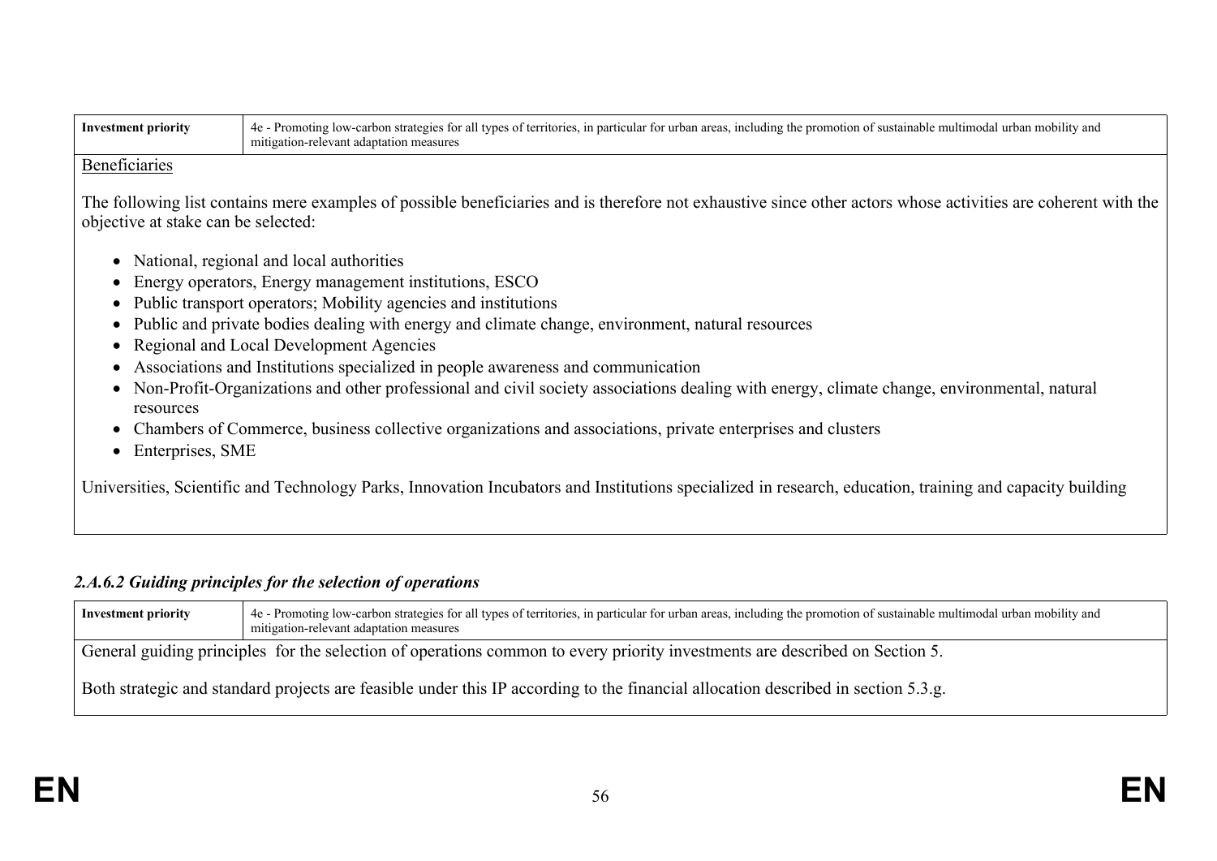| Investment priority | 4e - Promoting low-carbon strategies for all types of territories, in particular for urban areas, including the promotion of sustainable multimodal urban mobility and mitigation-relevant adaptation measures |
|---|---|

Beneficiaries

The following list contains mere examples of possible beneficiaries and is therefore not exhaustive since other actors whose activities are coherent with the objective at stake can be selected:

- National, regional and local authorities
- Energy operators, Energy management institutions, ESCO
- Public transport operators; Mobility agencies and institutions
- Public and private bodies dealing with energy and climate change, environment, natural resources
- Regional and Local Development Agencies
- Associations and Institutions specialized in people awareness and communication
- Non-Profit-Organizations and other professional and civil society associations dealing with energy, climate change, environmental, natural resources
- Chambers of Commerce, business collective organizations and associations, private enterprises and clusters
- Enterprises, SME

Universities, Scientific and Technology Parks, Innovation Incubators and Institutions specialized in research, education, training and capacity building

### *2.A.6.2 Guiding principles for the selection of operations*

| Investment priority | 4e - Promoting low-carbon strategies for all types of territories, in particular for urban areas, including the promotion of sustainable multimodal urban mobility and mitigation-relevant adaptation measures |
|---|---|

General guiding principles for the selection of operations common to every priority investments are described on Section 5.

Both strategic and standard projects are feasible under this IP according to the financial allocation described in section 5.3.g.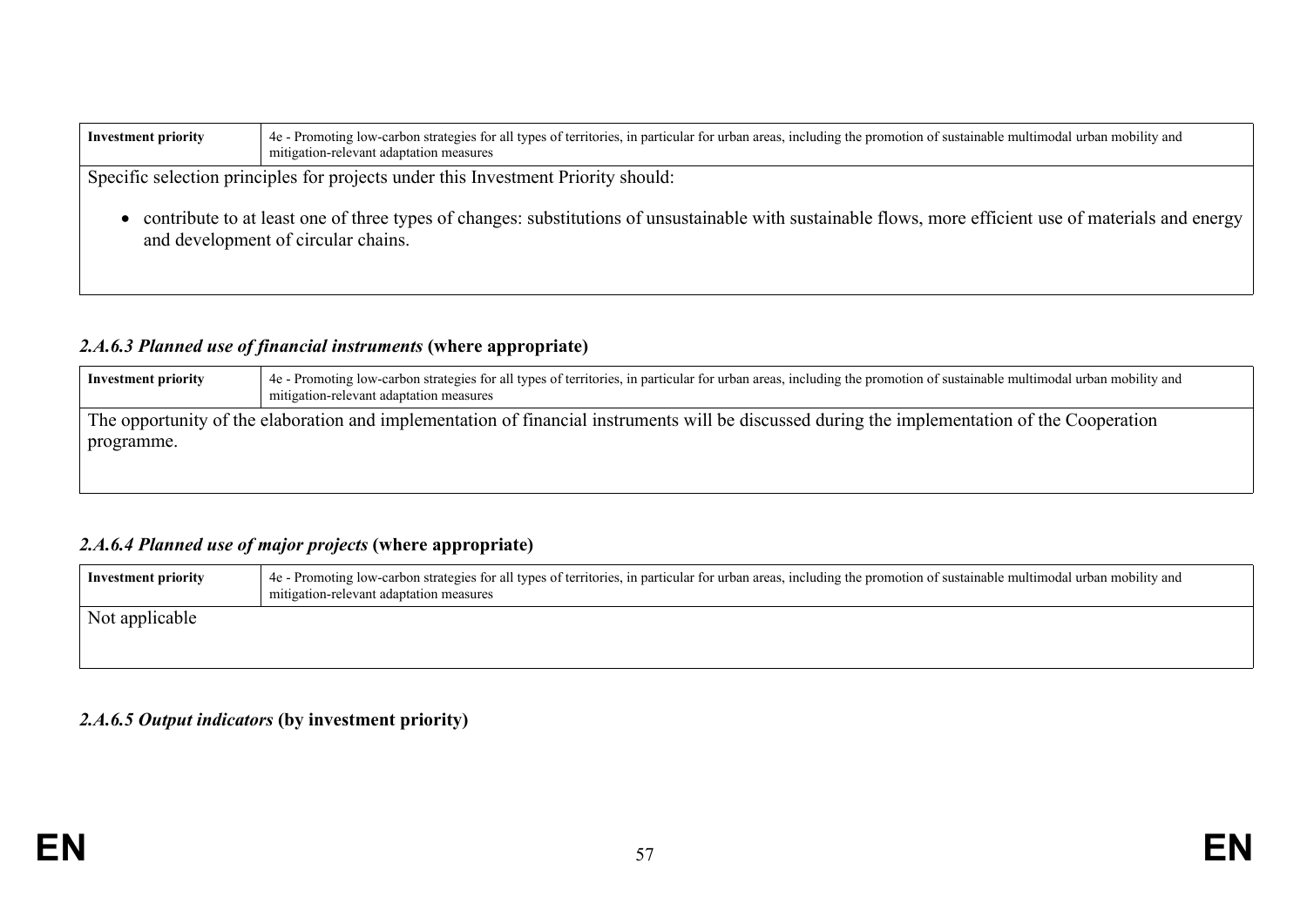| Investment priority | 4e - Promoting low-carbon strategies for all types of territories, in particular for urban areas, including the promotion of sustainable multimodal urban mobility and mitigation-relevant adaptation measures |
|---|---|

Specific selection principles for projects under this Investment Priority should:

- contribute to at least one of three types of changes: substitutions of unsustainable with sustainable flows, more efficient use of materials and energy and development of circular chains.

### *2.A.6.3 Planned use of financial instruments* (where appropriate)

| Investment priority | 4e - Promoting low-carbon strategies for all types of territories, in particular for urban areas, including the promotion of sustainable multimodal urban mobility and mitigation-relevant adaptation measures |
|---|---|

The opportunity of the elaboration and implementation of financial instruments will be discussed during the implementation of the Cooperation programme.

### *2.A.6.4 Planned use of major projects* (where appropriate)

| Investment priority | 4e - Promoting low-carbon strategies for all types of territories, in particular for urban areas, including the promotion of sustainable multimodal urban mobility and mitigation-relevant adaptation measures |
|---|---|

Not applicable

### *2.A.6.5 Output indicators* (by investment priority)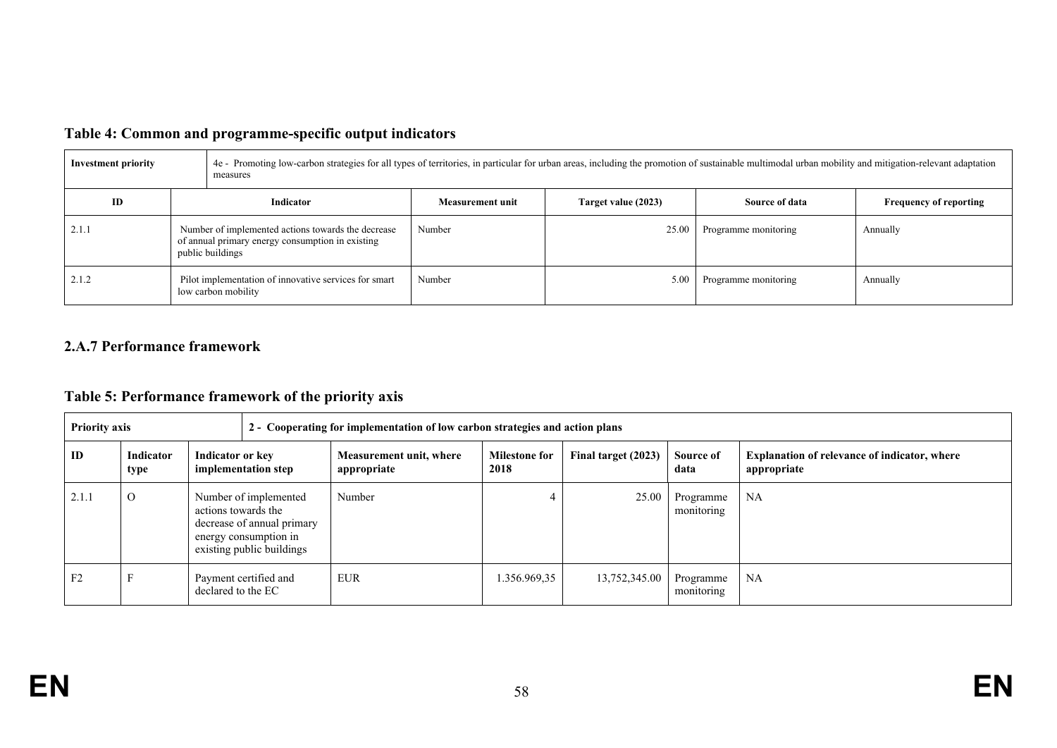### Table 4: Common and programme-specific output indicators

| Investment priority | 4e - Promoting low-carbon strategies for all types of territories, in particular for urban areas, including the promotion of sustainable multimodal urban mobility and mitigation-relevant adaptation measures | | | | |
|---|---|---|---|---|---|
| **ID** | **Indicator** | **Measurement unit** | **Target value (2023)** | **Source of data** | **Frequency of reporting** |
| 2.1.1 | Number of implemented actions towards the decrease of annual primary energy consumption in existing public buildings | Number | 25.00 | Programme monitoring | Annually |
| 2.1.2 | Pilot implementation of innovative services for smart low carbon mobility | Number | 5.00 | Programme monitoring | Annually |

## 2.A.7 Performance framework

### Table 5: Performance framework of the priority axis

| Priority axis | | 2 - Cooperating for implementation of low carbon strategies and action plans | | | | | |
|---|---|---|---|---|---|---|---|
| **ID** | **Indicator type** | **Indicator or key implementation step** | **Measurement unit, where appropriate** | **Milestone for 2018** | **Final target (2023)** | **Source of data** | **Explanation of relevance of indicator, where appropriate** |
| 2.1.1 | O | Number of implemented actions towards the decrease of annual primary energy consumption in existing public buildings | Number | 4 | 25.00 | Programme monitoring | NA |
| F2 | F | Payment certified and declared to the EC | EUR | 1.356.969,35 | 13,752,345.00 | Programme monitoring | NA |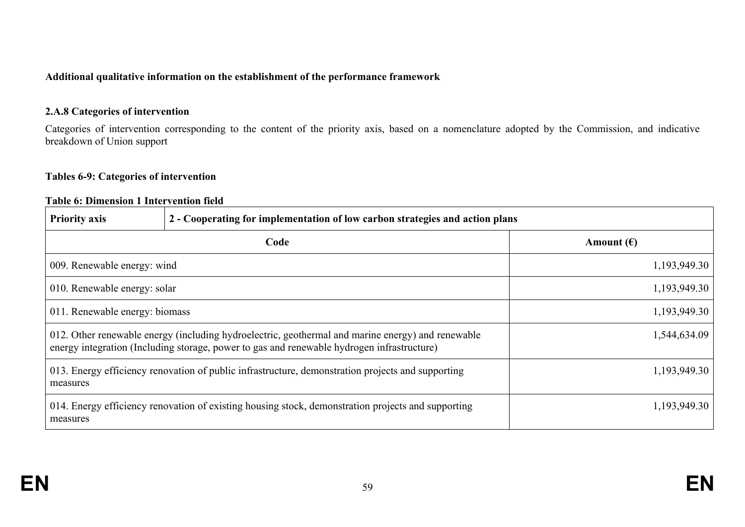**Additional qualitative information on the establishment of the performance framework**

### 2.A.8 Categories of intervention

Categories of intervention corresponding to the content of the priority axis, based on a nomenclature adopted by the Commission, and indicative breakdown of Union support

**Tables 6-9: Categories of intervention**

**Table 6: Dimension 1 Intervention field**

| Priority axis | 2 - Cooperating for implementation of low carbon strategies and action plans |
|---|---|
| **Code** | **Amount (€)** |
| 009. Renewable energy: wind | 1,193,949.30 |
| 010. Renewable energy: solar | 1,193,949.30 |
| 011. Renewable energy: biomass | 1,193,949.30 |
| 012. Other renewable energy (including hydroelectric, geothermal and marine energy) and renewable energy integration (Including storage, power to gas and renewable hydrogen infrastructure) | 1,544,634.09 |
| 013. Energy efficiency renovation of public infrastructure, demonstration projects and supporting measures | 1,193,949.30 |
| 014. Energy efficiency renovation of existing housing stock, demonstration projects and supporting measures | 1,193,949.30 |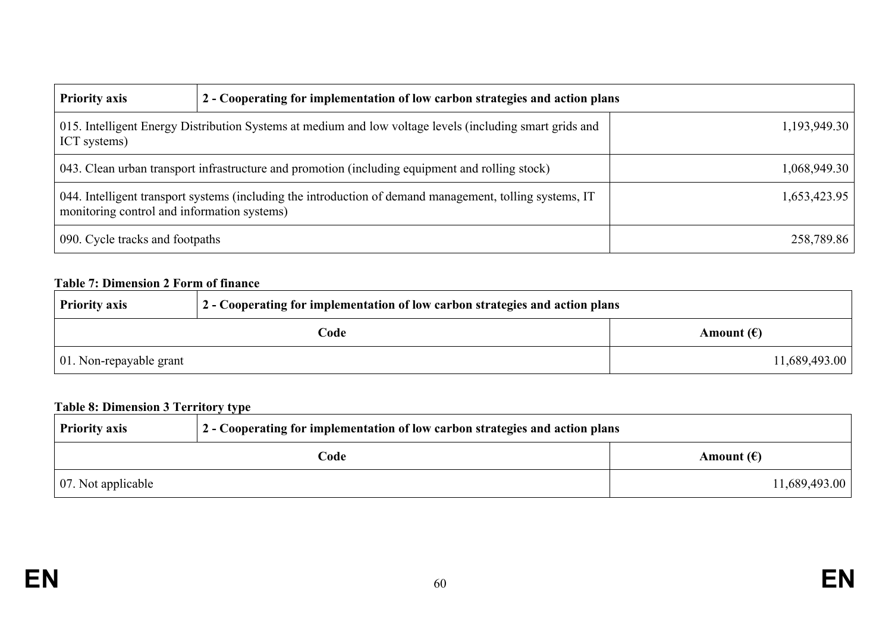| Priority axis | 2 - Cooperating for implementation of low carbon strategies and action plans |
| --- | --- |
| 015. Intelligent Energy Distribution Systems at medium and low voltage levels (including smart grids and ICT systems) | 1,193,949.30 |
| 043. Clean urban transport infrastructure and promotion (including equipment and rolling stock) | 1,068,949.30 |
| 044. Intelligent transport systems (including the introduction of demand management, tolling systems, IT monitoring control and information systems) | 1,653,423.95 |
| 090. Cycle tracks and footpaths | 258,789.86 |

**Table 7: Dimension 2 Form of finance**

| Priority axis | 2 - Cooperating for implementation of low carbon strategies and action plans |
| --- | --- |
| **Code** | **Amount (€)** |
| 01. Non-repayable grant | 11,689,493.00 |

**Table 8: Dimension 3 Territory type**

| Priority axis | 2 - Cooperating for implementation of low carbon strategies and action plans |
| --- | --- |
| **Code** | **Amount (€)** |
| 07. Not applicable | 11,689,493.00 |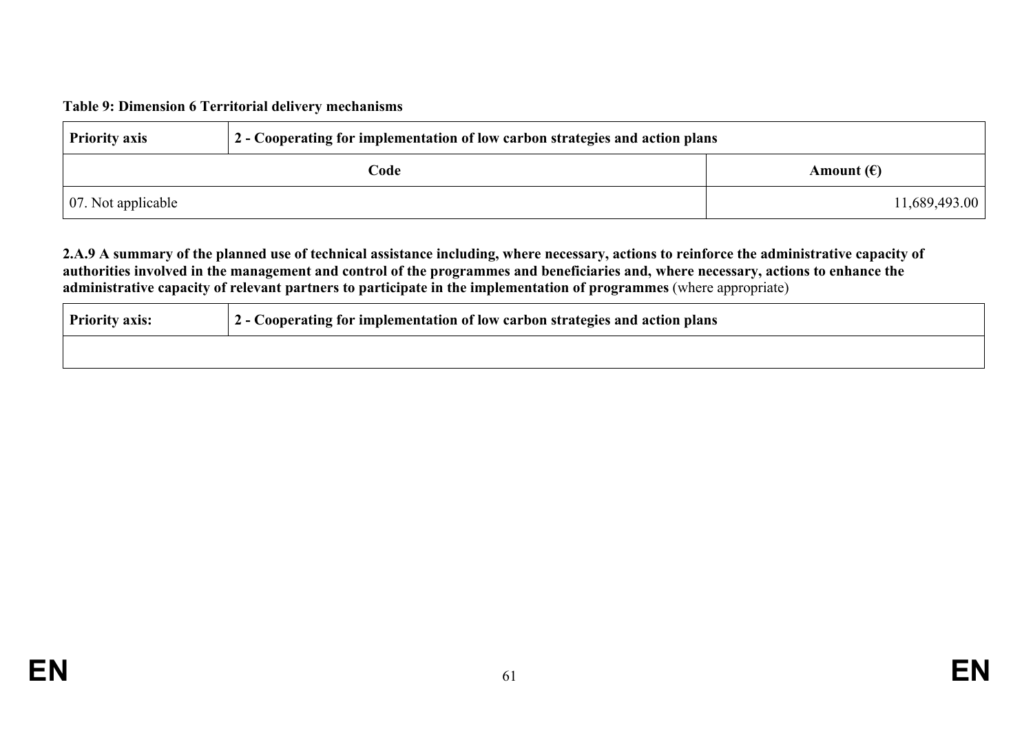**Table 9: Dimension 6 Territorial delivery mechanisms**

| Priority axis | 2 - Cooperating for implementation of low carbon strategies and action plans |
|---|---|
| **Code** | **Amount (€)** |
| 07. Not applicable | 11,689,493.00 |

**2.A.9 A summary of the planned use of technical assistance including, where necessary, actions to reinforce the administrative capacity of authorities involved in the management and control of the programmes and beneficiaries and, where necessary, actions to enhance the administrative capacity of relevant partners to participate in the implementation of programmes** (where appropriate)

| Priority axis: | 2 - Cooperating for implementation of low carbon strategies and action plans |
|---|---|
| | |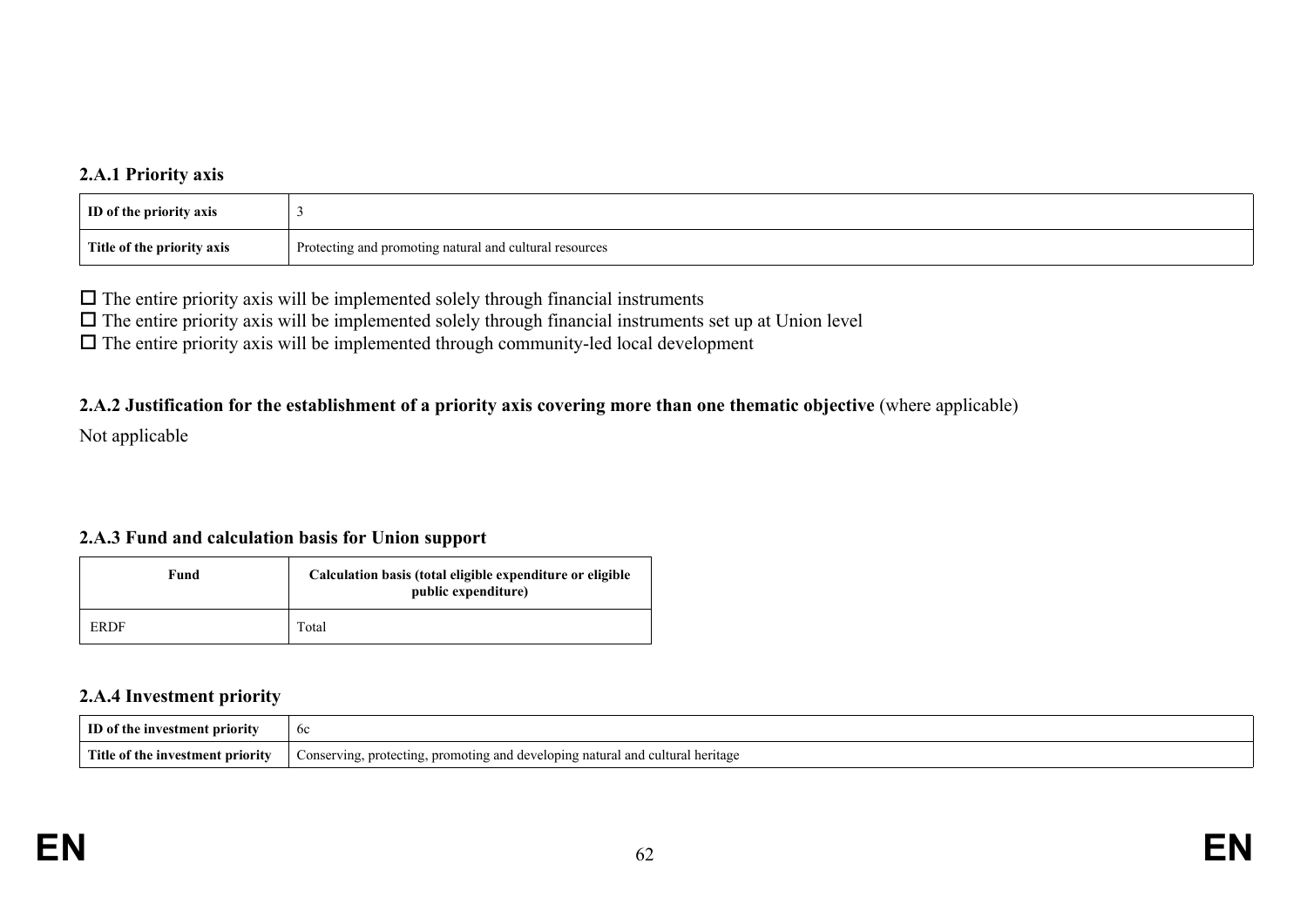### 2.A.1 Priority axis

| ID of the priority axis | 3 |
|---|---|
| Title of the priority axis | Protecting and promoting natural and cultural resources |

☐ The entire priority axis will be implemented solely through financial instruments
☐ The entire priority axis will be implemented solely through financial instruments set up at Union level
☐ The entire priority axis will be implemented through community-led local development

### 2.A.2 Justification for the establishment of a priority axis covering more than one thematic objective (where applicable)

Not applicable

### 2.A.3 Fund and calculation basis for Union support

| Fund | Calculation basis (total eligible expenditure or eligible public expenditure) |
|---|---|
| ERDF | Total |

### 2.A.4 Investment priority

| ID of the investment priority | 6c |
|---|---|
| Title of the investment priority | Conserving, protecting, promoting and developing natural and cultural heritage |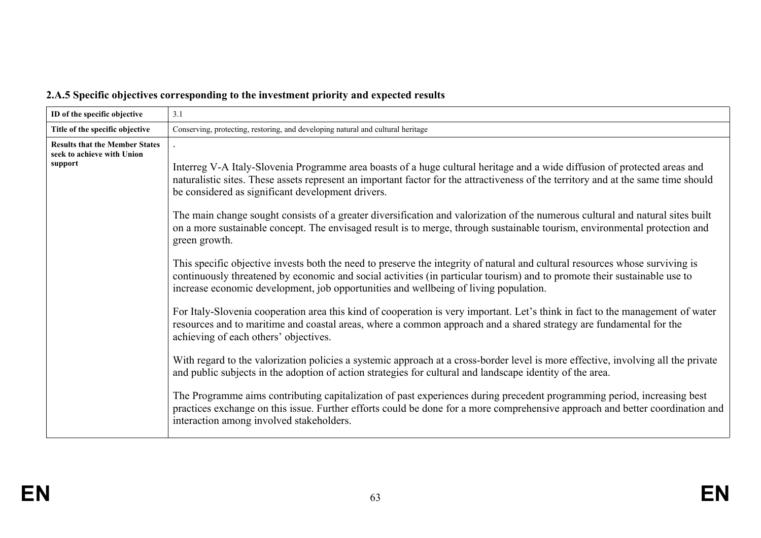**2.A.5 Specific objectives corresponding to the investment priority and expected results**

| ID of the specific objective | 3.1 |
|---|---|
| Title of the specific objective | Conserving, protecting, restoring, and developing natural and cultural heritage |
| Results that the Member States seek to achieve with Union support | .<br><br>Interreg V-A Italy-Slovenia Programme area boasts of a huge cultural heritage and a wide diffusion of protected areas and naturalistic sites. These assets represent an important factor for the attractiveness of the territory and at the same time should be considered as significant development drivers.<br><br>The main change sought consists of a greater diversification and valorization of the numerous cultural and natural sites built on a more sustainable concept. The envisaged result is to merge, through sustainable tourism, environmental protection and green growth.<br><br>This specific objective invests both the need to preserve the integrity of natural and cultural resources whose surviving is continuously threatened by economic and social activities (in particular tourism) and to promote their sustainable use to increase economic development, job opportunities and wellbeing of living population.<br><br>For Italy-Slovenia cooperation area this kind of cooperation is very important. Let's think in fact to the management of water resources and to maritime and coastal areas, where a common approach and a shared strategy are fundamental for the achieving of each others' objectives.<br><br>With regard to the valorization policies a systemic approach at a cross-border level is more effective, involving all the private and public subjects in the adoption of action strategies for cultural and landscape identity of the area.<br><br>The Programme aims contributing capitalization of past experiences during precedent programming period, increasing best practices exchange on this issue. Further efforts could be done for a more comprehensive approach and better coordination and interaction among involved stakeholders. |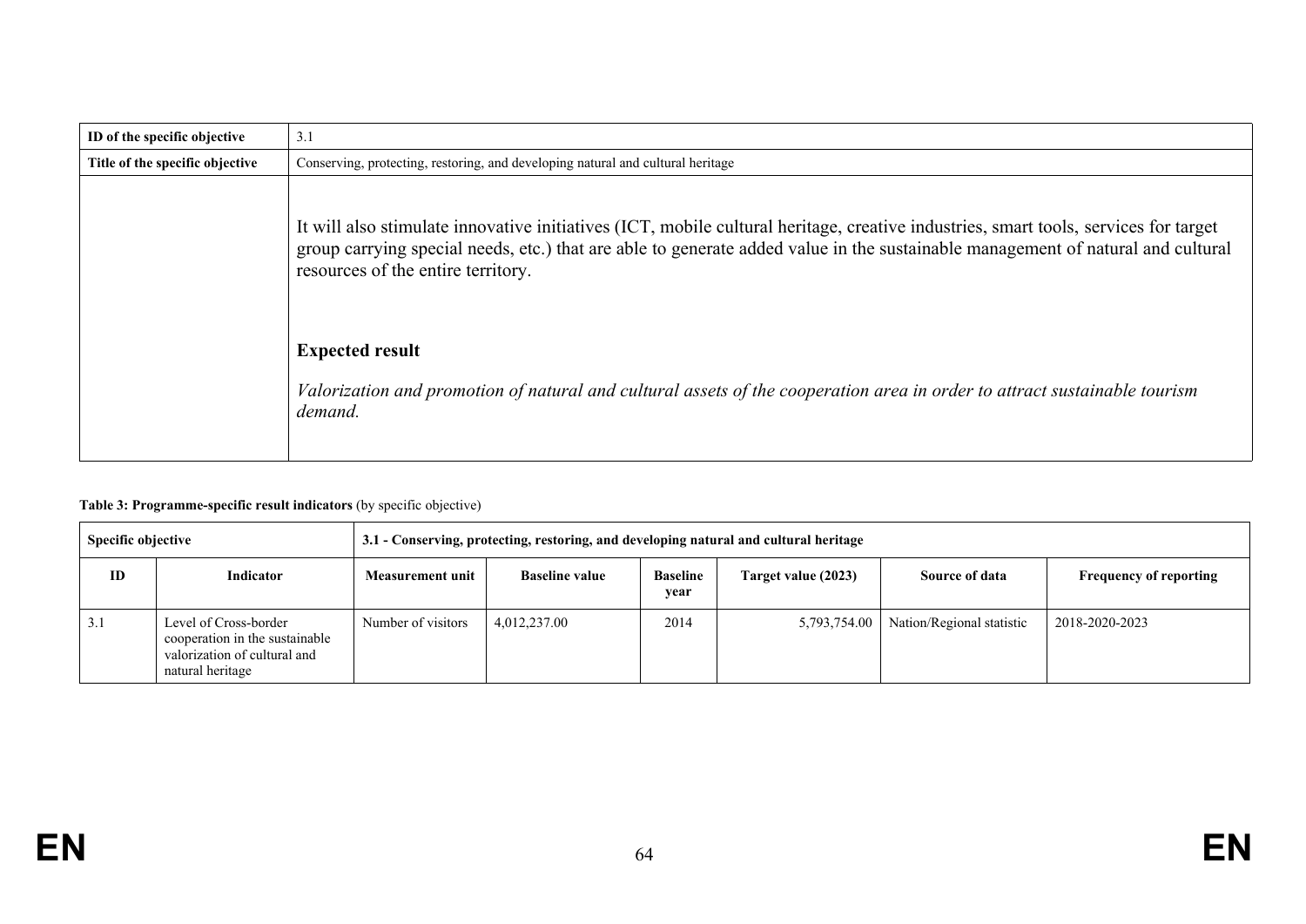| ID of the specific objective | 3.1 |
| --- | --- |
| Title of the specific objective | Conserving, protecting, restoring, and developing natural and cultural heritage |
| | It will also stimulate innovative initiatives (ICT, mobile cultural heritage, creative industries, smart tools, services for target group carrying special needs, etc.) that are able to generate added value in the sustainable management of natural and cultural resources of the entire territory.<br><br>**Expected result**<br><br>*Valorization and promotion of natural and cultural assets of the cooperation area in order to attract sustainable tourism demand.* |

**Table 3: Programme-specific result indicators** (by specific objective)

| Specific objective | | 3.1 - Conserving, protecting, restoring, and developing natural and cultural heritage | | | | | |
| --- | --- | --- | --- | --- | --- | --- | --- |
| **ID** | **Indicator** | **Measurement unit** | **Baseline value** | **Baseline year** | **Target value (2023)** | **Source of data** | **Frequency of reporting** |
| 3.1 | Level of Cross-border cooperation in the sustainable valorization of cultural and natural heritage | Number of visitors | 4,012,237.00 | 2014 | 5,793,754.00 | Nation/Regional statistic | 2018-2020-2023 |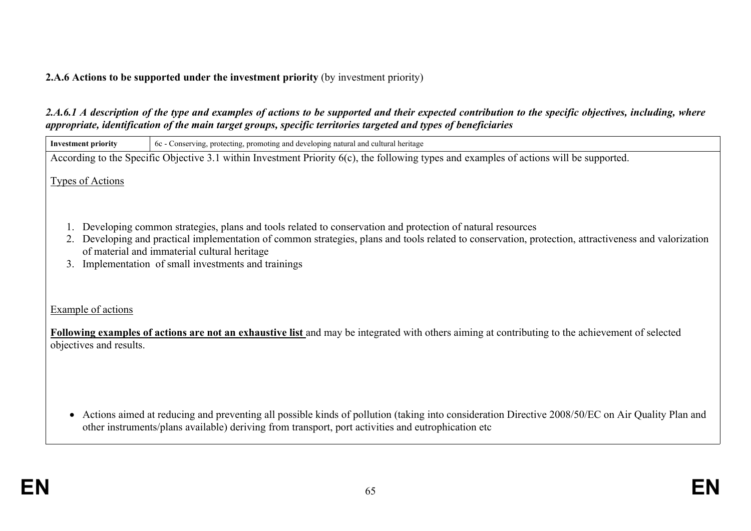**2.A.6 Actions to be supported under the investment priority** (by investment priority)

***2.A.6.1 A description of the type and examples of actions to be supported and their expected contribution to the specific objectives, including, where appropriate, identification of the main target groups, specific territories targeted and types of beneficiaries***

| **Investment priority** | 6c - Conserving, protecting, promoting and developing natural and cultural heritage |
|---|---|

According to the Specific Objective 3.1 within Investment Priority 6(c), the following types and examples of actions will be supported.

Types of Actions

1. Developing common strategies, plans and tools related to conservation and protection of natural resources
2. Developing and practical implementation of common strategies, plans and tools related to conservation, protection, attractiveness and valorization of material and immaterial cultural heritage
3. Implementation of small investments and trainings

Example of actions

**Following examples of actions are not an exhaustive list** and may be integrated with others aiming at contributing to the achievement of selected objectives and results.

- Actions aimed at reducing and preventing all possible kinds of pollution (taking into consideration Directive 2008/50/EC on Air Quality Plan and other instruments/plans available) deriving from transport, port activities and eutrophication etc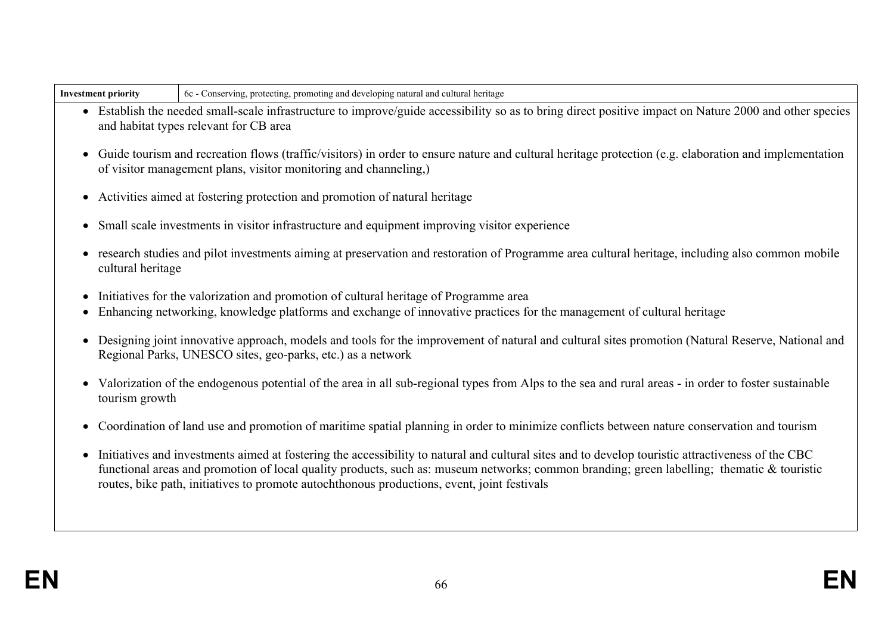| Investment priority | 6c - Conserving, protecting, promoting and developing natural and cultural heritage |
|---|---|

- Establish the needed small-scale infrastructure to improve/guide accessibility so as to bring direct positive impact on Nature 2000 and other species and habitat types relevant for CB area
- Guide tourism and recreation flows (traffic/visitors) in order to ensure nature and cultural heritage protection (e.g. elaboration and implementation of visitor management plans, visitor monitoring and channeling,)
- Activities aimed at fostering protection and promotion of natural heritage
- Small scale investments in visitor infrastructure and equipment improving visitor experience
- research studies and pilot investments aiming at preservation and restoration of Programme area cultural heritage, including also common mobile cultural heritage
- Initiatives for the valorization and promotion of cultural heritage of Programme area
- Enhancing networking, knowledge platforms and exchange of innovative practices for the management of cultural heritage
- Designing joint innovative approach, models and tools for the improvement of natural and cultural sites promotion (Natural Reserve, National and Regional Parks, UNESCO sites, geo-parks, etc.) as a network
- Valorization of the endogenous potential of the area in all sub-regional types from Alps to the sea and rural areas - in order to foster sustainable tourism growth
- Coordination of land use and promotion of maritime spatial planning in order to minimize conflicts between nature conservation and tourism
- Initiatives and investments aimed at fostering the accessibility to natural and cultural sites and to develop touristic attractiveness of the CBC functional areas and promotion of local quality products, such as: museum networks; common branding; green labelling; thematic & touristic routes, bike path, initiatives to promote autochthonous productions, event, joint festivals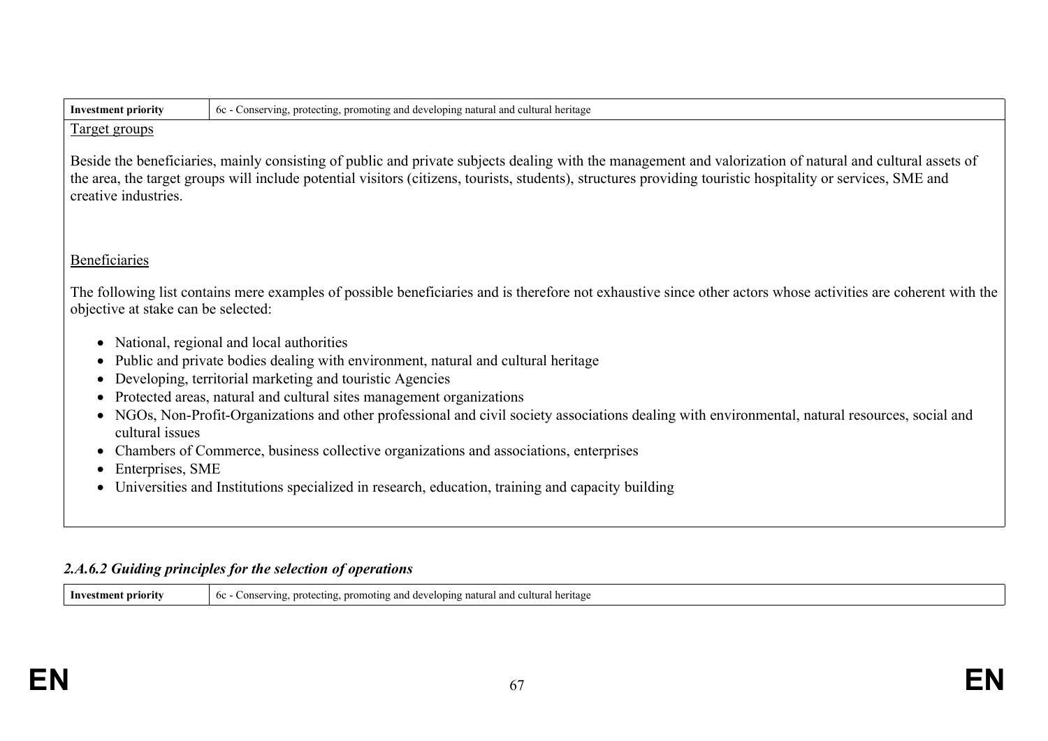| Investment priority | 6c - Conserving, protecting, promoting and developing natural and cultural heritage |
|---|---|

Target groups

Beside the beneficiaries, mainly consisting of public and private subjects dealing with the management and valorization of natural and cultural assets of the area, the target groups will include potential visitors (citizens, tourists, students), structures providing touristic hospitality or services, SME and creative industries.

Beneficiaries

The following list contains mere examples of possible beneficiaries and is therefore not exhaustive since other actors whose activities are coherent with the objective at stake can be selected:

- National, regional and local authorities
- Public and private bodies dealing with environment, natural and cultural heritage
- Developing, territorial marketing and touristic Agencies
- Protected areas, natural and cultural sites management organizations
- NGOs, Non-Profit-Organizations and other professional and civil society associations dealing with environmental, natural resources, social and cultural issues
- Chambers of Commerce, business collective organizations and associations, enterprises
- Enterprises, SME
- Universities and Institutions specialized in research, education, training and capacity building

### *2.A.6.2 Guiding principles for the selection of operations*

| Investment priority | 6c - Conserving, protecting, promoting and developing natural and cultural heritage |
|---|---|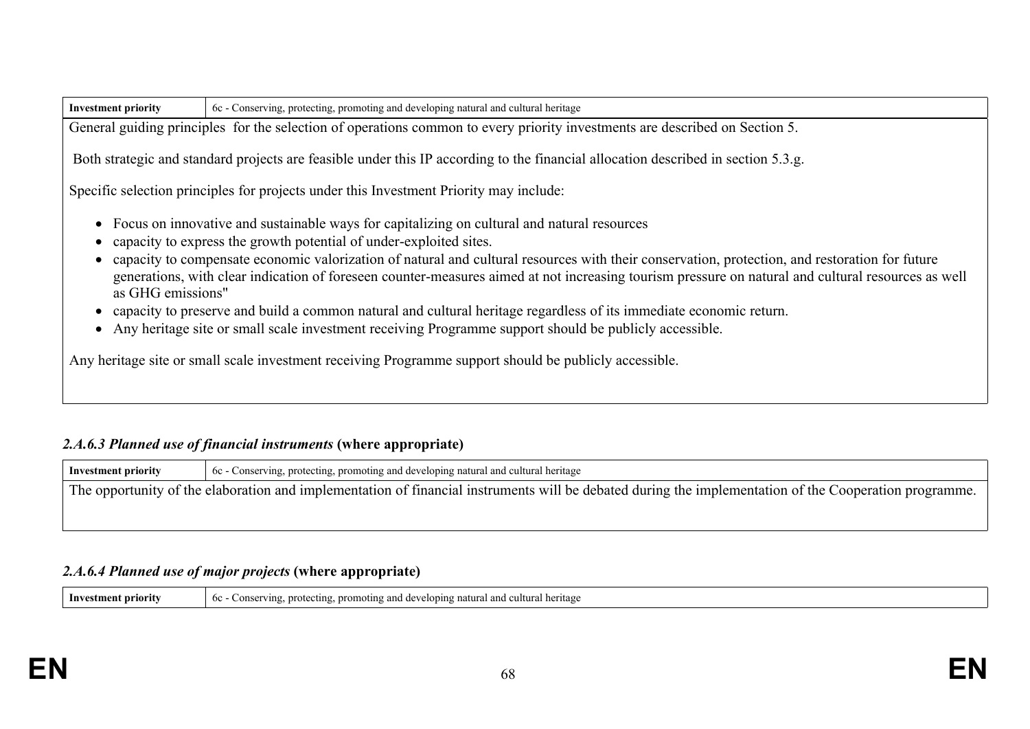| Investment priority | 6c - Conserving, protecting, promoting and developing natural and cultural heritage |
|---|---|

General guiding principles for the selection of operations common to every priority investments are described on Section 5.

Both strategic and standard projects are feasible under this IP according to the financial allocation described in section 5.3.g.

Specific selection principles for projects under this Investment Priority may include:

- Focus on innovative and sustainable ways for capitalizing on cultural and natural resources
- capacity to express the growth potential of under-exploited sites.
- capacity to compensate economic valorization of natural and cultural resources with their conservation, protection, and restoration for future generations, with clear indication of foreseen counter-measures aimed at not increasing tourism pressure on natural and cultural resources as well as GHG emissions"
- capacity to preserve and build a common natural and cultural heritage regardless of its immediate economic return.
- Any heritage site or small scale investment receiving Programme support should be publicly accessible.

Any heritage site or small scale investment receiving Programme support should be publicly accessible.

### *2.A.6.3 Planned use of financial instruments* (where appropriate)

| Investment priority | 6c - Conserving, protecting, promoting and developing natural and cultural heritage |
|---|---|

The opportunity of the elaboration and implementation of financial instruments will be debated during the implementation of the Cooperation programme.

### *2.A.6.4 Planned use of major projects* (where appropriate)

| Investment priority | 6c - Conserving, protecting, promoting and developing natural and cultural heritage |
|---|---|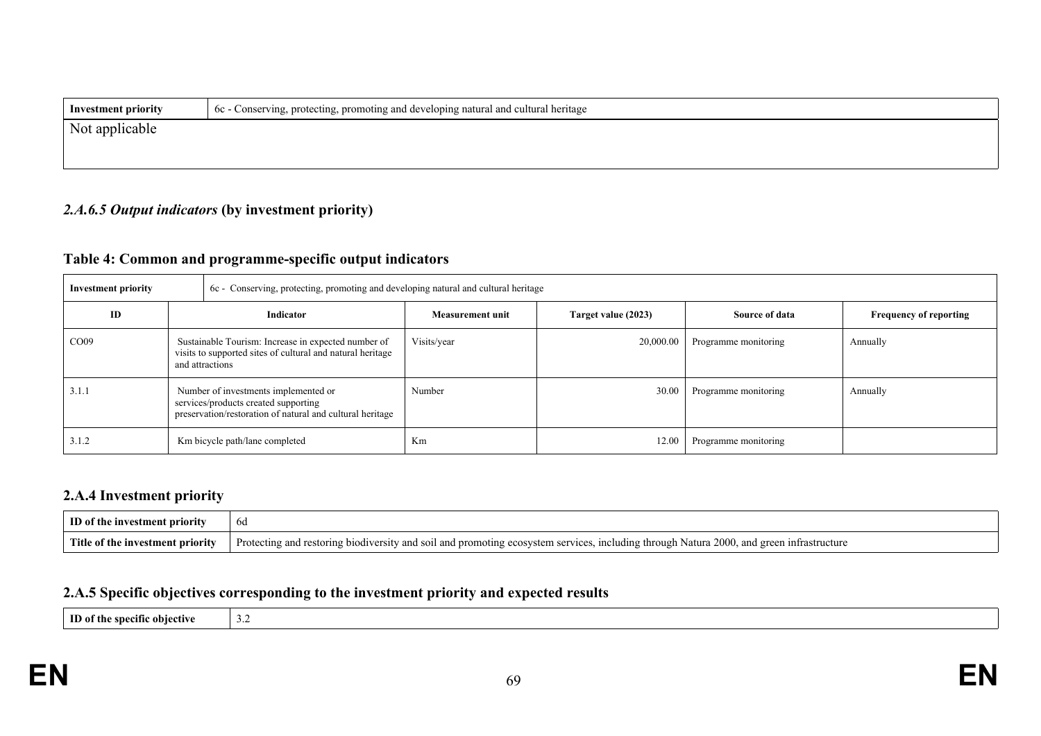| Investment priority | 6c - Conserving, protecting, promoting and developing natural and cultural heritage |
|---|---|
| Not applicable | |

### *2.A.6.5 Output indicators* (by investment priority)

### Table 4: Common and programme-specific output indicators

| Investment priority | 6c - Conserving, protecting, promoting and developing natural and cultural heritage | | | | |
|---|---|---|---|---|---|
| **ID** | **Indicator** | **Measurement unit** | **Target value (2023)** | **Source of data** | **Frequency of reporting** |
| CO09 | Sustainable Tourism: Increase in expected number of visits to supported sites of cultural and natural heritage and attractions | Visits/year | 20,000.00 | Programme monitoring | Annually |
| 3.1.1 | Number of investments implemented or services/products created supporting preservation/restoration of natural and cultural heritage | Number | 30.00 | Programme monitoring | Annually |
| 3.1.2 | Km bicycle path/lane completed | Km | 12.00 | Programme monitoring | |

## 2.A.4 Investment priority

| ID of the investment priority | 6d |
|---|---|
| Title of the investment priority | Protecting and restoring biodiversity and soil and promoting ecosystem services, including through Natura 2000, and green infrastructure |

## 2.A.5 Specific objectives corresponding to the investment priority and expected results

| ID of the specific objective | 3.2 |
|---|---|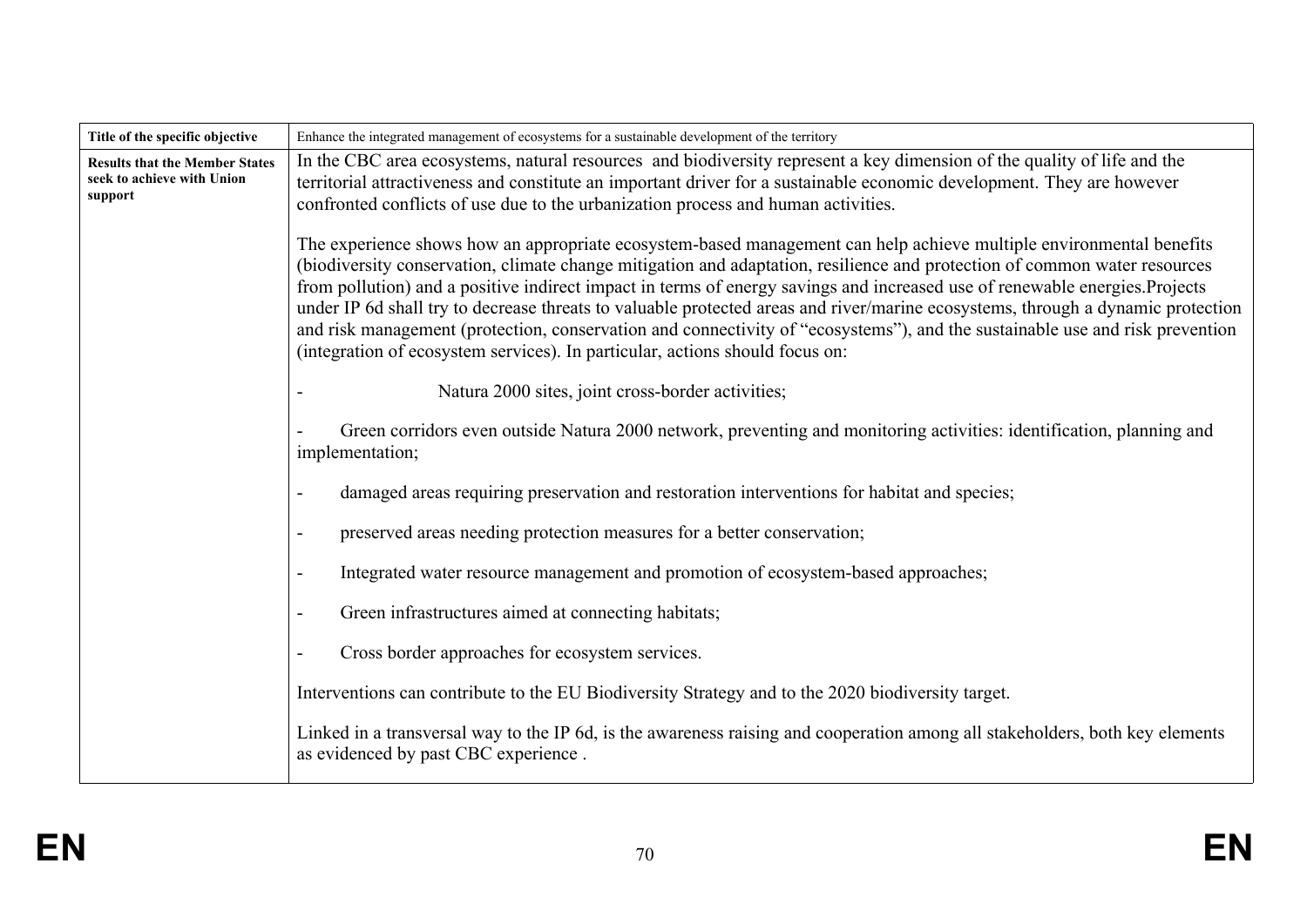| Title of the specific objective | Enhance the integrated management of ecosystems for a sustainable development of the territory |
|---|---|
| Results that the Member States seek to achieve with Union support | In the CBC area ecosystems, natural resources and biodiversity represent a key dimension of the quality of life and the territorial attractiveness and constitute an important driver for a sustainable economic development. They are however confronted conflicts of use due to the urbanization process and human activities.<br><br>The experience shows how an appropriate ecosystem-based management can help achieve multiple environmental benefits (biodiversity conservation, climate change mitigation and adaptation, resilience and protection of common water resources from pollution) and a positive indirect impact in terms of energy savings and increased use of renewable energies.Projects under IP 6d shall try to decrease threats to valuable protected areas and river/marine ecosystems, through a dynamic protection and risk management (protection, conservation and connectivity of "ecosystems"), and the sustainable use and risk prevention (integration of ecosystem services). In particular, actions should focus on:<br><br>- Natura 2000 sites, joint cross-border activities;<br><br>- Green corridors even outside Natura 2000 network, preventing and monitoring activities: identification, planning and implementation;<br><br>- damaged areas requiring preservation and restoration interventions for habitat and species;<br><br>- preserved areas needing protection measures for a better conservation;<br><br>- Integrated water resource management and promotion of ecosystem-based approaches;<br><br>- Green infrastructures aimed at connecting habitats;<br><br>- Cross border approaches for ecosystem services.<br><br>Interventions can contribute to the EU Biodiversity Strategy and to the 2020 biodiversity target.<br><br>Linked in a transversal way to the IP 6d, is the awareness raising and cooperation among all stakeholders, both key elements as evidenced by past CBC experience . |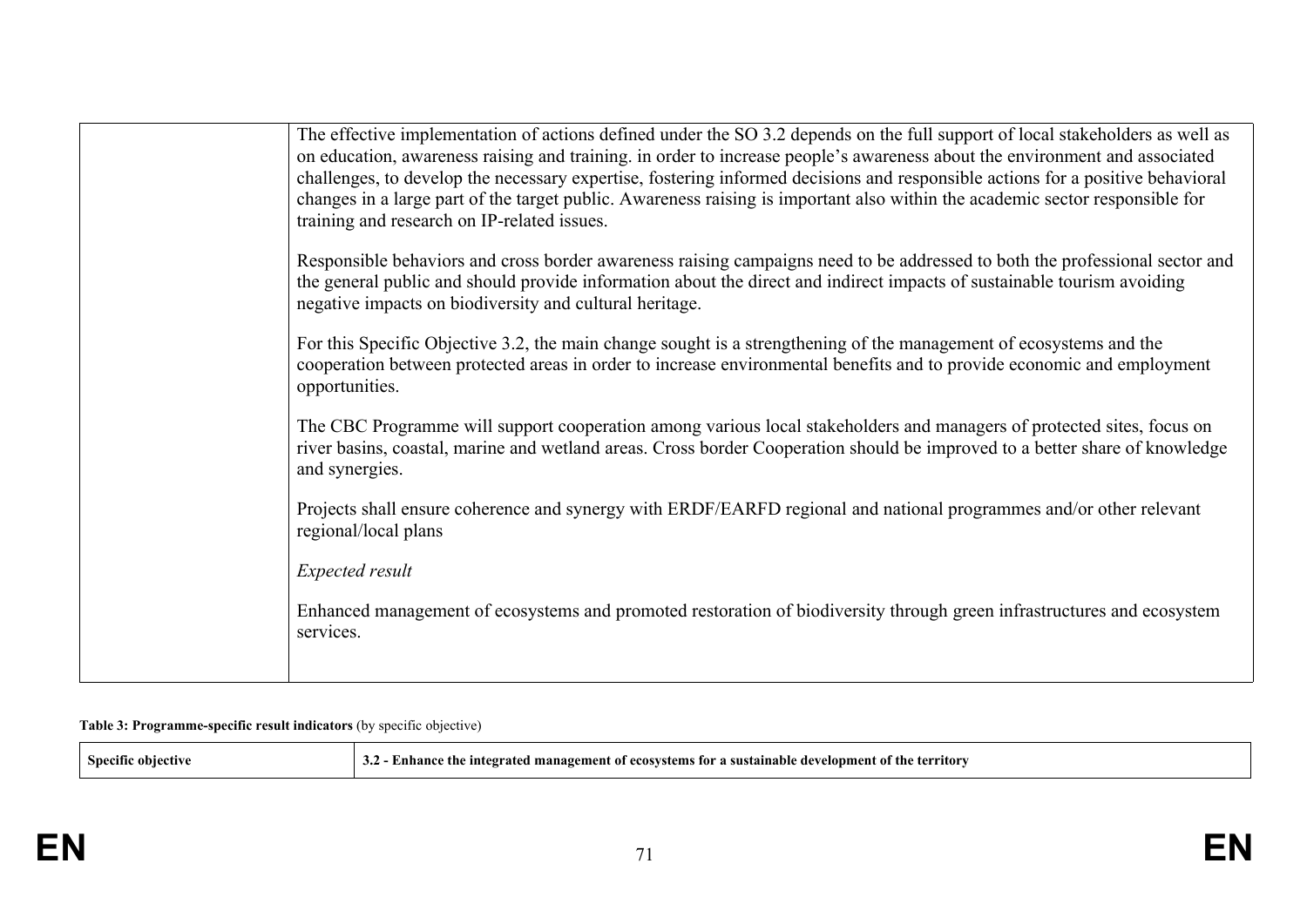| | |
|---|---|
| | The effective implementation of actions defined under the SO 3.2 depends on the full support of local stakeholders as well as on education, awareness raising and training. in order to increase people's awareness about the environment and associated challenges, to develop the necessary expertise, fostering informed decisions and responsible actions for a positive behavioral changes in a large part of the target public. Awareness raising is important also within the academic sector responsible for training and research on IP-related issues.<br><br>Responsible behaviors and cross border awareness raising campaigns need to be addressed to both the professional sector and the general public and should provide information about the direct and indirect impacts of sustainable tourism avoiding negative impacts on biodiversity and cultural heritage.<br><br>For this Specific Objective 3.2, the main change sought is a strengthening of the management of ecosystems and the cooperation between protected areas in order to increase environmental benefits and to provide economic and employment opportunities.<br><br>The CBC Programme will support cooperation among various local stakeholders and managers of protected sites, focus on river basins, coastal, marine and wetland areas. Cross border Cooperation should be improved to a better share of knowledge and synergies.<br><br>Projects shall ensure coherence and synergy with ERDF/EARFD regional and national programmes and/or other relevant regional/local plans<br><br>*Expected result*<br><br>Enhanced management of ecosystems and promoted restoration of biodiversity through green infrastructures and ecosystem services. |

**Table 3: Programme-specific result indicators** (by specific objective)

| **Specific objective** | **3.2 - Enhance the integrated management of ecosystems for a sustainable development of the territory** |
|---|---|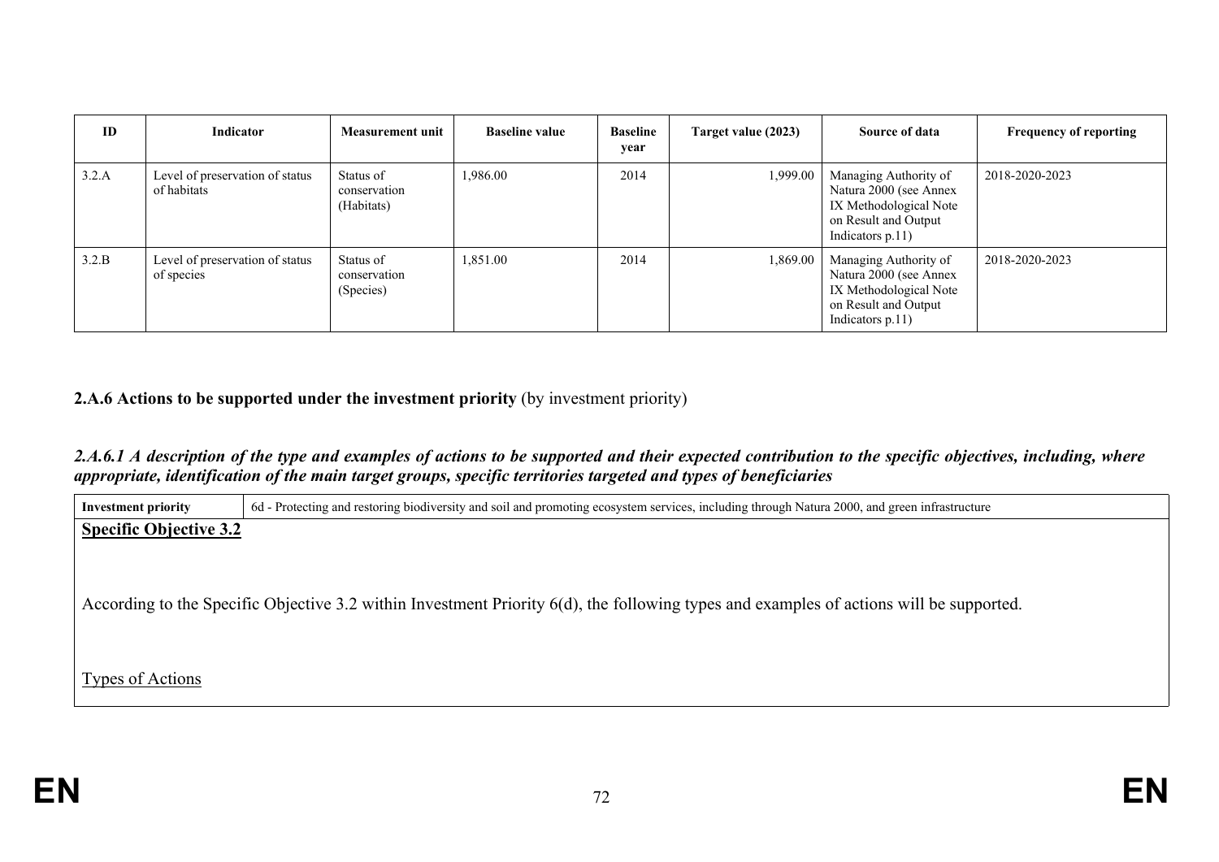| ID | Indicator | Measurement unit | Baseline value | Baseline year | Target value (2023) | Source of data | Frequency of reporting |
|---|---|---|---|---|---|---|---|
| 3.2.A | Level of preservation of status of habitats | Status of conservation (Habitats) | 1,986.00 | 2014 | 1,999.00 | Managing Authority of Natura 2000 (see Annex IX Methodological Note on Result and Output Indicators p.11) | 2018-2020-2023 |
| 3.2.B | Level of preservation of status of species | Status of conservation (Species) | 1,851.00 | 2014 | 1,869.00 | Managing Authority of Natura 2000 (see Annex IX Methodological Note on Result and Output Indicators p.11) | 2018-2020-2023 |

**2.A.6 Actions to be supported under the investment priority** (by investment priority)

***2.A.6.1 A description of the type and examples of actions to be supported and their expected contribution to the specific objectives, including, where appropriate, identification of the main target groups, specific territories targeted and types of beneficiaries***

| Investment priority | 6d - Protecting and restoring biodiversity and soil and promoting ecosystem services, including through Natura 2000, and green infrastructure |
|---|---|

**Specific Objective 3.2**

According to the Specific Objective 3.2 within Investment Priority 6(d), the following types and examples of actions will be supported.

Types of Actions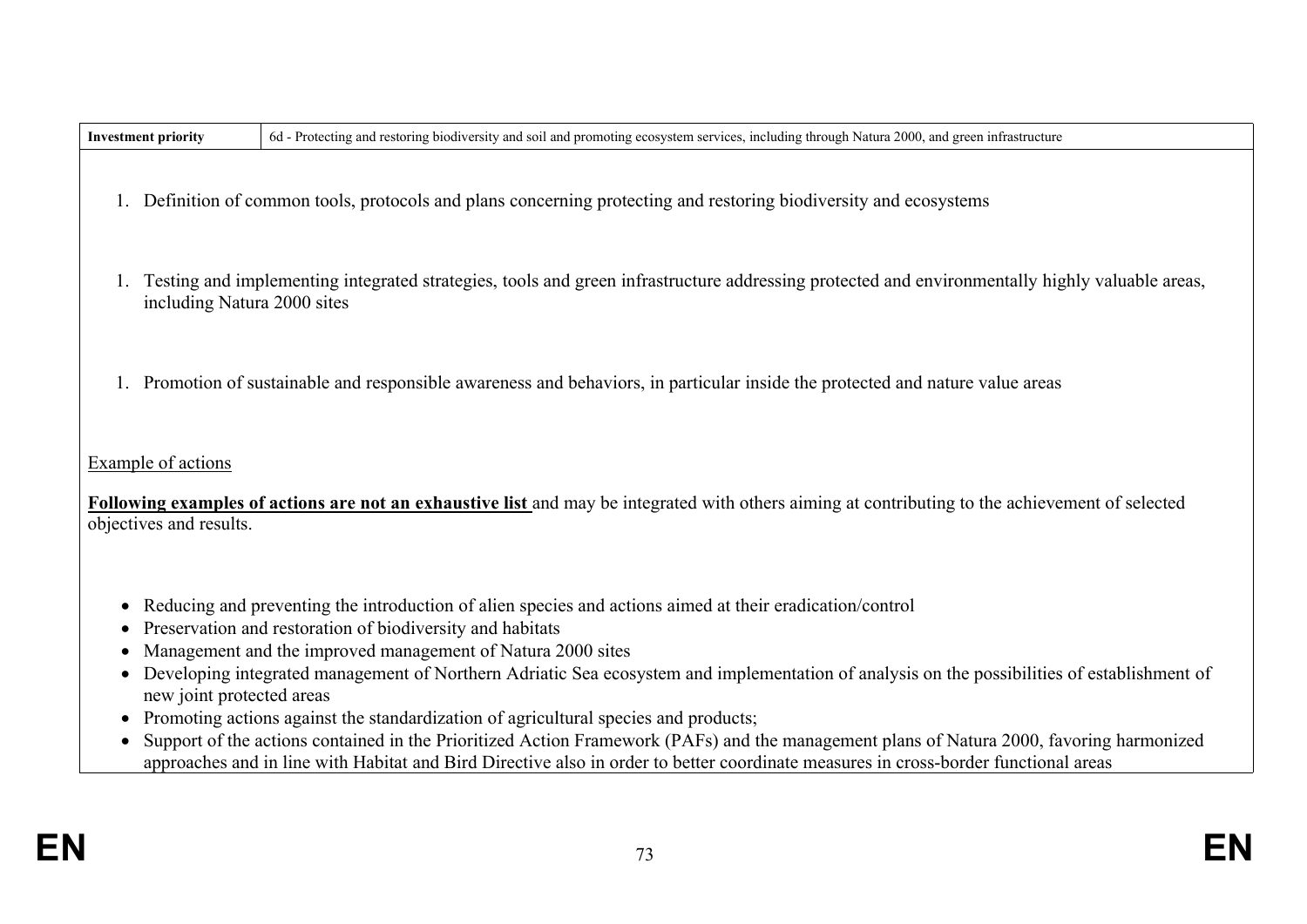| Investment priority | 6d - Protecting and restoring biodiversity and soil and promoting ecosystem services, including through Natura 2000, and green infrastructure |
|---|---|

1. Definition of common tools, protocols and plans concerning protecting and restoring biodiversity and ecosystems

1. Testing and implementing integrated strategies, tools and green infrastructure addressing protected and environmentally highly valuable areas, including Natura 2000 sites

1. Promotion of sustainable and responsible awareness and behaviors, in particular inside the protected and nature value areas

Example of actions

**Following examples of actions are not an exhaustive list** and may be integrated with others aiming at contributing to the achievement of selected objectives and results.

- Reducing and preventing the introduction of alien species and actions aimed at their eradication/control
- Preservation and restoration of biodiversity and habitats
- Management and the improved management of Natura 2000 sites
- Developing integrated management of Northern Adriatic Sea ecosystem and implementation of analysis on the possibilities of establishment of new joint protected areas
- Promoting actions against the standardization of agricultural species and products;
- Support of the actions contained in the Prioritized Action Framework (PAFs) and the management plans of Natura 2000, favoring harmonized approaches and in line with Habitat and Bird Directive also in order to better coordinate measures in cross-border functional areas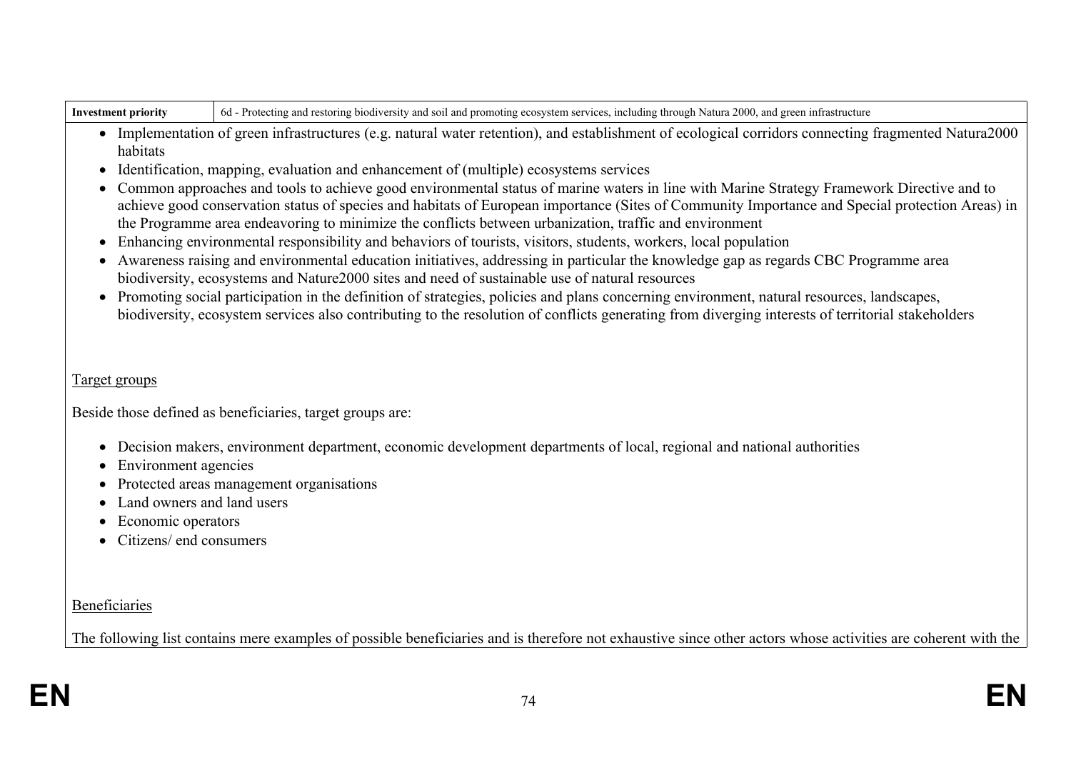| Investment priority | 6d - Protecting and restoring biodiversity and soil and promoting ecosystem services, including through Natura 2000, and green infrastructure |
|---|---|

- Implementation of green infrastructures (e.g. natural water retention), and establishment of ecological corridors connecting fragmented Natura2000 habitats
- Identification, mapping, evaluation and enhancement of (multiple) ecosystems services
- Common approaches and tools to achieve good environmental status of marine waters in line with Marine Strategy Framework Directive and to achieve good conservation status of species and habitats of European importance (Sites of Community Importance and Special protection Areas) in the Programme area endeavoring to minimize the conflicts between urbanization, traffic and environment
- Enhancing environmental responsibility and behaviors of tourists, visitors, students, workers, local population
- Awareness raising and environmental education initiatives, addressing in particular the knowledge gap as regards CBC Programme area biodiversity, ecosystems and Nature2000 sites and need of sustainable use of natural resources
- Promoting social participation in the definition of strategies, policies and plans concerning environment, natural resources, landscapes, biodiversity, ecosystem services also contributing to the resolution of conflicts generating from diverging interests of territorial stakeholders

Target groups

Beside those defined as beneficiaries, target groups are:

- Decision makers, environment department, economic development departments of local, regional and national authorities
- Environment agencies
- Protected areas management organisations
- Land owners and land users
- Economic operators
- Citizens/ end consumers

Beneficiaries

The following list contains mere examples of possible beneficiaries and is therefore not exhaustive since other actors whose activities are coherent with the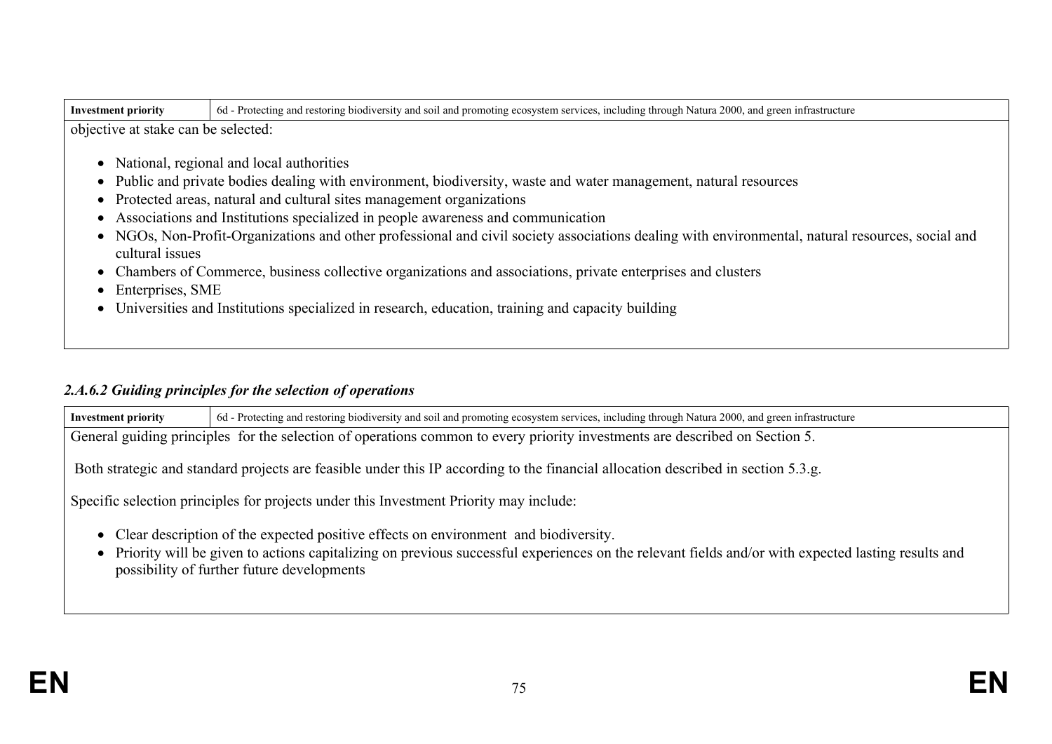| Investment priority | 6d - Protecting and restoring biodiversity and soil and promoting ecosystem services, including through Natura 2000, and green infrastructure |
|---|---|

objective at stake can be selected:

- National, regional and local authorities
- Public and private bodies dealing with environment, biodiversity, waste and water management, natural resources
- Protected areas, natural and cultural sites management organizations
- Associations and Institutions specialized in people awareness and communication
- NGOs, Non-Profit-Organizations and other professional and civil society associations dealing with environmental, natural resources, social and cultural issues
- Chambers of Commerce, business collective organizations and associations, private enterprises and clusters
- Enterprises, SME
- Universities and Institutions specialized in research, education, training and capacity building

### *2.A.6.2 Guiding principles for the selection of operations*

| Investment priority | 6d - Protecting and restoring biodiversity and soil and promoting ecosystem services, including through Natura 2000, and green infrastructure |
|---|---|

General guiding principles for the selection of operations common to every priority investments are described on Section 5.

Both strategic and standard projects are feasible under this IP according to the financial allocation described in section 5.3.g.

Specific selection principles for projects under this Investment Priority may include:

- Clear description of the expected positive effects on environment and biodiversity.
- Priority will be given to actions capitalizing on previous successful experiences on the relevant fields and/or with expected lasting results and possibility of further future developments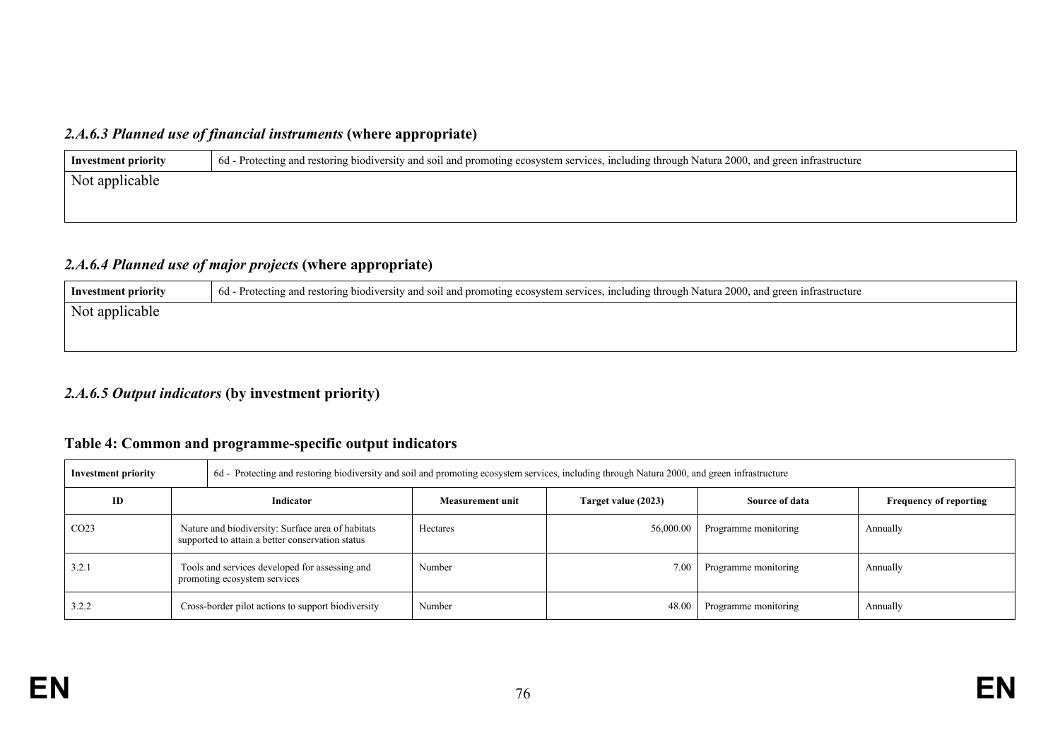### *2.A.6.3 Planned use of financial instruments* (where appropriate)

| Investment priority | 6d - Protecting and restoring biodiversity and soil and promoting ecosystem services, including through Natura 2000, and green infrastructure |
|---|---|
| Not applicable | |

### *2.A.6.4 Planned use of major projects* (where appropriate)

| Investment priority | 6d - Protecting and restoring biodiversity and soil and promoting ecosystem services, including through Natura 2000, and green infrastructure |
|---|---|
| Not applicable | |

### *2.A.6.5 Output indicators* (by investment priority)

#### Table 4: Common and programme-specific output indicators

| Investment priority | 6d - Protecting and restoring biodiversity and soil and promoting ecosystem services, including through Natura 2000, and green infrastructure | | | | |
|---|---|---|---|---|---|
| **ID** | **Indicator** | **Measurement unit** | **Target value (2023)** | **Source of data** | **Frequency of reporting** |
| CO23 | Nature and biodiversity: Surface area of habitats supported to attain a better conservation status | Hectares | 56,000.00 | Programme monitoring | Annually |
| 3.2.1 | Tools and services developed for assessing and promoting ecosystem services | Number | 7.00 | Programme monitoring | Annually |
| 3.2.2 | Cross-border pilot actions to support biodiversity | Number | 48.00 | Programme monitoring | Annually |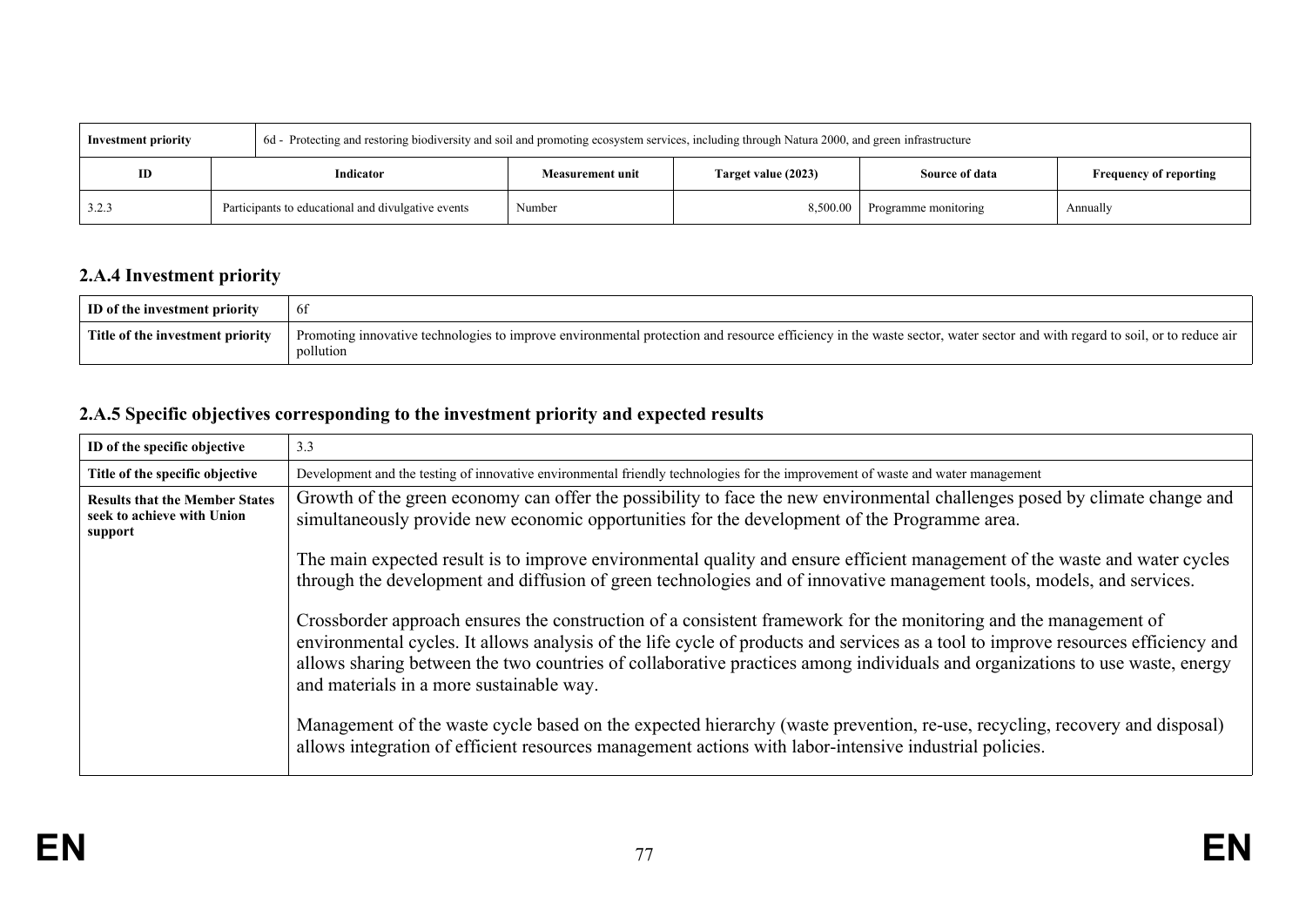| Investment priority | 6d - Protecting and restoring biodiversity and soil and promoting ecosystem services, including through Natura 2000, and green infrastructure | | | | |
|---|---|---|---|---|---|
| **ID** | **Indicator** | **Measurement unit** | **Target value (2023)** | **Source of data** | **Frequency of reporting** |
| 3.2.3 | Participants to educational and divulgative events | Number | 8,500.00 | Programme monitoring | Annually |

### 2.A.4 Investment priority

| ID of the investment priority | 6f |
|---|---|
| **Title of the investment priority** | Promoting innovative technologies to improve environmental protection and resource efficiency in the waste sector, water sector and with regard to soil, or to reduce air pollution |

### 2.A.5 Specific objectives corresponding to the investment priority and expected results

| ID of the specific objective | 3.3 |
|---|---|
| **Title of the specific objective** | Development and the testing of innovative environmental friendly technologies for the improvement of waste and water management |
| **Results that the Member States seek to achieve with Union support** | Growth of the green economy can offer the possibility to face the new environmental challenges posed by climate change and simultaneously provide new economic opportunities for the development of the Programme area.<br><br>The main expected result is to improve environmental quality and ensure efficient management of the waste and water cycles through the development and diffusion of green technologies and of innovative management tools, models, and services.<br><br>Crossborder approach ensures the construction of a consistent framework for the monitoring and the management of environmental cycles. It allows analysis of the life cycle of products and services as a tool to improve resources efficiency and allows sharing between the two countries of collaborative practices among individuals and organizations to use waste, energy and materials in a more sustainable way.<br><br>Management of the waste cycle based on the expected hierarchy (waste prevention, re-use, recycling, recovery and disposal) allows integration of efficient resources management actions with labor-intensive industrial policies. |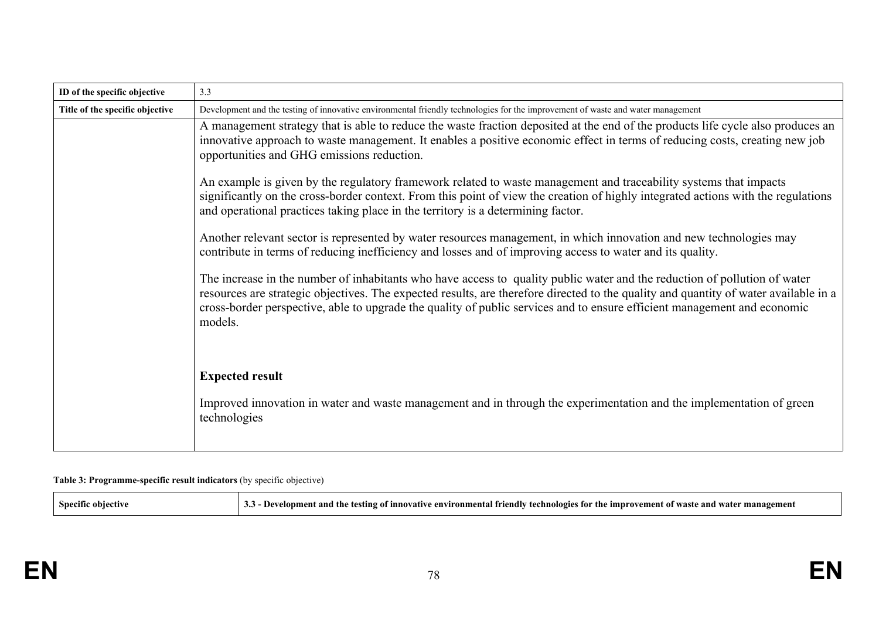| ID of the specific objective | 3.3 |
|---|---|
| Title of the specific objective | Development and the testing of innovative environmental friendly technologies for the improvement of waste and water management |
| | A management strategy that is able to reduce the waste fraction deposited at the end of the products life cycle also produces an innovative approach to waste management. It enables a positive economic effect in terms of reducing costs, creating new job opportunities and GHG emissions reduction.<br><br>An example is given by the regulatory framework related to waste management and traceability systems that impacts significantly on the cross-border context. From this point of view the creation of highly integrated actions with the regulations and operational practices taking place in the territory is a determining factor.<br><br>Another relevant sector is represented by water resources management, in which innovation and new technologies may contribute in terms of reducing inefficiency and losses and of improving access to water and its quality.<br><br>The increase in the number of inhabitants who have access to quality public water and the reduction of pollution of water resources are strategic objectives. The expected results, are therefore directed to the quality and quantity of water available in a cross-border perspective, able to upgrade the quality of public services and to ensure efficient management and economic models.<br><br>**Expected result**<br><br>Improved innovation in water and waste management and in through the experimentation and the implementation of green technologies |

**Table 3: Programme-specific result indicators** (by specific objective)

| Specific objective | 3.3 - Development and the testing of innovative environmental friendly technologies for the improvement of waste and water management |
|---|---|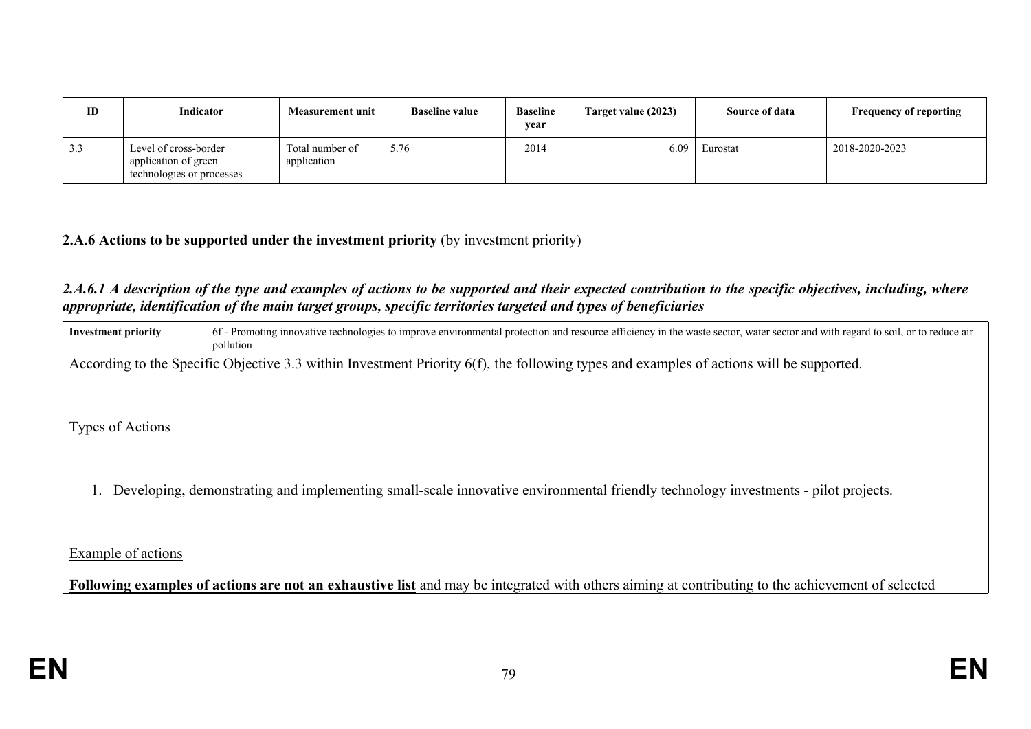| ID | Indicator | Measurement unit | Baseline value | Baseline year | Target value (2023) | Source of data | Frequency of reporting |
| --- | --- | --- | --- | --- | --- | --- | --- |
| 3.3 | Level of cross-border application of green technologies or processes | Total number of application | 5.76 | 2014 | 6.09 | Eurostat | 2018-2020-2023 |

**2.A.6 Actions to be supported under the investment priority** (by investment priority)

***2.A.6.1 A description of the type and examples of actions to be supported and their expected contribution to the specific objectives, including, where appropriate, identification of the main target groups, specific territories targeted and types of beneficiaries***

| **Investment priority** | 6f - Promoting innovative technologies to improve environmental protection and resource efficiency in the waste sector, water sector and with regard to soil, or to reduce air pollution |
| --- | --- |

According to the Specific Objective 3.3 within Investment Priority 6(f), the following types and examples of actions will be supported.

Types of Actions

1. Developing, demonstrating and implementing small-scale innovative environmental friendly technology investments - pilot projects.

Example of actions

**Following examples of actions are not an exhaustive list** and may be integrated with others aiming at contributing to the achievement of selected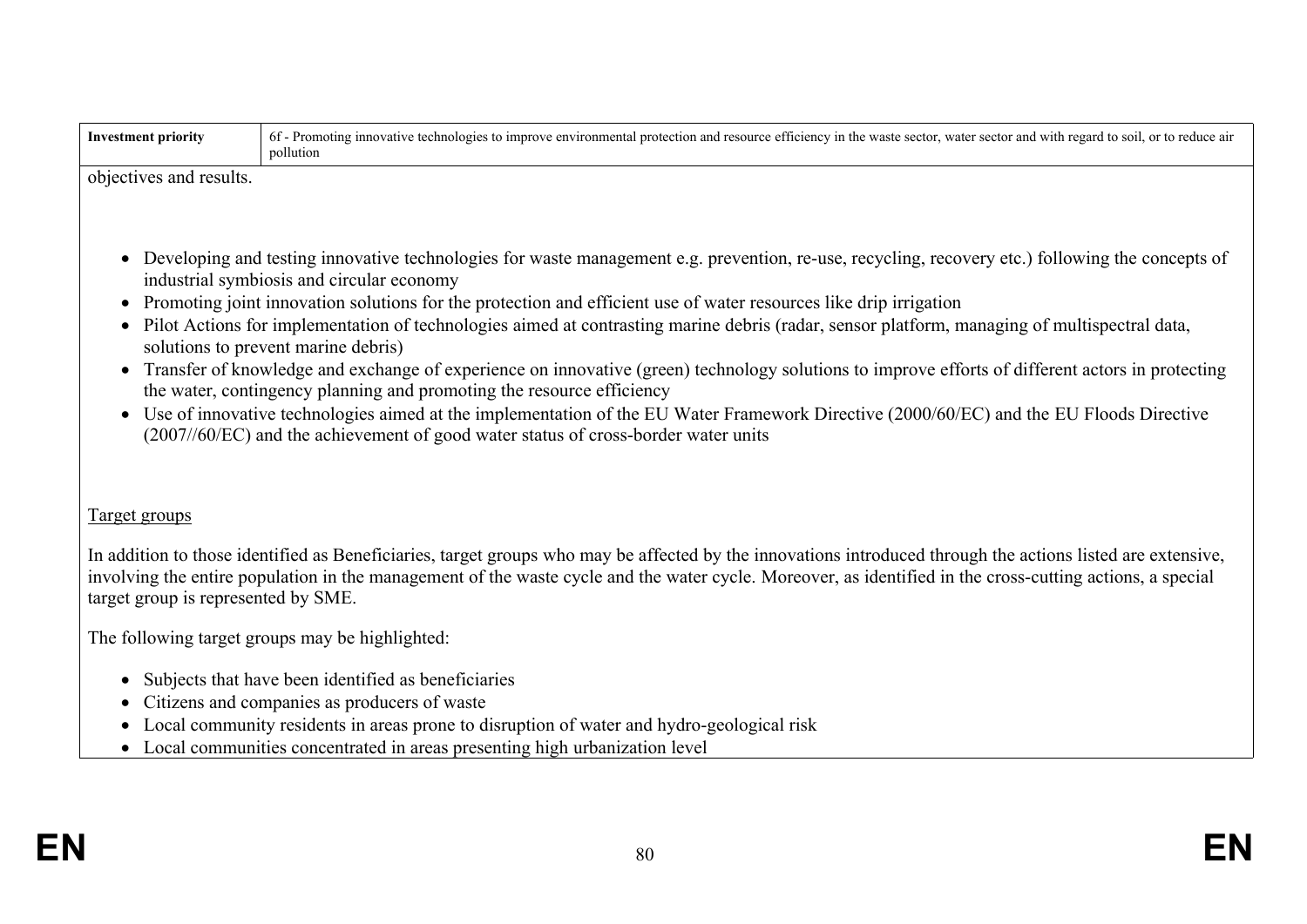| Investment priority | 6f - Promoting innovative technologies to improve environmental protection and resource efficiency in the waste sector, water sector and with regard to soil, or to reduce air pollution |
|---|---|

objectives and results.

- Developing and testing innovative technologies for waste management e.g. prevention, re-use, recycling, recovery etc.) following the concepts of industrial symbiosis and circular economy
- Promoting joint innovation solutions for the protection and efficient use of water resources like drip irrigation
- Pilot Actions for implementation of technologies aimed at contrasting marine debris (radar, sensor platform, managing of multispectral data, solutions to prevent marine debris)
- Transfer of knowledge and exchange of experience on innovative (green) technology solutions to improve efforts of different actors in protecting the water, contingency planning and promoting the resource efficiency
- Use of innovative technologies aimed at the implementation of the EU Water Framework Directive (2000/60/EC) and the EU Floods Directive (2007//60/EC) and the achievement of good water status of cross-border water units

Target groups

In addition to those identified as Beneficiaries, target groups who may be affected by the innovations introduced through the actions listed are extensive, involving the entire population in the management of the waste cycle and the water cycle. Moreover, as identified in the cross-cutting actions, a special target group is represented by SME.

The following target groups may be highlighted:

- Subjects that have been identified as beneficiaries
- Citizens and companies as producers of waste
- Local community residents in areas prone to disruption of water and hydro-geological risk
- Local communities concentrated in areas presenting high urbanization level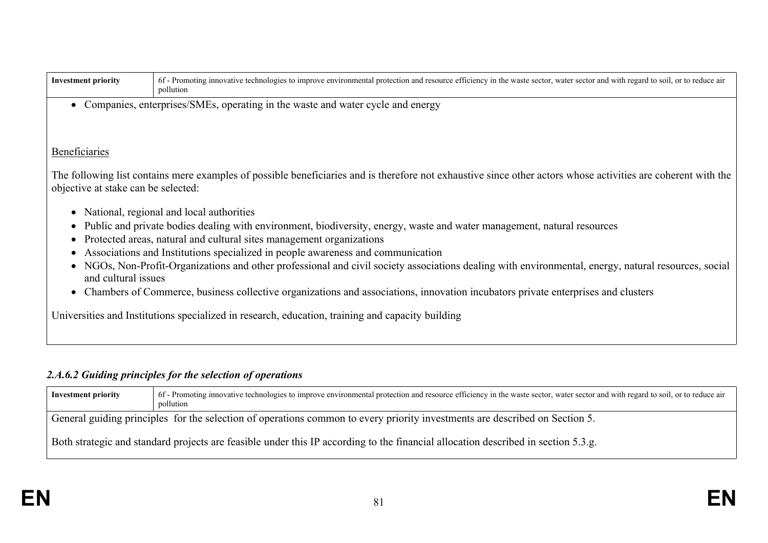| Investment priority | 6f - Promoting innovative technologies to improve environmental protection and resource efficiency in the waste sector, water sector and with regard to soil, or to reduce air pollution |
|---|---|

- Companies, enterprises/SMEs, operating in the waste and water cycle and energy

Beneficiaries

The following list contains mere examples of possible beneficiaries and is therefore not exhaustive since other actors whose activities are coherent with the objective at stake can be selected:

- National, regional and local authorities
- Public and private bodies dealing with environment, biodiversity, energy, waste and water management, natural resources
- Protected areas, natural and cultural sites management organizations
- Associations and Institutions specialized in people awareness and communication
- NGOs, Non-Profit-Organizations and other professional and civil society associations dealing with environmental, energy, natural resources, social and cultural issues
- Chambers of Commerce, business collective organizations and associations, innovation incubators private enterprises and clusters

Universities and Institutions specialized in research, education, training and capacity building

### *2.A.6.2 Guiding principles for the selection of operations*

| Investment priority | 6f - Promoting innovative technologies to improve environmental protection and resource efficiency in the waste sector, water sector and with regard to soil, or to reduce air pollution |
|---|---|

General guiding principles for the selection of operations common to every priority investments are described on Section 5.

Both strategic and standard projects are feasible under this IP according to the financial allocation described in section 5.3.g.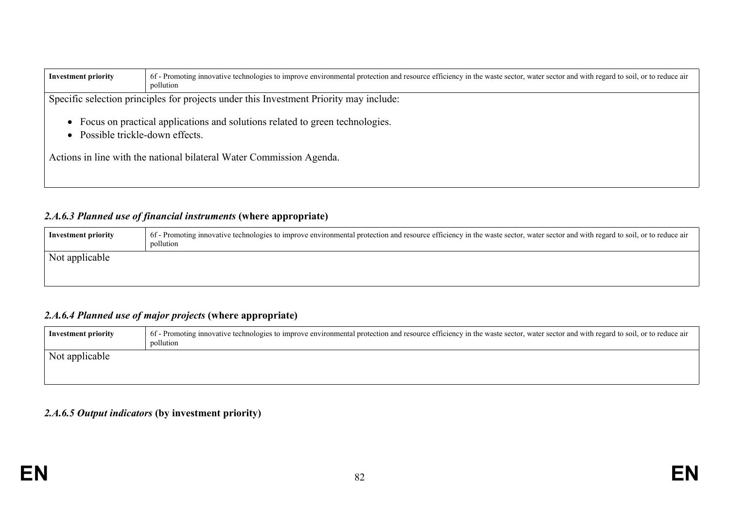| Investment priority | 6f - Promoting innovative technologies to improve environmental protection and resource efficiency in the waste sector, water sector and with regard to soil, or to reduce air pollution |
|---|---|

Specific selection principles for projects under this Investment Priority may include:

- Focus on practical applications and solutions related to green technologies.
- Possible trickle-down effects.

Actions in line with the national bilateral Water Commission Agenda.

### *2.A.6.3 Planned use of financial instruments* **(where appropriate)**

| Investment priority | 6f - Promoting innovative technologies to improve environmental protection and resource efficiency in the waste sector, water sector and with regard to soil, or to reduce air pollution |
|---|---|

Not applicable

### *2.A.6.4 Planned use of major projects* **(where appropriate)**

| Investment priority | 6f - Promoting innovative technologies to improve environmental protection and resource efficiency in the waste sector, water sector and with regard to soil, or to reduce air pollution |
|---|---|

Not applicable

### *2.A.6.5 Output indicators* **(by investment priority)**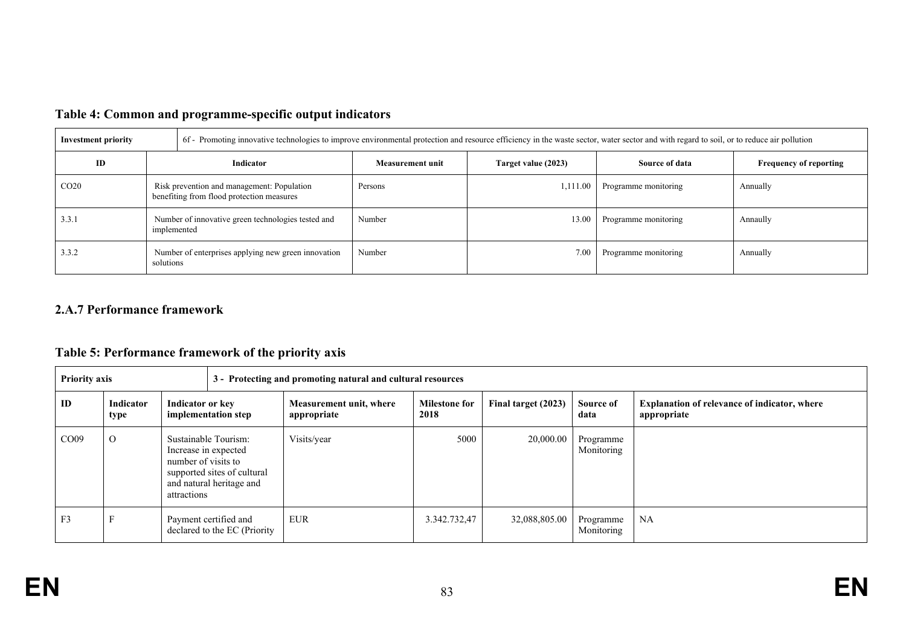### Table 4: Common and programme-specific output indicators

| Investment priority | 6f - Promoting innovative technologies to improve environmental protection and resource efficiency in the waste sector, water sector and with regard to soil, or to reduce air pollution | | | | |
|---|---|---|---|---|---|
| **ID** | **Indicator** | **Measurement unit** | **Target value (2023)** | **Source of data** | **Frequency of reporting** |
| CO20 | Risk prevention and management: Population benefiting from flood protection measures | Persons | 1,111.00 | Programme monitoring | Annually |
| 3.3.1 | Number of innovative green technologies tested and implemented | Number | 13.00 | Programme monitoring | Annaully |
| 3.3.2 | Number of enterprises applying new green innovation solutions | Number | 7.00 | Programme monitoring | Annually |

### 2.A.7 Performance framework

### Table 5: Performance framework of the priority axis

| Priority axis | | 3 - Protecting and promoting natural and cultural resources | | | | | |
|---|---|---|---|---|---|---|---|
| **ID** | **Indicator type** | **Indicator or key implementation step** | **Measurement unit, where appropriate** | **Milestone for 2018** | **Final target (2023)** | **Source of data** | **Explanation of relevance of indicator, where appropriate** |
| CO09 | O | Sustainable Tourism: Increase in expected number of visits to supported sites of cultural and natural heritage and attractions | Visits/year | 5000 | 20,000.00 | Programme Monitoring | |
| F3 | F | Payment certified and declared to the EC (Priority | EUR | 3.342.732,47 | 32,088,805.00 | Programme Monitoring | NA |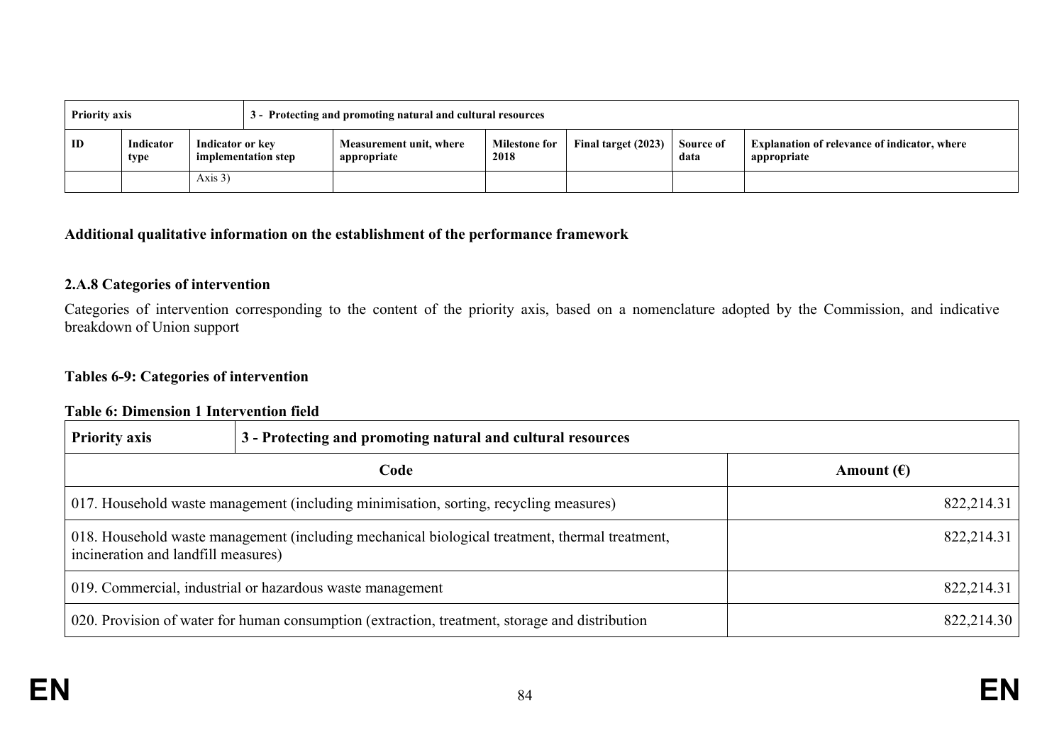| Priority axis | | 3 - Protecting and promoting natural and cultural resources | | | | | |
|---|---|---|---|---|---|---|---|
| ID | Indicator type | Indicator or key implementation step | Measurement unit, where appropriate | Milestone for 2018 | Final target (2023) | Source of data | Explanation of relevance of indicator, where appropriate |
| | | Axis 3) | | | | | |

**Additional qualitative information on the establishment of the performance framework**

### 2.A.8 Categories of intervention

Categories of intervention corresponding to the content of the priority axis, based on a nomenclature adopted by the Commission, and indicative breakdown of Union support

**Tables 6-9: Categories of intervention**

**Table 6: Dimension 1 Intervention field**

| Priority axis | 3 - Protecting and promoting natural and cultural resources |
|---|---|
| **Code** | **Amount (€)** |
| 017. Household waste management (including minimisation, sorting, recycling measures) | 822,214.31 |
| 018. Household waste management (including mechanical biological treatment, thermal treatment, incineration and landfill measures) | 822,214.31 |
| 019. Commercial, industrial or hazardous waste management | 822,214.31 |
| 020. Provision of water for human consumption (extraction, treatment, storage and distribution | 822,214.30 |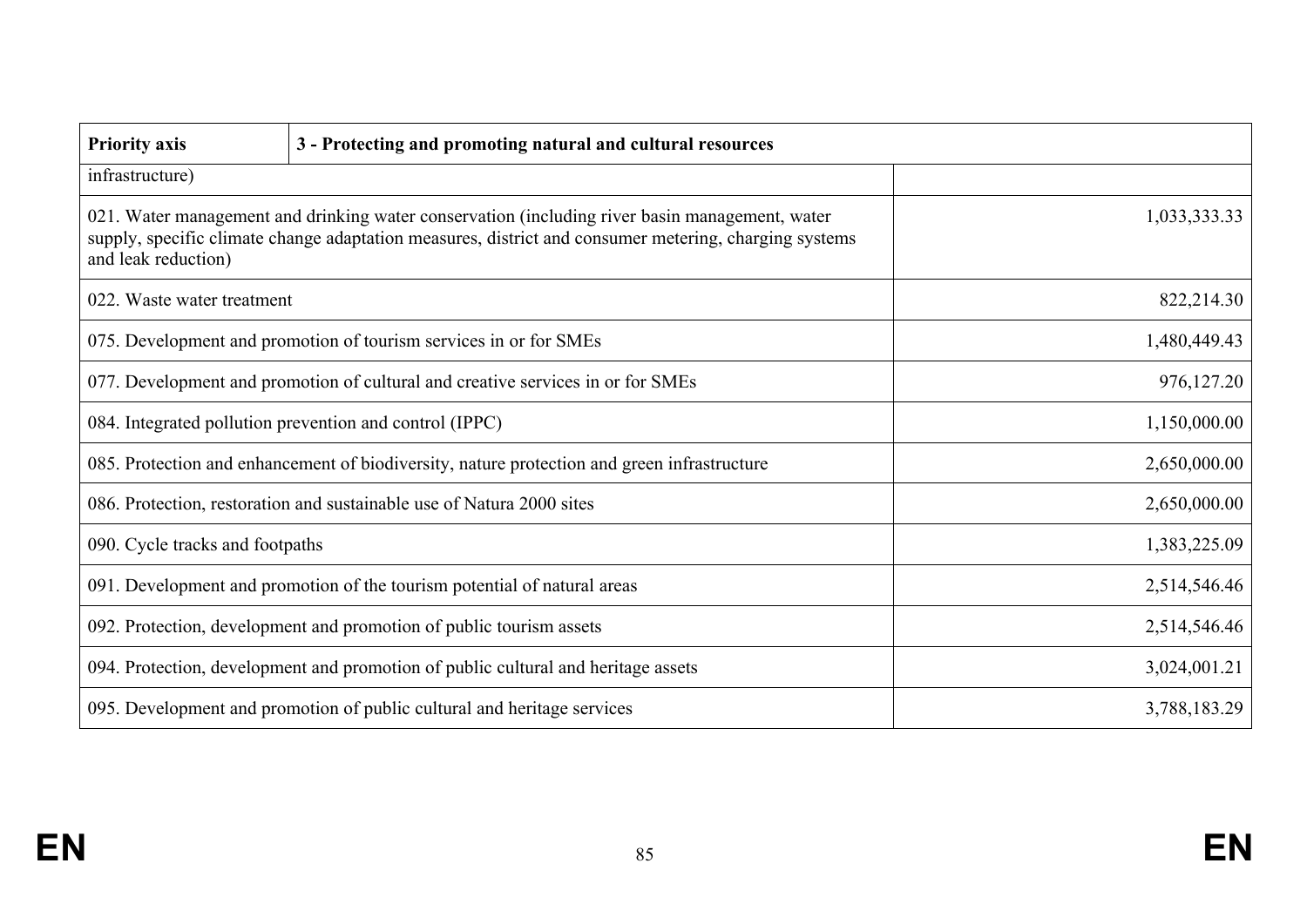| Priority axis | 3 - Protecting and promoting natural and cultural resources |
| --- | --- |
| infrastructure) | |
| 021. Water management and drinking water conservation (including river basin management, water supply, specific climate change adaptation measures, district and consumer metering, charging systems and leak reduction) | 1,033,333.33 |
| 022. Waste water treatment | 822,214.30 |
| 075. Development and promotion of tourism services in or for SMEs | 1,480,449.43 |
| 077. Development and promotion of cultural and creative services in or for SMEs | 976,127.20 |
| 084. Integrated pollution prevention and control (IPPC) | 1,150,000.00 |
| 085. Protection and enhancement of biodiversity, nature protection and green infrastructure | 2,650,000.00 |
| 086. Protection, restoration and sustainable use of Natura 2000 sites | 2,650,000.00 |
| 090. Cycle tracks and footpaths | 1,383,225.09 |
| 091. Development and promotion of the tourism potential of natural areas | 2,514,546.46 |
| 092. Protection, development and promotion of public tourism assets | 2,514,546.46 |
| 094. Protection, development and promotion of public cultural and heritage assets | 3,024,001.21 |
| 095. Development and promotion of public cultural and heritage services | 3,788,183.29 |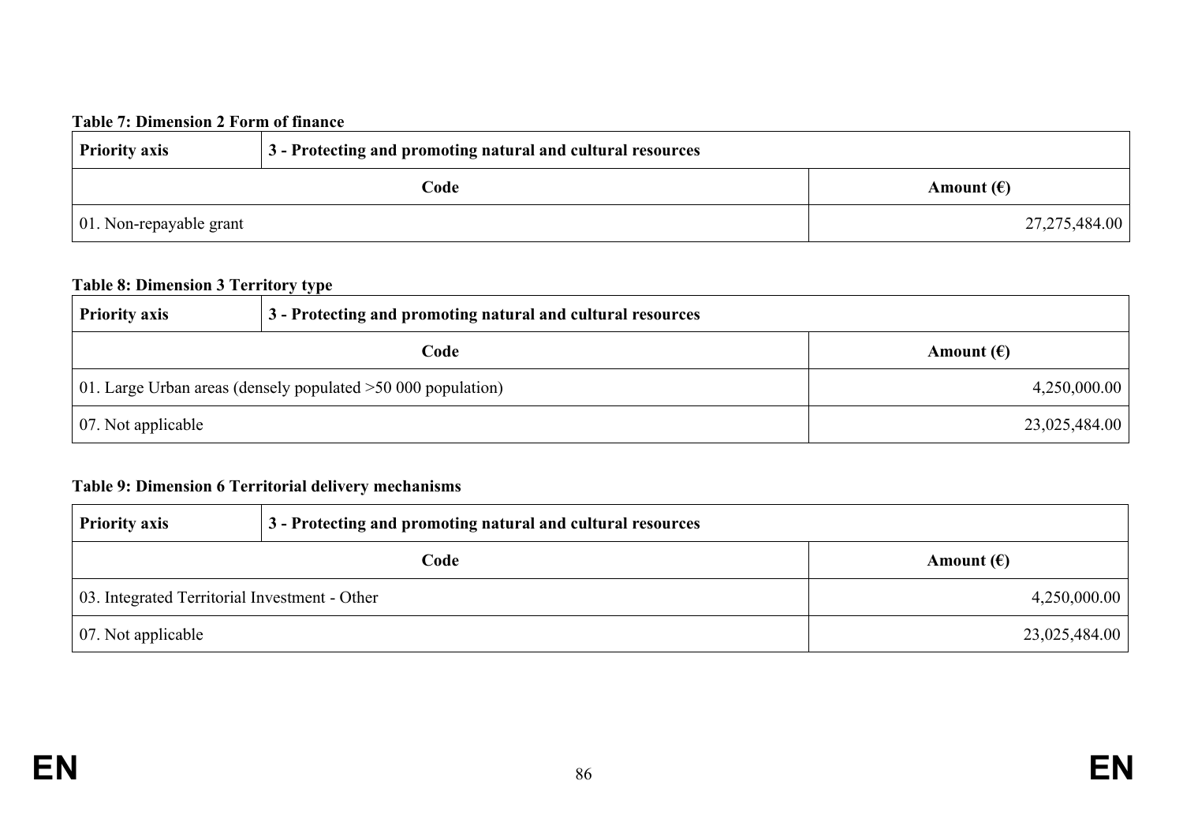**Table 7: Dimension 2 Form of finance**

| Priority axis | 3 - Protecting and promoting natural and cultural resources |
|---|---|
| **Code** | **Amount (€)** |
| 01. Non-repayable grant | 27,275,484.00 |

**Table 8: Dimension 3 Territory type**

| Priority axis | 3 - Protecting and promoting natural and cultural resources |
|---|---|
| **Code** | **Amount (€)** |
| 01. Large Urban areas (densely populated >50 000 population) | 4,250,000.00 |
| 07. Not applicable | 23,025,484.00 |

**Table 9: Dimension 6 Territorial delivery mechanisms**

| Priority axis | 3 - Protecting and promoting natural and cultural resources |
|---|---|
| **Code** | **Amount (€)** |
| 03. Integrated Territorial Investment - Other | 4,250,000.00 |
| 07. Not applicable | 23,025,484.00 |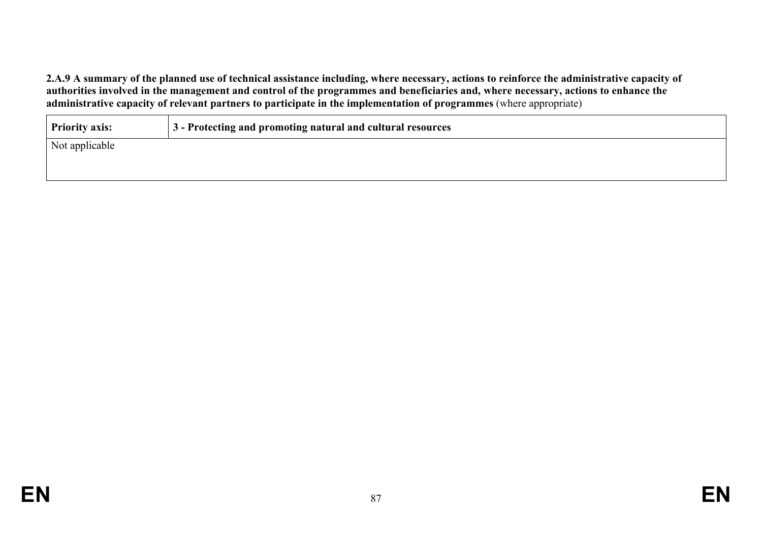**2.A.9 A summary of the planned use of technical assistance including, where necessary, actions to reinforce the administrative capacity of authorities involved in the management and control of the programmes and beneficiaries and, where necessary, actions to enhance the administrative capacity of relevant partners to participate in the implementation of programmes** (where appropriate)

| **Priority axis:** | **3 - Protecting and promoting natural and cultural resources** |
|---|---|
| Not applicable | |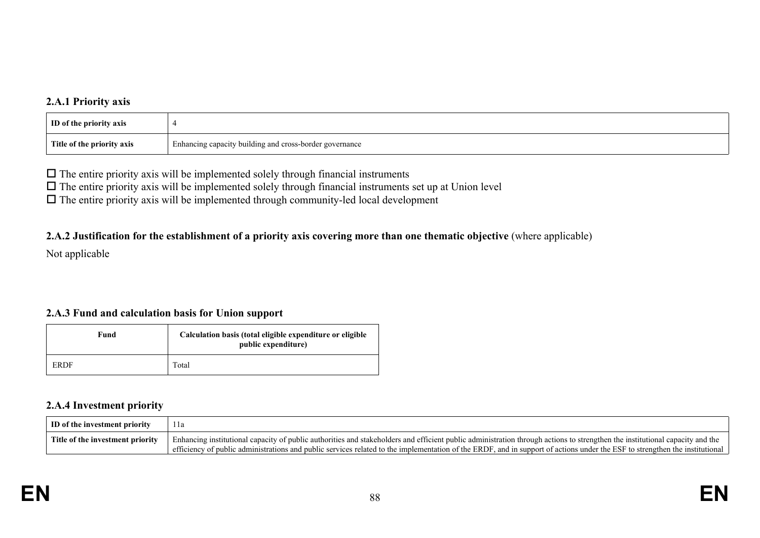### 2.A.1 Priority axis

| ID of the priority axis | 4 |
|---|---|
| Title of the priority axis | Enhancing capacity building and cross-border governance |

☐ The entire priority axis will be implemented solely through financial instruments
☐ The entire priority axis will be implemented solely through financial instruments set up at Union level
☐ The entire priority axis will be implemented through community-led local development

### 2.A.2 Justification for the establishment of a priority axis covering more than one thematic objective (where applicable)

Not applicable

### 2.A.3 Fund and calculation basis for Union support

| Fund | Calculation basis (total eligible expenditure or eligible public expenditure) |
|---|---|
| ERDF | Total |

### 2.A.4 Investment priority

| ID of the investment priority | 11a |
|---|---|
| Title of the investment priority | Enhancing institutional capacity of public authorities and stakeholders and efficient public administration through actions to strengthen the institutional capacity and the efficiency of public administrations and public services related to the implementation of the ERDF, and in support of actions under the ESF to strengthen the institutional |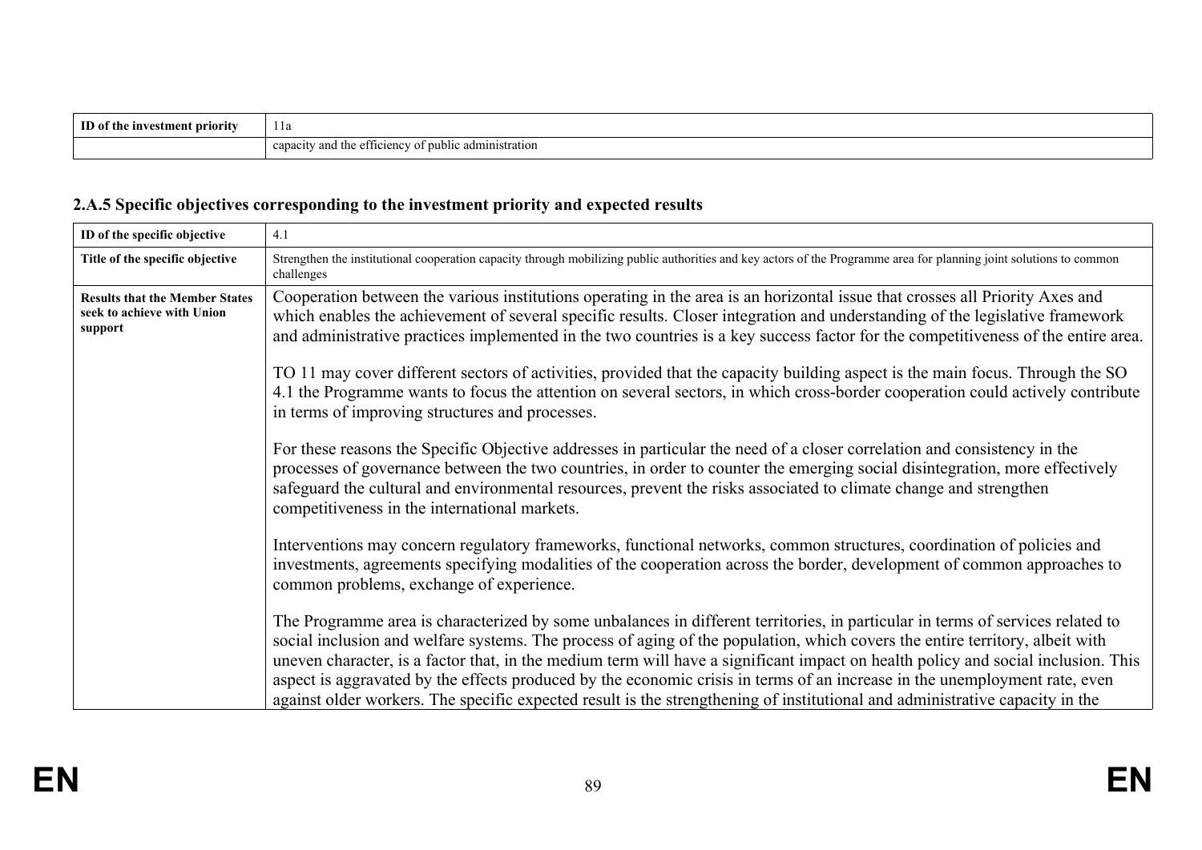| ID of the investment priority | 11a |
|---|---|
| | capacity and the efficiency of public administration |

### 2.A.5 Specific objectives corresponding to the investment priority and expected results

| ID of the specific objective | 4.1 |
|---|---|
| **Title of the specific objective** | Strengthen the institutional cooperation capacity through mobilizing public authorities and key actors of the Programme area for planning joint solutions to common challenges |
| **Results that the Member States seek to achieve with Union support** | Cooperation between the various institutions operating in the area is an horizontal issue that crosses all Priority Axes and which enables the achievement of several specific results. Closer integration and understanding of the legislative framework and administrative practices implemented in the two countries is a key success factor for the competitiveness of the entire area.<br><br>TO 11 may cover different sectors of activities, provided that the capacity building aspect is the main focus. Through the SO 4.1 the Programme wants to focus the attention on several sectors, in which cross-border cooperation could actively contribute in terms of improving structures and processes.<br><br>For these reasons the Specific Objective addresses in particular the need of a closer correlation and consistency in the processes of governance between the two countries, in order to counter the emerging social disintegration, more effectively safeguard the cultural and environmental resources, prevent the risks associated to climate change and strengthen competitiveness in the international markets.<br><br>Interventions may concern regulatory frameworks, functional networks, common structures, coordination of policies and investments, agreements specifying modalities of the cooperation across the border, development of common approaches to common problems, exchange of experience.<br><br>The Programme area is characterized by some unbalances in different territories, in particular in terms of services related to social inclusion and welfare systems. The process of aging of the population, which covers the entire territory, albeit with uneven character, is a factor that, in the medium term will have a significant impact on health policy and social inclusion. This aspect is aggravated by the effects produced by the economic crisis in terms of an increase in the unemployment rate, even against older workers. The specific expected result is the strengthening of institutional and administrative capacity in the |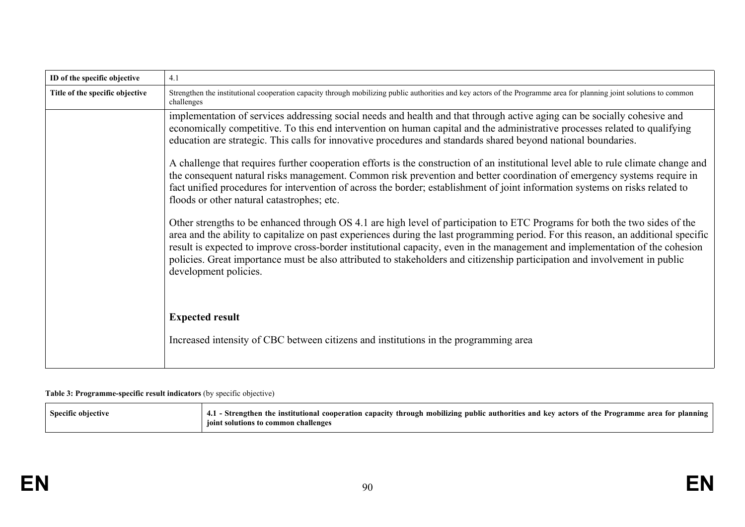| ID of the specific objective | 4.1 |
| --- | --- |
| Title of the specific objective | Strengthen the institutional cooperation capacity through mobilizing public authorities and key actors of the Programme area for planning joint solutions to common challenges |
| | implementation of services addressing social needs and health and that through active aging can be socially cohesive and economically competitive. To this end intervention on human capital and the administrative processes related to qualifying education are strategic. This calls for innovative procedures and standards shared beyond national boundaries.<br><br>A challenge that requires further cooperation efforts is the construction of an institutional level able to rule climate change and the consequent natural risks management. Common risk prevention and better coordination of emergency systems require in fact unified procedures for intervention of across the border; establishment of joint information systems on risks related to floods or other natural catastrophes; etc.<br><br>Other strengths to be enhanced through OS 4.1 are high level of participation to ETC Programs for both the two sides of the area and the ability to capitalize on past experiences during the last programming period. For this reason, an additional specific result is expected to improve cross-border institutional capacity, even in the management and implementation of the cohesion policies. Great importance must be also attributed to stakeholders and citizenship participation and involvement in public development policies.<br><br>**Expected result**<br><br>Increased intensity of CBC between citizens and institutions in the programming area |

**Table 3: Programme-specific result indicators** (by specific objective)

| Specific objective | **4.1 - Strengthen the institutional cooperation capacity through mobilizing public authorities and key actors of the Programme area for planning joint solutions to common challenges** |
| --- | --- |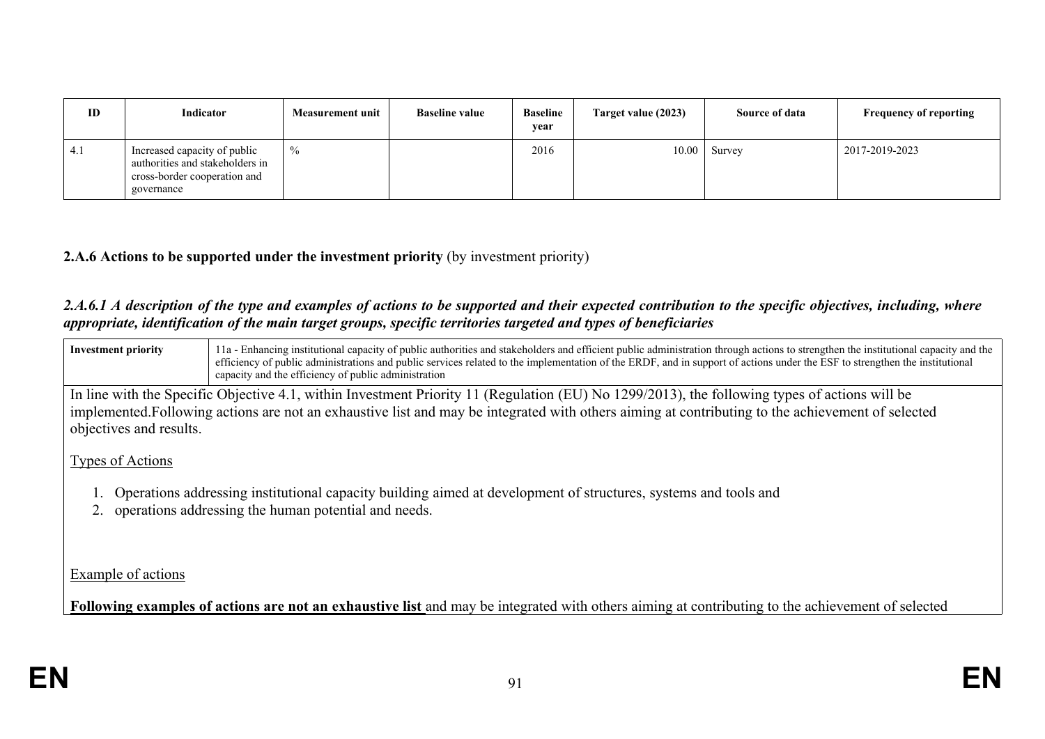| ID | Indicator | Measurement unit | Baseline value | Baseline year | Target value (2023) | Source of data | Frequency of reporting |
|---|---|---|---|---|---|---|---|
| 4.1 | Increased capacity of public authorities and stakeholders in cross-border cooperation and governance | % | | 2016 | 10.00 | Survey | 2017-2019-2023 |

**2.A.6 Actions to be supported under the investment priority** (by investment priority)

***2.A.6.1 A description of the type and examples of actions to be supported and their expected contribution to the specific objectives, including, where appropriate, identification of the main target groups, specific territories targeted and types of beneficiaries***

| **Investment priority** | 11a - Enhancing institutional capacity of public authorities and stakeholders and efficient public administration through actions to strengthen the institutional capacity and the efficiency of public administrations and public services related to the implementation of the ERDF, and in support of actions under the ESF to strengthen the institutional capacity and the efficiency of public administration |
|---|---|

In line with the Specific Objective 4.1, within Investment Priority 11 (Regulation (EU) No 1299/2013), the following types of actions will be implemented.Following actions are not an exhaustive list and may be integrated with others aiming at contributing to the achievement of selected objectives and results.

Types of Actions

1. Operations addressing institutional capacity building aimed at development of structures, systems and tools and
2. operations addressing the human potential and needs.

Example of actions

**Following examples of actions are not an exhaustive list** and may be integrated with others aiming at contributing to the achievement of selected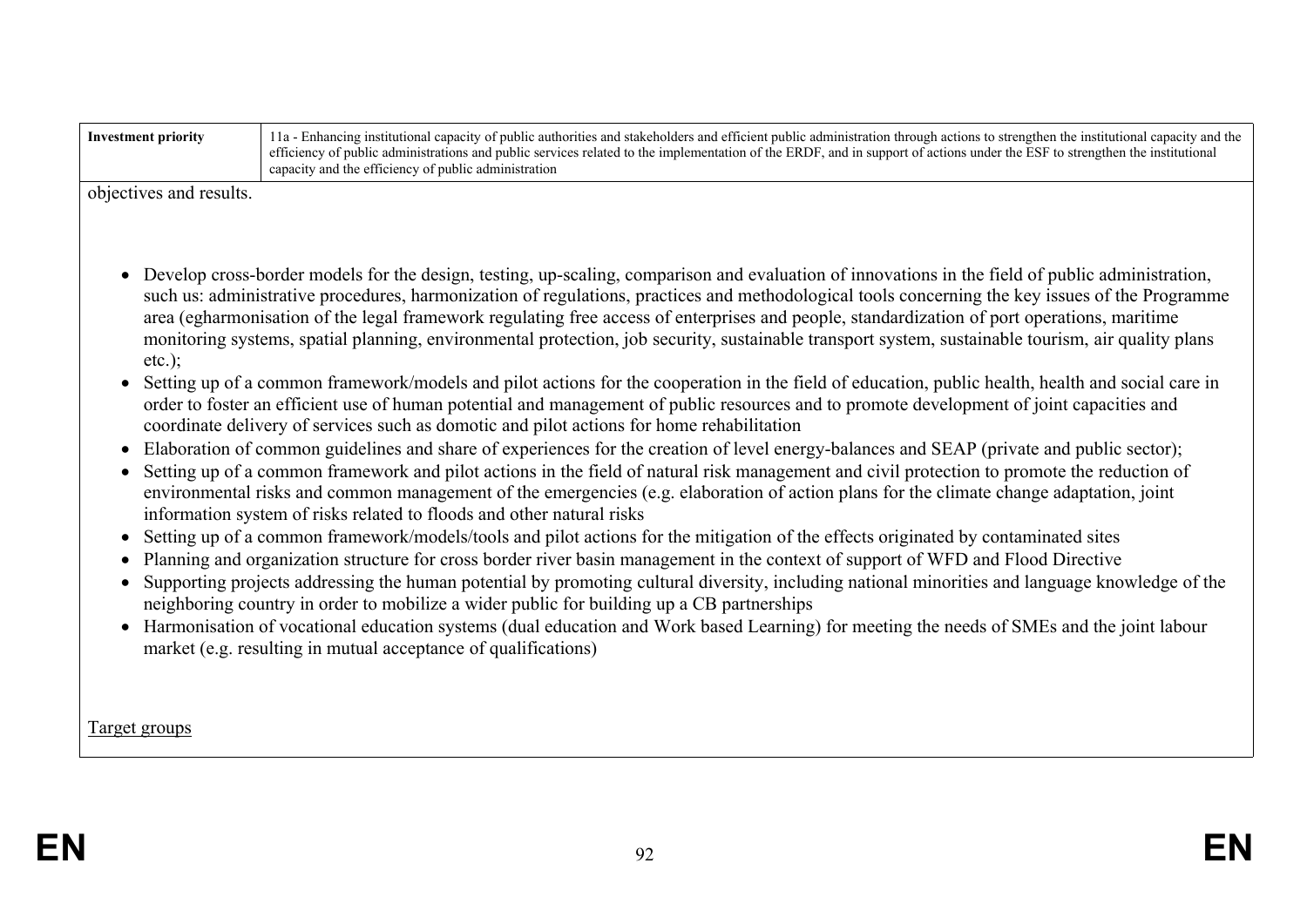| Investment priority | 11a - Enhancing institutional capacity of public authorities and stakeholders and efficient public administration through actions to strengthen the institutional capacity and the efficiency of public administrations and public services related to the implementation of the ERDF, and in support of actions under the ESF to strengthen the institutional capacity and the efficiency of public administration |
|---|---|

objectives and results.

- Develop cross-border models for the design, testing, up-scaling, comparison and evaluation of innovations in the field of public administration, such us: administrative procedures, harmonization of regulations, practices and methodological tools concerning the key issues of the Programme area (egharmonisation of the legal framework regulating free access of enterprises and people, standardization of port operations, maritime monitoring systems, spatial planning, environmental protection, job security, sustainable transport system, sustainable tourism, air quality plans etc.);
- Setting up of a common framework/models and pilot actions for the cooperation in the field of education, public health, health and social care in order to foster an efficient use of human potential and management of public resources and to promote development of joint capacities and coordinate delivery of services such as domotic and pilot actions for home rehabilitation
- Elaboration of common guidelines and share of experiences for the creation of level energy-balances and SEAP (private and public sector);
- Setting up of a common framework and pilot actions in the field of natural risk management and civil protection to promote the reduction of environmental risks and common management of the emergencies (e.g. elaboration of action plans for the climate change adaptation, joint information system of risks related to floods and other natural risks
- Setting up of a common framework/models/tools and pilot actions for the mitigation of the effects originated by contaminated sites
- Planning and organization structure for cross border river basin management in the context of support of WFD and Flood Directive
- Supporting projects addressing the human potential by promoting cultural diversity, including national minorities and language knowledge of the neighboring country in order to mobilize a wider public for building up a CB partnerships
- Harmonisation of vocational education systems (dual education and Work based Learning) for meeting the needs of SMEs and the joint labour market (e.g. resulting in mutual acceptance of qualifications)

Target groups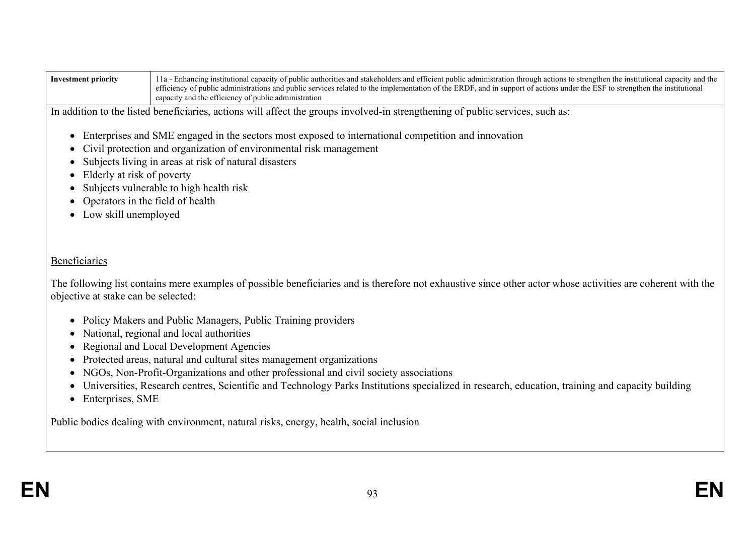| Investment priority | 11a - Enhancing institutional capacity of public authorities and stakeholders and efficient public administration through actions to strengthen the institutional capacity and the efficiency of public administrations and public services related to the implementation of the ERDF, and in support of actions under the ESF to strengthen the institutional capacity and the efficiency of public administration |
|---|---|

In addition to the listed beneficiaries, actions will affect the groups involved-in strengthening of public services, such as:

- Enterprises and SME engaged in the sectors most exposed to international competition and innovation
- Civil protection and organization of environmental risk management
- Subjects living in areas at risk of natural disasters
- Elderly at risk of poverty
- Subjects vulnerable to high health risk
- Operators in the field of health
- Low skill unemployed

Beneficiaries

The following list contains mere examples of possible beneficiaries and is therefore not exhaustive since other actor whose activities are coherent with the objective at stake can be selected:

- Policy Makers and Public Managers, Public Training providers
- National, regional and local authorities
- Regional and Local Development Agencies
- Protected areas, natural and cultural sites management organizations
- NGOs, Non-Profit-Organizations and other professional and civil society associations
- Universities, Research centres, Scientific and Technology Parks Institutions specialized in research, education, training and capacity building
- Enterprises, SME

Public bodies dealing with environment, natural risks, energy, health, social inclusion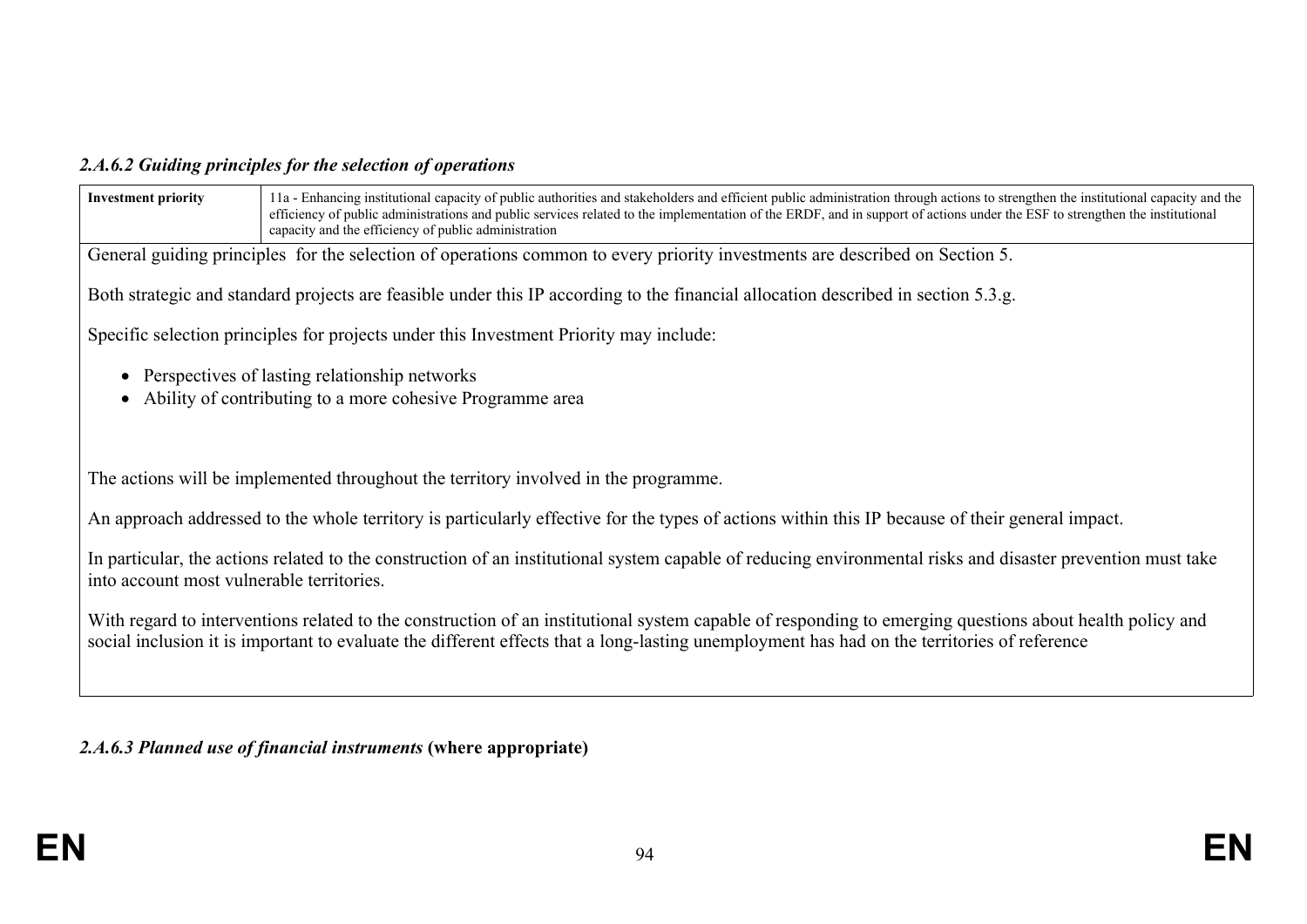### *2.A.6.2 Guiding principles for the selection of operations*

| **Investment priority** | 11a - Enhancing institutional capacity of public authorities and stakeholders and efficient public administration through actions to strengthen the institutional capacity and the efficiency of public administrations and public services related to the implementation of the ERDF, and in support of actions under the ESF to strengthen the institutional capacity and the efficiency of public administration |
|---|---|

General guiding principles for the selection of operations common to every priority investments are described on Section 5.

Both strategic and standard projects are feasible under this IP according to the financial allocation described in section 5.3.g.

Specific selection principles for projects under this Investment Priority may include:

- Perspectives of lasting relationship networks
- Ability of contributing to a more cohesive Programme area

The actions will be implemented throughout the territory involved in the programme.

An approach addressed to the whole territory is particularly effective for the types of actions within this IP because of their general impact.

In particular, the actions related to the construction of an institutional system capable of reducing environmental risks and disaster prevention must take into account most vulnerable territories.

With regard to interventions related to the construction of an institutional system capable of responding to emerging questions about health policy and social inclusion it is important to evaluate the different effects that a long-lasting unemployment has had on the territories of reference

### *2.A.6.3 Planned use of financial instruments* **(where appropriate)**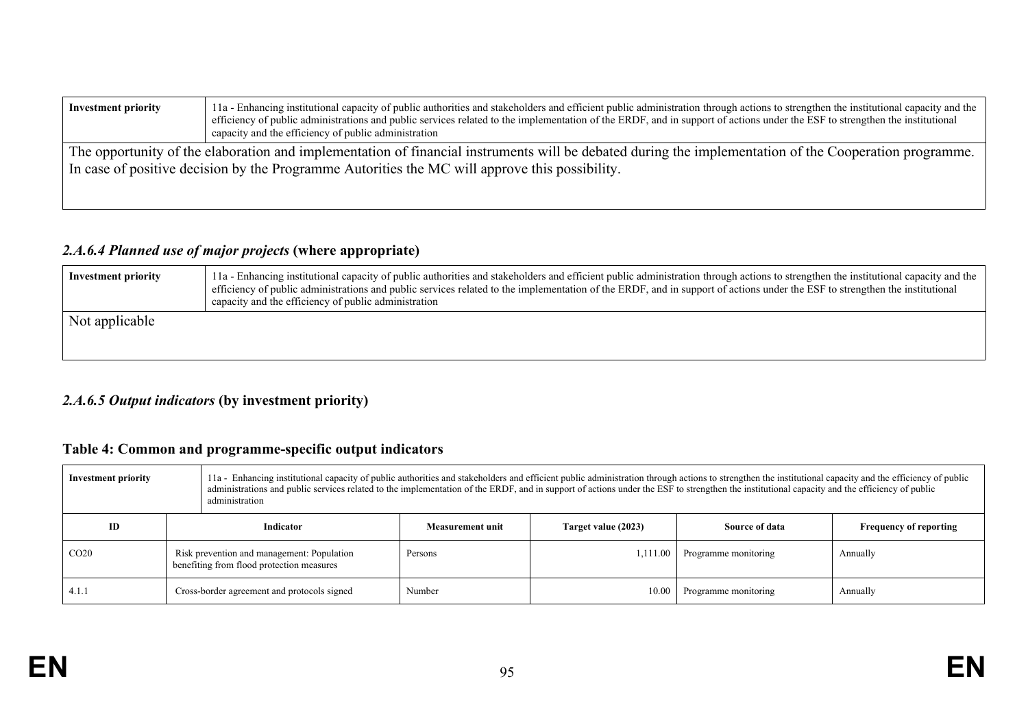| Investment priority | 11a - Enhancing institutional capacity of public authorities and stakeholders and efficient public administration through actions to strengthen the institutional capacity and the efficiency of public administrations and public services related to the implementation of the ERDF, and in support of actions under the ESF to strengthen the institutional capacity and the efficiency of public administration |
|---|---|

The opportunity of the elaboration and implementation of financial instruments will be debated during the implementation of the Cooperation programme. In case of positive decision by the Programme Autorities the MC will approve this possibility.

### *2.A.6.4 Planned use of major projects* (where appropriate)

| Investment priority | 11a - Enhancing institutional capacity of public authorities and stakeholders and efficient public administration through actions to strengthen the institutional capacity and the efficiency of public administrations and public services related to the implementation of the ERDF, and in support of actions under the ESF to strengthen the institutional capacity and the efficiency of public administration |
|---|---|

Not applicable

### *2.A.6.5 Output indicators* (by investment priority)

#### Table 4: Common and programme-specific output indicators

| Investment priority | 11a - Enhancing institutional capacity of public authorities and stakeholders and efficient public administration through actions to strengthen the institutional capacity and the efficiency of public administrations and public services related to the implementation of the ERDF, and in support of actions under the ESF to strengthen the institutional capacity and the efficiency of public administration | | | | |
|---|---|---|---|---|---|
| **ID** | **Indicator** | **Measurement unit** | **Target value (2023)** | **Source of data** | **Frequency of reporting** |
| CO20 | Risk prevention and management: Population benefiting from flood protection measures | Persons | 1,111.00 | Programme monitoring | Annually |
| 4.1.1 | Cross-border agreement and protocols signed | Number | 10.00 | Programme monitoring | Annually |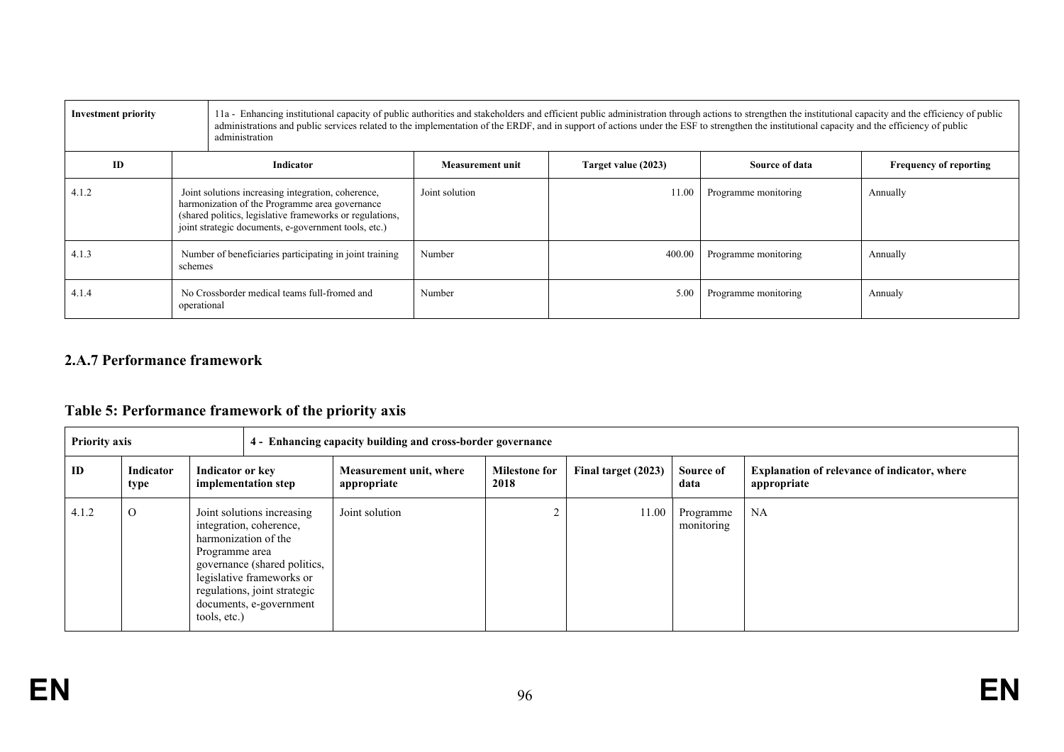| Investment priority | 11a - Enhancing institutional capacity of public authorities and stakeholders and efficient public administration through actions to strengthen the institutional capacity and the efficiency of public administrations and public services related to the implementation of the ERDF, and in support of actions under the ESF to strengthen the institutional capacity and the efficiency of public administration | | | | |
|---|---|---|---|---|---|
| **ID** | **Indicator** | **Measurement unit** | **Target value (2023)** | **Source of data** | **Frequency of reporting** |
| 4.1.2 | Joint solutions increasing integration, coherence, harmonization of the Programme area governance (shared politics, legislative frameworks or regulations, joint strategic documents, e-government tools, etc.) | Joint solution | 11.00 | Programme monitoring | Annually |
| 4.1.3 | Number of beneficiaries participating in joint training schemes | Number | 400.00 | Programme monitoring | Annually |
| 4.1.4 | No Crossborder medical teams full-fromed and operational | Number | 5.00 | Programme monitoring | Annualy |

### 2.A.7 Performance framework

## Table 5: Performance framework of the priority axis

| **Priority axis** | 4 - Enhancing capacity building and cross-border governance | | | | | | |
|---|---|---|---|---|---|---|---|
| **ID** | **Indicator type** | **Indicator or key implementation step** | **Measurement unit, where appropriate** | **Milestone for 2018** | **Final target (2023)** | **Source of data** | **Explanation of relevance of indicator, where appropriate** |
| 4.1.2 | O | Joint solutions increasing integration, coherence, harmonization of the Programme area governance (shared politics, legislative frameworks or regulations, joint strategic documents, e-government tools, etc.) | Joint solution | 2 | 11.00 | Programme monitoring | NA |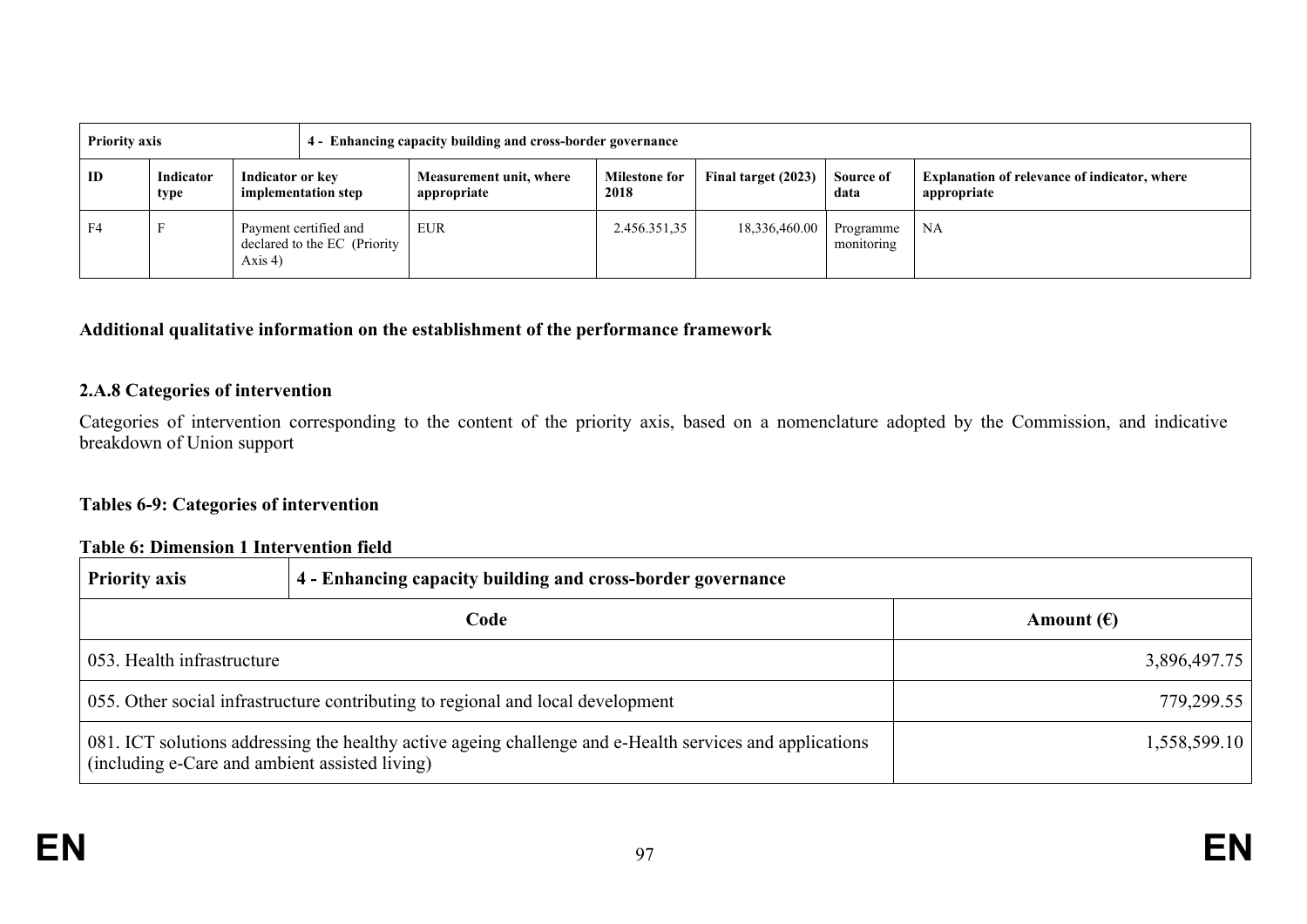| Priority axis | | 4 - Enhancing capacity building and cross-border governance | | | | | |
|---|---|---|---|---|---|---|---|
| **ID** | **Indicator type** | **Indicator or key implementation step** | **Measurement unit, where appropriate** | **Milestone for 2018** | **Final target (2023)** | **Source of data** | **Explanation of relevance of indicator, where appropriate** |
| F4 | F | Payment certified and declared to the EC (Priority Axis 4) | EUR | 2.456.351,35 | 18,336,460.00 | Programme monitoring | NA |

**Additional qualitative information on the establishment of the performance framework**

### 2.A.8 Categories of intervention

Categories of intervention corresponding to the content of the priority axis, based on a nomenclature adopted by the Commission, and indicative breakdown of Union support

**Tables 6-9: Categories of intervention**

**Table 6: Dimension 1 Intervention field**

| **Priority axis** | **4 - Enhancing capacity building and cross-border governance** |
|---|---|
| **Code** | **Amount (€)** |
| 053. Health infrastructure | 3,896,497.75 |
| 055. Other social infrastructure contributing to regional and local development | 779,299.55 |
| 081. ICT solutions addressing the healthy active ageing challenge and e-Health services and applications (including e-Care and ambient assisted living) | 1,558,599.10 |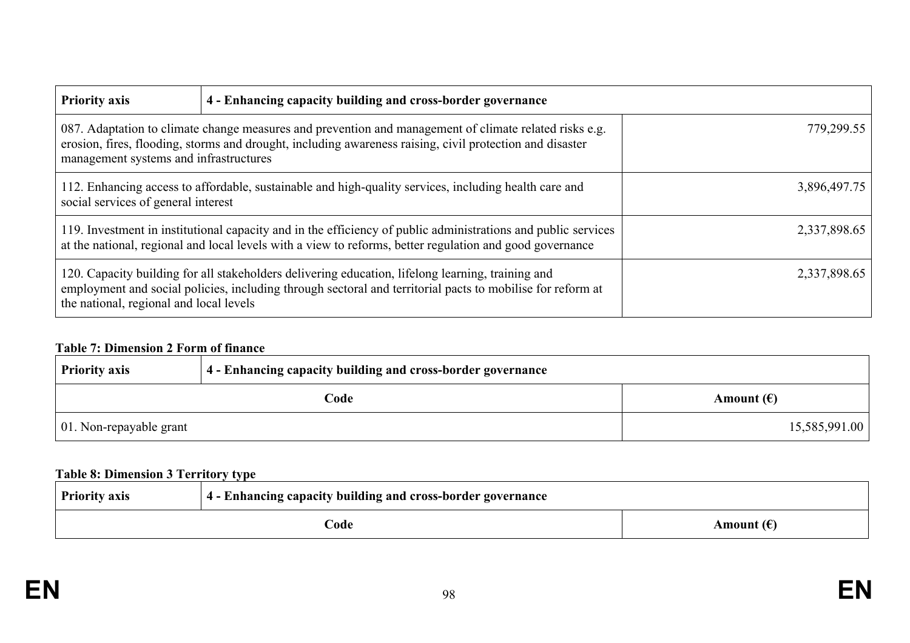| Priority axis | 4 - Enhancing capacity building and cross-border governance |
|---|---|
| 087. Adaptation to climate change measures and prevention and management of climate related risks e.g. erosion, fires, flooding, storms and drought, including awareness raising, civil protection and disaster management systems and infrastructures | 779,299.55 |
| 112. Enhancing access to affordable, sustainable and high-quality services, including health care and social services of general interest | 3,896,497.75 |
| 119. Investment in institutional capacity and in the efficiency of public administrations and public services at the national, regional and local levels with a view to reforms, better regulation and good governance | 2,337,898.65 |
| 120. Capacity building for all stakeholders delivering education, lifelong learning, training and employment and social policies, including through sectoral and territorial pacts to mobilise for reform at the national, regional and local levels | 2,337,898.65 |

**Table 7: Dimension 2 Form of finance**

| Priority axis | 4 - Enhancing capacity building and cross-border governance |
|---|---|
| Code | Amount (€) |
| 01. Non-repayable grant | 15,585,991.00 |

**Table 8: Dimension 3 Territory type**

| Priority axis | 4 - Enhancing capacity building and cross-border governance |
|---|---|
| Code | Amount (€) |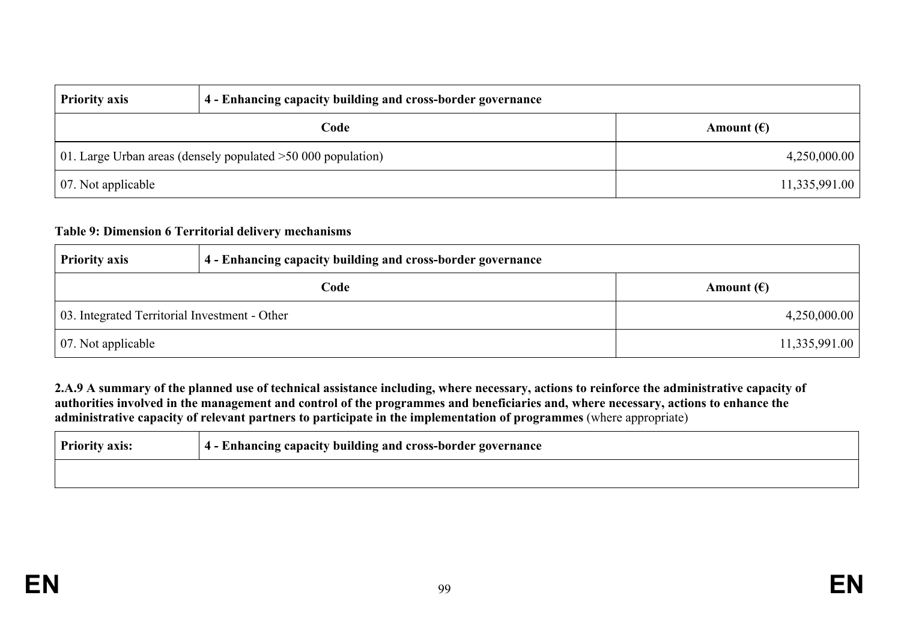| Priority axis | 4 - Enhancing capacity building and cross-border governance |
|---|---|
| **Code** | **Amount (€)** |
| 01. Large Urban areas (densely populated >50 000 population) | 4,250,000.00 |
| 07. Not applicable | 11,335,991.00 |

**Table 9: Dimension 6 Territorial delivery mechanisms**

| Priority axis | 4 - Enhancing capacity building and cross-border governance |
|---|---|
| **Code** | **Amount (€)** |
| 03. Integrated Territorial Investment - Other | 4,250,000.00 |
| 07. Not applicable | 11,335,991.00 |

**2.A.9 A summary of the planned use of technical assistance including, where necessary, actions to reinforce the administrative capacity of authorities involved in the management and control of the programmes and beneficiaries and, where necessary, actions to enhance the administrative capacity of relevant partners to participate in the implementation of programmes** (where appropriate)

| Priority axis: | 4 - Enhancing capacity building and cross-border governance |
|---|---|
| | |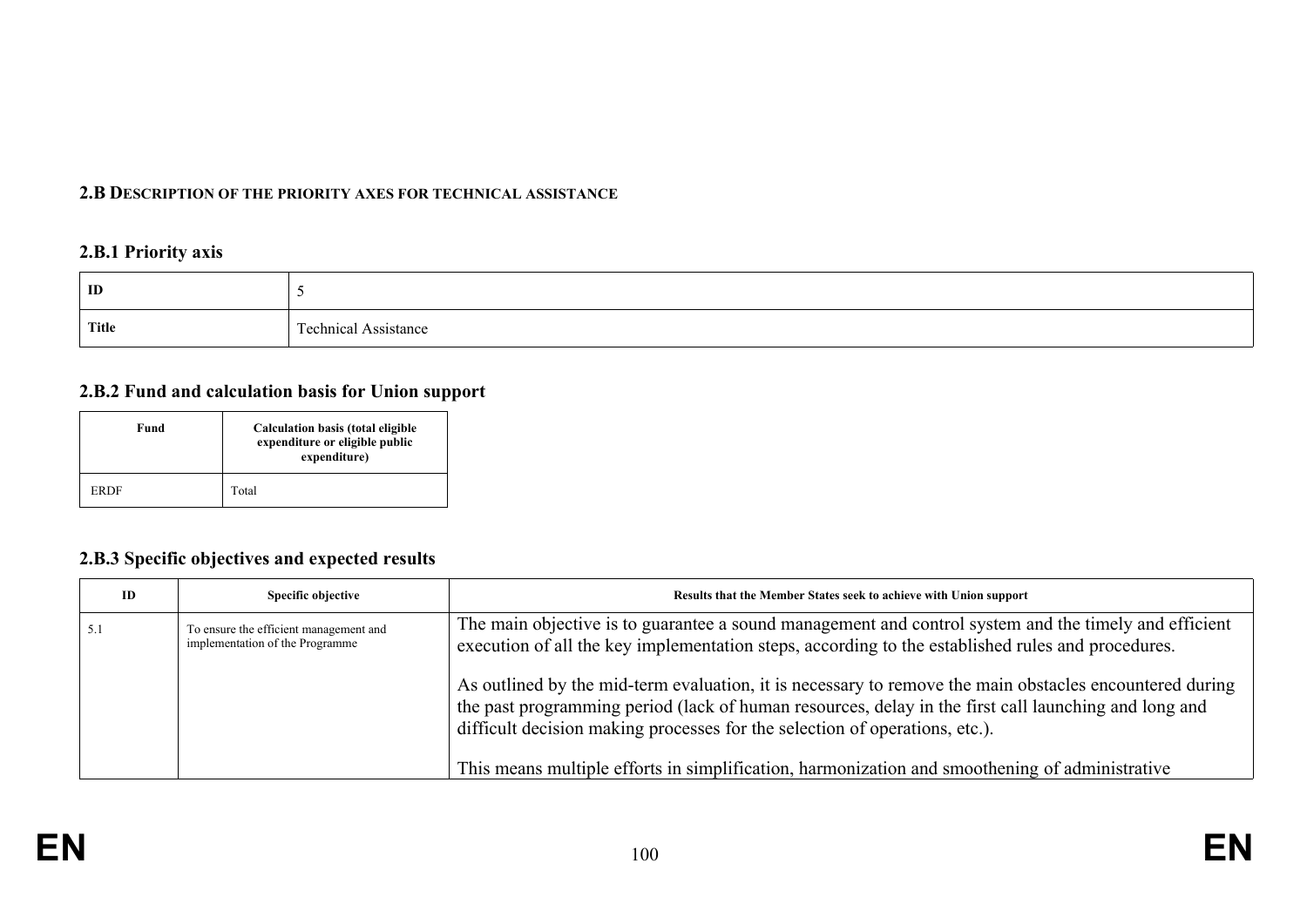## 2.B Description of the priority axes for technical assistance

### 2.B.1 Priority axis

| ID | 5 |
|---|---|
| Title | Technical Assistance |

### 2.B.2 Fund and calculation basis for Union support

| Fund | Calculation basis (total eligible expenditure or eligible public expenditure) |
|---|---|
| ERDF | Total |

### 2.B.3 Specific objectives and expected results

| ID | Specific objective | Results that the Member States seek to achieve with Union support |
|---|---|---|
| 5.1 | To ensure the efficient management and implementation of the Programme | The main objective is to guarantee a sound management and control system and the timely and efficient execution of all the key implementation steps, according to the established rules and procedures.<br><br>As outlined by the mid-term evaluation, it is necessary to remove the main obstacles encountered during the past programming period (lack of human resources, delay in the first call launching and long and difficult decision making processes for the selection of operations, etc.).<br><br>This means multiple efforts in simplification, harmonization and smoothening of administrative |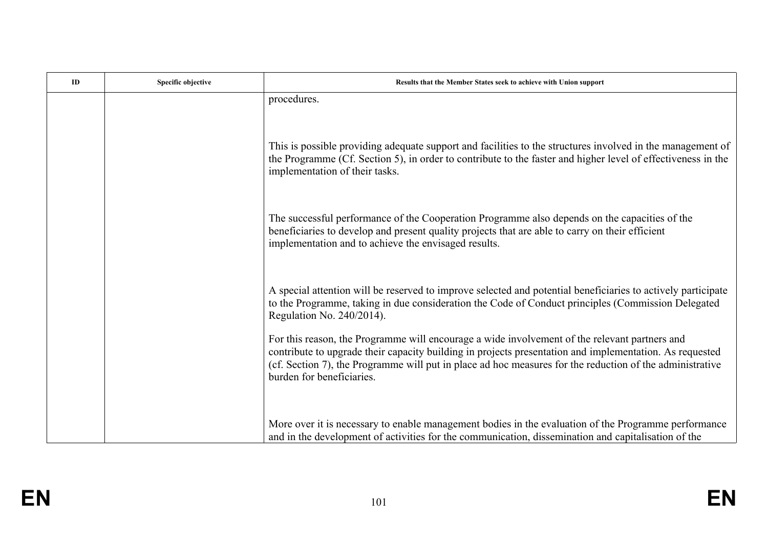| ID | Specific objective | Results that the Member States seek to achieve with Union support |
|---|---|---|
| | | procedures.<br><br>This is possible providing adequate support and facilities to the structures involved in the management of the Programme (Cf. Section 5), in order to contribute to the faster and higher level of effectiveness in the implementation of their tasks.<br><br>The successful performance of the Cooperation Programme also depends on the capacities of the beneficiaries to develop and present quality projects that are able to carry on their efficient implementation and to achieve the envisaged results.<br><br>A special attention will be reserved to improve selected and potential beneficiaries to actively participate to the Programme, taking in due consideration the Code of Conduct principles (Commission Delegated Regulation No. 240/2014).<br><br>For this reason, the Programme will encourage a wide involvement of the relevant partners and contribute to upgrade their capacity building in projects presentation and implementation. As requested (cf. Section 7), the Programme will put in place ad hoc measures for the reduction of the administrative burden for beneficiaries.<br><br>More over it is necessary to enable management bodies in the evaluation of the Programme performance and in the development of activities for the communication, dissemination and capitalisation of the |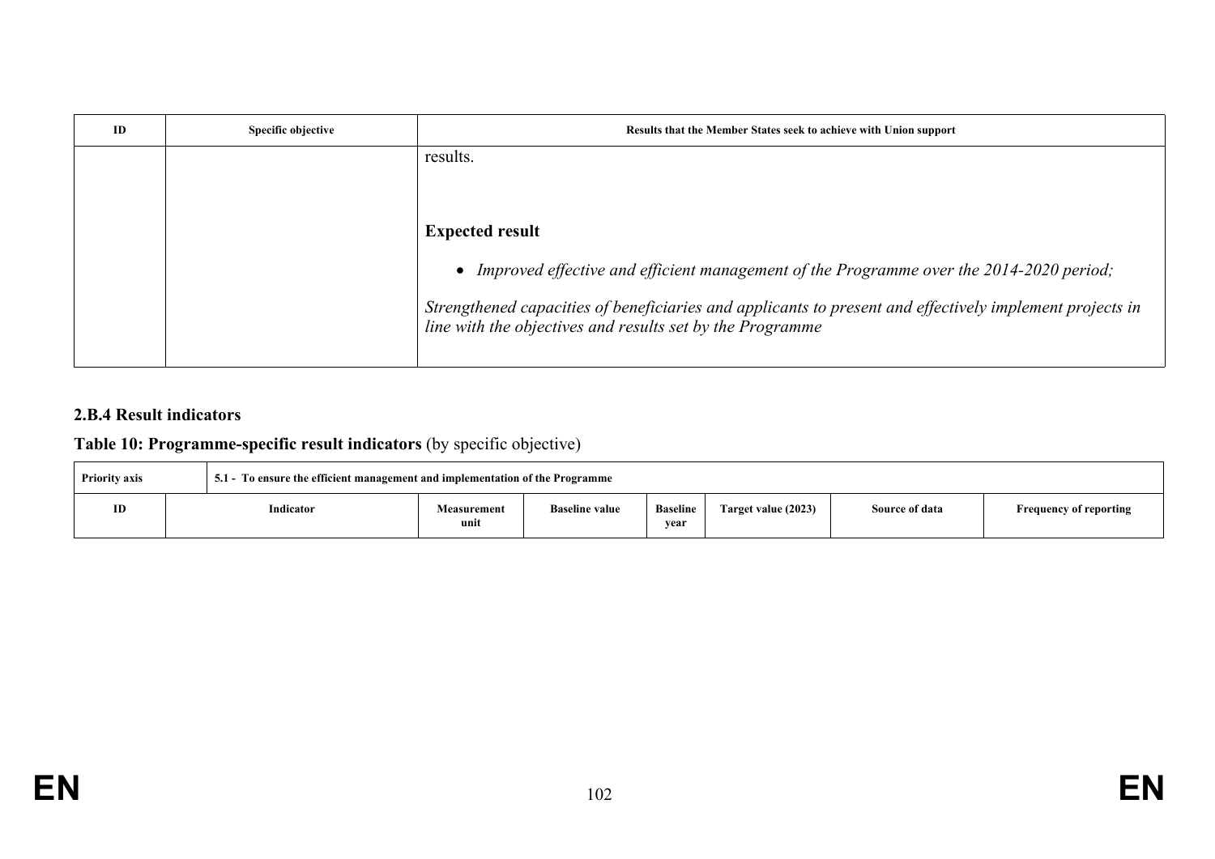| ID | Specific objective | Results that the Member States seek to achieve with Union support |
|---|---|---|
| | | results.<br><br>**Expected result**<br><br>• *Improved effective and efficient management of the Programme over the 2014-2020 period;*<br><br>*Strengthened capacities of beneficiaries and applicants to present and effectively implement projects in line with the objectives and results set by the Programme* |

### 2.B.4 Result indicators

**Table 10: Programme-specific result indicators** (by specific objective)

| Priority axis | 5.1 - To ensure the efficient management and implementation of the Programme | | | | | | |
|---|---|---|---|---|---|---|---|
| ID | Indicator | Measurement unit | Baseline value | Baseline year | Target value (2023) | Source of data | Frequency of reporting |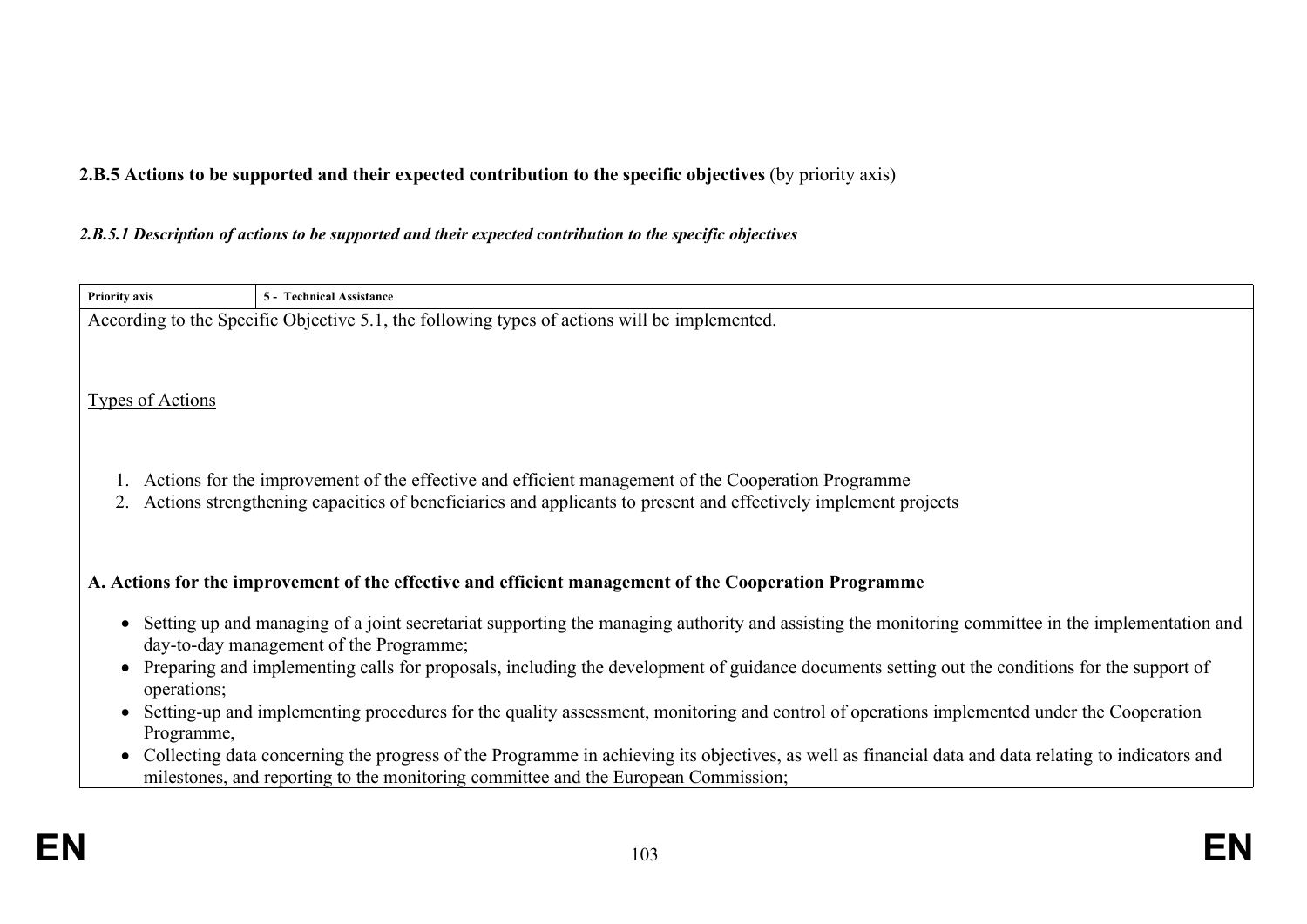**2.B.5 Actions to be supported and their expected contribution to the specific objectives** (by priority axis)

***2.B.5.1 Description of actions to be supported and their expected contribution to the specific objectives***

| Priority axis | 5 - Technical Assistance |
| --- | --- |

According to the Specific Objective 5.1, the following types of actions will be implemented.

Types of Actions

1. Actions for the improvement of the effective and efficient management of the Cooperation Programme
2. Actions strengthening capacities of beneficiaries and applicants to present and effectively implement projects

**A. Actions for the improvement of the effective and efficient management of the Cooperation Programme**

- Setting up and managing of a joint secretariat supporting the managing authority and assisting the monitoring committee in the implementation and day-to-day management of the Programme;
- Preparing and implementing calls for proposals, including the development of guidance documents setting out the conditions for the support of operations;
- Setting-up and implementing procedures for the quality assessment, monitoring and control of operations implemented under the Cooperation Programme,
- Collecting data concerning the progress of the Programme in achieving its objectives, as well as financial data and data relating to indicators and milestones, and reporting to the monitoring committee and the European Commission;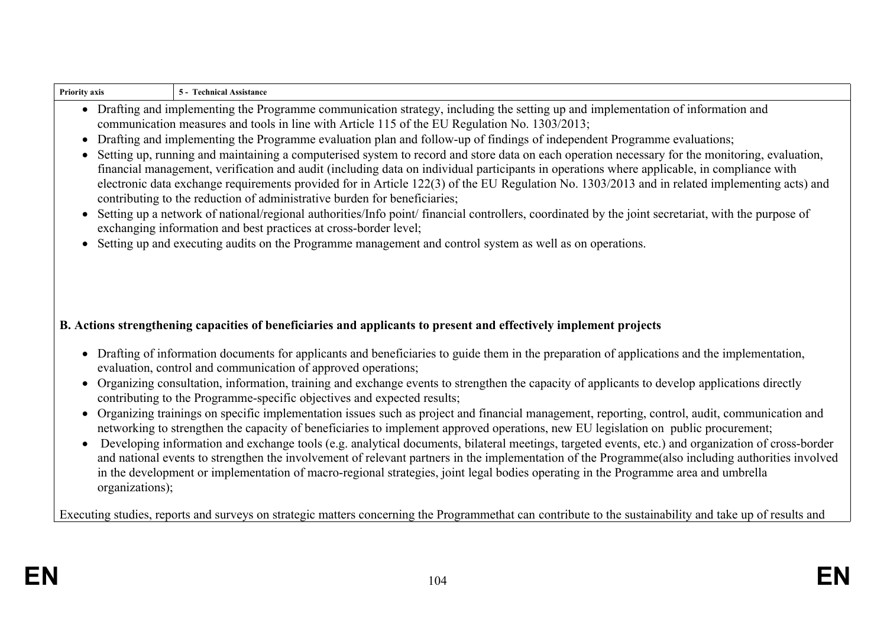| Priority axis | 5 - Technical Assistance |
| --- | --- |

- Drafting and implementing the Programme communication strategy, including the setting up and implementation of information and communication measures and tools in line with Article 115 of the EU Regulation No. 1303/2013;
- Drafting and implementing the Programme evaluation plan and follow-up of findings of independent Programme evaluations;
- Setting up, running and maintaining a computerised system to record and store data on each operation necessary for the monitoring, evaluation, financial management, verification and audit (including data on individual participants in operations where applicable, in compliance with electronic data exchange requirements provided for in Article 122(3) of the EU Regulation No. 1303/2013 and in related implementing acts) and contributing to the reduction of administrative burden for beneficiaries;
- Setting up a network of national/regional authorities/Info point/ financial controllers, coordinated by the joint secretariat, with the purpose of exchanging information and best practices at cross-border level;
- Setting up and executing audits on the Programme management and control system as well as on operations.

**B. Actions strengthening capacities of beneficiaries and applicants to present and effectively implement projects**

- Drafting of information documents for applicants and beneficiaries to guide them in the preparation of applications and the implementation, evaluation, control and communication of approved operations;
- Organizing consultation, information, training and exchange events to strengthen the capacity of applicants to develop applications directly contributing to the Programme-specific objectives and expected results;
- Organizing trainings on specific implementation issues such as project and financial management, reporting, control, audit, communication and networking to strengthen the capacity of beneficiaries to implement approved operations, new EU legislation on public procurement;
- Developing information and exchange tools (e.g. analytical documents, bilateral meetings, targeted events, etc.) and organization of cross-border and national events to strengthen the involvement of relevant partners in the implementation of the Programme(also including authorities involved in the development or implementation of macro-regional strategies, joint legal bodies operating in the Programme area and umbrella organizations);

Executing studies, reports and surveys on strategic matters concerning the Programmethat can contribute to the sustainability and take up of results and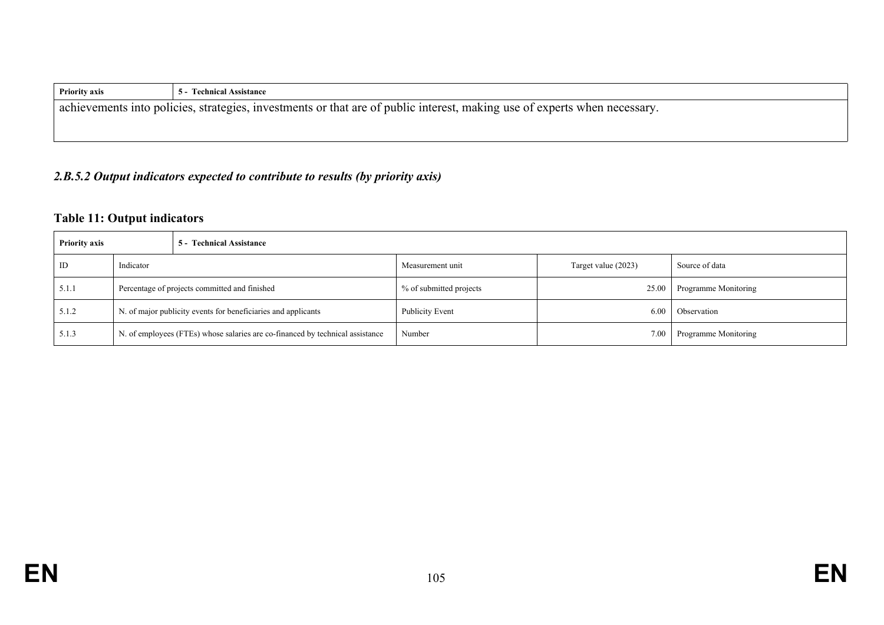| Priority axis | 5 - Technical Assistance |
|---|---|
| achievements into policies, strategies, investments or that are of public interest, making use of experts when necessary. | |

### *2.B.5.2 Output indicators expected to contribute to results (by priority axis)*

**Table 11: Output indicators**

| Priority axis | | 5 - Technical Assistance | | |
|---|---|---|---|---|
| ID | Indicator | Measurement unit | Target value (2023) | Source of data |
| 5.1.1 | Percentage of projects committed and finished | % of submitted projects | 25.00 | Programme Monitoring |
| 5.1.2 | N. of major publicity events for beneficiaries and applicants | Publicity Event | 6.00 | Observation |
| 5.1.3 | N. of employees (FTEs) whose salaries are co-financed by technical assistance | Number | 7.00 | Programme Monitoring |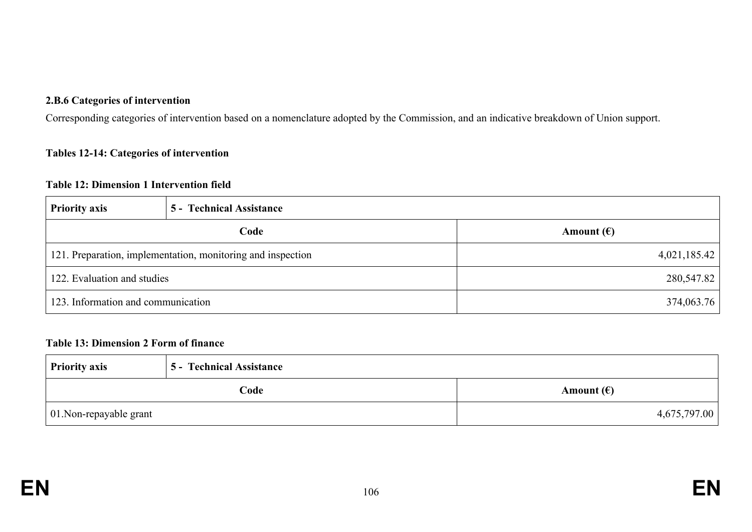**2.B.6 Categories of intervention**

Corresponding categories of intervention based on a nomenclature adopted by the Commission, and an indicative breakdown of Union support.

**Tables 12-14: Categories of intervention**

**Table 12: Dimension 1 Intervention field**

| **Priority axis** | **5 - Technical Assistance** |
|---|---|
| **Code** | **Amount (€)** |
| 121. Preparation, implementation, monitoring and inspection | 4,021,185.42 |
| 122. Evaluation and studies | 280,547.82 |
| 123. Information and communication | 374,063.76 |

**Table 13: Dimension 2 Form of finance**

| **Priority axis** | **5 - Technical Assistance** |
|---|---|
| **Code** | **Amount (€)** |
| 01.Non-repayable grant | 4,675,797.00 |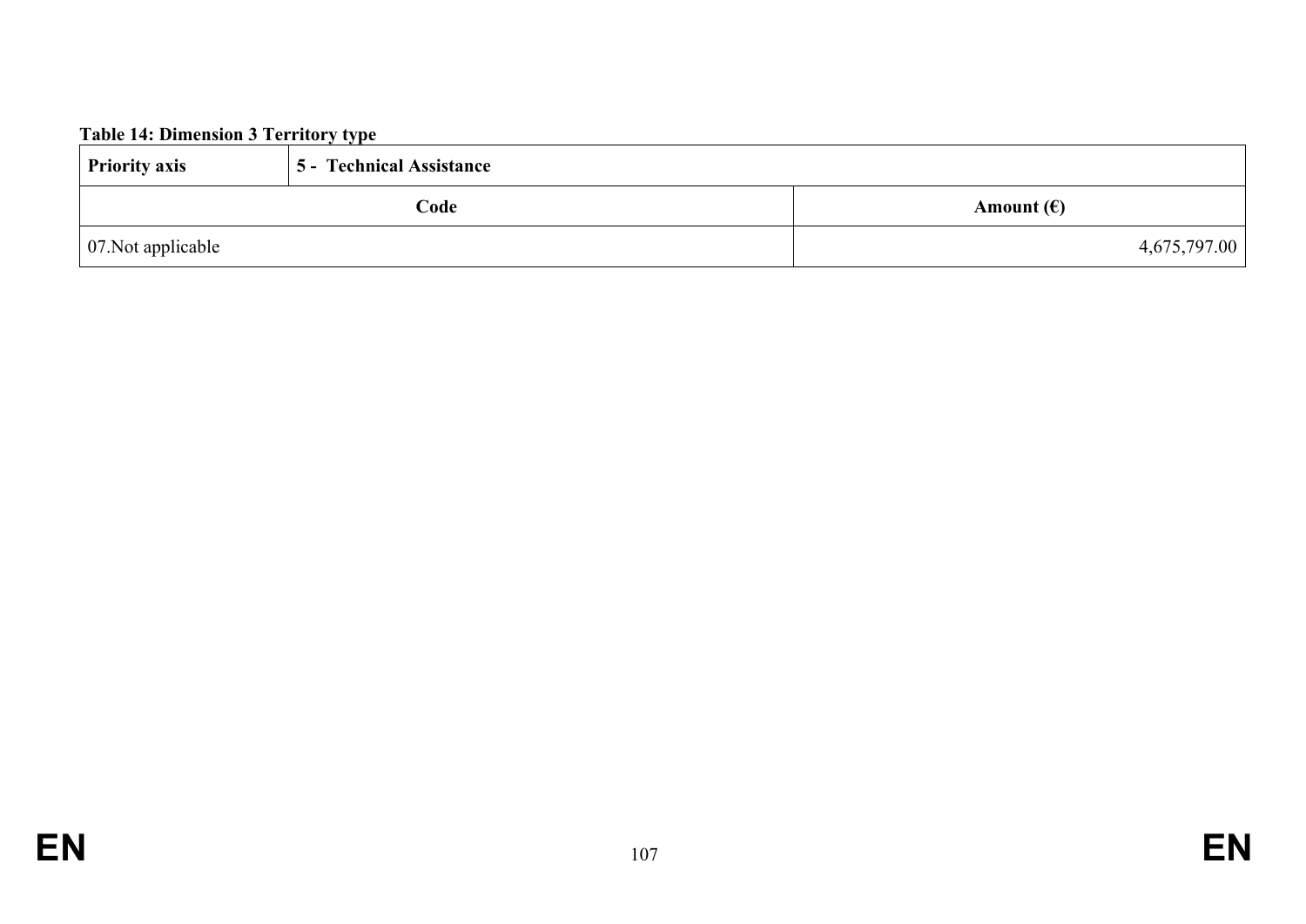**Table 14: Dimension 3 Territory type**

| Priority axis | 5 - Technical Assistance |
|---|---|
| **Code** | **Amount (€)** |
| 07.Not applicable | 4,675,797.00 |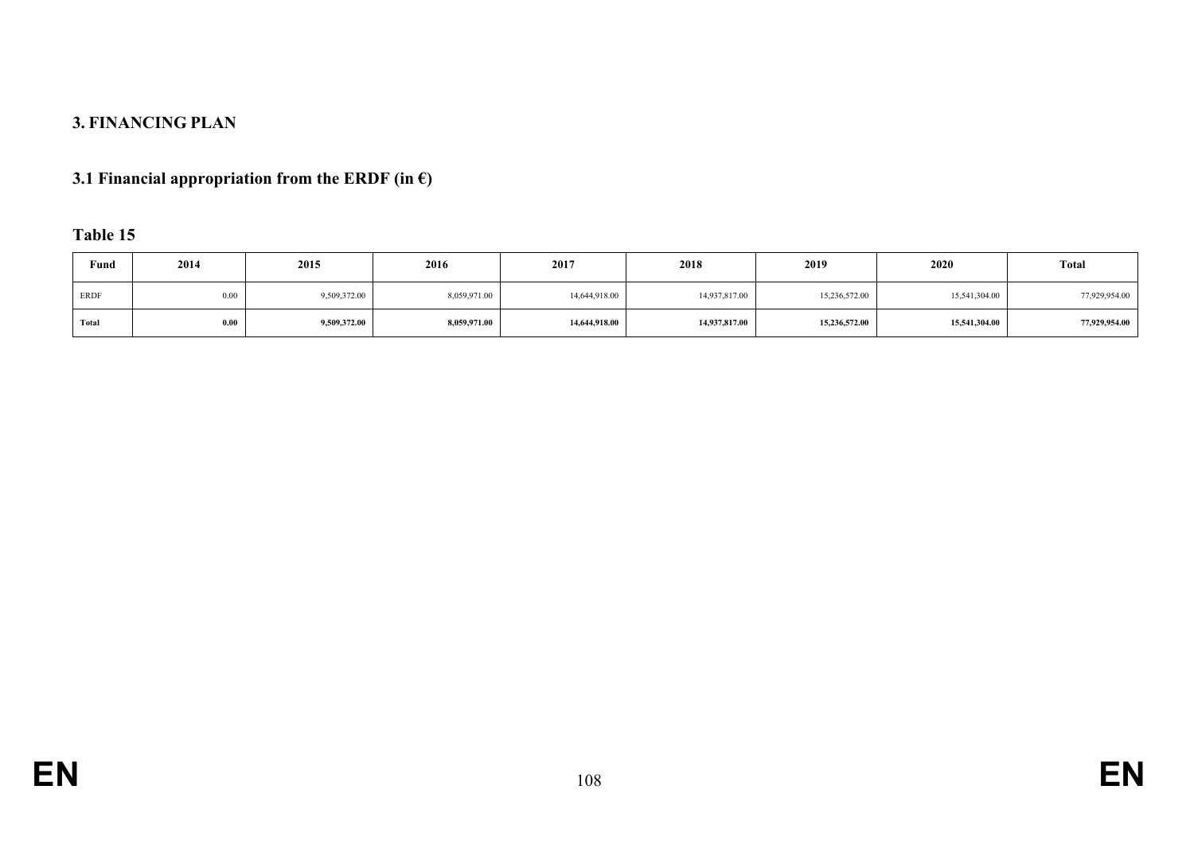# 3. FINANCING PLAN

## 3.1 Financial appropriation from the ERDF (in €)

### Table 15

| Fund | 2014 | 2015 | 2016 | 2017 | 2018 | 2019 | 2020 | Total |
|---|---|---|---|---|---|---|---|---|
| ERDF | 0.00 | 9,509,372.00 | 8,059,971.00 | 14,644,918.00 | 14,937,817.00 | 15,236,572.00 | 15,541,304.00 | 77,929,954.00 |
| **Total** | **0.00** | **9,509,372.00** | **8,059,971.00** | **14,644,918.00** | **14,937,817.00** | **15,236,572.00** | **15,541,304.00** | **77,929,954.00** |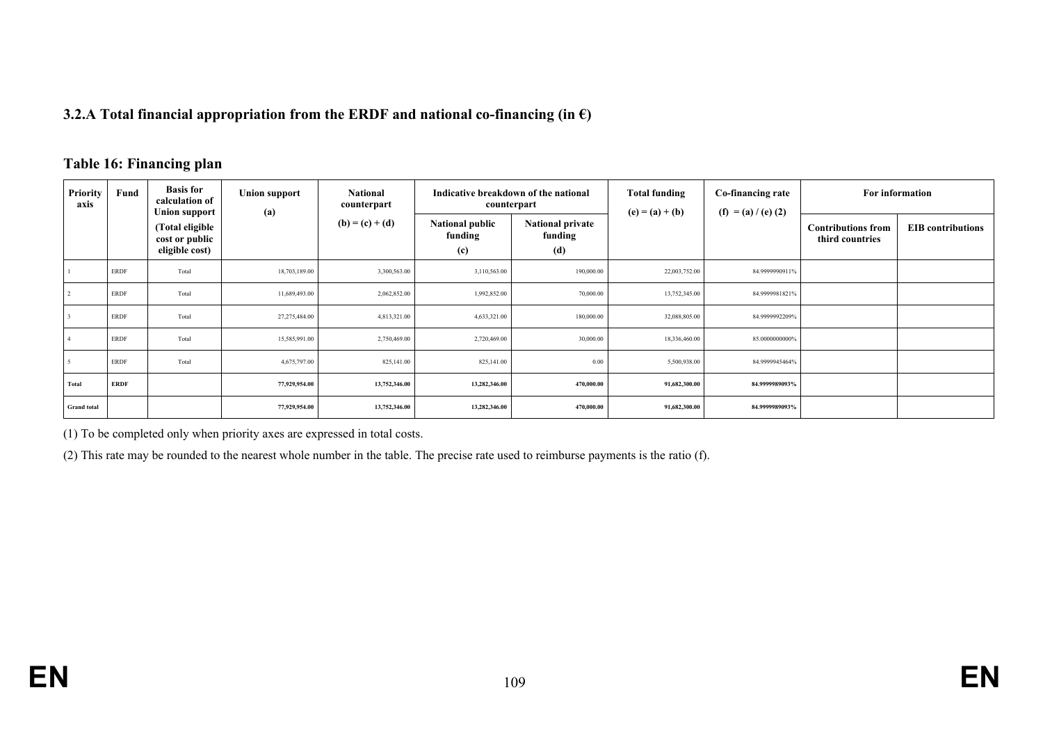### 3.2.A Total financial appropriation from the ERDF and national co-financing (in €)

### Table 16: Financing plan

| Priority axis | Fund | Basis for calculation of Union support (Total eligible cost or public eligible cost) | Union support (a) | National counterpart (b) = (c) + (d) | Indicative breakdown of the national counterpart | | Total funding (e) = (a) + (b) | Co-financing rate (f) = (a) / (e) (2) | For information | |
|---|---|---|---|---|---|---|---|---|---|---|
| | | | | | National public funding (c) | National private funding (d) | | | Contributions from third countries | EIB contributions |
| 1 | ERDF | Total | 18,703,189.00 | 3,300,563.00 | 3,110,563.00 | 190,000.00 | 22,003,752.00 | 84.9999990911% | | |
| 2 | ERDF | Total | 11,689,493.00 | 2,062,852.00 | 1,992,852.00 | 70,000.00 | 13,752,345.00 | 84.9999981821% | | |
| 3 | ERDF | Total | 27,275,484.00 | 4,813,321.00 | 4,633,321.00 | 180,000.00 | 32,088,805.00 | 84.9999992209% | | |
| 4 | ERDF | Total | 15,585,991.00 | 2,750,469.00 | 2,720,469.00 | 30,000.00 | 18,336,460.00 | 85.0000000000% | | |
| 5 | ERDF | Total | 4,675,797.00 | 825,141.00 | 825,141.00 | 0.00 | 5,500,938.00 | 84.9999945464% | | |
| **Total** | **ERDF** | | **77,929,954.00** | **13,752,346.00** | **13,282,346.00** | **470,000.00** | **91,682,300.00** | **84.9999989093%** | | |
| **Grand total** | | | **77,929,954.00** | **13,752,346.00** | **13,282,346.00** | **470,000.00** | **91,682,300.00** | **84.9999989093%** | | |

(1) To be completed only when priority axes are expressed in total costs.

(2) This rate may be rounded to the nearest whole number in the table. The precise rate used to reimburse payments is the ratio (f).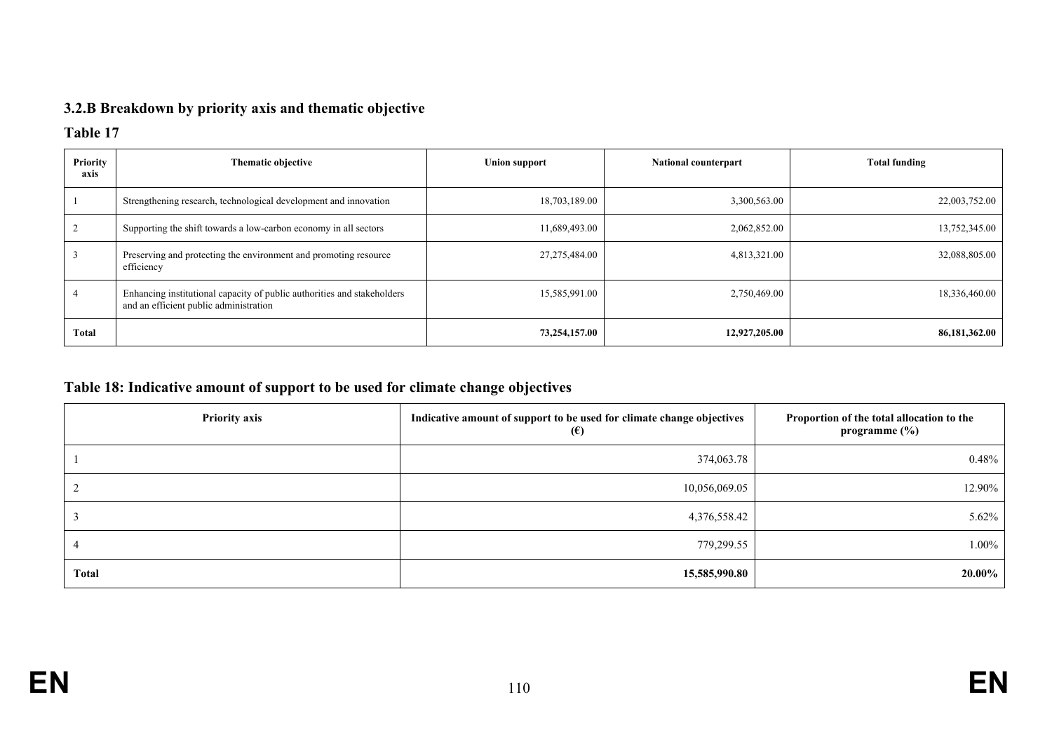### 3.2.B Breakdown by priority axis and thematic objective

**Table 17**

| Priority axis | Thematic objective | Union support | National counterpart | Total funding |
|---|---|---|---|---|
| 1 | Strengthening research, technological development and innovation | 18,703,189.00 | 3,300,563.00 | 22,003,752.00 |
| 2 | Supporting the shift towards a low-carbon economy in all sectors | 11,689,493.00 | 2,062,852.00 | 13,752,345.00 |
| 3 | Preserving and protecting the environment and promoting resource efficiency | 27,275,484.00 | 4,813,321.00 | 32,088,805.00 |
| 4 | Enhancing institutional capacity of public authorities and stakeholders and an efficient public administration | 15,585,991.00 | 2,750,469.00 | 18,336,460.00 |
| **Total** | | **73,254,157.00** | **12,927,205.00** | **86,181,362.00** |

### Table 18: Indicative amount of support to be used for climate change objectives

| Priority axis | Indicative amount of support to be used for climate change objectives (€) | Proportion of the total allocation to the programme (%) |
|---|---|---|
| 1 | 374,063.78 | 0.48% |
| 2 | 10,056,069.05 | 12.90% |
| 3 | 4,376,558.42 | 5.62% |
| 4 | 779,299.55 | 1.00% |
| **Total** | **15,585,990.80** | **20.00%** |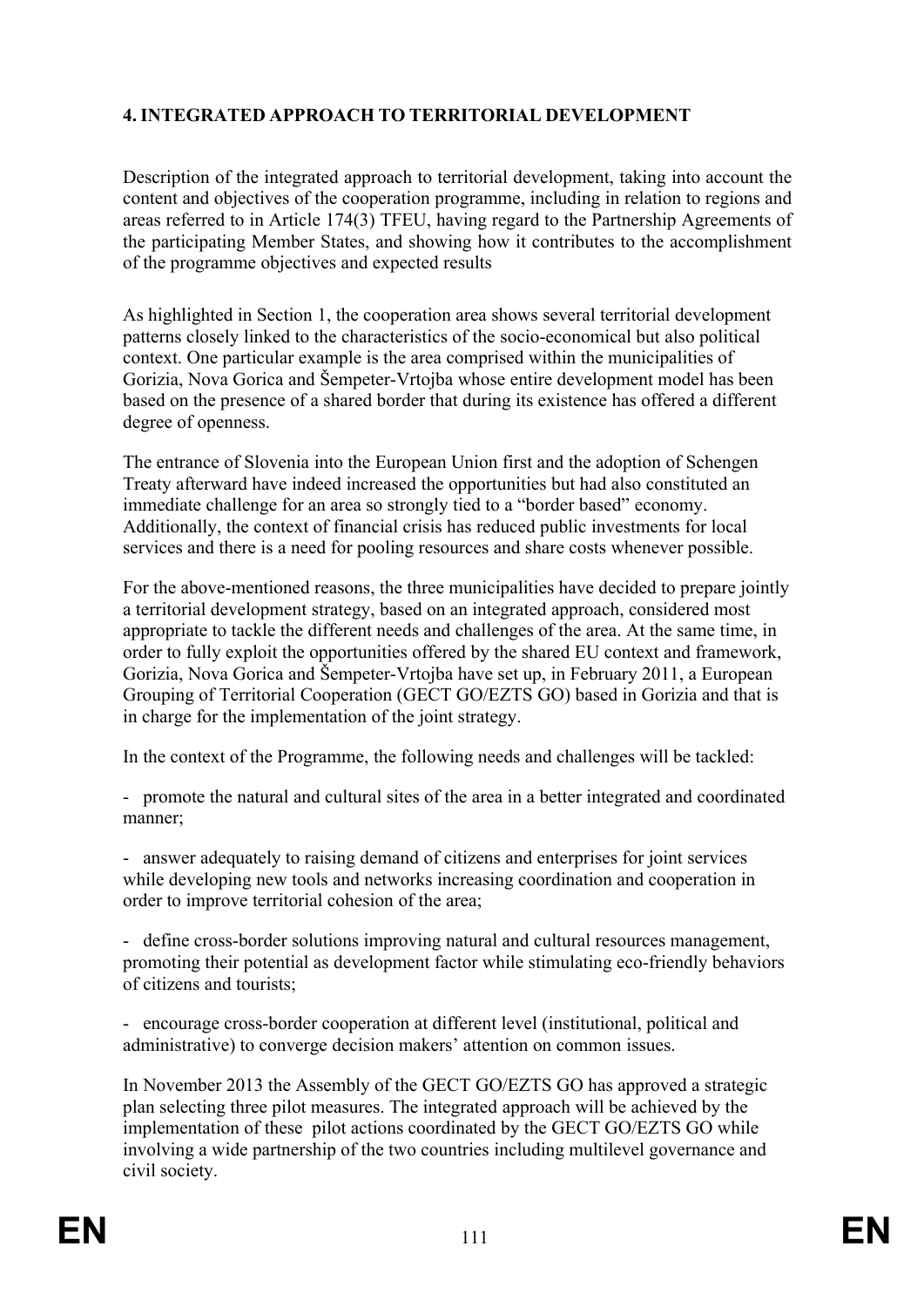## 4. INTEGRATED APPROACH TO TERRITORIAL DEVELOPMENT

Description of the integrated approach to territorial development, taking into account the content and objectives of the cooperation programme, including in relation to regions and areas referred to in Article 174(3) TFEU, having regard to the Partnership Agreements of the participating Member States, and showing how it contributes to the accomplishment of the programme objectives and expected results

As highlighted in Section 1, the cooperation area shows several territorial development patterns closely linked to the characteristics of the socio-economical but also political context. One particular example is the area comprised within the municipalities of Gorizia, Nova Gorica and Šempeter-Vrtojba whose entire development model has been based on the presence of a shared border that during its existence has offered a different degree of openness.

The entrance of Slovenia into the European Union first and the adoption of Schengen Treaty afterward have indeed increased the opportunities but had also constituted an immediate challenge for an area so strongly tied to a "border based" economy. Additionally, the context of financial crisis has reduced public investments for local services and there is a need for pooling resources and share costs whenever possible.

For the above-mentioned reasons, the three municipalities have decided to prepare jointly a territorial development strategy, based on an integrated approach, considered most appropriate to tackle the different needs and challenges of the area. At the same time, in order to fully exploit the opportunities offered by the shared EU context and framework, Gorizia, Nova Gorica and Šempeter-Vrtojba have set up, in February 2011, a European Grouping of Territorial Cooperation (GECT GO/EZTS GO) based in Gorizia and that is in charge for the implementation of the joint strategy.

In the context of the Programme, the following needs and challenges will be tackled:

- promote the natural and cultural sites of the area in a better integrated and coordinated manner;

- answer adequately to raising demand of citizens and enterprises for joint services while developing new tools and networks increasing coordination and cooperation in order to improve territorial cohesion of the area;

- define cross-border solutions improving natural and cultural resources management, promoting their potential as development factor while stimulating eco-friendly behaviors of citizens and tourists;

- encourage cross-border cooperation at different level (institutional, political and administrative) to converge decision makers' attention on common issues.

In November 2013 the Assembly of the GECT GO/EZTS GO has approved a strategic plan selecting three pilot measures. The integrated approach will be achieved by the implementation of these pilot actions coordinated by the GECT GO/EZTS GO while involving a wide partnership of the two countries including multilevel governance and civil society.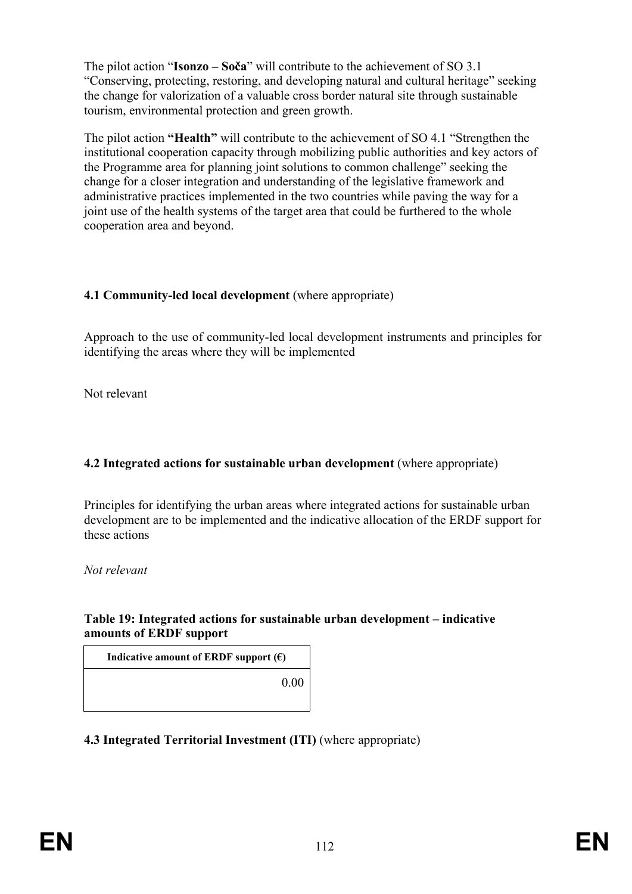The pilot action "**Isonzo – Soča**" will contribute to the achievement of SO 3.1 "Conserving, protecting, restoring, and developing natural and cultural heritage" seeking the change for valorization of a valuable cross border natural site through sustainable tourism, environmental protection and green growth.

The pilot action **"Health"** will contribute to the achievement of SO 4.1 "Strengthen the institutional cooperation capacity through mobilizing public authorities and key actors of the Programme area for planning joint solutions to common challenge" seeking the change for a closer integration and understanding of the legislative framework and administrative practices implemented in the two countries while paving the way for a joint use of the health systems of the target area that could be furthered to the whole cooperation area and beyond.

### 4.1 Community-led local development (where appropriate)

Approach to the use of community-led local development instruments and principles for identifying the areas where they will be implemented

Not relevant

### 4.2 Integrated actions for sustainable urban development (where appropriate)

Principles for identifying the urban areas where integrated actions for sustainable urban development are to be implemented and the indicative allocation of the ERDF support for these actions

*Not relevant*

**Table 19: Integrated actions for sustainable urban development – indicative amounts of ERDF support**

| Indicative amount of ERDF support (€) |
| --- |
| 0.00 |

### 4.3 Integrated Territorial Investment (ITI) (where appropriate)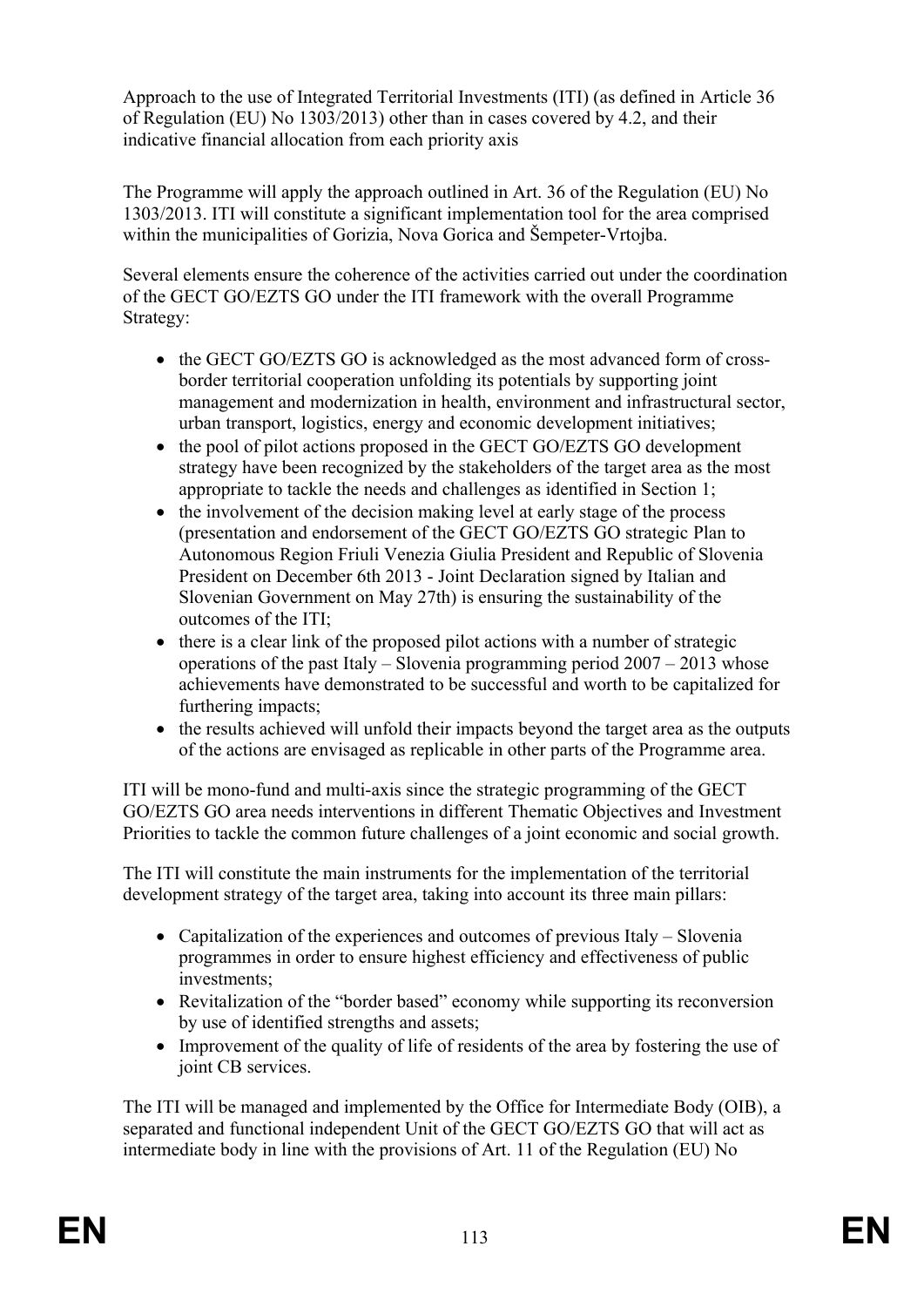Approach to the use of Integrated Territorial Investments (ITI) (as defined in Article 36 of Regulation (EU) No 1303/2013) other than in cases covered by 4.2, and their indicative financial allocation from each priority axis

The Programme will apply the approach outlined in Art. 36 of the Regulation (EU) No 1303/2013. ITI will constitute a significant implementation tool for the area comprised within the municipalities of Gorizia, Nova Gorica and Šempeter-Vrtojba.

Several elements ensure the coherence of the activities carried out under the coordination of the GECT GO/EZTS GO under the ITI framework with the overall Programme Strategy:

- the GECT GO/EZTS GO is acknowledged as the most advanced form of cross-border territorial cooperation unfolding its potentials by supporting joint management and modernization in health, environment and infrastructural sector, urban transport, logistics, energy and economic development initiatives;
- the pool of pilot actions proposed in the GECT GO/EZTS GO development strategy have been recognized by the stakeholders of the target area as the most appropriate to tackle the needs and challenges as identified in Section 1;
- the involvement of the decision making level at early stage of the process (presentation and endorsement of the GECT GO/EZTS GO strategic Plan to Autonomous Region Friuli Venezia Giulia President and Republic of Slovenia President on December 6th 2013 - Joint Declaration signed by Italian and Slovenian Government on May 27th) is ensuring the sustainability of the outcomes of the ITI;
- there is a clear link of the proposed pilot actions with a number of strategic operations of the past Italy – Slovenia programming period 2007 – 2013 whose achievements have demonstrated to be successful and worth to be capitalized for furthering impacts;
- the results achieved will unfold their impacts beyond the target area as the outputs of the actions are envisaged as replicable in other parts of the Programme area.

ITI will be mono-fund and multi-axis since the strategic programming of the GECT GO/EZTS GO area needs interventions in different Thematic Objectives and Investment Priorities to tackle the common future challenges of a joint economic and social growth.

The ITI will constitute the main instruments for the implementation of the territorial development strategy of the target area, taking into account its three main pillars:

- Capitalization of the experiences and outcomes of previous Italy – Slovenia programmes in order to ensure highest efficiency and effectiveness of public investments;
- Revitalization of the "border based" economy while supporting its reconversion by use of identified strengths and assets;
- Improvement of the quality of life of residents of the area by fostering the use of joint CB services.

The ITI will be managed and implemented by the Office for Intermediate Body (OIB), a separated and functional independent Unit of the GECT GO/EZTS GO that will act as intermediate body in line with the provisions of Art. 11 of the Regulation (EU) No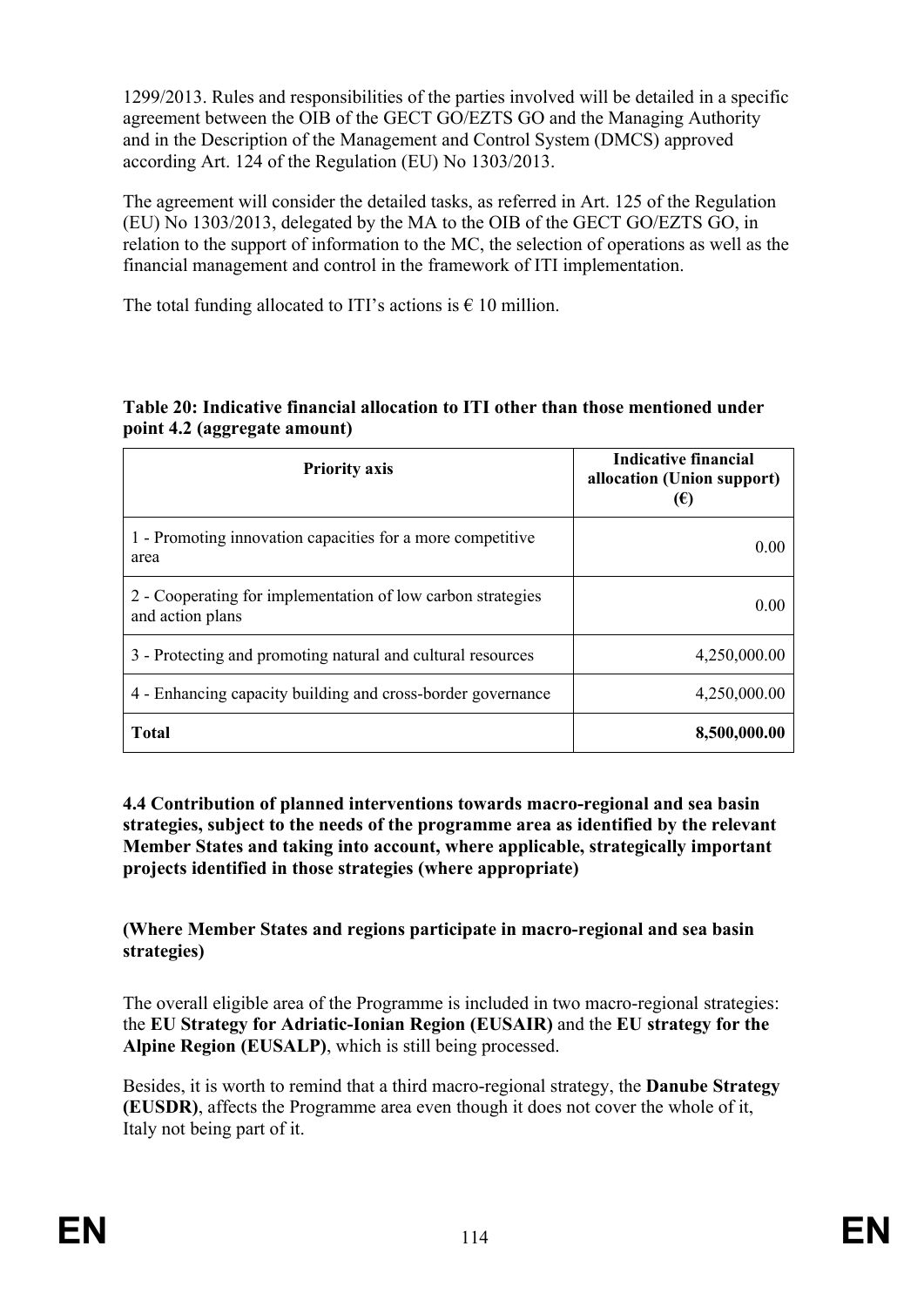1299/2013. Rules and responsibilities of the parties involved will be detailed in a specific agreement between the OIB of the GECT GO/EZTS GO and the Managing Authority and in the Description of the Management and Control System (DMCS) approved according Art. 124 of the Regulation (EU) No 1303/2013.

The agreement will consider the detailed tasks, as referred in Art. 125 of the Regulation (EU) No 1303/2013, delegated by the MA to the OIB of the GECT GO/EZTS GO, in relation to the support of information to the MC, the selection of operations as well as the financial management and control in the framework of ITI implementation.

The total funding allocated to ITI's actions is € 10 million.

**Table 20: Indicative financial allocation to ITI other than those mentioned under point 4.2 (aggregate amount)**

| Priority axis | Indicative financial allocation (Union support) (€) |
|---|---|
| 1 - Promoting innovation capacities for a more competitive area | 0.00 |
| 2 - Cooperating for implementation of low carbon strategies and action plans | 0.00 |
| 3 - Protecting and promoting natural and cultural resources | 4,250,000.00 |
| 4 - Enhancing capacity building and cross-border governance | 4,250,000.00 |
| **Total** | **8,500,000.00** |

**4.4 Contribution of planned interventions towards macro-regional and sea basin strategies, subject to the needs of the programme area as identified by the relevant Member States and taking into account, where applicable, strategically important projects identified in those strategies (where appropriate)**

**(Where Member States and regions participate in macro-regional and sea basin strategies)**

The overall eligible area of the Programme is included in two macro-regional strategies: the **EU Strategy for Adriatic-Ionian Region (EUSAIR)** and the **EU strategy for the Alpine Region (EUSALP)**, which is still being processed.

Besides, it is worth to remind that a third macro-regional strategy, the **Danube Strategy (EUSDR)**, affects the Programme area even though it does not cover the whole of it, Italy not being part of it.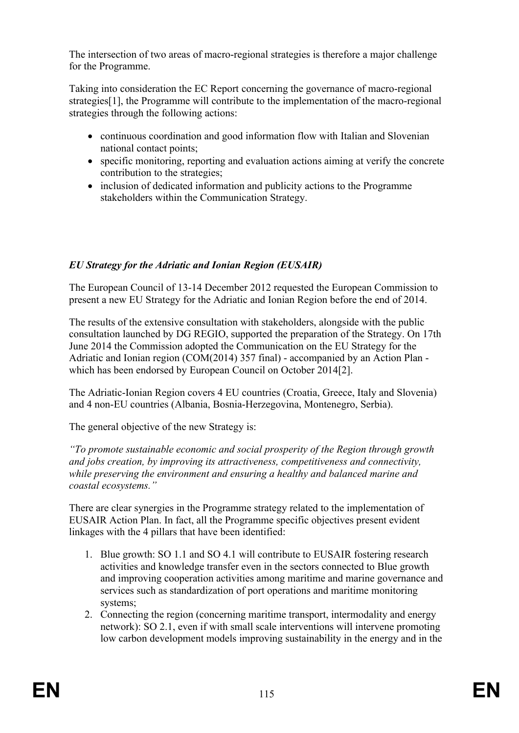The intersection of two areas of macro-regional strategies is therefore a major challenge for the Programme.

Taking into consideration the EC Report concerning the governance of macro-regional strategies[1], the Programme will contribute to the implementation of the macro-regional strategies through the following actions:

- continuous coordination and good information flow with Italian and Slovenian national contact points;
- specific monitoring, reporting and evaluation actions aiming at verify the concrete contribution to the strategies;
- inclusion of dedicated information and publicity actions to the Programme stakeholders within the Communication Strategy.

***EU Strategy for the Adriatic and Ionian Region (EUSAIR)***

The European Council of 13-14 December 2012 requested the European Commission to present a new EU Strategy for the Adriatic and Ionian Region before the end of 2014.

The results of the extensive consultation with stakeholders, alongside with the public consultation launched by DG REGIO, supported the preparation of the Strategy. On 17th June 2014 the Commission adopted the Communication on the EU Strategy for the Adriatic and Ionian region (COM(2014) 357 final) - accompanied by an Action Plan - which has been endorsed by European Council on October 2014[2].

The Adriatic-Ionian Region covers 4 EU countries (Croatia, Greece, Italy and Slovenia) and 4 non-EU countries (Albania, Bosnia-Herzegovina, Montenegro, Serbia).

The general objective of the new Strategy is:

*"To promote sustainable economic and social prosperity of the Region through growth and jobs creation, by improving its attractiveness, competitiveness and connectivity, while preserving the environment and ensuring a healthy and balanced marine and coastal ecosystems."*

There are clear synergies in the Programme strategy related to the implementation of EUSAIR Action Plan. In fact, all the Programme specific objectives present evident linkages with the 4 pillars that have been identified:

1. Blue growth: SO 1.1 and SO 4.1 will contribute to EUSAIR fostering research activities and knowledge transfer even in the sectors connected to Blue growth and improving cooperation activities among maritime and marine governance and services such as standardization of port operations and maritime monitoring systems;
2. Connecting the region (concerning maritime transport, intermodality and energy network): SO 2.1, even if with small scale interventions will intervene promoting low carbon development models improving sustainability in the energy and in the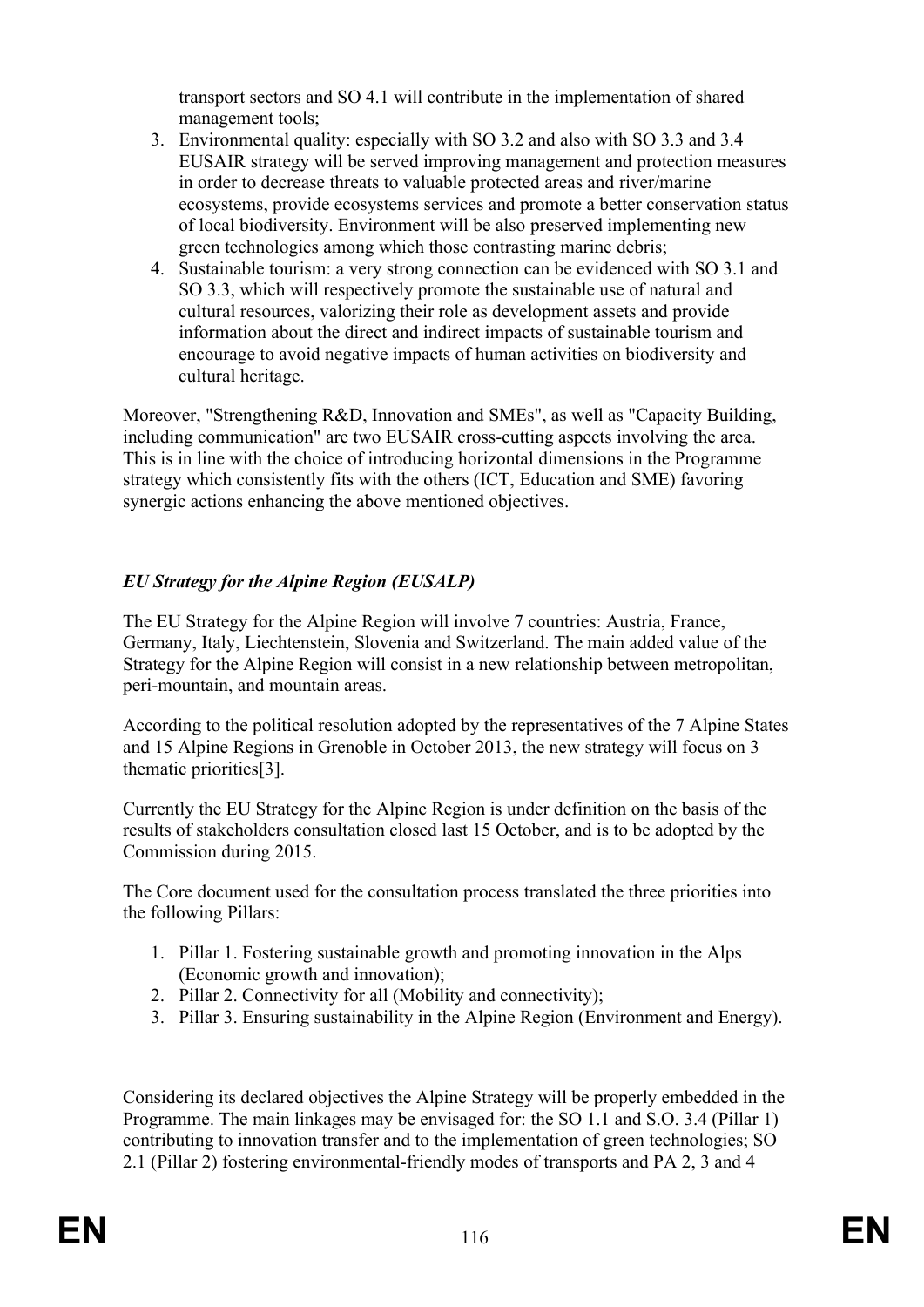transport sectors and SO 4.1 will contribute in the implementation of shared management tools;

3. Environmental quality: especially with SO 3.2 and also with SO 3.3 and 3.4 EUSAIR strategy will be served improving management and protection measures in order to decrease threats to valuable protected areas and river/marine ecosystems, provide ecosystems services and promote a better conservation status of local biodiversity. Environment will be also preserved implementing new green technologies among which those contrasting marine debris;
4. Sustainable tourism: a very strong connection can be evidenced with SO 3.1 and SO 3.3, which will respectively promote the sustainable use of natural and cultural resources, valorizing their role as development assets and provide information about the direct and indirect impacts of sustainable tourism and encourage to avoid negative impacts of human activities on biodiversity and cultural heritage.

Moreover, "Strengthening R&D, Innovation and SMEs", as well as "Capacity Building, including communication" are two EUSAIR cross-cutting aspects involving the area. This is in line with the choice of introducing horizontal dimensions in the Programme strategy which consistently fits with the others (ICT, Education and SME) favoring synergic actions enhancing the above mentioned objectives.

***EU Strategy for the Alpine Region (EUSALP)***

The EU Strategy for the Alpine Region will involve 7 countries: Austria, France, Germany, Italy, Liechtenstein, Slovenia and Switzerland. The main added value of the Strategy for the Alpine Region will consist in a new relationship between metropolitan, peri-mountain, and mountain areas.

According to the political resolution adopted by the representatives of the 7 Alpine States and 15 Alpine Regions in Grenoble in October 2013, the new strategy will focus on 3 thematic priorities[3].

Currently the EU Strategy for the Alpine Region is under definition on the basis of the results of stakeholders consultation closed last 15 October, and is to be adopted by the Commission during 2015.

The Core document used for the consultation process translated the three priorities into the following Pillars:

1. Pillar 1. Fostering sustainable growth and promoting innovation in the Alps (Economic growth and innovation);
2. Pillar 2. Connectivity for all (Mobility and connectivity);
3. Pillar 3. Ensuring sustainability in the Alpine Region (Environment and Energy).

Considering its declared objectives the Alpine Strategy will be properly embedded in the Programme. The main linkages may be envisaged for: the SO 1.1 and S.O. 3.4 (Pillar 1) contributing to innovation transfer and to the implementation of green technologies; SO 2.1 (Pillar 2) fostering environmental-friendly modes of transports and PA 2, 3 and 4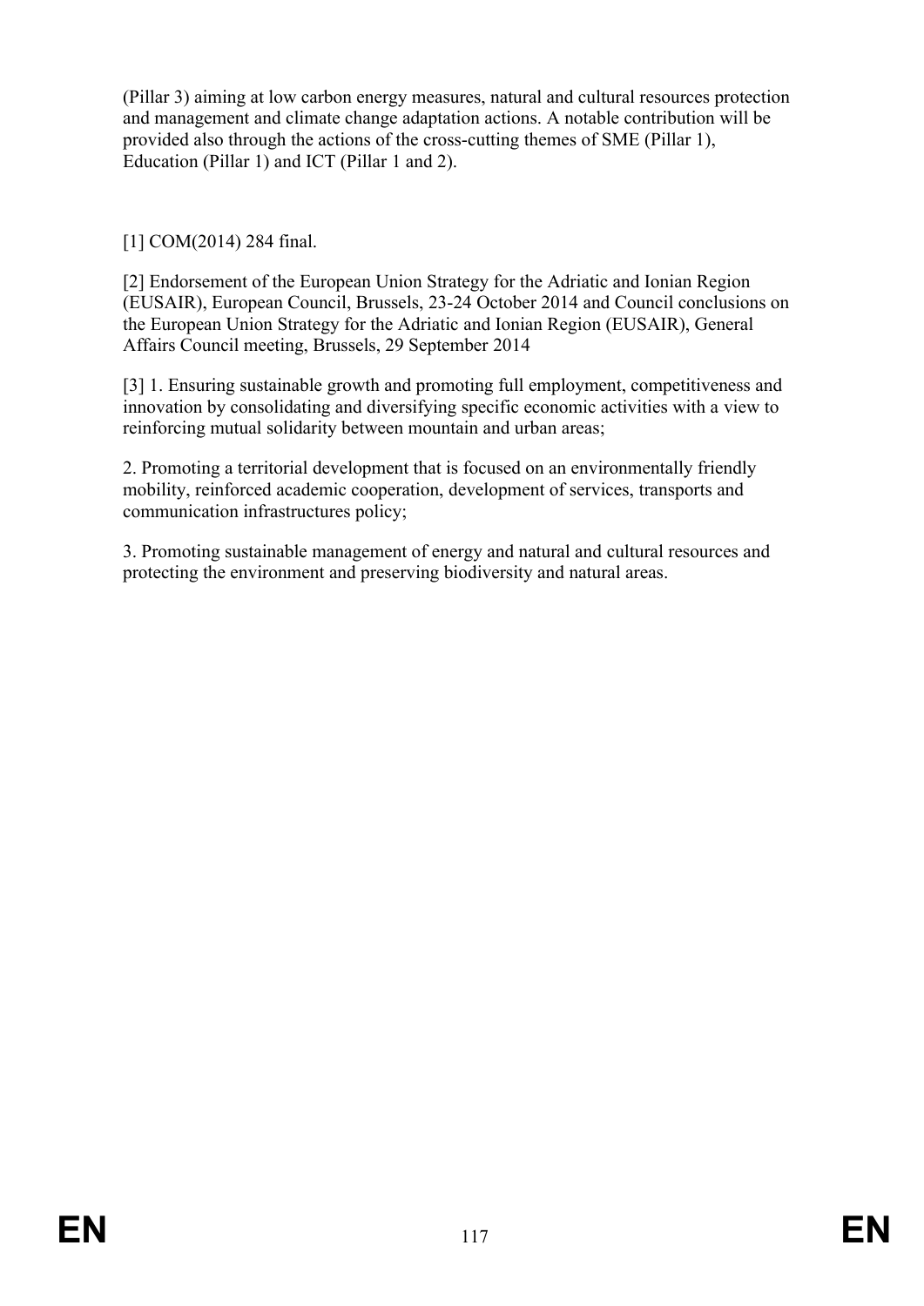(Pillar 3) aiming at low carbon energy measures, natural and cultural resources protection and management and climate change adaptation actions. A notable contribution will be provided also through the actions of the cross-cutting themes of SME (Pillar 1), Education (Pillar 1) and ICT (Pillar 1 and 2).

[1] COM(2014) 284 final.

[2] Endorsement of the European Union Strategy for the Adriatic and Ionian Region (EUSAIR), European Council, Brussels, 23-24 October 2014 and Council conclusions on the European Union Strategy for the Adriatic and Ionian Region (EUSAIR), General Affairs Council meeting, Brussels, 29 September 2014

[3] 1. Ensuring sustainable growth and promoting full employment, competitiveness and innovation by consolidating and diversifying specific economic activities with a view to reinforcing mutual solidarity between mountain and urban areas;

2. Promoting a territorial development that is focused on an environmentally friendly mobility, reinforced academic cooperation, development of services, transports and communication infrastructures policy;

3. Promoting sustainable management of energy and natural and cultural resources and protecting the environment and preserving biodiversity and natural areas.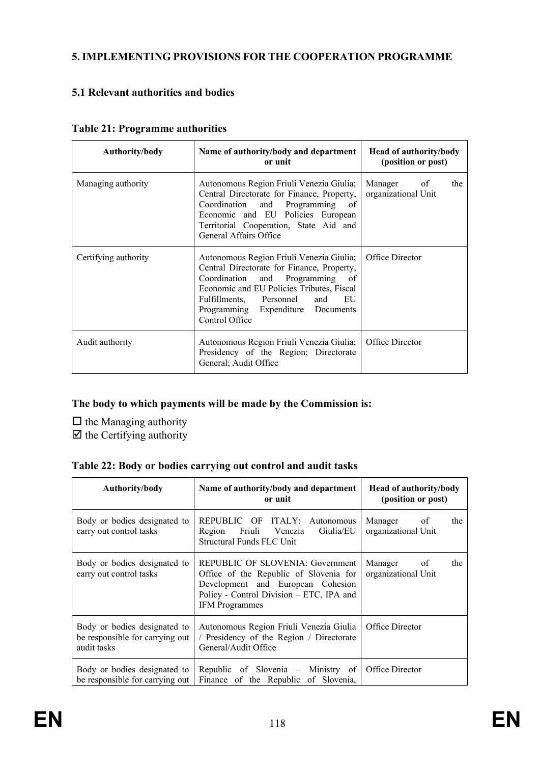## 5. IMPLEMENTING PROVISIONS FOR THE COOPERATION PROGRAMME

### 5.1 Relevant authorities and bodies

**Table 21: Programme authorities**

| Authority/body | Name of authority/body and department or unit | Head of authority/body (position or post) |
|---|---|---|
| Managing authority | Autonomous Region Friuli Venezia Giulia; Central Directorate for Finance, Property, Coordination and Programming of Economic and EU Policies European Territorial Cooperation, State Aid and General Affairs Office | Manager of the organizational Unit |
| Certifying authority | Autonomous Region Friuli Venezia Giulia; Central Directorate for Finance, Property, Coordination and Programming of Economic and EU Policies Tributes, Fiscal Fulfillments, Personnel and EU Programming Expenditure Documents Control Office | Office Director |
| Audit authority | Autonomous Region Friuli Venezia Giulia; Presidency of the Region; Directorate General; Audit Office | Office Director |

**The body to which payments will be made by the Commission is:**

☐ the Managing authority
☑ the Certifying authority

**Table 22: Body or bodies carrying out control and audit tasks**

| Authority/body | Name of authority/body and department or unit | Head of authority/body (position or post) |
|---|---|---|
| Body or bodies designated to carry out control tasks | REPUBLIC OF ITALY: Autonomous Region Friuli Venezia Giulia/EU Structural Funds FLC Unit | Manager of the organizational Unit |
| Body or bodies designated to carry out control tasks | REPUBLIC OF SLOVENIA: Government Office of the Republic of Slovenia for Development and European Cohesion Policy - Control Division – ETC, IPA and IFM Programmes | Manager of the organizational Unit |
| Body or bodies designated to be responsible for carrying out audit tasks | Autonomous Region Friuli Venezia Giulia / Presidency of the Region / Directorate General/Audit Office | Office Director |
| Body or bodies designated to be responsible for carrying out | Republic of Slovenia – Ministry of Finance of the Republic of Slovenia, | Office Director |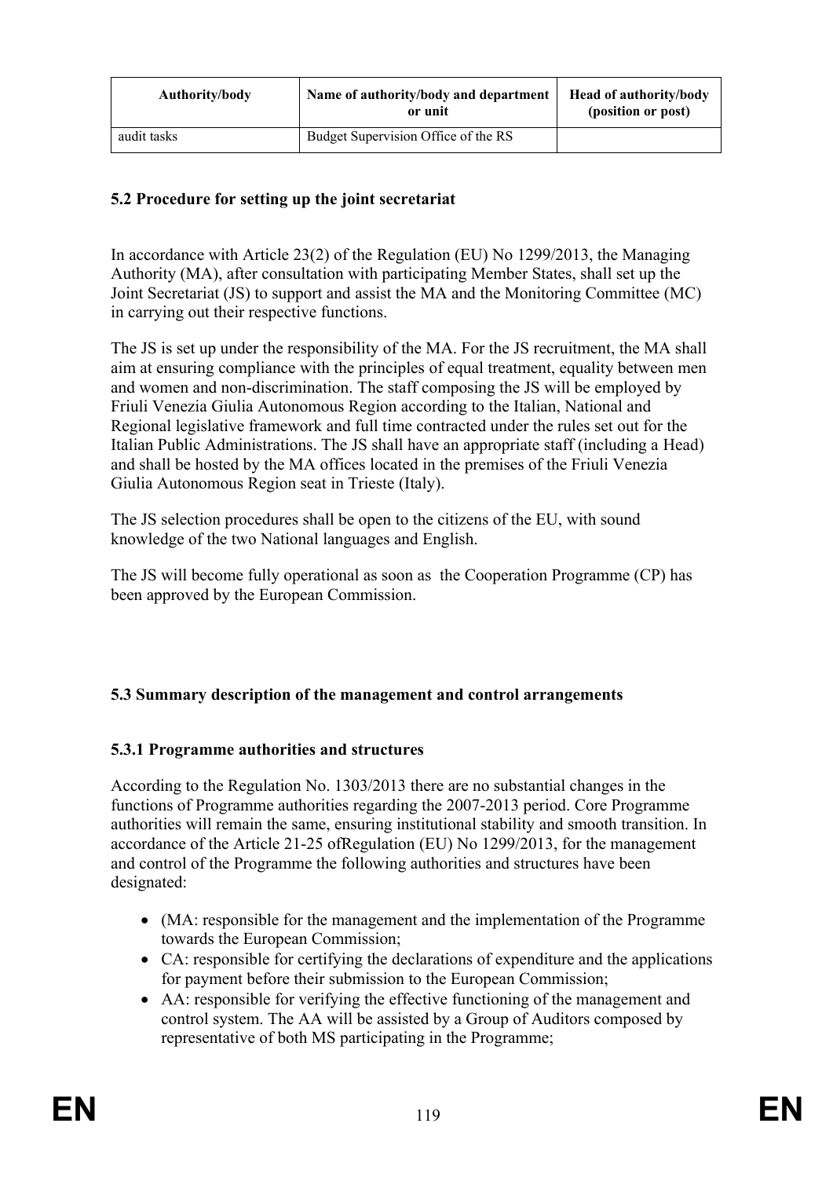| Authority/body | Name of authority/body and department or unit | Head of authority/body (position or post) |
|---|---|---|
| audit tasks | Budget Supervision Office of the RS | |

### 5.2 Procedure for setting up the joint secretariat

In accordance with Article 23(2) of the Regulation (EU) No 1299/2013, the Managing Authority (MA), after consultation with participating Member States, shall set up the Joint Secretariat (JS) to support and assist the MA and the Monitoring Committee (MC) in carrying out their respective functions.

The JS is set up under the responsibility of the MA. For the JS recruitment, the MA shall aim at ensuring compliance with the principles of equal treatment, equality between men and women and non-discrimination. The staff composing the JS will be employed by Friuli Venezia Giulia Autonomous Region according to the Italian, National and Regional legislative framework and full time contracted under the rules set out for the Italian Public Administrations. The JS shall have an appropriate staff (including a Head) and shall be hosted by the MA offices located in the premises of the Friuli Venezia Giulia Autonomous Region seat in Trieste (Italy).

The JS selection procedures shall be open to the citizens of the EU, with sound knowledge of the two National languages and English.

The JS will become fully operational as soon as the Cooperation Programme (CP) has been approved by the European Commission.

### 5.3 Summary description of the management and control arrangements

#### 5.3.1 Programme authorities and structures

According to the Regulation No. 1303/2013 there are no substantial changes in the functions of Programme authorities regarding the 2007-2013 period. Core Programme authorities will remain the same, ensuring institutional stability and smooth transition. In accordance of the Article 21-25 ofRegulation (EU) No 1299/2013, for the management and control of the Programme the following authorities and structures have been designated:

- (MA: responsible for the management and the implementation of the Programme towards the European Commission;
- CA: responsible for certifying the declarations of expenditure and the applications for payment before their submission to the European Commission;
- AA: responsible for verifying the effective functioning of the management and control system. The AA will be assisted by a Group of Auditors composed by representative of both MS participating in the Programme;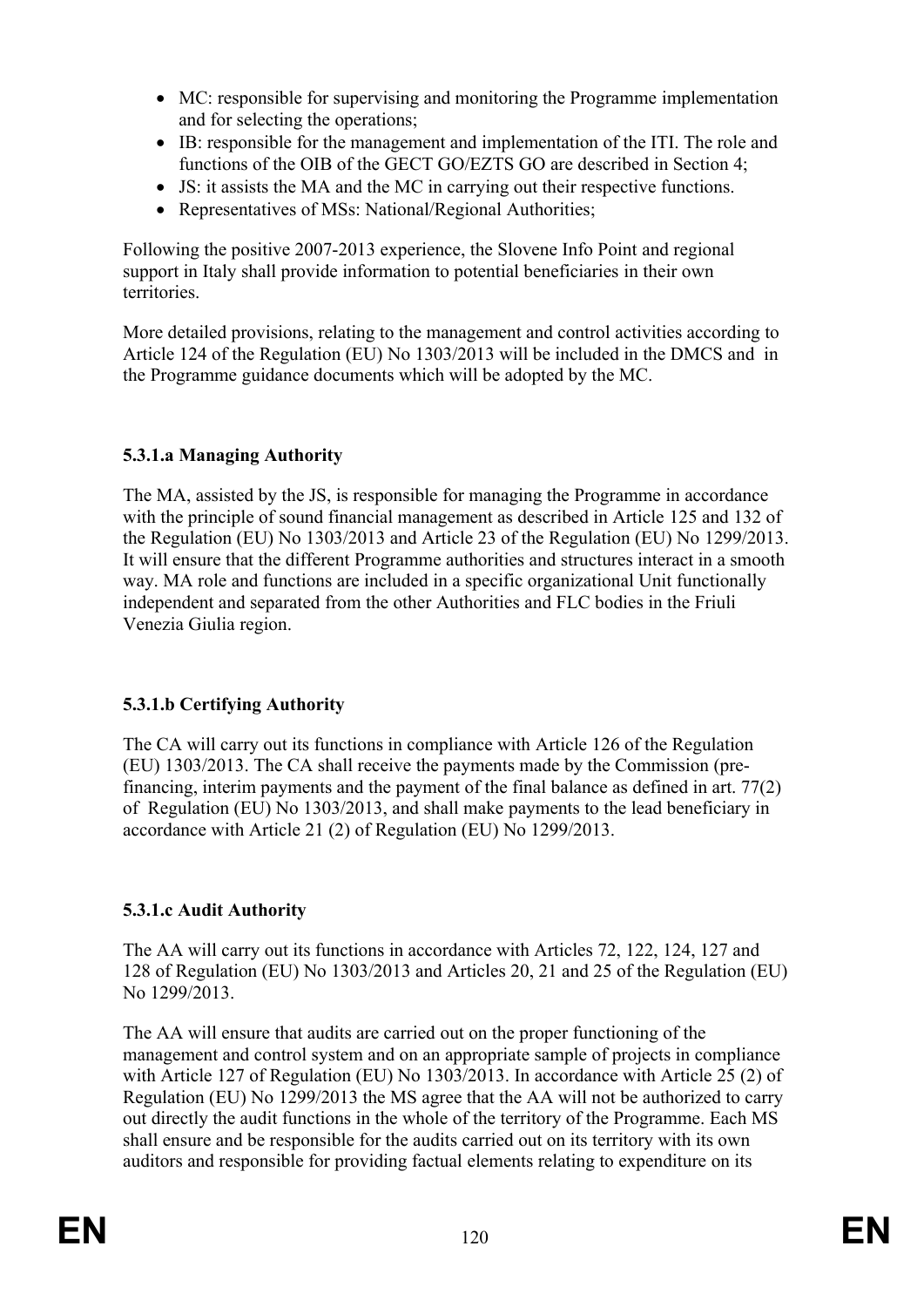- MC: responsible for supervising and monitoring the Programme implementation and for selecting the operations;
- IB: responsible for the management and implementation of the ITI. The role and functions of the OIB of the GECT GO/EZTS GO are described in Section 4;
- JS: it assists the MA and the MC in carrying out their respective functions.
- Representatives of MSs: National/Regional Authorities;

Following the positive 2007-2013 experience, the Slovene Info Point and regional support in Italy shall provide information to potential beneficiaries in their own territories.

More detailed provisions, relating to the management and control activities according to Article 124 of the Regulation (EU) No 1303/2013 will be included in the DMCS and in the Programme guidance documents which will be adopted by the MC.

### 5.3.1.a Managing Authority

The MA, assisted by the JS, is responsible for managing the Programme in accordance with the principle of sound financial management as described in Article 125 and 132 of the Regulation (EU) No 1303/2013 and Article 23 of the Regulation (EU) No 1299/2013. It will ensure that the different Programme authorities and structures interact in a smooth way. MA role and functions are included in a specific organizational Unit functionally independent and separated from the other Authorities and FLC bodies in the Friuli Venezia Giulia region.

### 5.3.1.b Certifying Authority

The CA will carry out its functions in compliance with Article 126 of the Regulation (EU) 1303/2013. The CA shall receive the payments made by the Commission (pre-financing, interim payments and the payment of the final balance as defined in art. 77(2) of Regulation (EU) No 1303/2013, and shall make payments to the lead beneficiary in accordance with Article 21 (2) of Regulation (EU) No 1299/2013.

### 5.3.1.c Audit Authority

The AA will carry out its functions in accordance with Articles 72, 122, 124, 127 and 128 of Regulation (EU) No 1303/2013 and Articles 20, 21 and 25 of the Regulation (EU) No 1299/2013.

The AA will ensure that audits are carried out on the proper functioning of the management and control system and on an appropriate sample of projects in compliance with Article 127 of Regulation (EU) No 1303/2013. In accordance with Article 25 (2) of Regulation (EU) No 1299/2013 the MS agree that the AA will not be authorized to carry out directly the audit functions in the whole of the territory of the Programme. Each MS shall ensure and be responsible for the audits carried out on its territory with its own auditors and responsible for providing factual elements relating to expenditure on its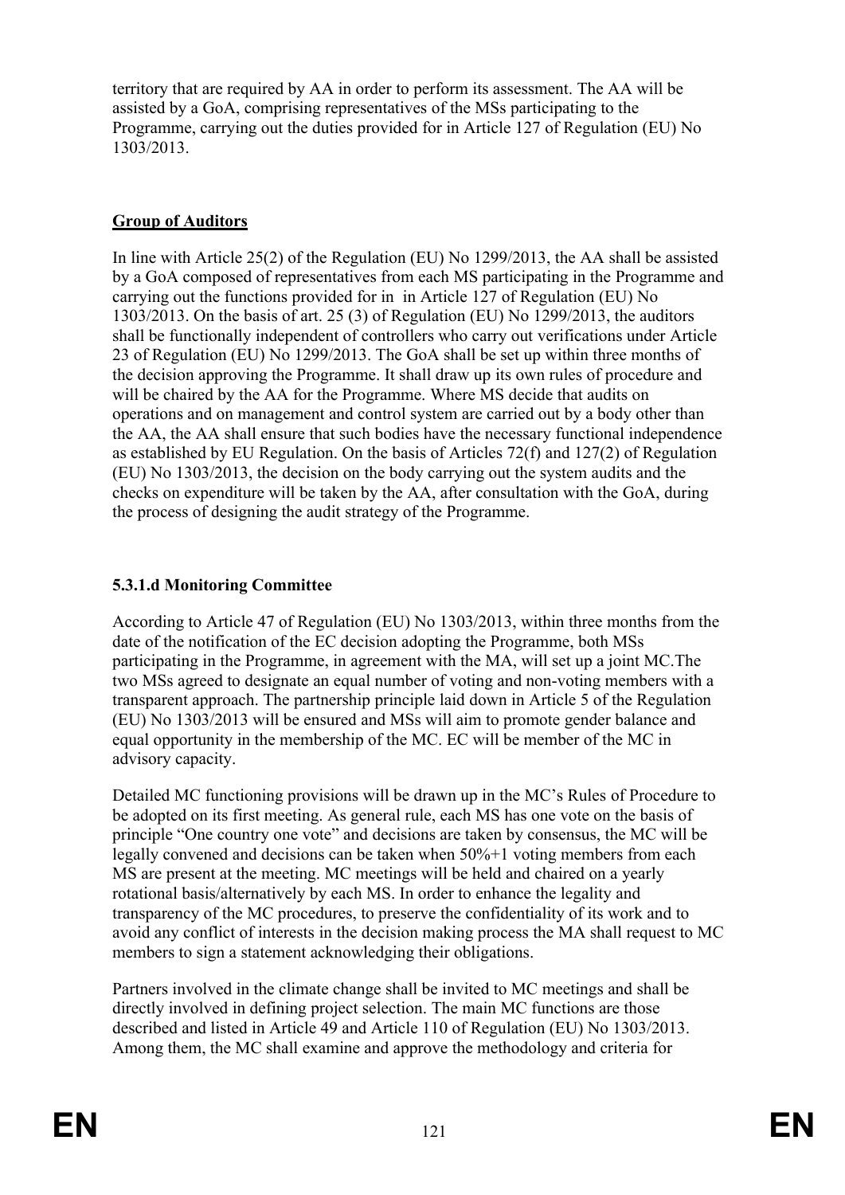territory that are required by AA in order to perform its assessment. The AA will be assisted by a GoA, comprising representatives of the MSs participating to the Programme, carrying out the duties provided for in Article 127 of Regulation (EU) No 1303/2013.

**Group of Auditors**

In line with Article 25(2) of the Regulation (EU) No 1299/2013, the AA shall be assisted by a GoA composed of representatives from each MS participating in the Programme and carrying out the functions provided for in  in Article 127 of Regulation (EU) No 1303/2013. On the basis of art. 25 (3) of Regulation (EU) No 1299/2013, the auditors shall be functionally independent of controllers who carry out verifications under Article 23 of Regulation (EU) No 1299/2013. The GoA shall be set up within three months of the decision approving the Programme. It shall draw up its own rules of procedure and will be chaired by the AA for the Programme. Where MS decide that audits on operations and on management and control system are carried out by a body other than the AA, the AA shall ensure that such bodies have the necessary functional independence as established by EU Regulation. On the basis of Articles 72(f) and 127(2) of Regulation (EU) No 1303/2013, the decision on the body carrying out the system audits and the checks on expenditure will be taken by the AA, after consultation with the GoA, during the process of designing the audit strategy of the Programme.

### 5.3.1.d Monitoring Committee

According to Article 47 of Regulation (EU) No 1303/2013, within three months from the date of the notification of the EC decision adopting the Programme, both MSs participating in the Programme, in agreement with the MA, will set up a joint MC.The two MSs agreed to designate an equal number of voting and non-voting members with a transparent approach. The partnership principle laid down in Article 5 of the Regulation (EU) No 1303/2013 will be ensured and MSs will aim to promote gender balance and equal opportunity in the membership of the MC. EC will be member of the MC in advisory capacity.

Detailed MC functioning provisions will be drawn up in the MC's Rules of Procedure to be adopted on its first meeting. As general rule, each MS has one vote on the basis of principle "One country one vote" and decisions are taken by consensus, the MC will be legally convened and decisions can be taken when 50%+1 voting members from each MS are present at the meeting. MC meetings will be held and chaired on a yearly rotational basis/alternatively by each MS. In order to enhance the legality and transparency of the MC procedures, to preserve the confidentiality of its work and to avoid any conflict of interests in the decision making process the MA shall request to MC members to sign a statement acknowledging their obligations.

Partners involved in the climate change shall be invited to MC meetings and shall be directly involved in defining project selection. The main MC functions are those described and listed in Article 49 and Article 110 of Regulation (EU) No 1303/2013. Among them, the MC shall examine and approve the methodology and criteria for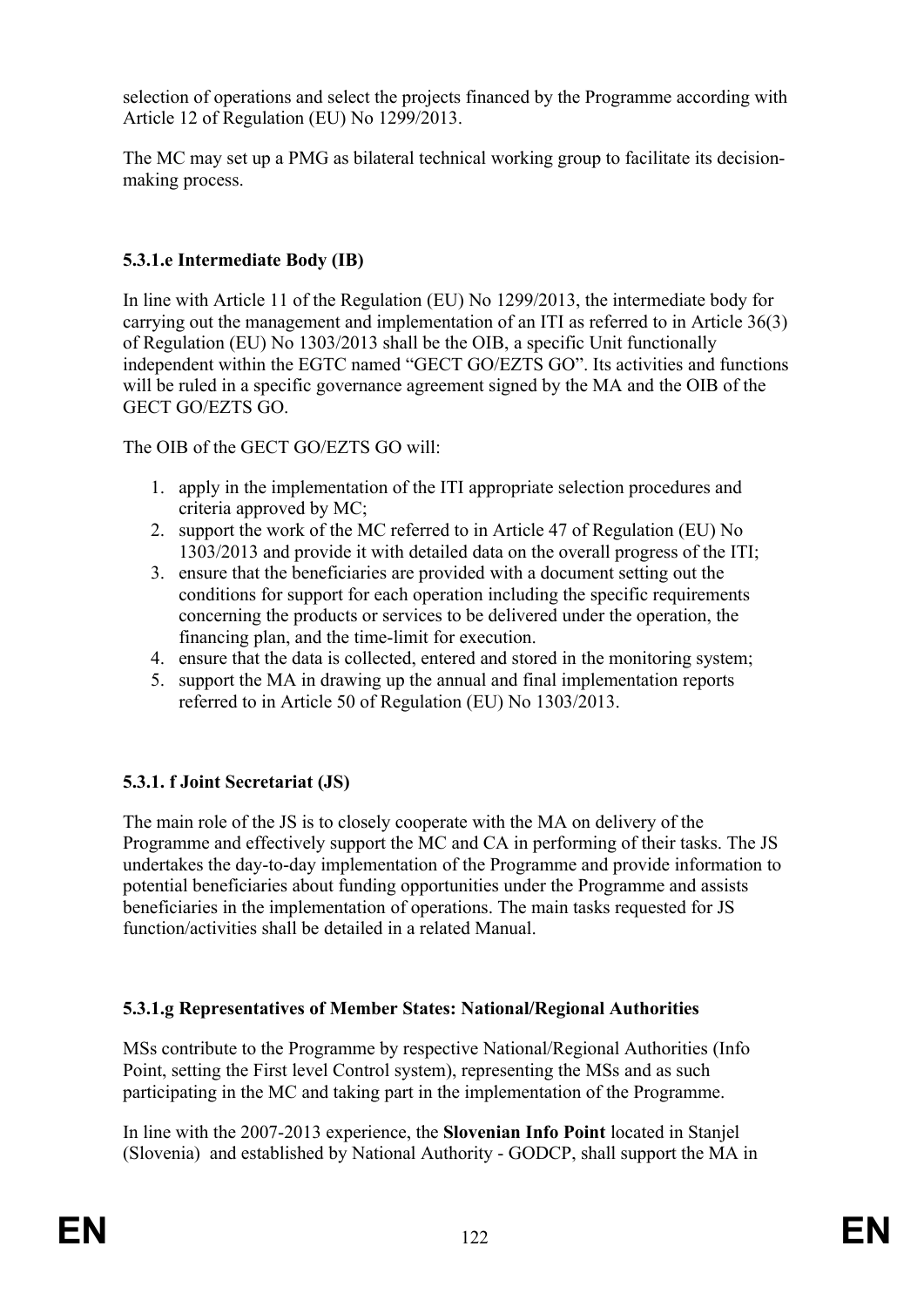selection of operations and select the projects financed by the Programme according with Article 12 of Regulation (EU) No 1299/2013.

The MC may set up a PMG as bilateral technical working group to facilitate its decision-making process.

#### 5.3.1.e Intermediate Body (IB)

In line with Article 11 of the Regulation (EU) No 1299/2013, the intermediate body for carrying out the management and implementation of an ITI as referred to in Article 36(3) of Regulation (EU) No 1303/2013 shall be the OIB, a specific Unit functionally independent within the EGTC named "GECT GO/EZTS GO". Its activities and functions will be ruled in a specific governance agreement signed by the MA and the OIB of the GECT GO/EZTS GO.

The OIB of the GECT GO/EZTS GO will:

1. apply in the implementation of the ITI appropriate selection procedures and criteria approved by MC;
2. support the work of the MC referred to in Article 47 of Regulation (EU) No 1303/2013 and provide it with detailed data on the overall progress of the ITI;
3. ensure that the beneficiaries are provided with a document setting out the conditions for support for each operation including the specific requirements concerning the products or services to be delivered under the operation, the financing plan, and the time-limit for execution.
4. ensure that the data is collected, entered and stored in the monitoring system;
5. support the MA in drawing up the annual and final implementation reports referred to in Article 50 of Regulation (EU) No 1303/2013.

#### 5.3.1. f Joint Secretariat (JS)

The main role of the JS is to closely cooperate with the MA on delivery of the Programme and effectively support the MC and CA in performing of their tasks. The JS undertakes the day-to-day implementation of the Programme and provide information to potential beneficiaries about funding opportunities under the Programme and assists beneficiaries in the implementation of operations. The main tasks requested for JS function/activities shall be detailed in a related Manual.

#### 5.3.1.g Representatives of Member States: National/Regional Authorities

MSs contribute to the Programme by respective National/Regional Authorities (Info Point, setting the First level Control system), representing the MSs and as such participating in the MC and taking part in the implementation of the Programme.

In line with the 2007-2013 experience, the **Slovenian Info Point** located in Stanjel (Slovenia) and established by National Authority - GODCP, shall support the MA in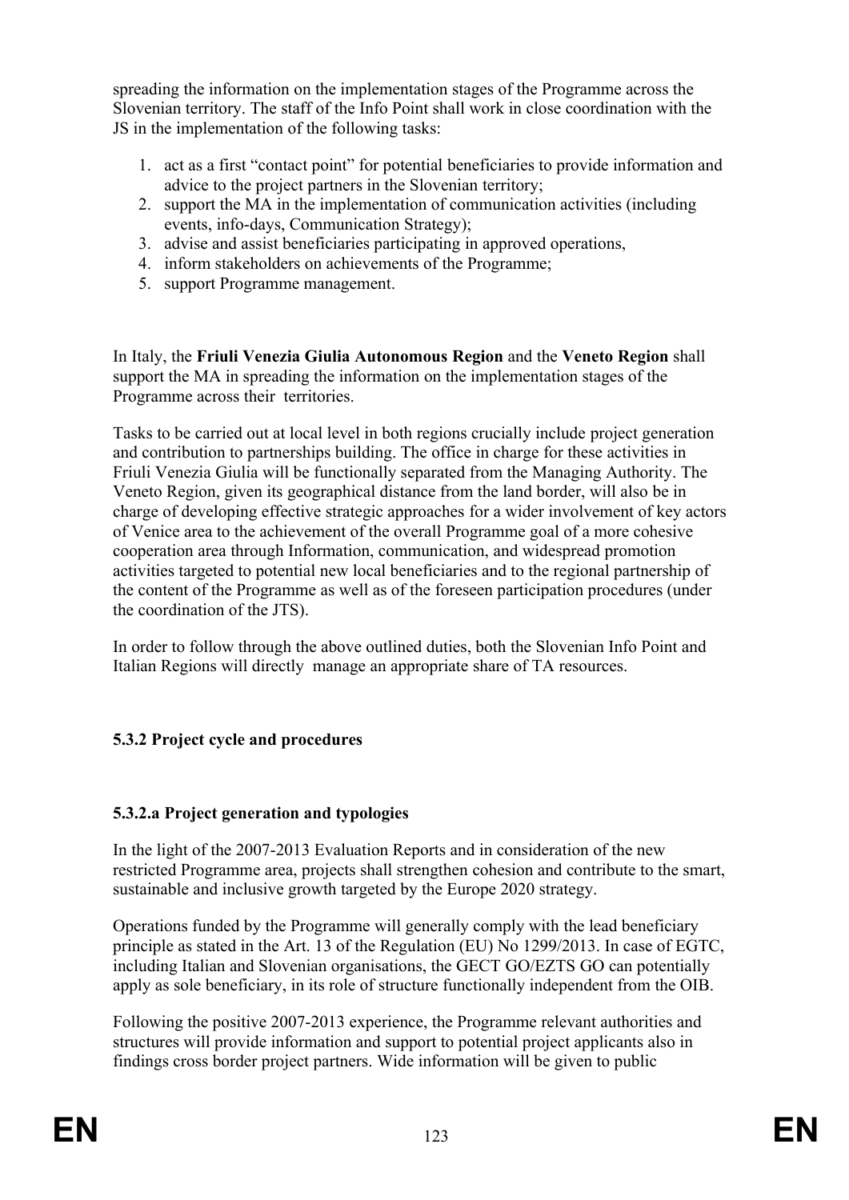spreading the information on the implementation stages of the Programme across the Slovenian territory. The staff of the Info Point shall work in close coordination with the JS in the implementation of the following tasks:

1. act as a first "contact point" for potential beneficiaries to provide information and advice to the project partners in the Slovenian territory;
2. support the MA in the implementation of communication activities (including events, info-days, Communication Strategy);
3. advise and assist beneficiaries participating in approved operations,
4. inform stakeholders on achievements of the Programme;
5. support Programme management.

In Italy, the **Friuli Venezia Giulia Autonomous Region** and the **Veneto Region** shall support the MA in spreading the information on the implementation stages of the Programme across their territories.

Tasks to be carried out at local level in both regions crucially include project generation and contribution to partnerships building. The office in charge for these activities in Friuli Venezia Giulia will be functionally separated from the Managing Authority. The Veneto Region, given its geographical distance from the land border, will also be in charge of developing effective strategic approaches for a wider involvement of key actors of Venice area to the achievement of the overall Programme goal of a more cohesive cooperation area through Information, communication, and widespread promotion activities targeted to potential new local beneficiaries and to the regional partnership of the content of the Programme as well as of the foreseen participation procedures (under the coordination of the JTS).

In order to follow through the above outlined duties, both the Slovenian Info Point and Italian Regions will directly manage an appropriate share of TA resources.

### 5.3.2 Project cycle and procedures

#### 5.3.2.a Project generation and typologies

In the light of the 2007-2013 Evaluation Reports and in consideration of the new restricted Programme area, projects shall strengthen cohesion and contribute to the smart, sustainable and inclusive growth targeted by the Europe 2020 strategy.

Operations funded by the Programme will generally comply with the lead beneficiary principle as stated in the Art. 13 of the Regulation (EU) No 1299/2013. In case of EGTC, including Italian and Slovenian organisations, the GECT GO/EZTS GO can potentially apply as sole beneficiary, in its role of structure functionally independent from the OIB.

Following the positive 2007-2013 experience, the Programme relevant authorities and structures will provide information and support to potential project applicants also in findings cross border project partners. Wide information will be given to public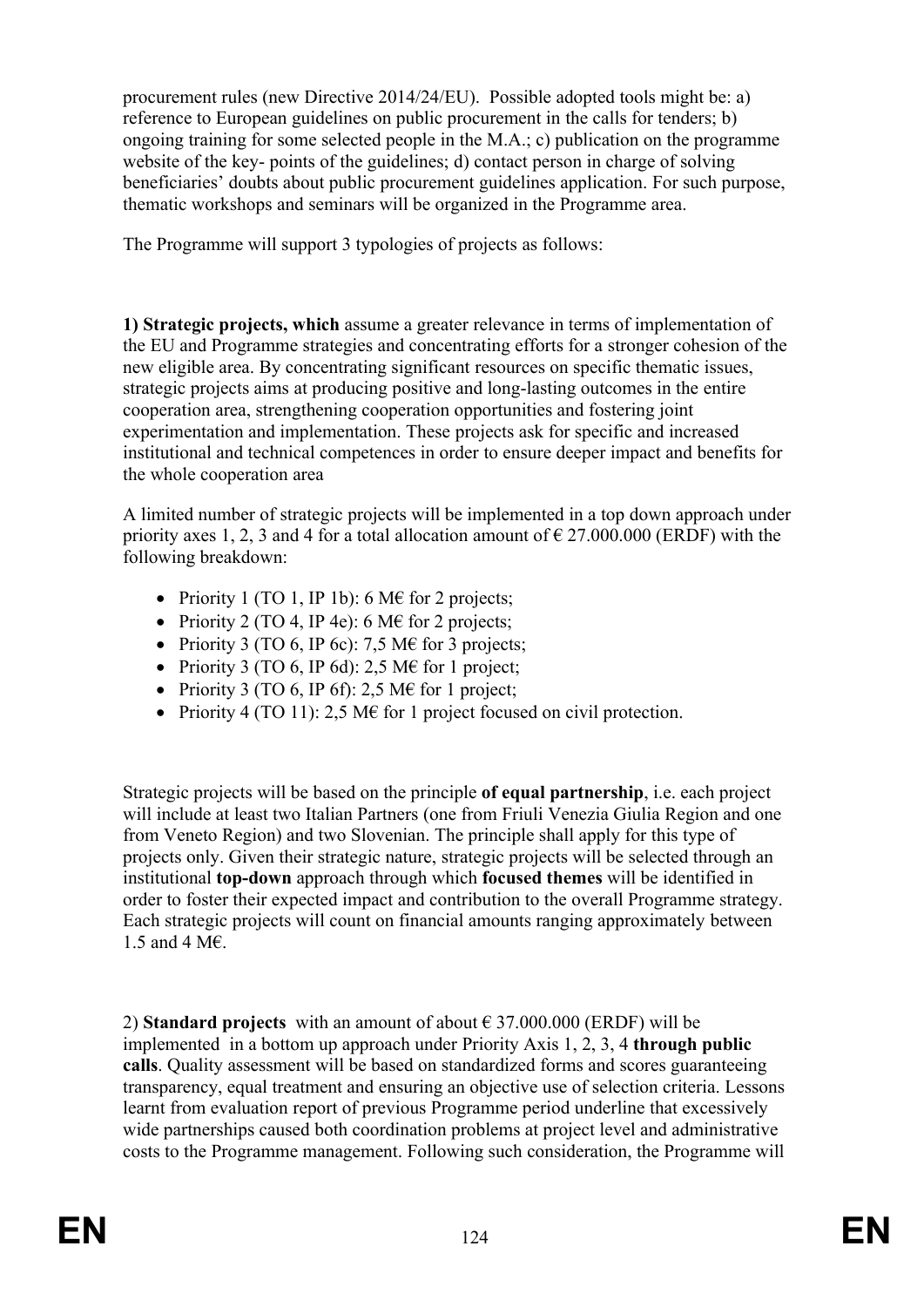procurement rules (new Directive 2014/24/EU). Possible adopted tools might be: a) reference to European guidelines on public procurement in the calls for tenders; b) ongoing training for some selected people in the M.A.; c) publication on the programme website of the key- points of the guidelines; d) contact person in charge of solving beneficiaries' doubts about public procurement guidelines application. For such purpose, thematic workshops and seminars will be organized in the Programme area.

The Programme will support 3 typologies of projects as follows:

**1) Strategic projects, which** assume a greater relevance in terms of implementation of the EU and Programme strategies and concentrating efforts for a stronger cohesion of the new eligible area. By concentrating significant resources on specific thematic issues, strategic projects aims at producing positive and long-lasting outcomes in the entire cooperation area, strengthening cooperation opportunities and fostering joint experimentation and implementation. These projects ask for specific and increased institutional and technical competences in order to ensure deeper impact and benefits for the whole cooperation area

A limited number of strategic projects will be implemented in a top down approach under priority axes 1, 2, 3 and 4 for a total allocation amount of € 27.000.000 (ERDF) with the following breakdown:

- Priority 1 (TO 1, IP 1b): 6 M€ for 2 projects;
- Priority 2 (TO 4, IP 4e): 6 M€ for 2 projects;
- Priority 3 (TO 6, IP 6c): 7,5 M€ for 3 projects;
- Priority 3 (TO 6, IP 6d): 2,5 M€ for 1 project;
- Priority 3 (TO 6, IP 6f): 2,5 M€ for 1 project;
- Priority 4 (TO 11): 2,5 M€ for 1 project focused on civil protection.

Strategic projects will be based on the principle **of equal partnership**, i.e. each project will include at least two Italian Partners (one from Friuli Venezia Giulia Region and one from Veneto Region) and two Slovenian. The principle shall apply for this type of projects only. Given their strategic nature, strategic projects will be selected through an institutional **top-down** approach through which **focused themes** will be identified in order to foster their expected impact and contribution to the overall Programme strategy. Each strategic projects will count on financial amounts ranging approximately between 1.5 and 4 M€.

2) **Standard projects** with an amount of about € 37.000.000 (ERDF) will be implemented in a bottom up approach under Priority Axis 1, 2, 3, 4 **through public calls**. Quality assessment will be based on standardized forms and scores guaranteeing transparency, equal treatment and ensuring an objective use of selection criteria. Lessons learnt from evaluation report of previous Programme period underline that excessively wide partnerships caused both coordination problems at project level and administrative costs to the Programme management. Following such consideration, the Programme will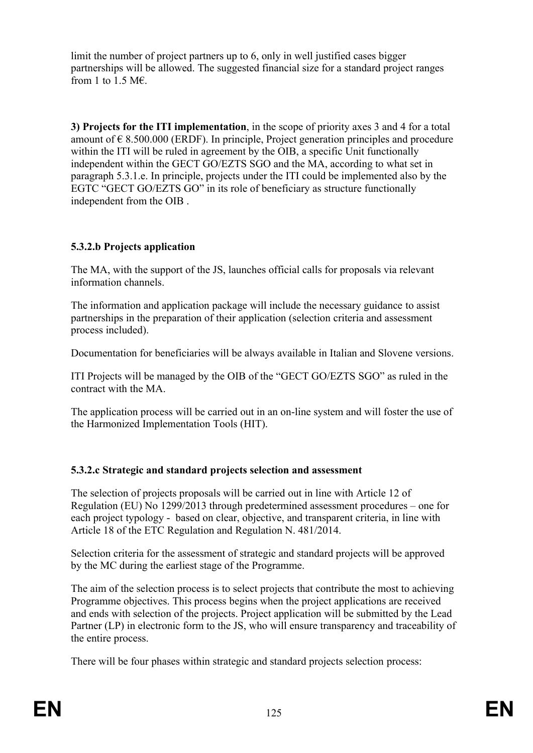limit the number of project partners up to 6, only in well justified cases bigger partnerships will be allowed. The suggested financial size for a standard project ranges from 1 to 1.5 M€.

**3) Projects for the ITI implementation**, in the scope of priority axes 3 and 4 for a total amount of € 8.500.000 (ERDF). In principle, Project generation principles and procedure within the ITI will be ruled in agreement by the OIB, a specific Unit functionally independent within the GECT GO/EZTS SGO and the MA, according to what set in paragraph 5.3.1.e. In principle, projects under the ITI could be implemented also by the EGTC "GECT GO/EZTS GO" in its role of beneficiary as structure functionally independent from the OIB .

### 5.3.2.b Projects application

The MA, with the support of the JS, launches official calls for proposals via relevant information channels.

The information and application package will include the necessary guidance to assist partnerships in the preparation of their application (selection criteria and assessment process included).

Documentation for beneficiaries will be always available in Italian and Slovene versions.

ITI Projects will be managed by the OIB of the "GECT GO/EZTS SGO" as ruled in the contract with the MA.

The application process will be carried out in an on-line system and will foster the use of the Harmonized Implementation Tools (HIT).

### 5.3.2.c Strategic and standard projects selection and assessment

The selection of projects proposals will be carried out in line with Article 12 of Regulation (EU) No 1299/2013 through predetermined assessment procedures – one for each project typology - based on clear, objective, and transparent criteria, in line with Article 18 of the ETC Regulation and Regulation N. 481/2014.

Selection criteria for the assessment of strategic and standard projects will be approved by the MC during the earliest stage of the Programme.

The aim of the selection process is to select projects that contribute the most to achieving Programme objectives. This process begins when the project applications are received and ends with selection of the projects. Project application will be submitted by the Lead Partner (LP) in electronic form to the JS, who will ensure transparency and traceability of the entire process.

There will be four phases within strategic and standard projects selection process: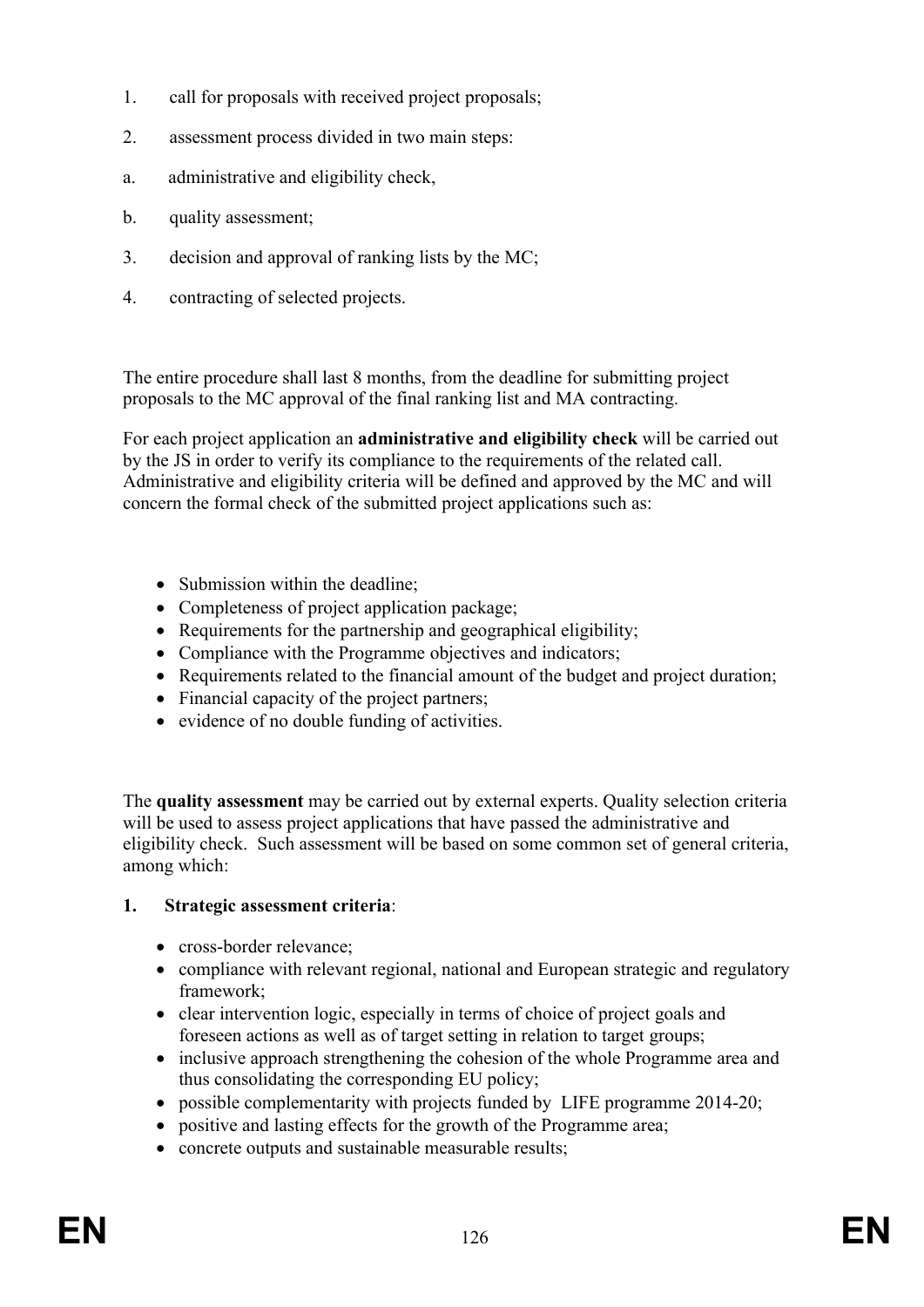1. call for proposals with received project proposals;
2. assessment process divided in two main steps:
   a. administrative and eligibility check,
   b. quality assessment;
3. decision and approval of ranking lists by the MC;
4. contracting of selected projects.

The entire procedure shall last 8 months, from the deadline for submitting project proposals to the MC approval of the final ranking list and MA contracting.

For each project application an **administrative and eligibility check** will be carried out by the JS in order to verify its compliance to the requirements of the related call. Administrative and eligibility criteria will be defined and approved by the MC and will concern the formal check of the submitted project applications such as:

- Submission within the deadline;
- Completeness of project application package;
- Requirements for the partnership and geographical eligibility;
- Compliance with the Programme objectives and indicators;
- Requirements related to the financial amount of the budget and project duration;
- Financial capacity of the project partners;
- evidence of no double funding of activities.

The **quality assessment** may be carried out by external experts. Quality selection criteria will be used to assess project applications that have passed the administrative and eligibility check. Such assessment will be based on some common set of general criteria, among which:

**1. Strategic assessment criteria**:

- cross-border relevance;
- compliance with relevant regional, national and European strategic and regulatory framework;
- clear intervention logic, especially in terms of choice of project goals and foreseen actions as well as of target setting in relation to target groups;
- inclusive approach strengthening the cohesion of the whole Programme area and thus consolidating the corresponding EU policy;
- possible complementarity with projects funded by LIFE programme 2014-20;
- positive and lasting effects for the growth of the Programme area;
- concrete outputs and sustainable measurable results;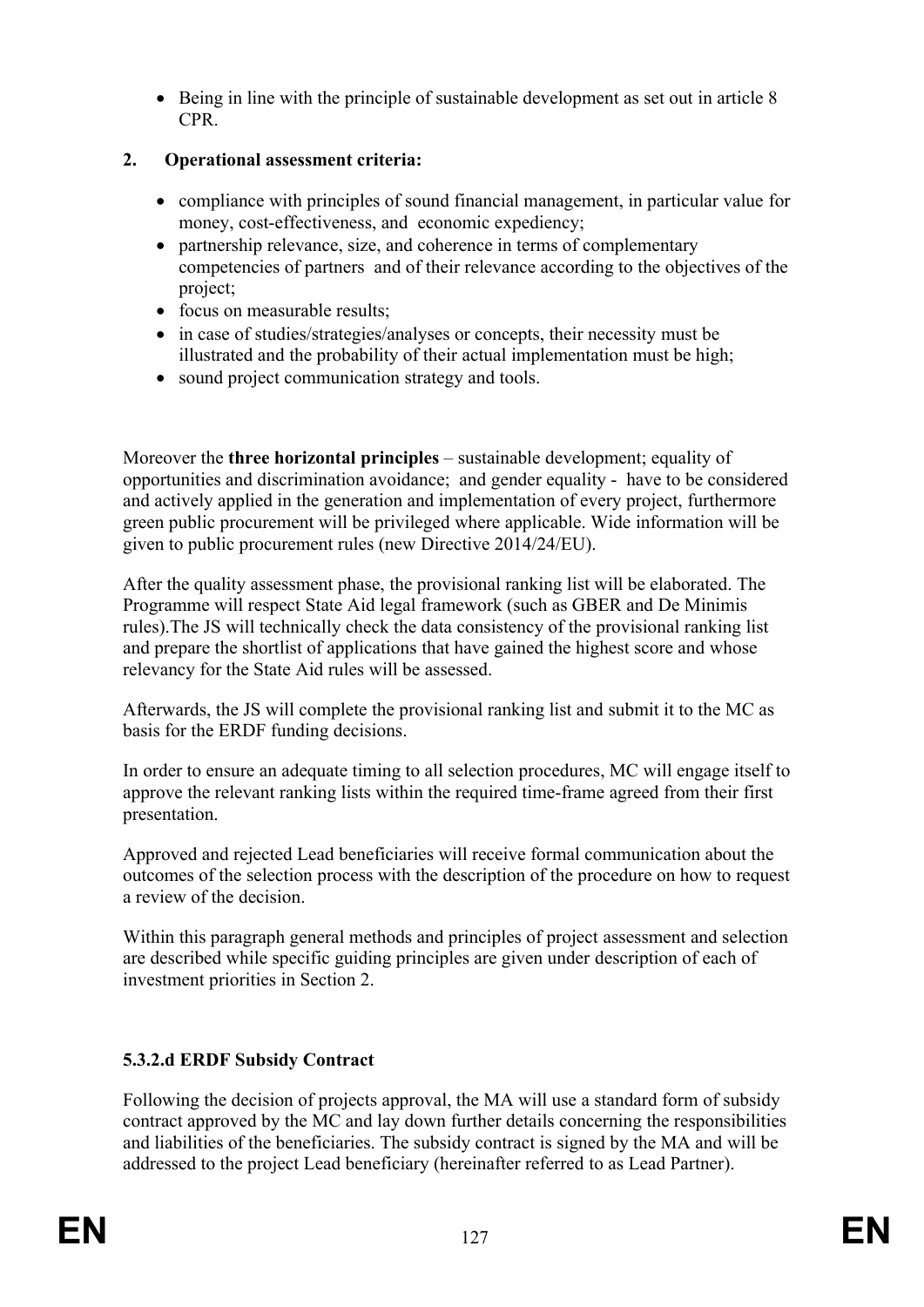- Being in line with the principle of sustainable development as set out in article 8 CPR.

**2. Operational assessment criteria:**

- compliance with principles of sound financial management, in particular value for money, cost-effectiveness, and economic expediency;
- partnership relevance, size, and coherence in terms of complementary competencies of partners and of their relevance according to the objectives of the project;
- focus on measurable results;
- in case of studies/strategies/analyses or concepts, their necessity must be illustrated and the probability of their actual implementation must be high;
- sound project communication strategy and tools.

Moreover the **three horizontal principles** – sustainable development; equality of opportunities and discrimination avoidance; and gender equality - have to be considered and actively applied in the generation and implementation of every project, furthermore green public procurement will be privileged where applicable. Wide information will be given to public procurement rules (new Directive 2014/24/EU).

After the quality assessment phase, the provisional ranking list will be elaborated. The Programme will respect State Aid legal framework (such as GBER and De Minimis rules).The JS will technically check the data consistency of the provisional ranking list and prepare the shortlist of applications that have gained the highest score and whose relevancy for the State Aid rules will be assessed.

Afterwards, the JS will complete the provisional ranking list and submit it to the MC as basis for the ERDF funding decisions.

In order to ensure an adequate timing to all selection procedures, MC will engage itself to approve the relevant ranking lists within the required time-frame agreed from their first presentation.

Approved and rejected Lead beneficiaries will receive formal communication about the outcomes of the selection process with the description of the procedure on how to request a review of the decision.

Within this paragraph general methods and principles of project assessment and selection are described while specific guiding principles are given under description of each of investment priorities in Section 2.

### 5.3.2.d ERDF Subsidy Contract

Following the decision of projects approval, the MA will use a standard form of subsidy contract approved by the MC and lay down further details concerning the responsibilities and liabilities of the beneficiaries. The subsidy contract is signed by the MA and will be addressed to the project Lead beneficiary (hereinafter referred to as Lead Partner).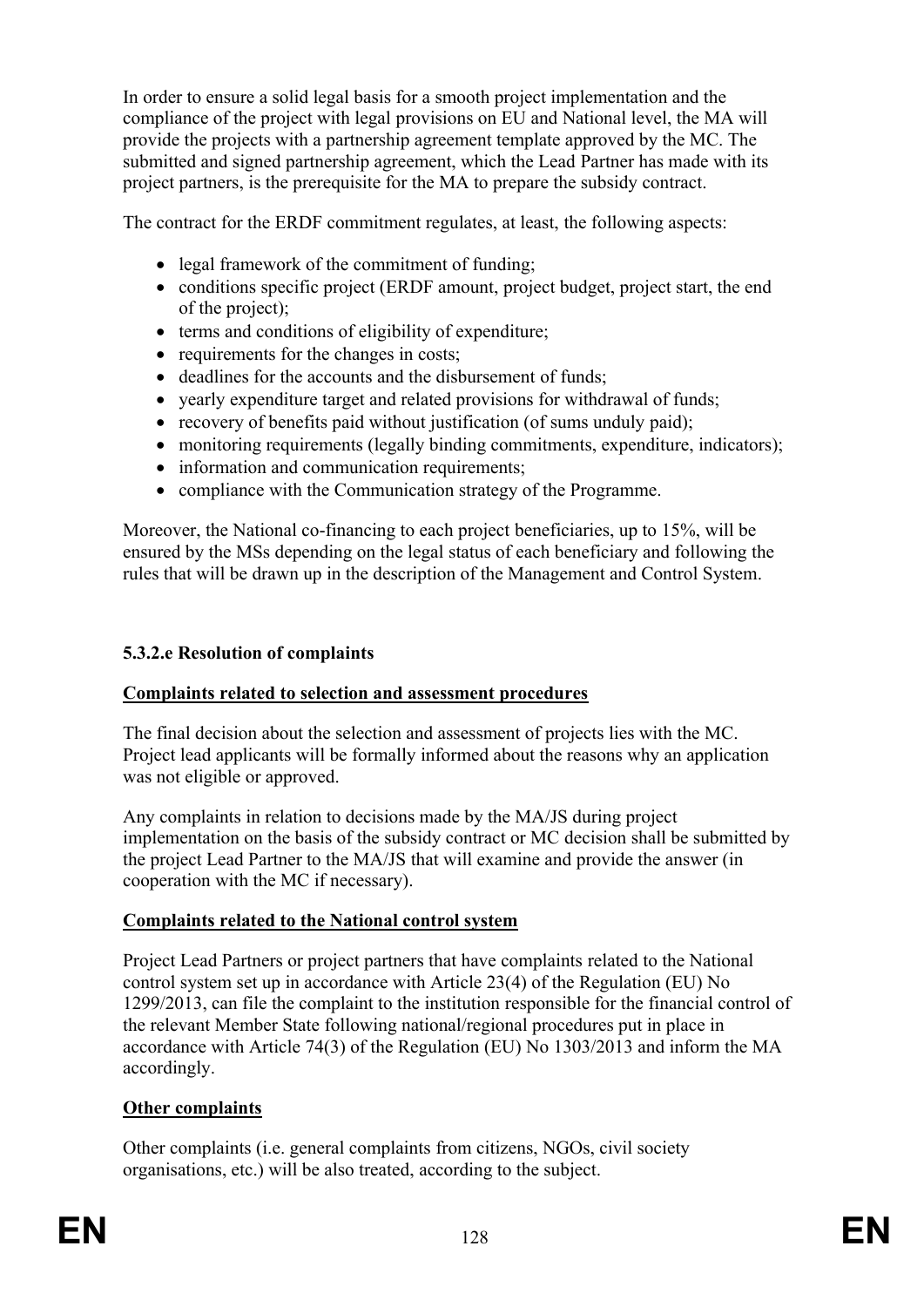In order to ensure a solid legal basis for a smooth project implementation and the compliance of the project with legal provisions on EU and National level, the MA will provide the projects with a partnership agreement template approved by the MC. The submitted and signed partnership agreement, which the Lead Partner has made with its project partners, is the prerequisite for the MA to prepare the subsidy contract.

The contract for the ERDF commitment regulates, at least, the following aspects:

- legal framework of the commitment of funding;
- conditions specific project (ERDF amount, project budget, project start, the end of the project);
- terms and conditions of eligibility of expenditure;
- requirements for the changes in costs;
- deadlines for the accounts and the disbursement of funds;
- yearly expenditure target and related provisions for withdrawal of funds;
- recovery of benefits paid without justification (of sums unduly paid);
- monitoring requirements (legally binding commitments, expenditure, indicators);
- information and communication requirements;
- compliance with the Communication strategy of the Programme.

Moreover, the National co-financing to each project beneficiaries, up to 15%, will be ensured by the MSs depending on the legal status of each beneficiary and following the rules that will be drawn up in the description of the Management and Control System.

**5.3.2.e Resolution of complaints**

**Complaints related to selection and assessment procedures**

The final decision about the selection and assessment of projects lies with the MC. Project lead applicants will be formally informed about the reasons why an application was not eligible or approved.

Any complaints in relation to decisions made by the MA/JS during project implementation on the basis of the subsidy contract or MC decision shall be submitted by the project Lead Partner to the MA/JS that will examine and provide the answer (in cooperation with the MC if necessary).

**Complaints related to the National control system**

Project Lead Partners or project partners that have complaints related to the National control system set up in accordance with Article 23(4) of the Regulation (EU) No 1299/2013, can file the complaint to the institution responsible for the financial control of the relevant Member State following national/regional procedures put in place in accordance with Article 74(3) of the Regulation (EU) No 1303/2013 and inform the MA accordingly.

**Other complaints**

Other complaints (i.e. general complaints from citizens, NGOs, civil society organisations, etc.) will be also treated, according to the subject.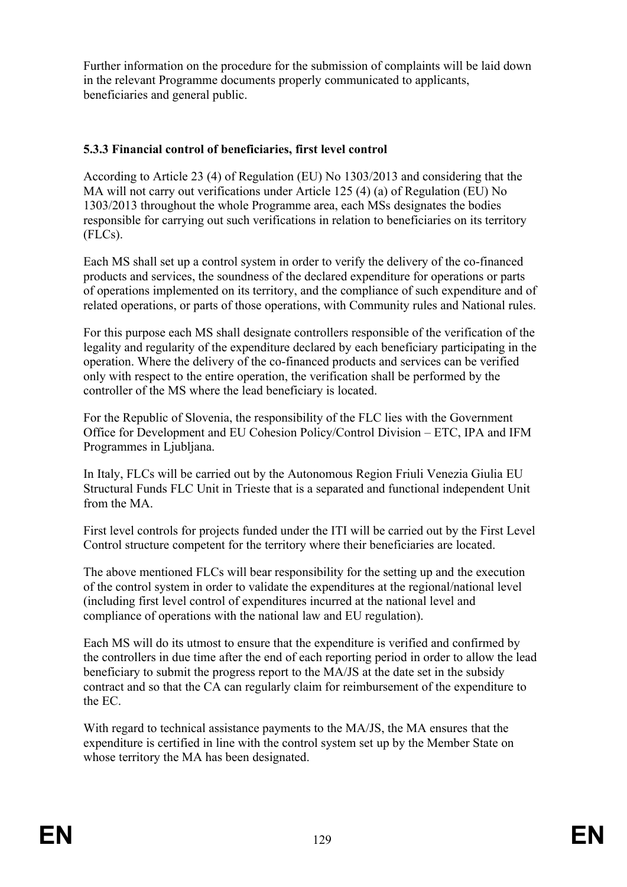Further information on the procedure for the submission of complaints will be laid down in the relevant Programme documents properly communicated to applicants, beneficiaries and general public.

### 5.3.3 Financial control of beneficiaries, first level control

According to Article 23 (4) of Regulation (EU) No 1303/2013 and considering that the MA will not carry out verifications under Article 125 (4) (a) of Regulation (EU) No 1303/2013 throughout the whole Programme area, each MSs designates the bodies responsible for carrying out such verifications in relation to beneficiaries on its territory (FLCs).

Each MS shall set up a control system in order to verify the delivery of the co-financed products and services, the soundness of the declared expenditure for operations or parts of operations implemented on its territory, and the compliance of such expenditure and of related operations, or parts of those operations, with Community rules and National rules.

For this purpose each MS shall designate controllers responsible of the verification of the legality and regularity of the expenditure declared by each beneficiary participating in the operation. Where the delivery of the co-financed products and services can be verified only with respect to the entire operation, the verification shall be performed by the controller of the MS where the lead beneficiary is located.

For the Republic of Slovenia, the responsibility of the FLC lies with the Government Office for Development and EU Cohesion Policy/Control Division – ETC, IPA and IFM Programmes in Ljubljana.

In Italy, FLCs will be carried out by the Autonomous Region Friuli Venezia Giulia EU Structural Funds FLC Unit in Trieste that is a separated and functional independent Unit from the MA.

First level controls for projects funded under the ITI will be carried out by the First Level Control structure competent for the territory where their beneficiaries are located.

The above mentioned FLCs will bear responsibility for the setting up and the execution of the control system in order to validate the expenditures at the regional/national level (including first level control of expenditures incurred at the national level and compliance of operations with the national law and EU regulation).

Each MS will do its utmost to ensure that the expenditure is verified and confirmed by the controllers in due time after the end of each reporting period in order to allow the lead beneficiary to submit the progress report to the MA/JS at the date set in the subsidy contract and so that the CA can regularly claim for reimbursement of the expenditure to the EC.

With regard to technical assistance payments to the MA/JS, the MA ensures that the expenditure is certified in line with the control system set up by the Member State on whose territory the MA has been designated.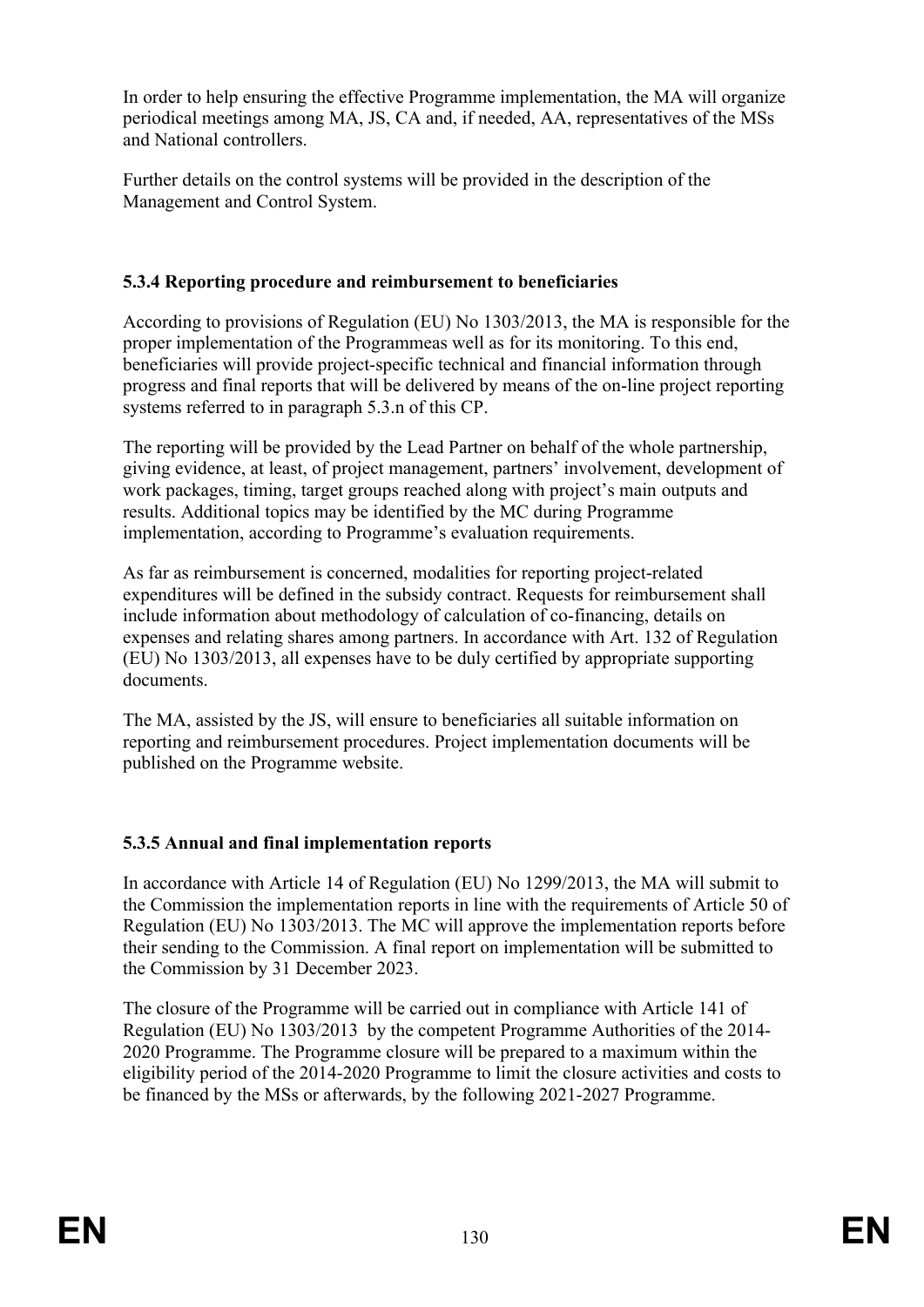In order to help ensuring the effective Programme implementation, the MA will organize periodical meetings among MA, JS, CA and, if needed, AA, representatives of the MSs and National controllers.

Further details on the control systems will be provided in the description of the Management and Control System.

### 5.3.4 Reporting procedure and reimbursement to beneficiaries

According to provisions of Regulation (EU) No 1303/2013, the MA is responsible for the proper implementation of the Programmeas well as for its monitoring. To this end, beneficiaries will provide project-specific technical and financial information through progress and final reports that will be delivered by means of the on-line project reporting systems referred to in paragraph 5.3.n of this CP.

The reporting will be provided by the Lead Partner on behalf of the whole partnership, giving evidence, at least, of project management, partners' involvement, development of work packages, timing, target groups reached along with project's main outputs and results. Additional topics may be identified by the MC during Programme implementation, according to Programme's evaluation requirements.

As far as reimbursement is concerned, modalities for reporting project-related expenditures will be defined in the subsidy contract. Requests for reimbursement shall include information about methodology of calculation of co-financing, details on expenses and relating shares among partners. In accordance with Art. 132 of Regulation (EU) No 1303/2013, all expenses have to be duly certified by appropriate supporting documents.

The MA, assisted by the JS, will ensure to beneficiaries all suitable information on reporting and reimbursement procedures. Project implementation documents will be published on the Programme website.

### 5.3.5 Annual and final implementation reports

In accordance with Article 14 of Regulation (EU) No 1299/2013, the MA will submit to the Commission the implementation reports in line with the requirements of Article 50 of Regulation (EU) No 1303/2013. The MC will approve the implementation reports before their sending to the Commission. A final report on implementation will be submitted to the Commission by 31 December 2023.

The closure of the Programme will be carried out in compliance with Article 141 of Regulation (EU) No 1303/2013 by the competent Programme Authorities of the 2014-2020 Programme. The Programme closure will be prepared to a maximum within the eligibility period of the 2014-2020 Programme to limit the closure activities and costs to be financed by the MSs or afterwards, by the following 2021-2027 Programme.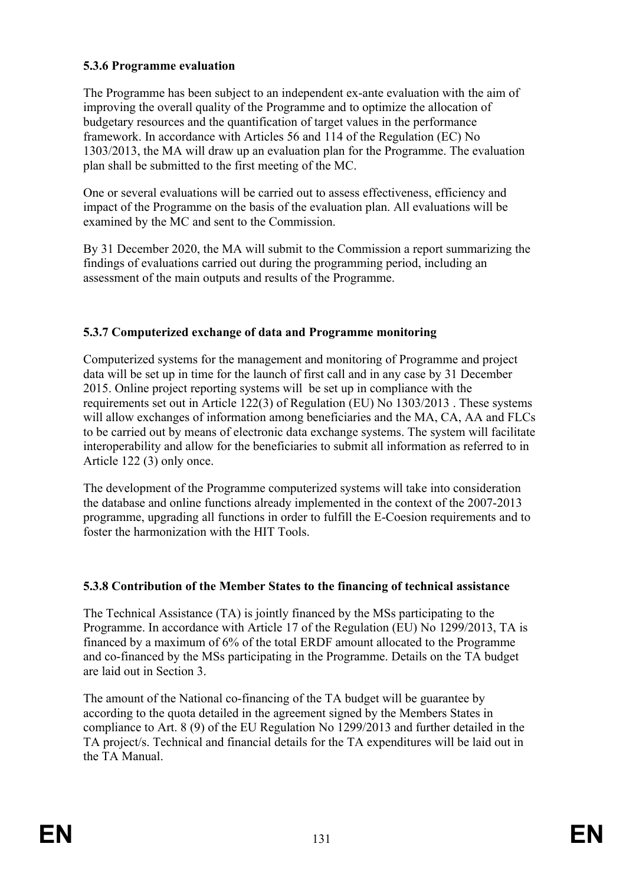#### 5.3.6 Programme evaluation

The Programme has been subject to an independent ex-ante evaluation with the aim of improving the overall quality of the Programme and to optimize the allocation of budgetary resources and the quantification of target values in the performance framework. In accordance with Articles 56 and 114 of the Regulation (EC) No 1303/2013, the MA will draw up an evaluation plan for the Programme. The evaluation plan shall be submitted to the first meeting of the MC.

One or several evaluations will be carried out to assess effectiveness, efficiency and impact of the Programme on the basis of the evaluation plan. All evaluations will be examined by the MC and sent to the Commission.

By 31 December 2020, the MA will submit to the Commission a report summarizing the findings of evaluations carried out during the programming period, including an assessment of the main outputs and results of the Programme.

#### 5.3.7 Computerized exchange of data and Programme monitoring

Computerized systems for the management and monitoring of Programme and project data will be set up in time for the launch of first call and in any case by 31 December 2015. Online project reporting systems will be set up in compliance with the requirements set out in Article 122(3) of Regulation (EU) No 1303/2013 . These systems will allow exchanges of information among beneficiaries and the MA, CA, AA and FLCs to be carried out by means of electronic data exchange systems. The system will facilitate interoperability and allow for the beneficiaries to submit all information as referred to in Article 122 (3) only once.

The development of the Programme computerized systems will take into consideration the database and online functions already implemented in the context of the 2007-2013 programme, upgrading all functions in order to fulfill the E-Coesion requirements and to foster the harmonization with the HIT Tools.

#### 5.3.8 Contribution of the Member States to the financing of technical assistance

The Technical Assistance (TA) is jointly financed by the MSs participating to the Programme. In accordance with Article 17 of the Regulation (EU) No 1299/2013, TA is financed by a maximum of 6% of the total ERDF amount allocated to the Programme and co-financed by the MSs participating in the Programme. Details on the TA budget are laid out in Section 3.

The amount of the National co-financing of the TA budget will be guarantee by according to the quota detailed in the agreement signed by the Members States in compliance to Art. 8 (9) of the EU Regulation No 1299/2013 and further detailed in the TA project/s. Technical and financial details for the TA expenditures will be laid out in the TA Manual.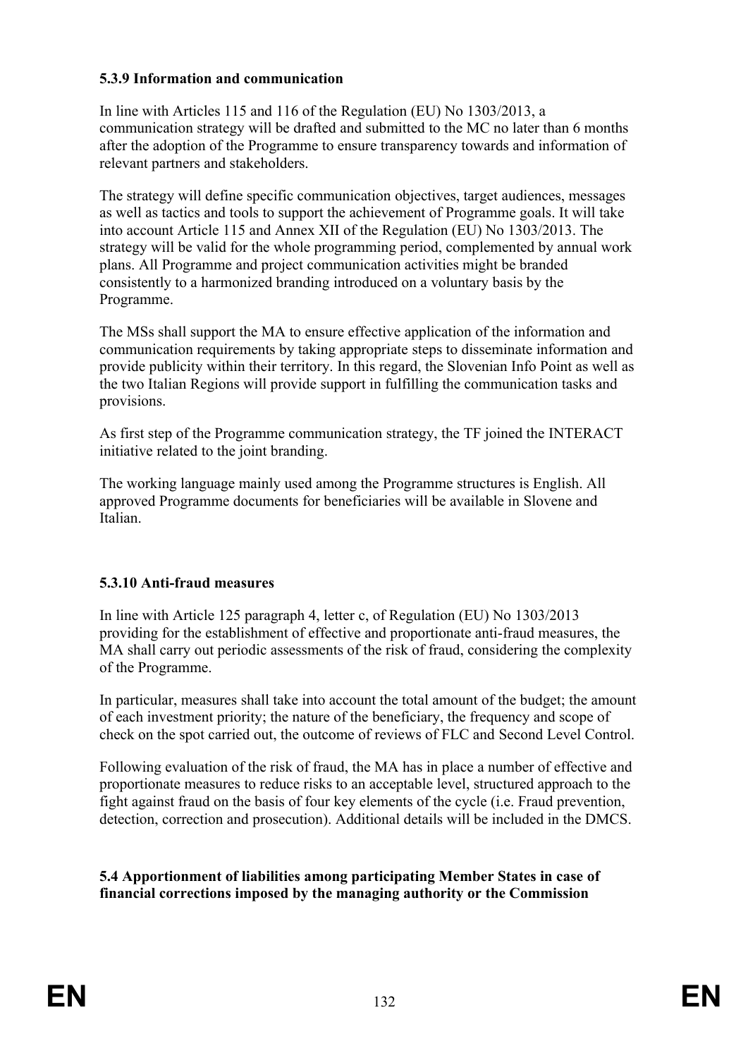#### 5.3.9 Information and communication

In line with Articles 115 and 116 of the Regulation (EU) No 1303/2013, a communication strategy will be drafted and submitted to the MC no later than 6 months after the adoption of the Programme to ensure transparency towards and information of relevant partners and stakeholders.

The strategy will define specific communication objectives, target audiences, messages as well as tactics and tools to support the achievement of Programme goals. It will take into account Article 115 and Annex XII of the Regulation (EU) No 1303/2013. The strategy will be valid for the whole programming period, complemented by annual work plans. All Programme and project communication activities might be branded consistently to a harmonized branding introduced on a voluntary basis by the Programme.

The MSs shall support the MA to ensure effective application of the information and communication requirements by taking appropriate steps to disseminate information and provide publicity within their territory. In this regard, the Slovenian Info Point as well as the two Italian Regions will provide support in fulfilling the communication tasks and provisions.

As first step of the Programme communication strategy, the TF joined the INTERACT initiative related to the joint branding.

The working language mainly used among the Programme structures is English. All approved Programme documents for beneficiaries will be available in Slovene and Italian.

#### 5.3.10 Anti-fraud measures

In line with Article 125 paragraph 4, letter c, of Regulation (EU) No 1303/2013 providing for the establishment of effective and proportionate anti-fraud measures, the MA shall carry out periodic assessments of the risk of fraud, considering the complexity of the Programme.

In particular, measures shall take into account the total amount of the budget; the amount of each investment priority; the nature of the beneficiary, the frequency and scope of check on the spot carried out, the outcome of reviews of FLC and Second Level Control.

Following evaluation of the risk of fraud, the MA has in place a number of effective and proportionate measures to reduce risks to an acceptable level, structured approach to the fight against fraud on the basis of four key elements of the cycle (i.e. Fraud prevention, detection, correction and prosecution). Additional details will be included in the DMCS.

### 5.4 Apportionment of liabilities among participating Member States in case of financial corrections imposed by the managing authority or the Commission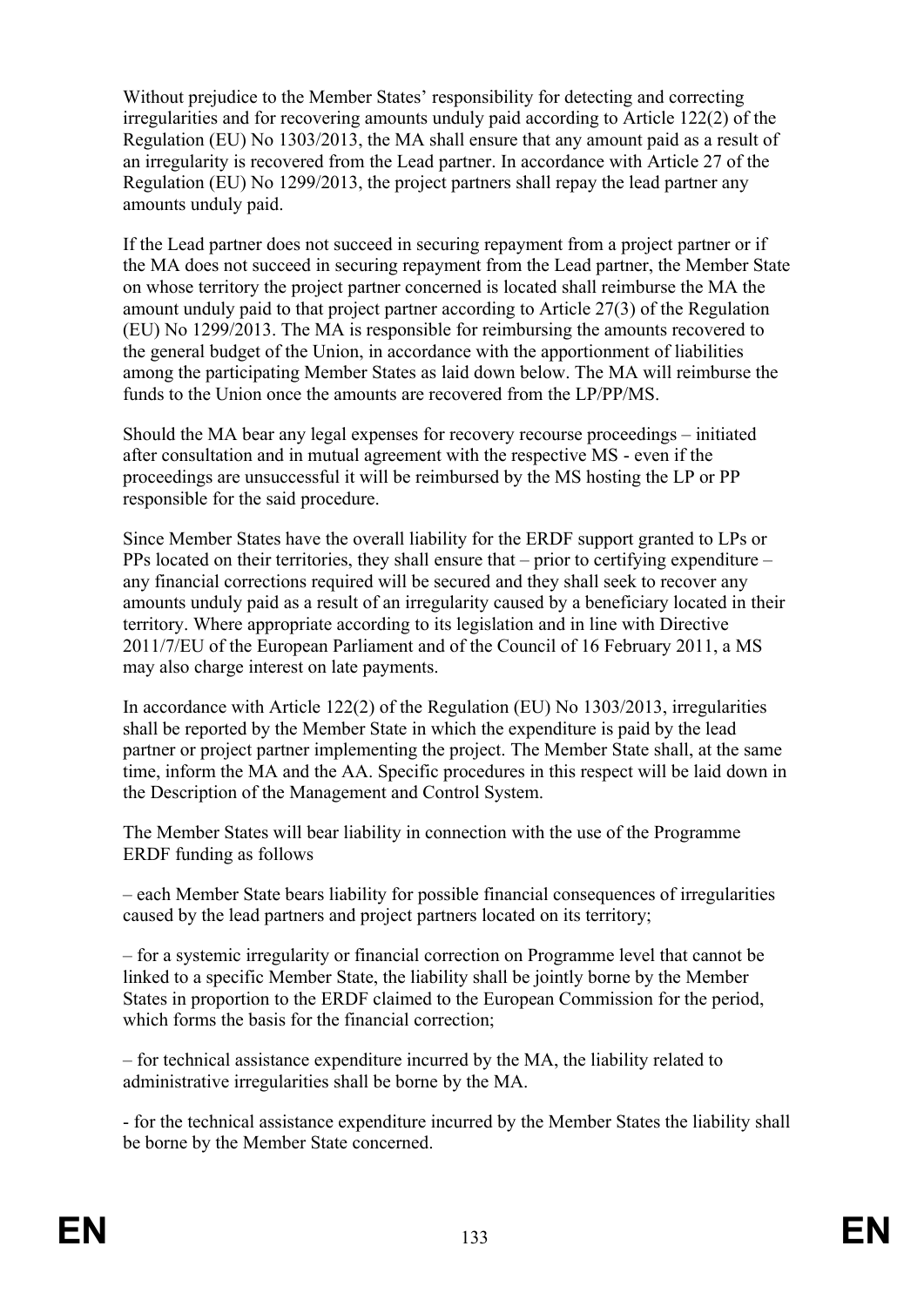Without prejudice to the Member States' responsibility for detecting and correcting irregularities and for recovering amounts unduly paid according to Article 122(2) of the Regulation (EU) No 1303/2013, the MA shall ensure that any amount paid as a result of an irregularity is recovered from the Lead partner. In accordance with Article 27 of the Regulation (EU) No 1299/2013, the project partners shall repay the lead partner any amounts unduly paid.

If the Lead partner does not succeed in securing repayment from a project partner or if the MA does not succeed in securing repayment from the Lead partner, the Member State on whose territory the project partner concerned is located shall reimburse the MA the amount unduly paid to that project partner according to Article 27(3) of the Regulation (EU) No 1299/2013. The MA is responsible for reimbursing the amounts recovered to the general budget of the Union, in accordance with the apportionment of liabilities among the participating Member States as laid down below. The MA will reimburse the funds to the Union once the amounts are recovered from the LP/PP/MS.

Should the MA bear any legal expenses for recovery recourse proceedings – initiated after consultation and in mutual agreement with the respective MS - even if the proceedings are unsuccessful it will be reimbursed by the MS hosting the LP or PP responsible for the said procedure.

Since Member States have the overall liability for the ERDF support granted to LPs or PPs located on their territories, they shall ensure that – prior to certifying expenditure – any financial corrections required will be secured and they shall seek to recover any amounts unduly paid as a result of an irregularity caused by a beneficiary located in their territory. Where appropriate according to its legislation and in line with Directive 2011/7/EU of the European Parliament and of the Council of 16 February 2011, a MS may also charge interest on late payments.

In accordance with Article 122(2) of the Regulation (EU) No 1303/2013, irregularities shall be reported by the Member State in which the expenditure is paid by the lead partner or project partner implementing the project. The Member State shall, at the same time, inform the MA and the AA. Specific procedures in this respect will be laid down in the Description of the Management and Control System.

The Member States will bear liability in connection with the use of the Programme ERDF funding as follows

– each Member State bears liability for possible financial consequences of irregularities caused by the lead partners and project partners located on its territory;

– for a systemic irregularity or financial correction on Programme level that cannot be linked to a specific Member State, the liability shall be jointly borne by the Member States in proportion to the ERDF claimed to the European Commission for the period, which forms the basis for the financial correction;

– for technical assistance expenditure incurred by the MA, the liability related to administrative irregularities shall be borne by the MA.

- for the technical assistance expenditure incurred by the Member States the liability shall be borne by the Member State concerned.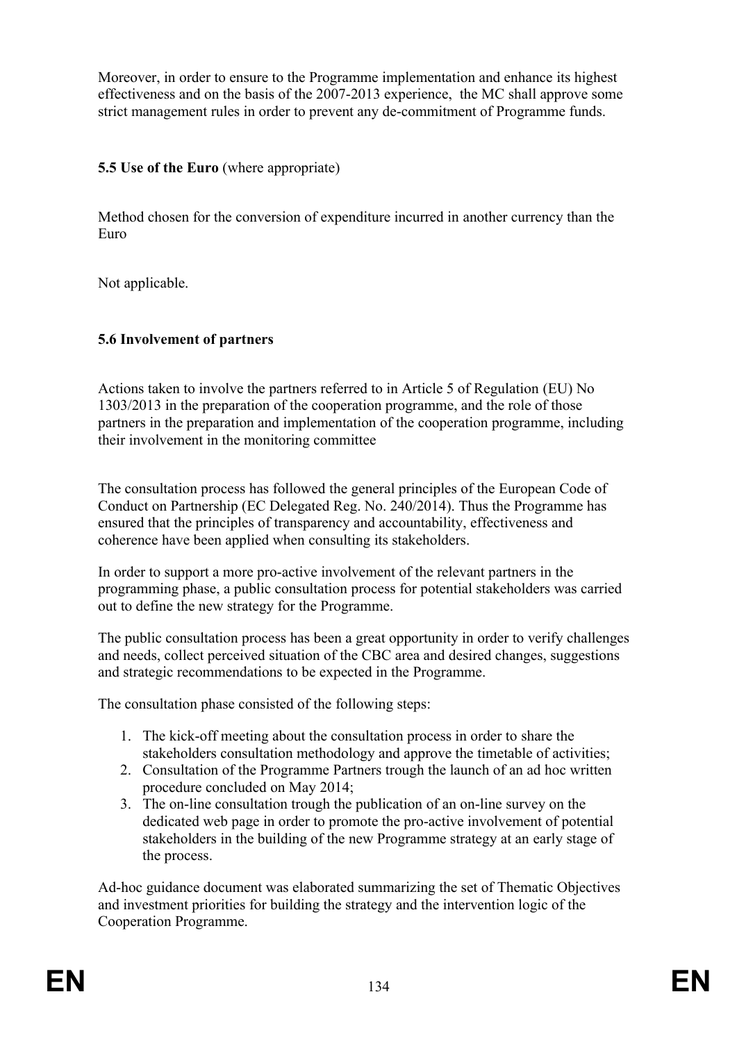Moreover, in order to ensure to the Programme implementation and enhance its highest effectiveness and on the basis of the 2007-2013 experience, the MC shall approve some strict management rules in order to prevent any de-commitment of Programme funds.

**5.5 Use of the Euro** (where appropriate)

Method chosen for the conversion of expenditure incurred in another currency than the Euro

Not applicable.

**5.6 Involvement of partners**

Actions taken to involve the partners referred to in Article 5 of Regulation (EU) No 1303/2013 in the preparation of the cooperation programme, and the role of those partners in the preparation and implementation of the cooperation programme, including their involvement in the monitoring committee

The consultation process has followed the general principles of the European Code of Conduct on Partnership (EC Delegated Reg. No. 240/2014). Thus the Programme has ensured that the principles of transparency and accountability, effectiveness and coherence have been applied when consulting its stakeholders.

In order to support a more pro-active involvement of the relevant partners in the programming phase, a public consultation process for potential stakeholders was carried out to define the new strategy for the Programme.

The public consultation process has been a great opportunity in order to verify challenges and needs, collect perceived situation of the CBC area and desired changes, suggestions and strategic recommendations to be expected in the Programme.

The consultation phase consisted of the following steps:

1. The kick-off meeting about the consultation process in order to share the stakeholders consultation methodology and approve the timetable of activities;
2. Consultation of the Programme Partners trough the launch of an ad hoc written procedure concluded on May 2014;
3. The on-line consultation trough the publication of an on-line survey on the dedicated web page in order to promote the pro-active involvement of potential stakeholders in the building of the new Programme strategy at an early stage of the process.

Ad-hoc guidance document was elaborated summarizing the set of Thematic Objectives and investment priorities for building the strategy and the intervention logic of the Cooperation Programme.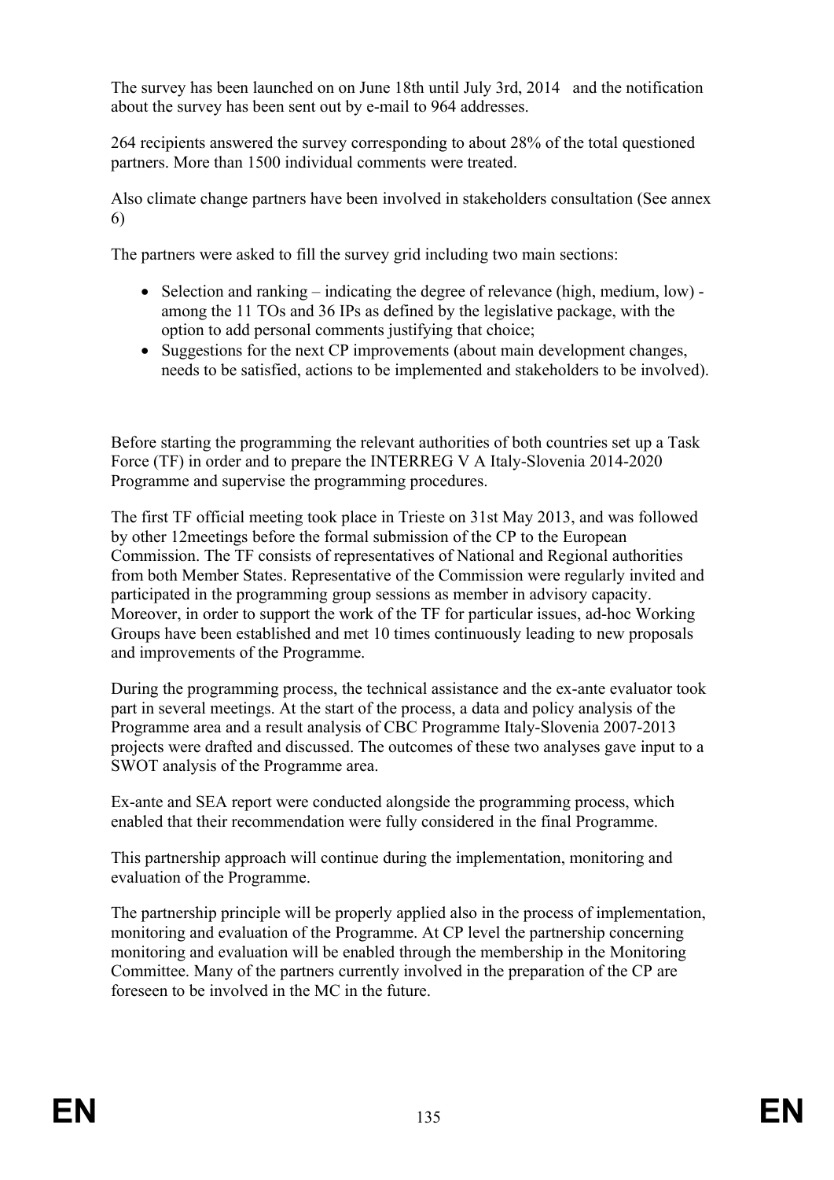The survey has been launched on on June 18th until July 3rd, 2014 and the notification about the survey has been sent out by e-mail to 964 addresses.

264 recipients answered the survey corresponding to about 28% of the total questioned partners. More than 1500 individual comments were treated.

Also climate change partners have been involved in stakeholders consultation (See annex 6)

The partners were asked to fill the survey grid including two main sections:

- Selection and ranking – indicating the degree of relevance (high, medium, low) - among the 11 TOs and 36 IPs as defined by the legislative package, with the option to add personal comments justifying that choice;
- Suggestions for the next CP improvements (about main development changes, needs to be satisfied, actions to be implemented and stakeholders to be involved).

Before starting the programming the relevant authorities of both countries set up a Task Force (TF) in order and to prepare the INTERREG V A Italy-Slovenia 2014-2020 Programme and supervise the programming procedures.

The first TF official meeting took place in Trieste on 31st May 2013, and was followed by other 12meetings before the formal submission of the CP to the European Commission. The TF consists of representatives of National and Regional authorities from both Member States. Representative of the Commission were regularly invited and participated in the programming group sessions as member in advisory capacity. Moreover, in order to support the work of the TF for particular issues, ad-hoc Working Groups have been established and met 10 times continuously leading to new proposals and improvements of the Programme.

During the programming process, the technical assistance and the ex-ante evaluator took part in several meetings. At the start of the process, a data and policy analysis of the Programme area and a result analysis of CBC Programme Italy-Slovenia 2007-2013 projects were drafted and discussed. The outcomes of these two analyses gave input to a SWOT analysis of the Programme area.

Ex-ante and SEA report were conducted alongside the programming process, which enabled that their recommendation were fully considered in the final Programme.

This partnership approach will continue during the implementation, monitoring and evaluation of the Programme.

The partnership principle will be properly applied also in the process of implementation, monitoring and evaluation of the Programme. At CP level the partnership concerning monitoring and evaluation will be enabled through the membership in the Monitoring Committee. Many of the partners currently involved in the preparation of the CP are foreseen to be involved in the MC in the future.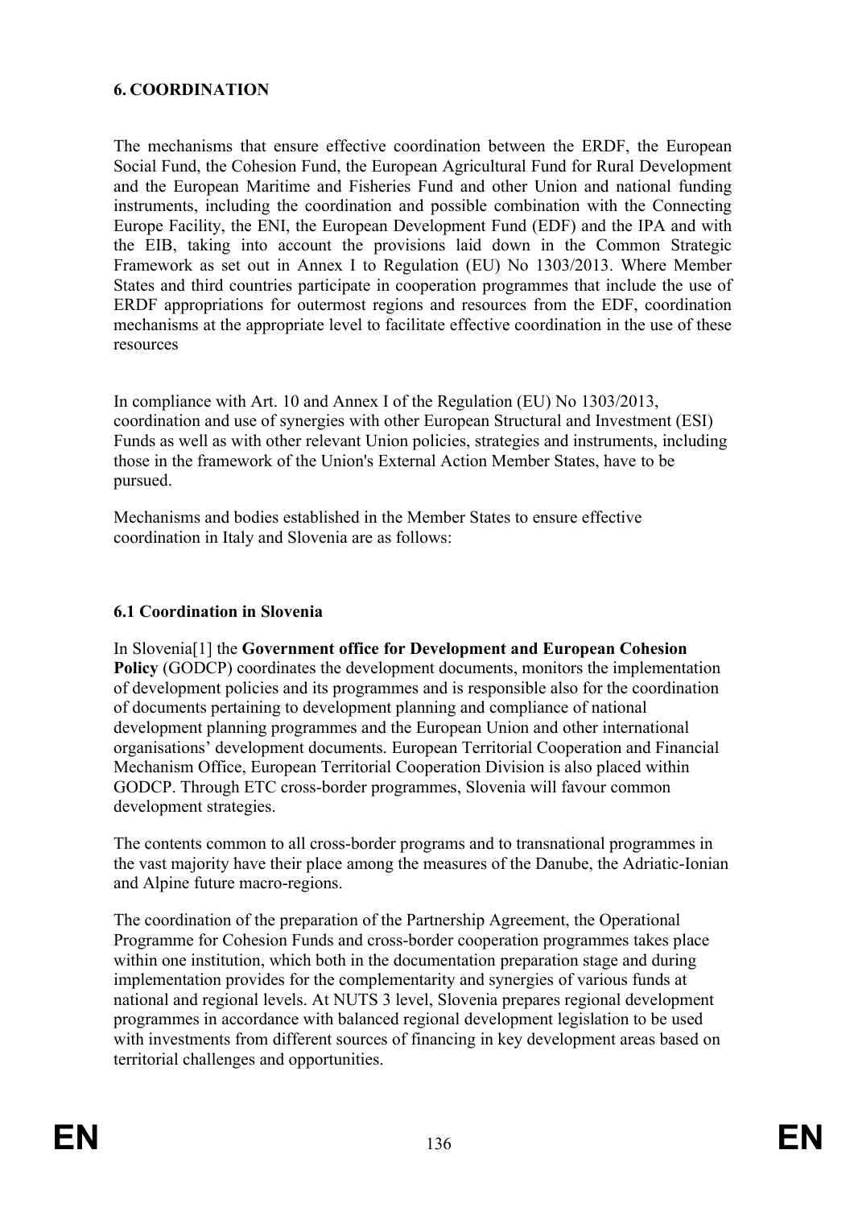## 6. COORDINATION

The mechanisms that ensure effective coordination between the ERDF, the European Social Fund, the Cohesion Fund, the European Agricultural Fund for Rural Development and the European Maritime and Fisheries Fund and other Union and national funding instruments, including the coordination and possible combination with the Connecting Europe Facility, the ENI, the European Development Fund (EDF) and the IPA and with the EIB, taking into account the provisions laid down in the Common Strategic Framework as set out in Annex I to Regulation (EU) No 1303/2013. Where Member States and third countries participate in cooperation programmes that include the use of ERDF appropriations for outermost regions and resources from the EDF, coordination mechanisms at the appropriate level to facilitate effective coordination in the use of these resources

In compliance with Art. 10 and Annex I of the Regulation (EU) No 1303/2013, coordination and use of synergies with other European Structural and Investment (ESI) Funds as well as with other relevant Union policies, strategies and instruments, including those in the framework of the Union's External Action Member States, have to be pursued.

Mechanisms and bodies established in the Member States to ensure effective coordination in Italy and Slovenia are as follows:

### 6.1 Coordination in Slovenia

In Slovenia[1] the **Government office for Development and European Cohesion Policy** (GODCP) coordinates the development documents, monitors the implementation of development policies and its programmes and is responsible also for the coordination of documents pertaining to development planning and compliance of national development planning programmes and the European Union and other international organisations' development documents. European Territorial Cooperation and Financial Mechanism Office, European Territorial Cooperation Division is also placed within GODCP. Through ETC cross-border programmes, Slovenia will favour common development strategies.

The contents common to all cross-border programs and to transnational programmes in the vast majority have their place among the measures of the Danube, the Adriatic-Ionian and Alpine future macro-regions.

The coordination of the preparation of the Partnership Agreement, the Operational Programme for Cohesion Funds and cross-border cooperation programmes takes place within one institution, which both in the documentation preparation stage and during implementation provides for the complementarity and synergies of various funds at national and regional levels. At NUTS 3 level, Slovenia prepares regional development programmes in accordance with balanced regional development legislation to be used with investments from different sources of financing in key development areas based on territorial challenges and opportunities.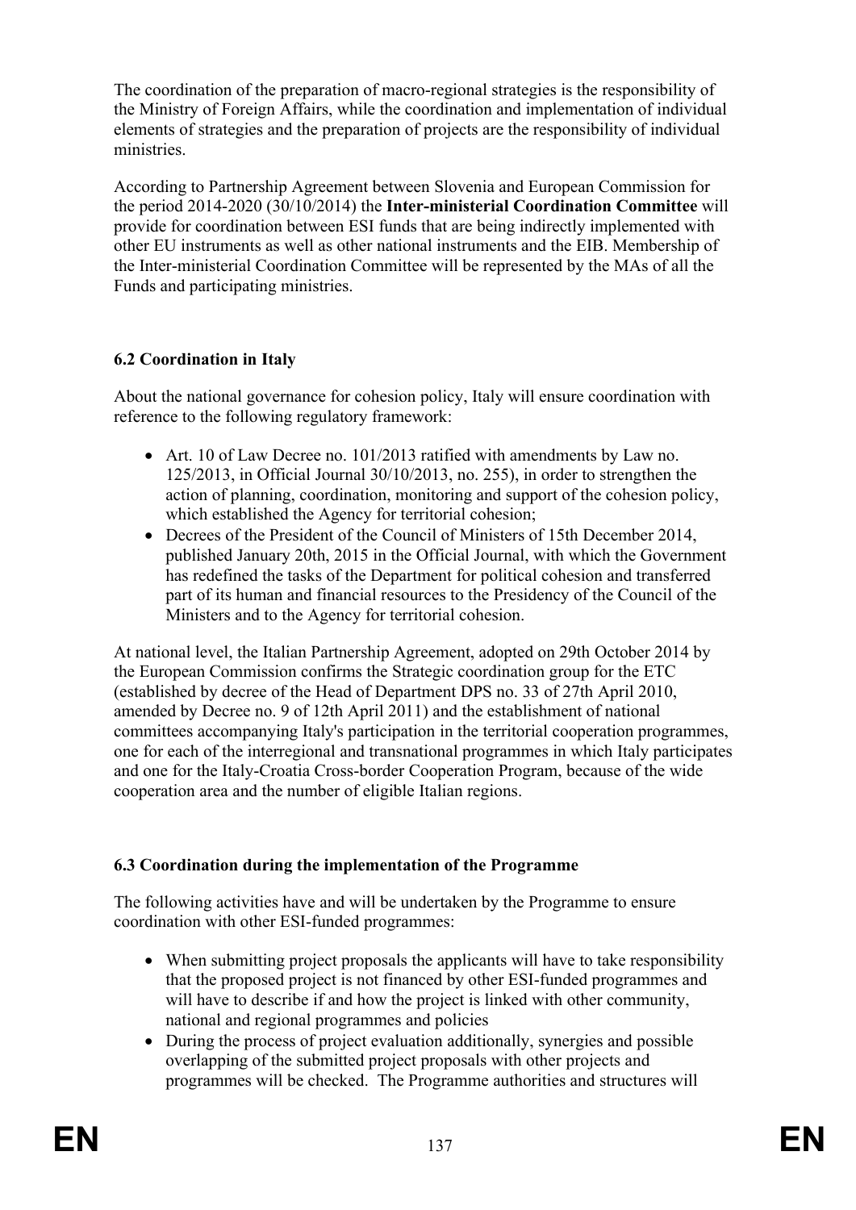The coordination of the preparation of macro-regional strategies is the responsibility of the Ministry of Foreign Affairs, while the coordination and implementation of individual elements of strategies and the preparation of projects are the responsibility of individual ministries.

According to Partnership Agreement between Slovenia and European Commission for the period 2014-2020 (30/10/2014) the **Inter-ministerial Coordination Committee** will provide for coordination between ESI funds that are being indirectly implemented with other EU instruments as well as other national instruments and the EIB. Membership of the Inter-ministerial Coordination Committee will be represented by the MAs of all the Funds and participating ministries.

### 6.2 Coordination in Italy

About the national governance for cohesion policy, Italy will ensure coordination with reference to the following regulatory framework:

- Art. 10 of Law Decree no. 101/2013 ratified with amendments by Law no. 125/2013, in Official Journal 30/10/2013, no. 255), in order to strengthen the action of planning, coordination, monitoring and support of the cohesion policy, which established the Agency for territorial cohesion;
- Decrees of the President of the Council of Ministers of 15th December 2014, published January 20th, 2015 in the Official Journal, with which the Government has redefined the tasks of the Department for political cohesion and transferred part of its human and financial resources to the Presidency of the Council of the Ministers and to the Agency for territorial cohesion.

At national level, the Italian Partnership Agreement, adopted on 29th October 2014 by the European Commission confirms the Strategic coordination group for the ETC (established by decree of the Head of Department DPS no. 33 of 27th April 2010, amended by Decree no. 9 of 12th April 2011) and the establishment of national committees accompanying Italy's participation in the territorial cooperation programmes, one for each of the interregional and transnational programmes in which Italy participates and one for the Italy-Croatia Cross-border Cooperation Program, because of the wide cooperation area and the number of eligible Italian regions.

### 6.3 Coordination during the implementation of the Programme

The following activities have and will be undertaken by the Programme to ensure coordination with other ESI-funded programmes:

- When submitting project proposals the applicants will have to take responsibility that the proposed project is not financed by other ESI-funded programmes and will have to describe if and how the project is linked with other community, national and regional programmes and policies
- During the process of project evaluation additionally, synergies and possible overlapping of the submitted project proposals with other projects and programmes will be checked. The Programme authorities and structures will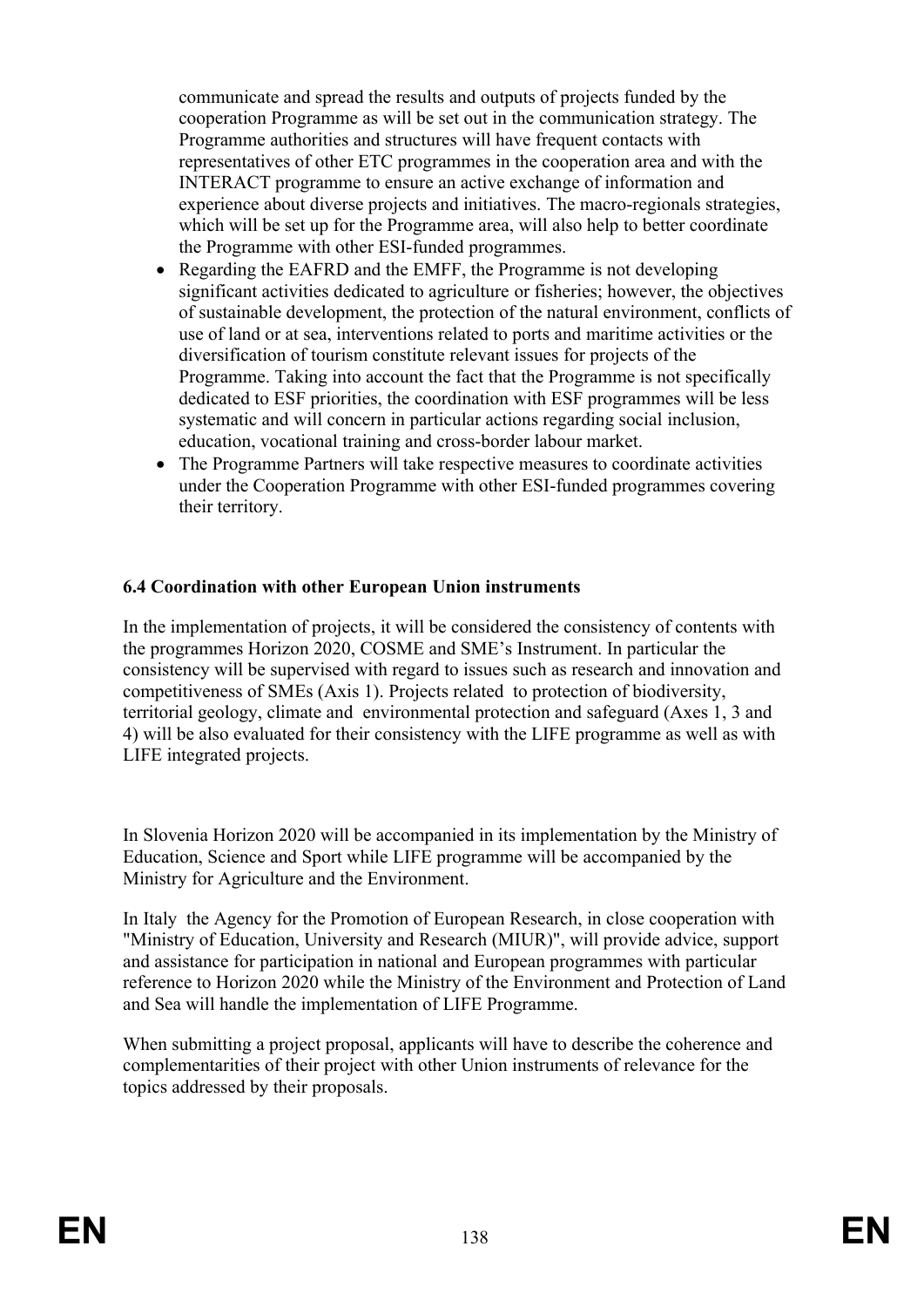communicate and spread the results and outputs of projects funded by the cooperation Programme as will be set out in the communication strategy. The Programme authorities and structures will have frequent contacts with representatives of other ETC programmes in the cooperation area and with the INTERACT programme to ensure an active exchange of information and experience about diverse projects and initiatives. The macro-regionals strategies, which will be set up for the Programme area, will also help to better coordinate the Programme with other ESI-funded programmes.

- Regarding the EAFRD and the EMFF, the Programme is not developing significant activities dedicated to agriculture or fisheries; however, the objectives of sustainable development, the protection of the natural environment, conflicts of use of land or at sea, interventions related to ports and maritime activities or the diversification of tourism constitute relevant issues for projects of the Programme. Taking into account the fact that the Programme is not specifically dedicated to ESF priorities, the coordination with ESF programmes will be less systematic and will concern in particular actions regarding social inclusion, education, vocational training and cross-border labour market.
- The Programme Partners will take respective measures to coordinate activities under the Cooperation Programme with other ESI-funded programmes covering their territory.

**6.4 Coordination with other European Union instruments**

In the implementation of projects, it will be considered the consistency of contents with the programmes Horizon 2020, COSME and SME's Instrument. In particular the consistency will be supervised with regard to issues such as research and innovation and competitiveness of SMEs (Axis 1). Projects related to protection of biodiversity, territorial geology, climate and environmental protection and safeguard (Axes 1, 3 and 4) will be also evaluated for their consistency with the LIFE programme as well as with LIFE integrated projects.

In Slovenia Horizon 2020 will be accompanied in its implementation by the Ministry of Education, Science and Sport while LIFE programme will be accompanied by the Ministry for Agriculture and the Environment.

In Italy the Agency for the Promotion of European Research, in close cooperation with "Ministry of Education, University and Research (MIUR)", will provide advice, support and assistance for participation in national and European programmes with particular reference to Horizon 2020 while the Ministry of the Environment and Protection of Land and Sea will handle the implementation of LIFE Programme.

When submitting a project proposal, applicants will have to describe the coherence and complementarities of their project with other Union instruments of relevance for the topics addressed by their proposals.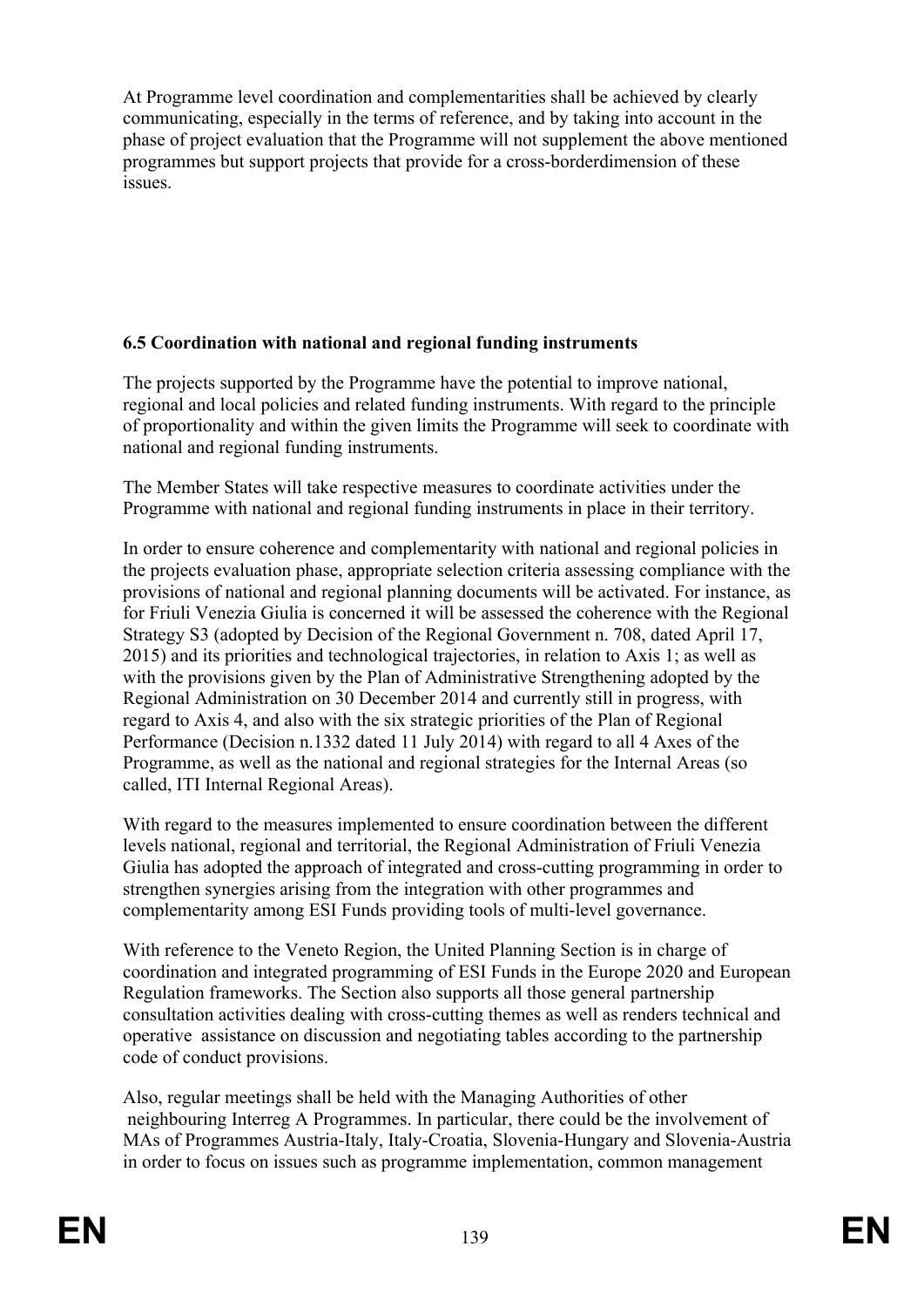At Programme level coordination and complementarities shall be achieved by clearly communicating, especially in the terms of reference, and by taking into account in the phase of project evaluation that the Programme will not supplement the above mentioned programmes but support projects that provide for a cross-borderdimension of these issues.

### 6.5 Coordination with national and regional funding instruments

The projects supported by the Programme have the potential to improve national, regional and local policies and related funding instruments. With regard to the principle of proportionality and within the given limits the Programme will seek to coordinate with national and regional funding instruments.

The Member States will take respective measures to coordinate activities under the Programme with national and regional funding instruments in place in their territory.

In order to ensure coherence and complementarity with national and regional policies in the projects evaluation phase, appropriate selection criteria assessing compliance with the provisions of national and regional planning documents will be activated. For instance, as for Friuli Venezia Giulia is concerned it will be assessed the coherence with the Regional Strategy S3 (adopted by Decision of the Regional Government n. 708, dated April 17, 2015) and its priorities and technological trajectories, in relation to Axis 1; as well as with the provisions given by the Plan of Administrative Strengthening adopted by the Regional Administration on 30 December 2014 and currently still in progress, with regard to Axis 4, and also with the six strategic priorities of the Plan of Regional Performance (Decision n.1332 dated 11 July 2014) with regard to all 4 Axes of the Programme, as well as the national and regional strategies for the Internal Areas (so called, ITI Internal Regional Areas).

With regard to the measures implemented to ensure coordination between the different levels national, regional and territorial, the Regional Administration of Friuli Venezia Giulia has adopted the approach of integrated and cross-cutting programming in order to strengthen synergies arising from the integration with other programmes and complementarity among ESI Funds providing tools of multi-level governance.

With reference to the Veneto Region, the United Planning Section is in charge of coordination and integrated programming of ESI Funds in the Europe 2020 and European Regulation frameworks. The Section also supports all those general partnership consultation activities dealing with cross-cutting themes as well as renders technical and operative assistance on discussion and negotiating tables according to the partnership code of conduct provisions.

Also, regular meetings shall be held with the Managing Authorities of other neighbouring Interreg A Programmes. In particular, there could be the involvement of MAs of Programmes Austria-Italy, Italy-Croatia, Slovenia-Hungary and Slovenia-Austria in order to focus on issues such as programme implementation, common management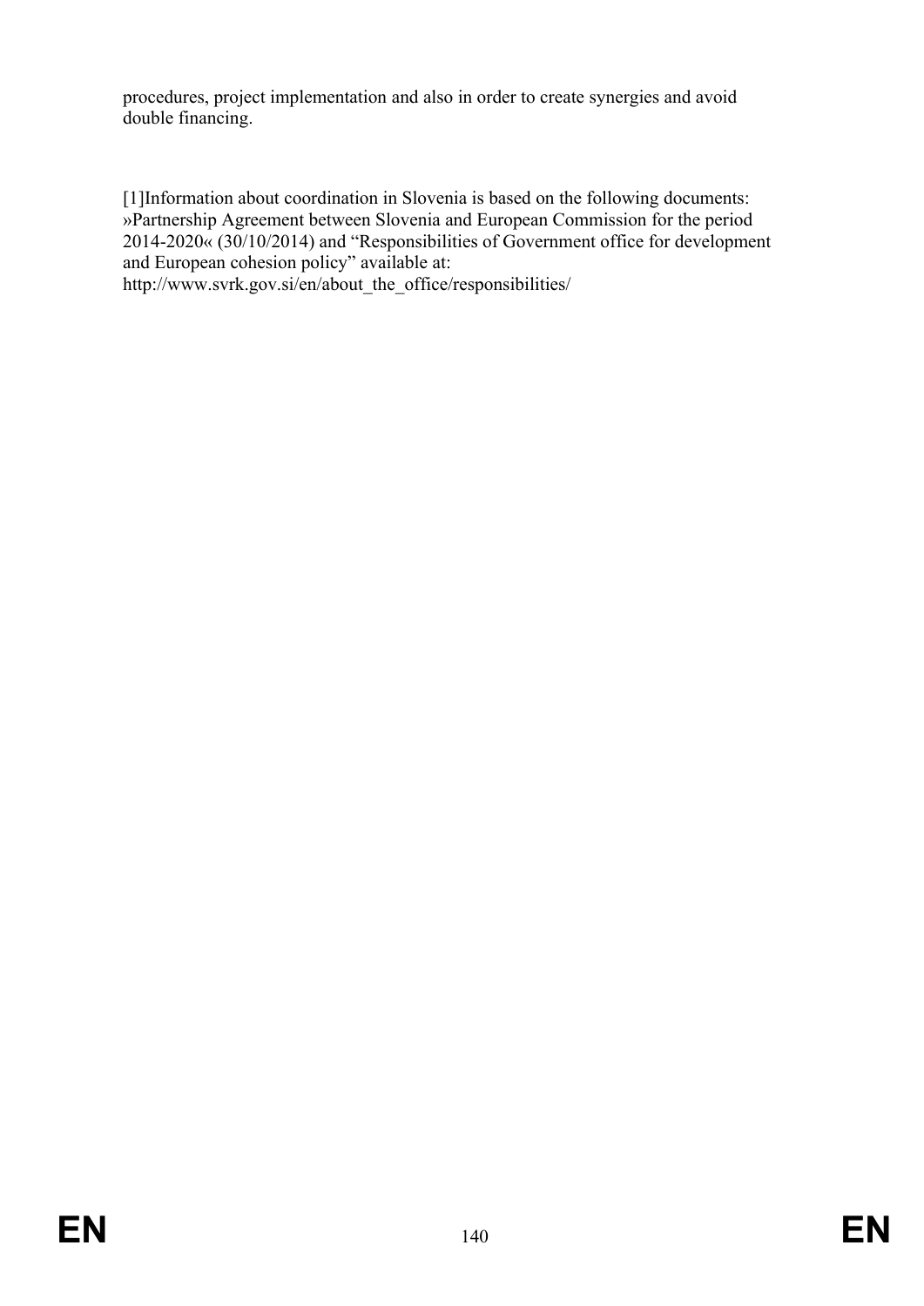procedures, project implementation and also in order to create synergies and avoid double financing.

[1]Information about coordination in Slovenia is based on the following documents: »Partnership Agreement between Slovenia and European Commission for the period 2014-2020« (30/10/2014) and "Responsibilities of Government office for development and European cohesion policy" available at: http://www.svrk.gov.si/en/about_the_office/responsibilities/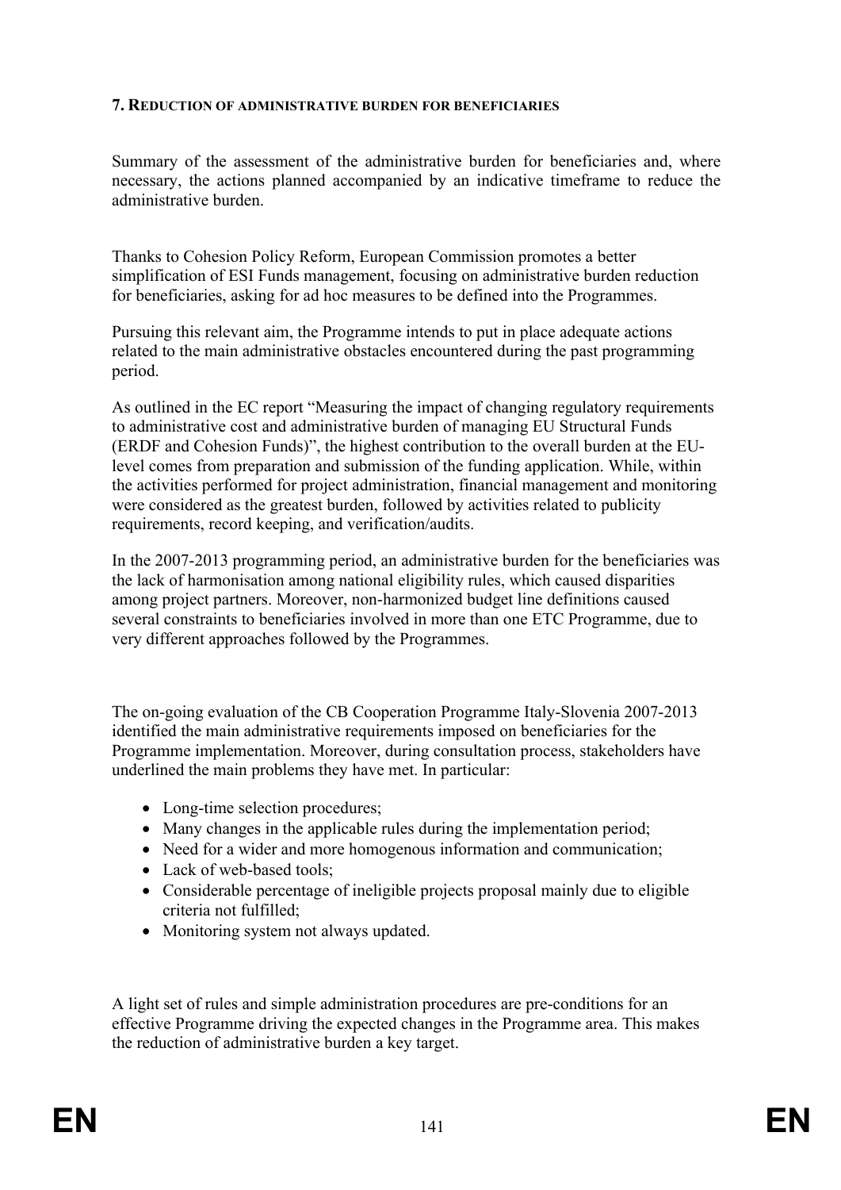## 7. REDUCTION OF ADMINISTRATIVE BURDEN FOR BENEFICIARIES

Summary of the assessment of the administrative burden for beneficiaries and, where necessary, the actions planned accompanied by an indicative timeframe to reduce the administrative burden.

Thanks to Cohesion Policy Reform, European Commission promotes a better simplification of ESI Funds management, focusing on administrative burden reduction for beneficiaries, asking for ad hoc measures to be defined into the Programmes.

Pursuing this relevant aim, the Programme intends to put in place adequate actions related to the main administrative obstacles encountered during the past programming period.

As outlined in the EC report "Measuring the impact of changing regulatory requirements to administrative cost and administrative burden of managing EU Structural Funds (ERDF and Cohesion Funds)", the highest contribution to the overall burden at the EU-level comes from preparation and submission of the funding application. While, within the activities performed for project administration, financial management and monitoring were considered as the greatest burden, followed by activities related to publicity requirements, record keeping, and verification/audits.

In the 2007-2013 programming period, an administrative burden for the beneficiaries was the lack of harmonisation among national eligibility rules, which caused disparities among project partners. Moreover, non-harmonized budget line definitions caused several constraints to beneficiaries involved in more than one ETC Programme, due to very different approaches followed by the Programmes.

The on-going evaluation of the CB Cooperation Programme Italy-Slovenia 2007-2013 identified the main administrative requirements imposed on beneficiaries for the Programme implementation. Moreover, during consultation process, stakeholders have underlined the main problems they have met. In particular:

- Long-time selection procedures;
- Many changes in the applicable rules during the implementation period;
- Need for a wider and more homogenous information and communication;
- Lack of web-based tools;
- Considerable percentage of ineligible projects proposal mainly due to eligible criteria not fulfilled;
- Monitoring system not always updated.

A light set of rules and simple administration procedures are pre-conditions for an effective Programme driving the expected changes in the Programme area. This makes the reduction of administrative burden a key target.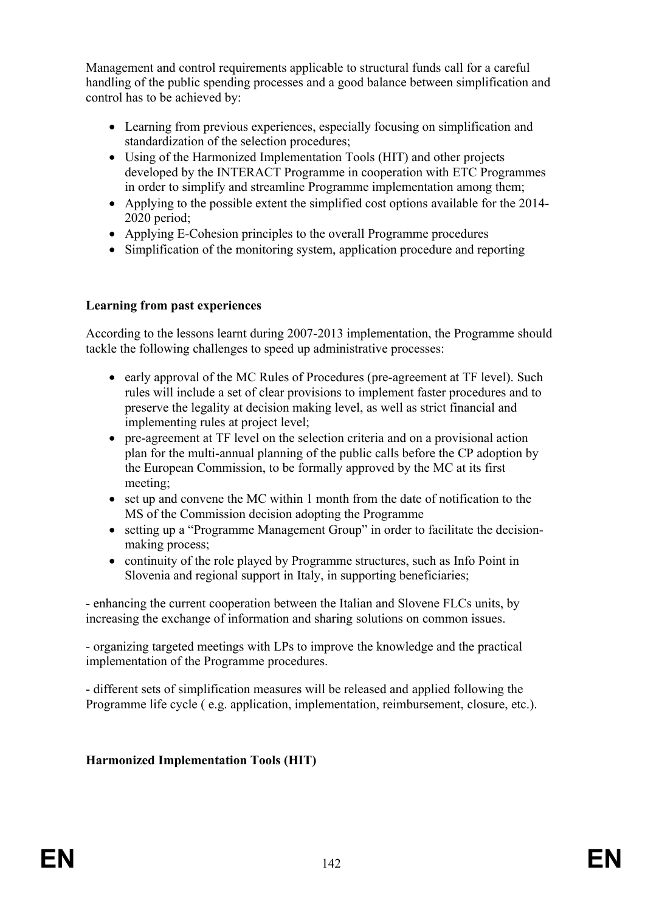Management and control requirements applicable to structural funds call for a careful handling of the public spending processes and a good balance between simplification and control has to be achieved by:

- Learning from previous experiences, especially focusing on simplification and standardization of the selection procedures;
- Using of the Harmonized Implementation Tools (HIT) and other projects developed by the INTERACT Programme in cooperation with ETC Programmes in order to simplify and streamline Programme implementation among them;
- Applying to the possible extent the simplified cost options available for the 2014-2020 period;
- Applying E-Cohesion principles to the overall Programme procedures
- Simplification of the monitoring system, application procedure and reporting

**Learning from past experiences**

According to the lessons learnt during 2007-2013 implementation, the Programme should tackle the following challenges to speed up administrative processes:

- early approval of the MC Rules of Procedures (pre-agreement at TF level). Such rules will include a set of clear provisions to implement faster procedures and to preserve the legality at decision making level, as well as strict financial and implementing rules at project level;
- pre-agreement at TF level on the selection criteria and on a provisional action plan for the multi-annual planning of the public calls before the CP adoption by the European Commission, to be formally approved by the MC at its first meeting;
- set up and convene the MC within 1 month from the date of notification to the MS of the Commission decision adopting the Programme
- setting up a "Programme Management Group" in order to facilitate the decision-making process;
- continuity of the role played by Programme structures, such as Info Point in Slovenia and regional support in Italy, in supporting beneficiaries;

- enhancing the current cooperation between the Italian and Slovene FLCs units, by increasing the exchange of information and sharing solutions on common issues.

- organizing targeted meetings with LPs to improve the knowledge and the practical implementation of the Programme procedures.

- different sets of simplification measures will be released and applied following the Programme life cycle ( e.g. application, implementation, reimbursement, closure, etc.).

**Harmonized Implementation Tools (HIT)**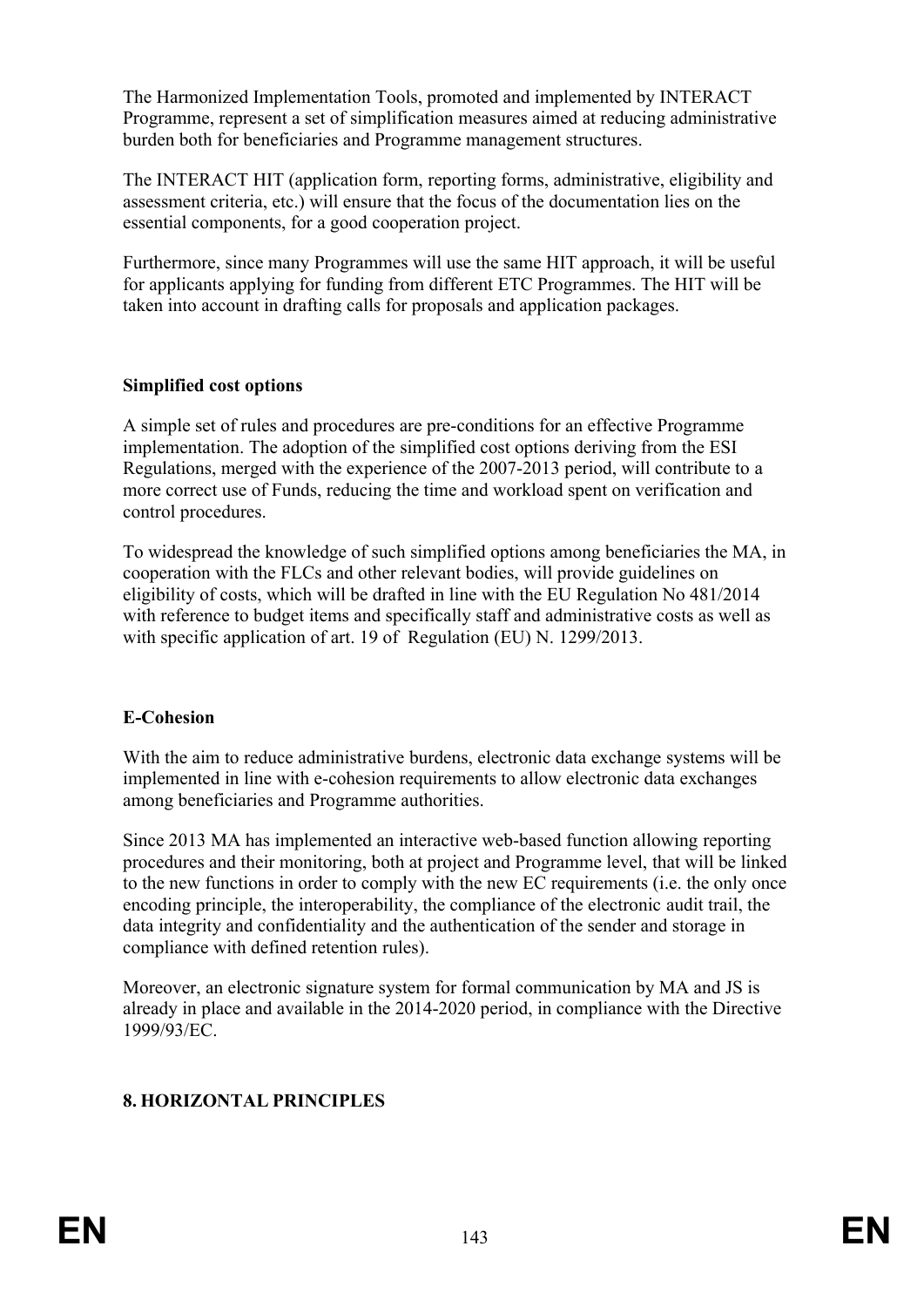The Harmonized Implementation Tools, promoted and implemented by INTERACT Programme, represent a set of simplification measures aimed at reducing administrative burden both for beneficiaries and Programme management structures.

The INTERACT HIT (application form, reporting forms, administrative, eligibility and assessment criteria, etc.) will ensure that the focus of the documentation lies on the essential components, for a good cooperation project.

Furthermore, since many Programmes will use the same HIT approach, it will be useful for applicants applying for funding from different ETC Programmes. The HIT will be taken into account in drafting calls for proposals and application packages.

**Simplified cost options**

A simple set of rules and procedures are pre-conditions for an effective Programme implementation. The adoption of the simplified cost options deriving from the ESI Regulations, merged with the experience of the 2007-2013 period, will contribute to a more correct use of Funds, reducing the time and workload spent on verification and control procedures.

To widespread the knowledge of such simplified options among beneficiaries the MA, in cooperation with the FLCs and other relevant bodies, will provide guidelines on eligibility of costs, which will be drafted in line with the EU Regulation No 481/2014 with reference to budget items and specifically staff and administrative costs as well as with specific application of art. 19 of Regulation (EU) N. 1299/2013.

**E-Cohesion**

With the aim to reduce administrative burdens, electronic data exchange systems will be implemented in line with e-cohesion requirements to allow electronic data exchanges among beneficiaries and Programme authorities.

Since 2013 MA has implemented an interactive web-based function allowing reporting procedures and their monitoring, both at project and Programme level, that will be linked to the new functions in order to comply with the new EC requirements (i.e. the only once encoding principle, the interoperability, the compliance of the electronic audit trail, the data integrity and confidentiality and the authentication of the sender and storage in compliance with defined retention rules).

Moreover, an electronic signature system for formal communication by MA and JS is already in place and available in the 2014-2020 period, in compliance with the Directive 1999/93/EC.

## 8. HORIZONTAL PRINCIPLES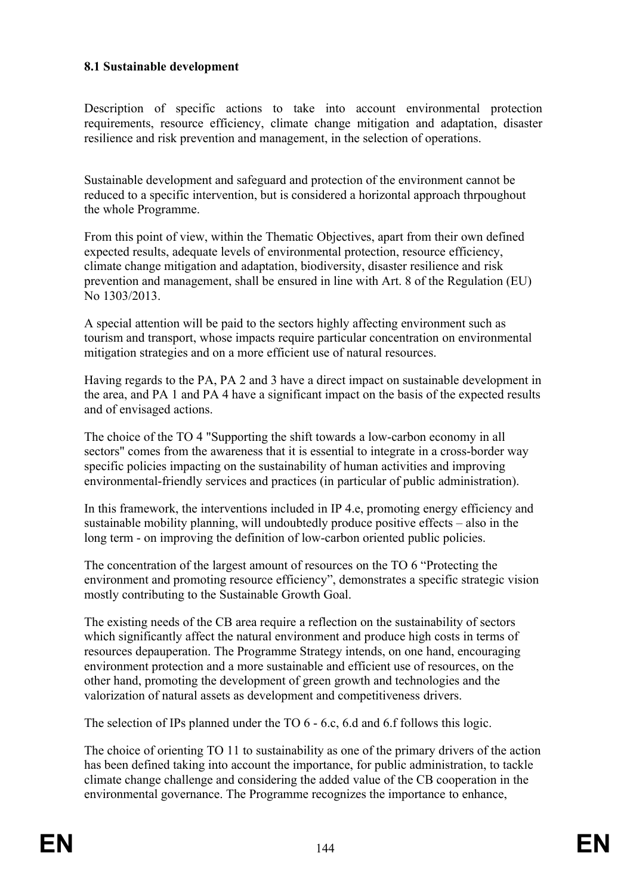### 8.1 Sustainable development

Description of specific actions to take into account environmental protection requirements, resource efficiency, climate change mitigation and adaptation, disaster resilience and risk prevention and management, in the selection of operations.

Sustainable development and safeguard and protection of the environment cannot be reduced to a specific intervention, but is considered a horizontal approach thrpoughout the whole Programme.

From this point of view, within the Thematic Objectives, apart from their own defined expected results, adequate levels of environmental protection, resource efficiency, climate change mitigation and adaptation, biodiversity, disaster resilience and risk prevention and management, shall be ensured in line with Art. 8 of the Regulation (EU) No 1303/2013.

A special attention will be paid to the sectors highly affecting environment such as tourism and transport, whose impacts require particular concentration on environmental mitigation strategies and on a more efficient use of natural resources.

Having regards to the PA, PA 2 and 3 have a direct impact on sustainable development in the area, and PA 1 and PA 4 have a significant impact on the basis of the expected results and of envisaged actions.

The choice of the TO 4 "Supporting the shift towards a low-carbon economy in all sectors" comes from the awareness that it is essential to integrate in a cross-border way specific policies impacting on the sustainability of human activities and improving environmental-friendly services and practices (in particular of public administration).

In this framework, the interventions included in IP 4.e, promoting energy efficiency and sustainable mobility planning, will undoubtedly produce positive effects – also in the long term - on improving the definition of low-carbon oriented public policies.

The concentration of the largest amount of resources on the TO 6 "Protecting the environment and promoting resource efficiency", demonstrates a specific strategic vision mostly contributing to the Sustainable Growth Goal.

The existing needs of the CB area require a reflection on the sustainability of sectors which significantly affect the natural environment and produce high costs in terms of resources depauperation. The Programme Strategy intends, on one hand, encouraging environment protection and a more sustainable and efficient use of resources, on the other hand, promoting the development of green growth and technologies and the valorization of natural assets as development and competitiveness drivers.

The selection of IPs planned under the TO 6 - 6.c, 6.d and 6.f follows this logic.

The choice of orienting TO 11 to sustainability as one of the primary drivers of the action has been defined taking into account the importance, for public administration, to tackle climate change challenge and considering the added value of the CB cooperation in the environmental governance. The Programme recognizes the importance to enhance,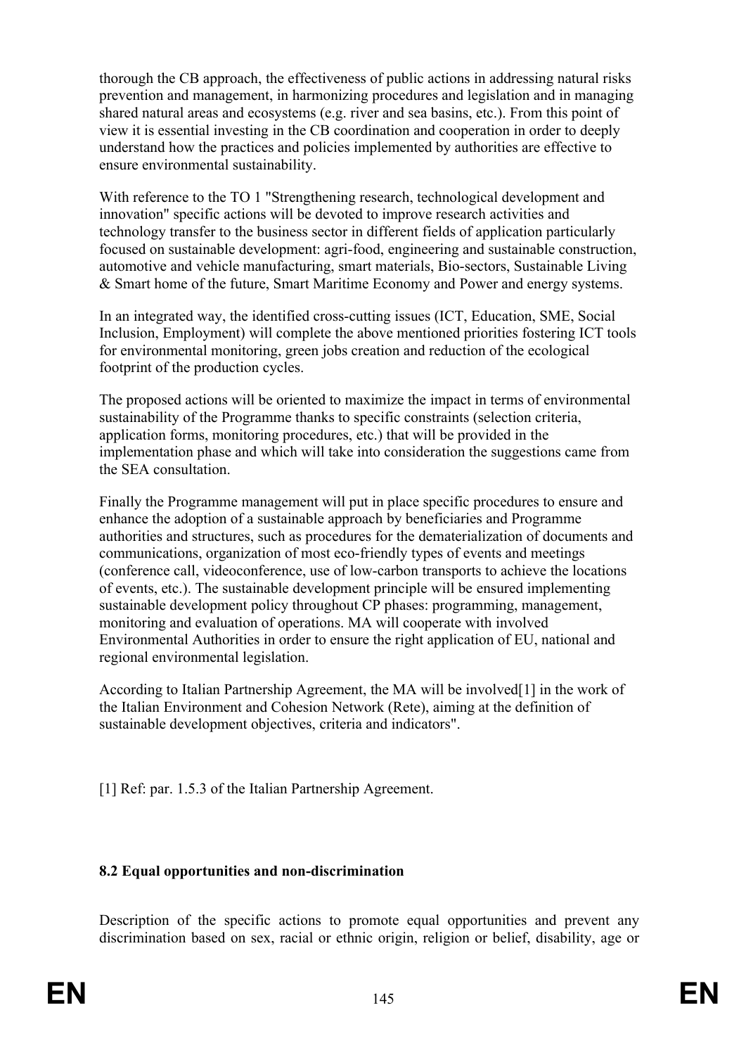thorough the CB approach, the effectiveness of public actions in addressing natural risks prevention and management, in harmonizing procedures and legislation and in managing shared natural areas and ecosystems (e.g. river and sea basins, etc.). From this point of view it is essential investing in the CB coordination and cooperation in order to deeply understand how the practices and policies implemented by authorities are effective to ensure environmental sustainability.

With reference to the TO 1 "Strengthening research, technological development and innovation" specific actions will be devoted to improve research activities and technology transfer to the business sector in different fields of application particularly focused on sustainable development: agri-food, engineering and sustainable construction, automotive and vehicle manufacturing, smart materials, Bio-sectors, Sustainable Living & Smart home of the future, Smart Maritime Economy and Power and energy systems.

In an integrated way, the identified cross-cutting issues (ICT, Education, SME, Social Inclusion, Employment) will complete the above mentioned priorities fostering ICT tools for environmental monitoring, green jobs creation and reduction of the ecological footprint of the production cycles.

The proposed actions will be oriented to maximize the impact in terms of environmental sustainability of the Programme thanks to specific constraints (selection criteria, application forms, monitoring procedures, etc.) that will be provided in the implementation phase and which will take into consideration the suggestions came from the SEA consultation.

Finally the Programme management will put in place specific procedures to ensure and enhance the adoption of a sustainable approach by beneficiaries and Programme authorities and structures, such as procedures for the dematerialization of documents and communications, organization of most eco-friendly types of events and meetings (conference call, videoconference, use of low-carbon transports to achieve the locations of events, etc.). The sustainable development principle will be ensured implementing sustainable development policy throughout CP phases: programming, management, monitoring and evaluation of operations. MA will cooperate with involved Environmental Authorities in order to ensure the right application of EU, national and regional environmental legislation.

According to Italian Partnership Agreement, the MA will be involved[1] in the work of the Italian Environment and Cohesion Network (Rete), aiming at the definition of sustainable development objectives, criteria and indicators".

[1] Ref: par. 1.5.3 of the Italian Partnership Agreement.

**8.2 Equal opportunities and non-discrimination**

Description of the specific actions to promote equal opportunities and prevent any discrimination based on sex, racial or ethnic origin, religion or belief, disability, age or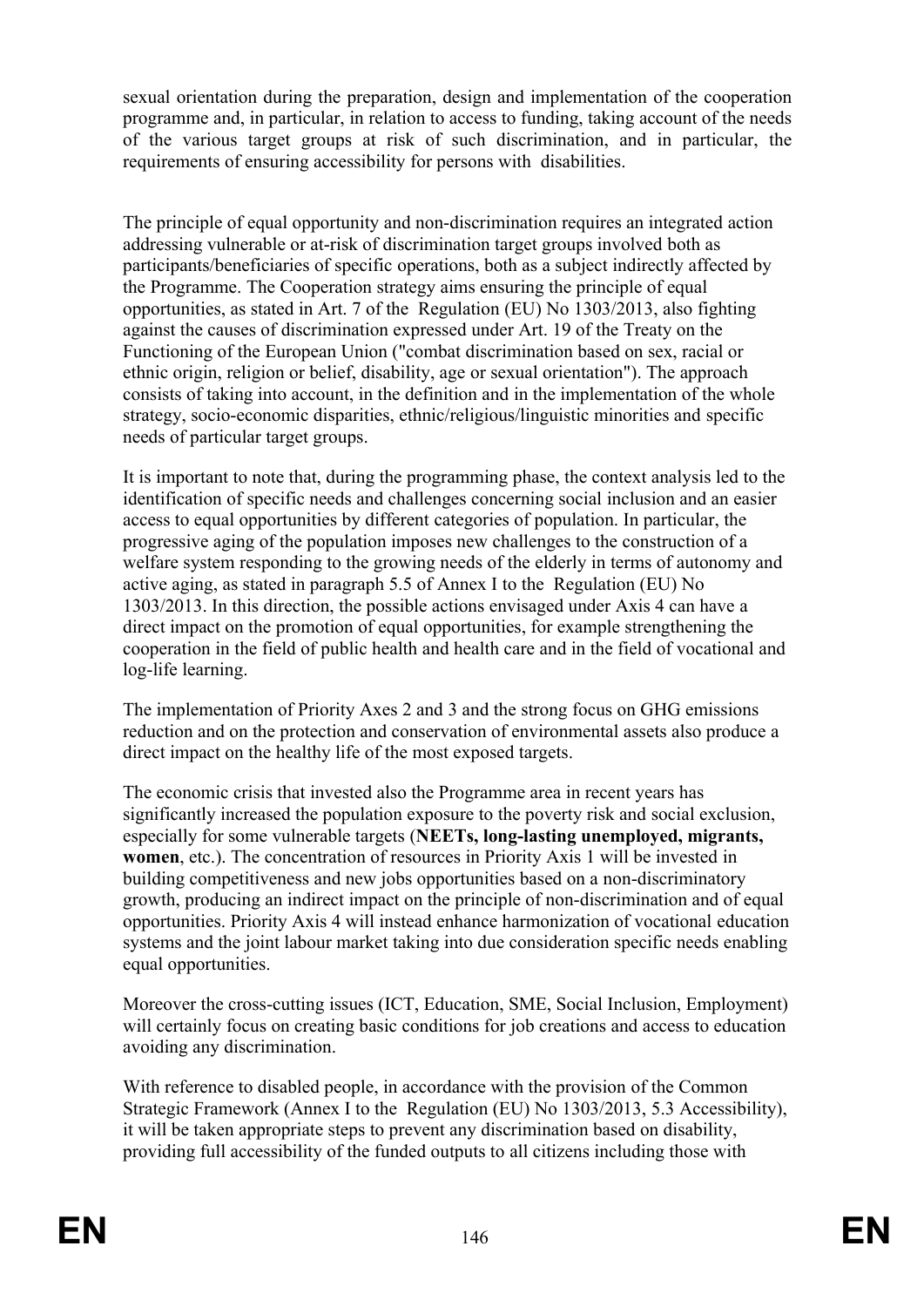sexual orientation during the preparation, design and implementation of the cooperation programme and, in particular, in relation to access to funding, taking account of the needs of the various target groups at risk of such discrimination, and in particular, the requirements of ensuring accessibility for persons with disabilities.

The principle of equal opportunity and non-discrimination requires an integrated action addressing vulnerable or at-risk of discrimination target groups involved both as participants/beneficiaries of specific operations, both as a subject indirectly affected by the Programme. The Cooperation strategy aims ensuring the principle of equal opportunities, as stated in Art. 7 of the Regulation (EU) No 1303/2013, also fighting against the causes of discrimination expressed under Art. 19 of the Treaty on the Functioning of the European Union ("combat discrimination based on sex, racial or ethnic origin, religion or belief, disability, age or sexual orientation"). The approach consists of taking into account, in the definition and in the implementation of the whole strategy, socio-economic disparities, ethnic/religious/linguistic minorities and specific needs of particular target groups.

It is important to note that, during the programming phase, the context analysis led to the identification of specific needs and challenges concerning social inclusion and an easier access to equal opportunities by different categories of population. In particular, the progressive aging of the population imposes new challenges to the construction of a welfare system responding to the growing needs of the elderly in terms of autonomy and active aging, as stated in paragraph 5.5 of Annex I to the Regulation (EU) No 1303/2013. In this direction, the possible actions envisaged under Axis 4 can have a direct impact on the promotion of equal opportunities, for example strengthening the cooperation in the field of public health and health care and in the field of vocational and log-life learning.

The implementation of Priority Axes 2 and 3 and the strong focus on GHG emissions reduction and on the protection and conservation of environmental assets also produce a direct impact on the healthy life of the most exposed targets.

The economic crisis that invested also the Programme area in recent years has significantly increased the population exposure to the poverty risk and social exclusion, especially for some vulnerable targets (**NEETs, long-lasting unemployed, migrants, women**, etc.). The concentration of resources in Priority Axis 1 will be invested in building competitiveness and new jobs opportunities based on a non-discriminatory growth, producing an indirect impact on the principle of non-discrimination and of equal opportunities. Priority Axis 4 will instead enhance harmonization of vocational education systems and the joint labour market taking into due consideration specific needs enabling equal opportunities.

Moreover the cross-cutting issues (ICT, Education, SME, Social Inclusion, Employment) will certainly focus on creating basic conditions for job creations and access to education avoiding any discrimination.

With reference to disabled people, in accordance with the provision of the Common Strategic Framework (Annex I to the Regulation (EU) No 1303/2013, 5.3 Accessibility), it will be taken appropriate steps to prevent any discrimination based on disability, providing full accessibility of the funded outputs to all citizens including those with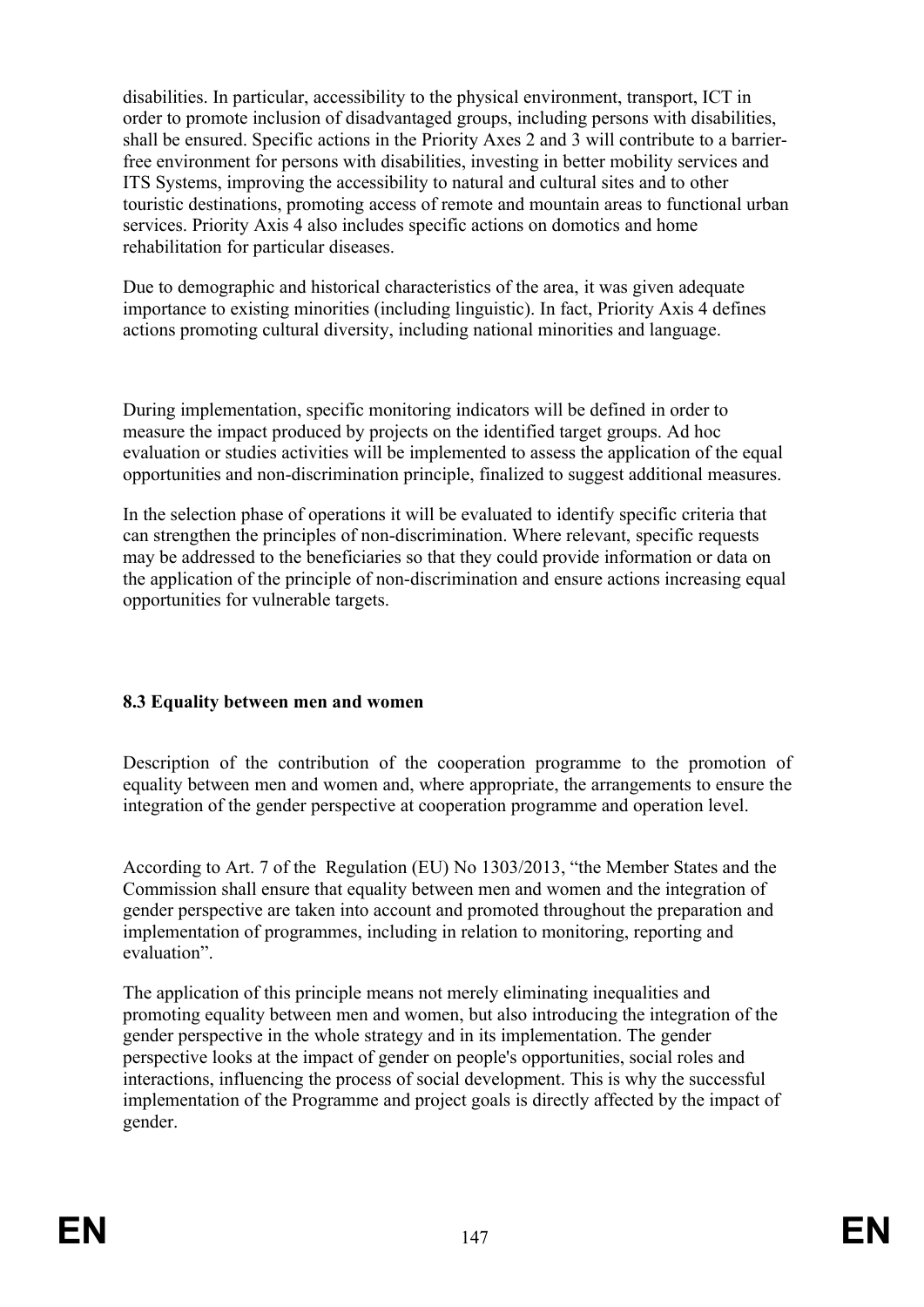disabilities. In particular, accessibility to the physical environment, transport, ICT in order to promote inclusion of disadvantaged groups, including persons with disabilities, shall be ensured. Specific actions in the Priority Axes 2 and 3 will contribute to a barrier-free environment for persons with disabilities, investing in better mobility services and ITS Systems, improving the accessibility to natural and cultural sites and to other touristic destinations, promoting access of remote and mountain areas to functional urban services. Priority Axis 4 also includes specific actions on domotics and home rehabilitation for particular diseases.

Due to demographic and historical characteristics of the area, it was given adequate importance to existing minorities (including linguistic). In fact, Priority Axis 4 defines actions promoting cultural diversity, including national minorities and language.

During implementation, specific monitoring indicators will be defined in order to measure the impact produced by projects on the identified target groups. Ad hoc evaluation or studies activities will be implemented to assess the application of the equal opportunities and non-discrimination principle, finalized to suggest additional measures.

In the selection phase of operations it will be evaluated to identify specific criteria that can strengthen the principles of non-discrimination. Where relevant, specific requests may be addressed to the beneficiaries so that they could provide information or data on the application of the principle of non-discrimination and ensure actions increasing equal opportunities for vulnerable targets.

### 8.3 Equality between men and women

Description of the contribution of the cooperation programme to the promotion of equality between men and women and, where appropriate, the arrangements to ensure the integration of the gender perspective at cooperation programme and operation level.

According to Art. 7 of the Regulation (EU) No 1303/2013, "the Member States and the Commission shall ensure that equality between men and women and the integration of gender perspective are taken into account and promoted throughout the preparation and implementation of programmes, including in relation to monitoring, reporting and evaluation".

The application of this principle means not merely eliminating inequalities and promoting equality between men and women, but also introducing the integration of the gender perspective in the whole strategy and in its implementation. The gender perspective looks at the impact of gender on people's opportunities, social roles and interactions, influencing the process of social development. This is why the successful implementation of the Programme and project goals is directly affected by the impact of gender.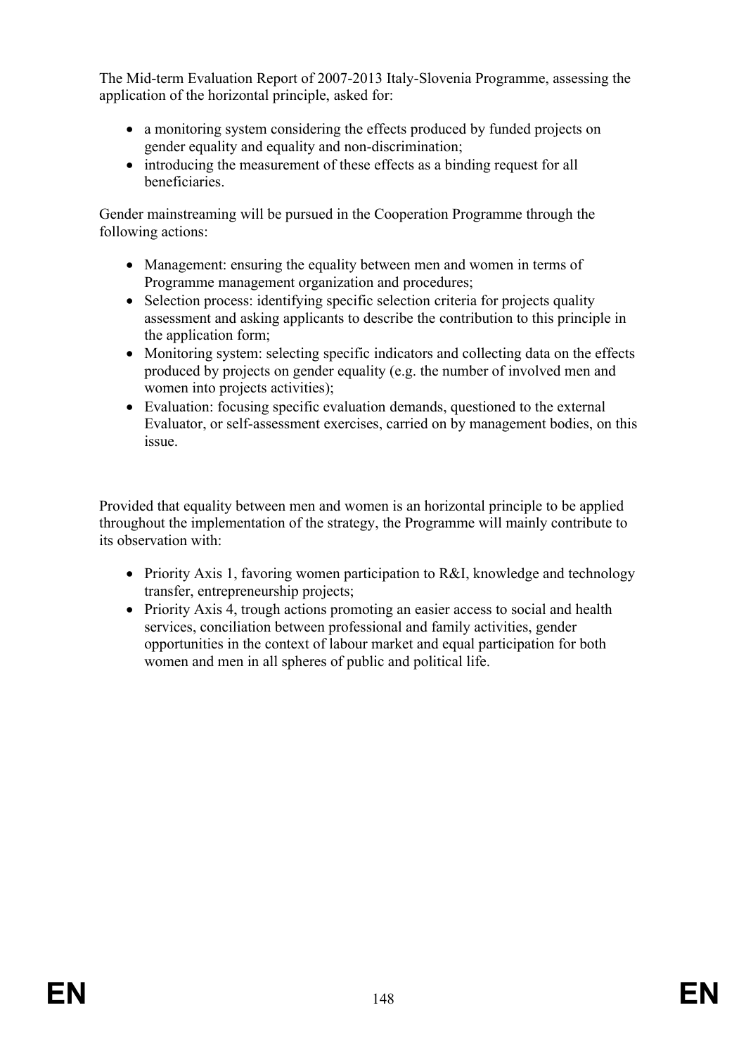The Mid-term Evaluation Report of 2007-2013 Italy-Slovenia Programme, assessing the application of the horizontal principle, asked for:

- a monitoring system considering the effects produced by funded projects on gender equality and equality and non-discrimination;
- introducing the measurement of these effects as a binding request for all beneficiaries.

Gender mainstreaming will be pursued in the Cooperation Programme through the following actions:

- Management: ensuring the equality between men and women in terms of Programme management organization and procedures;
- Selection process: identifying specific selection criteria for projects quality assessment and asking applicants to describe the contribution to this principle in the application form;
- Monitoring system: selecting specific indicators and collecting data on the effects produced by projects on gender equality (e.g. the number of involved men and women into projects activities);
- Evaluation: focusing specific evaluation demands, questioned to the external Evaluator, or self-assessment exercises, carried on by management bodies, on this issue.

Provided that equality between men and women is an horizontal principle to be applied throughout the implementation of the strategy, the Programme will mainly contribute to its observation with:

- Priority Axis 1, favoring women participation to R&I, knowledge and technology transfer, entrepreneurship projects;
- Priority Axis 4, trough actions promoting an easier access to social and health services, conciliation between professional and family activities, gender opportunities in the context of labour market and equal participation for both women and men in all spheres of public and political life.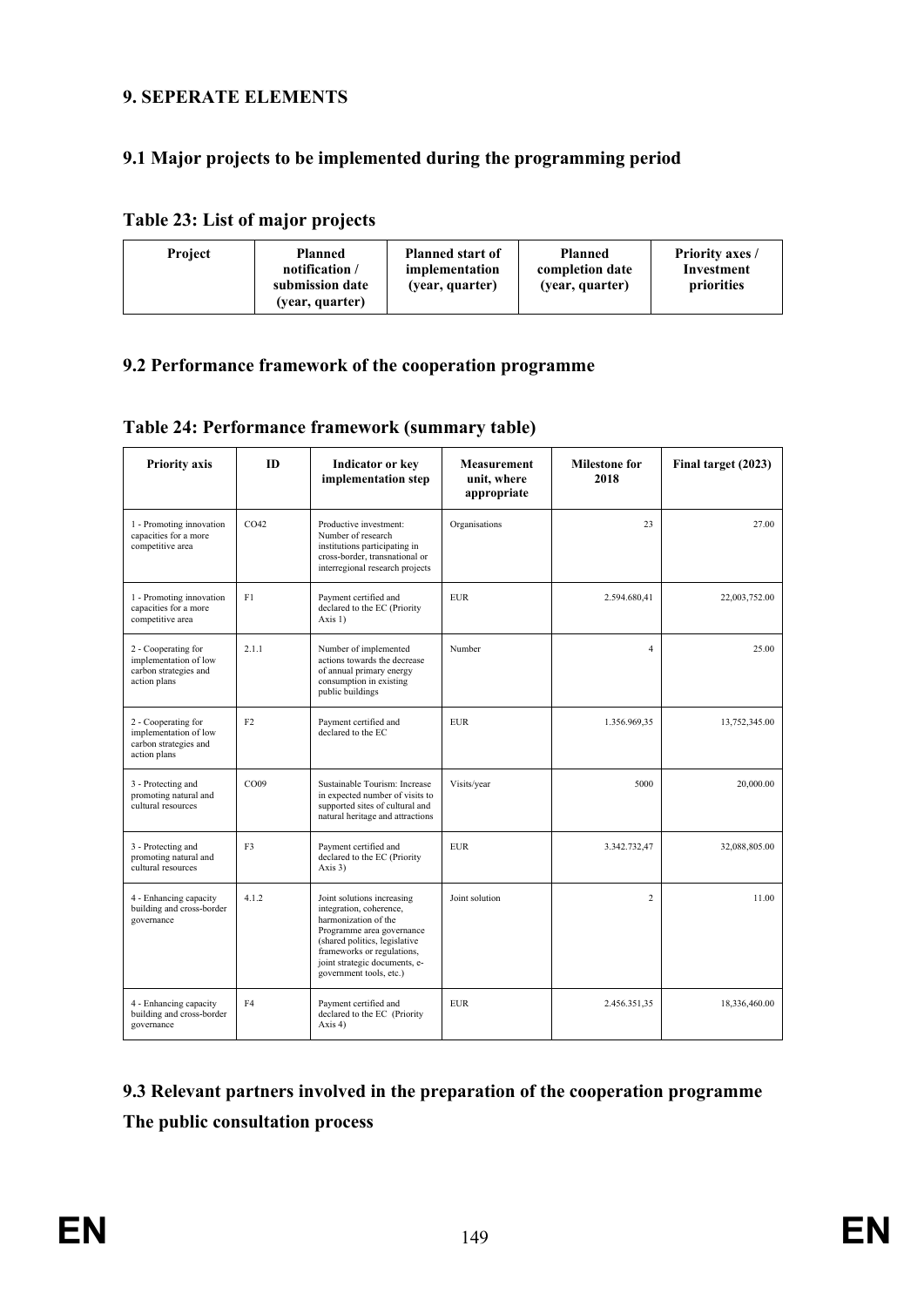## 9. SEPERATE ELEMENTS

### 9.1 Major projects to be implemented during the programming period

**Table 23: List of major projects**

| Project | Planned notification / submission date (year, quarter) | Planned start of implementation (year, quarter) | Planned completion date (year, quarter) | Priority axes / Investment priorities |
|---|---|---|---|---|

### 9.2 Performance framework of the cooperation programme

**Table 24: Performance framework (summary table)**

| Priority axis | ID | Indicator or key implementation step | Measurement unit, where appropriate | Milestone for 2018 | Final target (2023) |
|---|---|---|---|---|---|
| 1 - Promoting innovation capacities for a more competitive area | CO42 | Productive investment: Number of research institutions participating in cross-border, transnational or interregional research projects | Organisations | 23 | 27.00 |
| 1 - Promoting innovation capacities for a more competitive area | F1 | Payment certified and declared to the EC (Priority Axis 1) | EUR | 2.594.680,41 | 22,003,752.00 |
| 2 - Cooperating for implementation of low carbon strategies and action plans | 2.1.1 | Number of implemented actions towards the decrease of annual primary energy consumption in existing public buildings | Number | 4 | 25.00 |
| 2 - Cooperating for implementation of low carbon strategies and action plans | F2 | Payment certified and declared to the EC | EUR | 1.356.969,35 | 13,752,345.00 |
| 3 - Protecting and promoting natural and cultural resources | CO09 | Sustainable Tourism: Increase in expected number of visits to supported sites of cultural and natural heritage and attractions | Visits/year | 5000 | 20,000.00 |
| 3 - Protecting and promoting natural and cultural resources | F3 | Payment certified and declared to the EC (Priority Axis 3) | EUR | 3.342.732,47 | 32,088,805.00 |
| 4 - Enhancing capacity building and cross-border governance | 4.1.2 | Joint solutions increasing integration, coherence, harmonization of the Programme area governance (shared politics, legislative frameworks or regulations, joint strategic documents, e-government tools, etc.) | Joint solution | 2 | 11.00 |
| 4 - Enhancing capacity building and cross-border governance | F4 | Payment certified and declared to the EC (Priority Axis 4) | EUR | 2.456.351,35 | 18,336,460.00 |

### 9.3 Relevant partners involved in the preparation of the cooperation programme

**The public consultation process**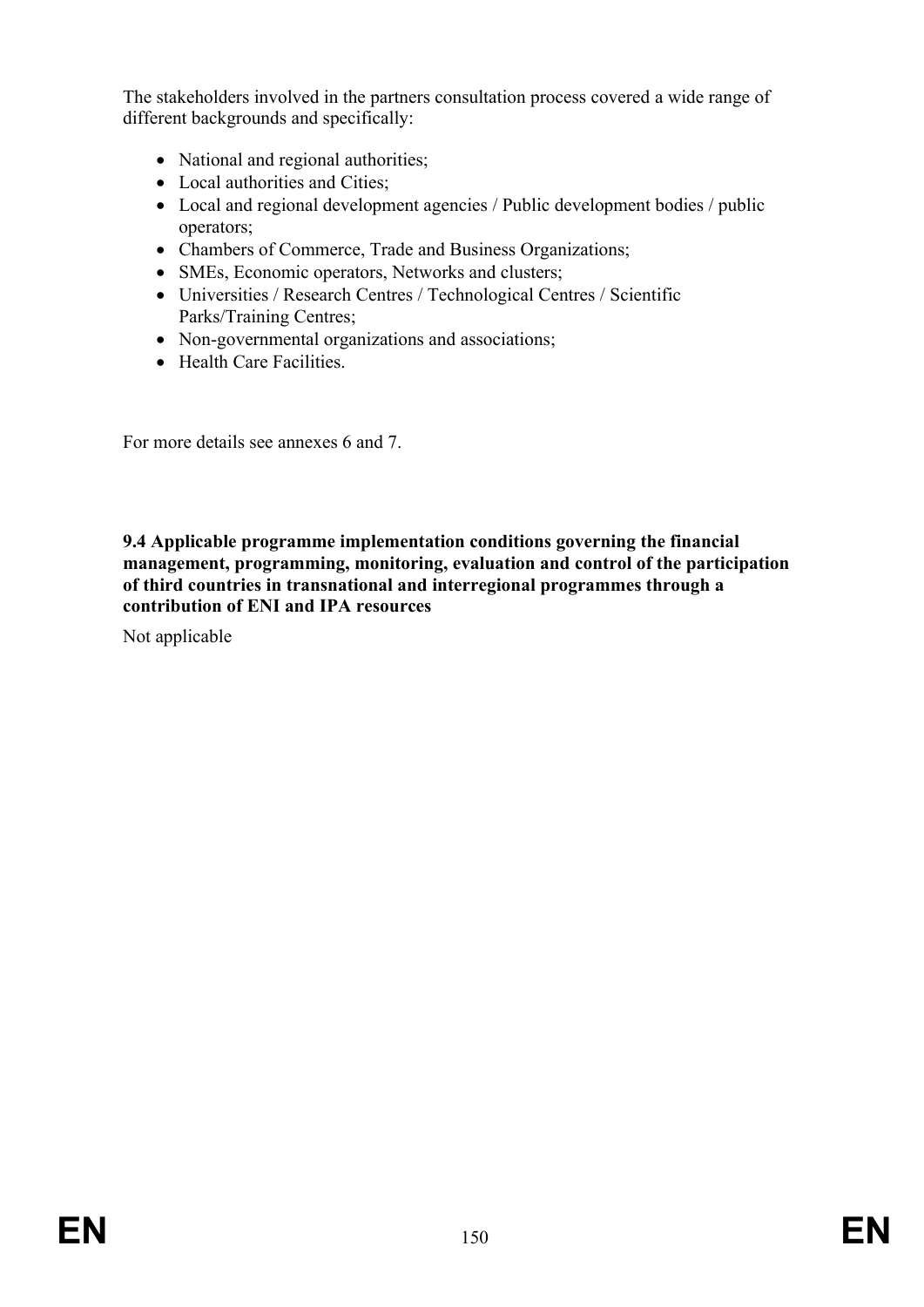The stakeholders involved in the partners consultation process covered a wide range of different backgrounds and specifically:

- National and regional authorities;
- Local authorities and Cities;
- Local and regional development agencies / Public development bodies / public operators;
- Chambers of Commerce, Trade and Business Organizations;
- SMEs, Economic operators, Networks and clusters;
- Universities / Research Centres / Technological Centres / Scientific Parks/Training Centres;
- Non-governmental organizations and associations;
- Health Care Facilities.

For more details see annexes 6 and 7.

**9.4 Applicable programme implementation conditions governing the financial management, programming, monitoring, evaluation and control of the participation of third countries in transnational and interregional programmes through a contribution of ENI and IPA resources**

Not applicable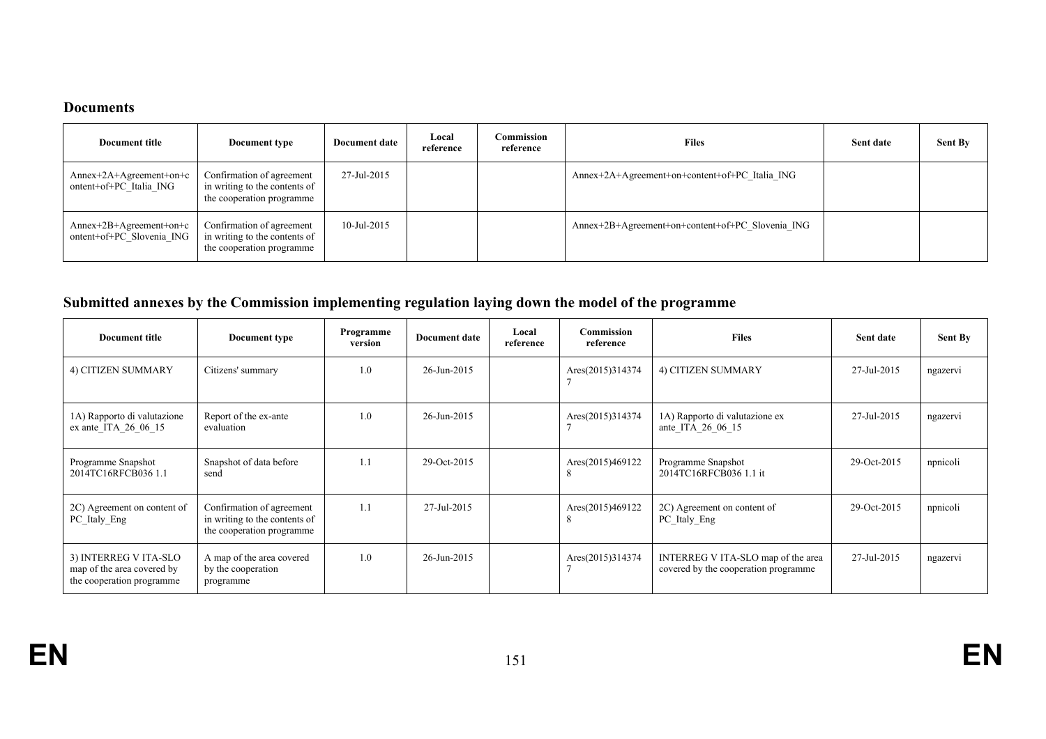## Documents

| Document title | Document type | Document date | Local reference | Commission reference | Files | Sent date | Sent By |
|---|---|---|---|---|---|---|---|
| Annex+2A+Agreement+on+content+of+PC_Italia_ING | Confirmation of agreement in writing to the contents of the cooperation programme | 27-Jul-2015 | | | Annex+2A+Agreement+on+content+of+PC_Italia_ING | | |
| Annex+2B+Agreement+on+content+of+PC_Slovenia_ING | Confirmation of agreement in writing to the contents of the cooperation programme | 10-Jul-2015 | | | Annex+2B+Agreement+on+content+of+PC_Slovenia_ING | | |

## Submitted annexes by the Commission implementing regulation laying down the model of the programme

| Document title | Document type | Programme version | Document date | Local reference | Commission reference | Files | Sent date | Sent By |
|---|---|---|---|---|---|---|---|---|
| 4) CITIZEN SUMMARY | Citizens' summary | 1.0 | 26-Jun-2015 | | Ares(2015)3143747 | 4) CITIZEN SUMMARY | 27-Jul-2015 | ngazervi |
| 1A) Rapporto di valutazione ex ante_ITA_26_06_15 | Report of the ex-ante evaluation | 1.0 | 26-Jun-2015 | | Ares(2015)3143747 | 1A) Rapporto di valutazione ex ante_ITA_26_06_15 | 27-Jul-2015 | ngazervi |
| Programme Snapshot 2014TC16RFCB036 1.1 | Snapshot of data before send | 1.1 | 29-Oct-2015 | | Ares(2015)4691228 | Programme Snapshot 2014TC16RFCB036 1.1 it | 29-Oct-2015 | npnicoli |
| 2C) Agreement on content of PC_Italy_Eng | Confirmation of agreement in writing to the contents of the cooperation programme | 1.1 | 27-Jul-2015 | | Ares(2015)4691228 | 2C) Agreement on content of PC_Italy_Eng | 29-Oct-2015 | npnicoli |
| 3) INTERREG V ITA-SLO map of the area covered by the cooperation programme | A map of the area covered by the cooperation programme | 1.0 | 26-Jun-2015 | | Ares(2015)3143747 | INTERREG V ITA-SLO map of the area covered by the cooperation programme | 27-Jul-2015 | ngazervi |